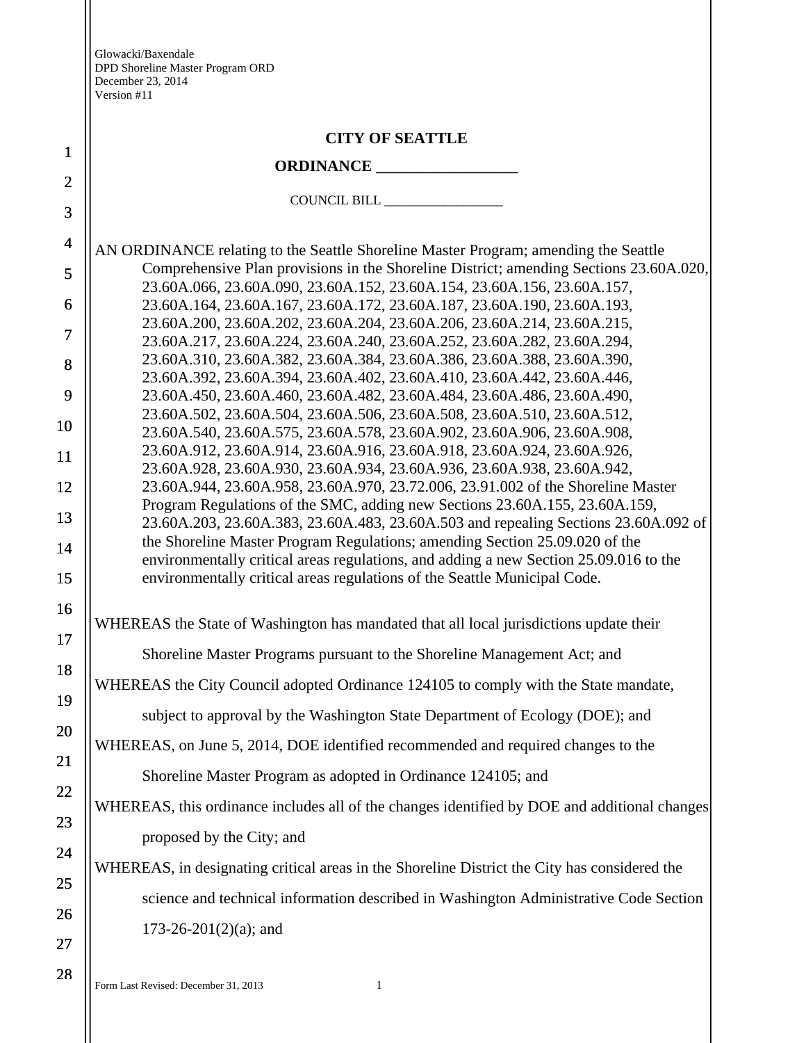Glowacki/Baxendale
DPD Shoreline Master Program ORD
December 23, 2014
Version #11

# CITY OF SEATTLE

## ORDINANCE __________________

COUNCIL BILL __________________

AN ORDINANCE relating to the Seattle Shoreline Master Program; amending the Seattle Comprehensive Plan provisions in the Shoreline District; amending Sections 23.60A.020, 23.60A.066, 23.60A.090, 23.60A.152, 23.60A.154, 23.60A.156, 23.60A.157, 23.60A.164, 23.60A.167, 23.60A.172, 23.60A.187, 23.60A.190, 23.60A.193, 23.60A.200, 23.60A.202, 23.60A.204, 23.60A.206, 23.60A.214, 23.60A.215, 23.60A.217, 23.60A.224, 23.60A.240, 23.60A.252, 23.60A.282, 23.60A.294, 23.60A.310, 23.60A.382, 23.60A.384, 23.60A.386, 23.60A.388, 23.60A.390, 23.60A.392, 23.60A.394, 23.60A.402, 23.60A.410, 23.60A.442, 23.60A.446, 23.60A.450, 23.60A.460, 23.60A.482, 23.60A.484, 23.60A.486, 23.60A.490, 23.60A.502, 23.60A.504, 23.60A.506, 23.60A.508, 23.60A.510, 23.60A.512, 23.60A.540, 23.60A.575, 23.60A.578, 23.60A.902, 23.60A.906, 23.60A.908, 23.60A.912, 23.60A.914, 23.60A.916, 23.60A.918, 23.60A.924, 23.60A.926, 23.60A.928, 23.60A.930, 23.60A.934, 23.60A.936, 23.60A.938, 23.60A.942, 23.60A.944, 23.60A.958, 23.60A.970, 23.72.006, 23.91.002 of the Shoreline Master Program Regulations of the SMC, adding new Sections 23.60A.155, 23.60A.159, 23.60A.203, 23.60A.383, 23.60A.483, 23.60A.503 and repealing Sections 23.60A.092 of the Shoreline Master Program Regulations; amending Section 25.09.020 of the environmentally critical areas regulations, and adding a new Section 25.09.016 to the environmentally critical areas regulations of the Seattle Municipal Code.

WHEREAS the State of Washington has mandated that all local jurisdictions update their Shoreline Master Programs pursuant to the Shoreline Management Act; and

WHEREAS the City Council adopted Ordinance 124105 to comply with the State mandate, subject to approval by the Washington State Department of Ecology (DOE); and

WHEREAS, on June 5, 2014, DOE identified recommended and required changes to the Shoreline Master Program as adopted in Ordinance 124105; and

WHEREAS, this ordinance includes all of the changes identified by DOE and additional changes proposed by the City; and

WHEREAS, in designating critical areas in the Shoreline District the City has considered the science and technical information described in Washington Administrative Code Section 173-26-201(2)(a); and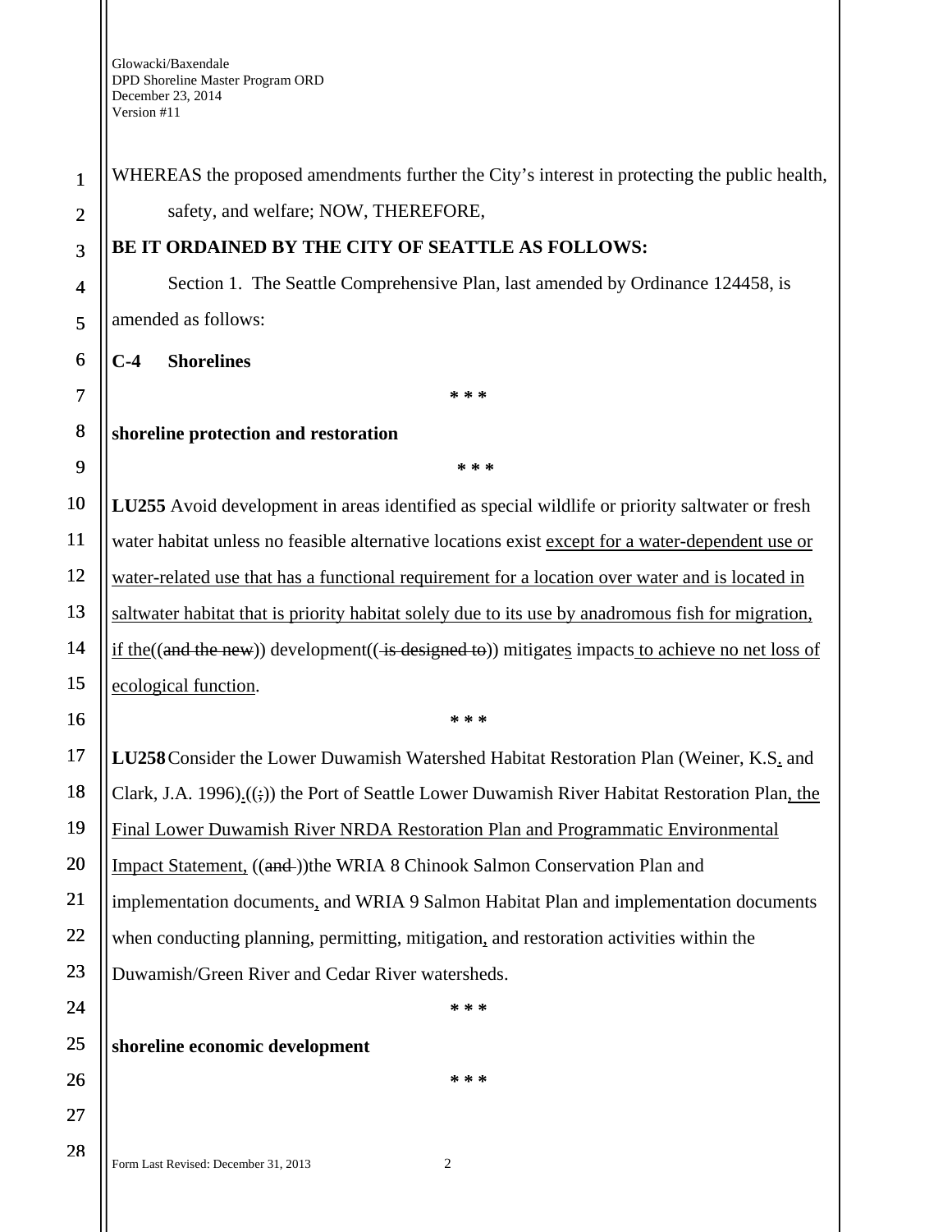WHEREAS the proposed amendments further the City's interest in protecting the public health, safety, and welfare; NOW, THEREFORE,

**BE IT ORDAINED BY THE CITY OF SEATTLE AS FOLLOWS:**

Section 1. The Seattle Comprehensive Plan, last amended by Ordinance 124458, is amended as follows:

**C-4 Shorelines**

*  *  *

**shoreline protection and restoration**

*  *  *

**LU255** Avoid development in areas identified as special wildlife or priority saltwater or fresh water habitat unless no feasible alternative locations exist except for a water-dependent use or water-related use that has a functional requirement for a location over water and is located in saltwater habitat that is priority habitat solely due to its use by anadromous fish for migration, if the((and the new)) development(( is designed to)) mitigates impacts to achieve no net loss of ecological function.

*  *  *

**LU258** Consider the Lower Duwamish Watershed Habitat Restoration Plan (Weiner, K.S. and Clark, J.A. 1996).((;)) the Port of Seattle Lower Duwamish River Habitat Restoration Plan, the Final Lower Duwamish River NRDA Restoration Plan and Programmatic Environmental Impact Statement, ((and ))the WRIA 8 Chinook Salmon Conservation Plan and implementation documents, and WRIA 9 Salmon Habitat Plan and implementation documents when conducting planning, permitting, mitigation, and restoration activities within the Duwamish/Green River and Cedar River watersheds.

*  *  *

**shoreline economic development**

*  *  *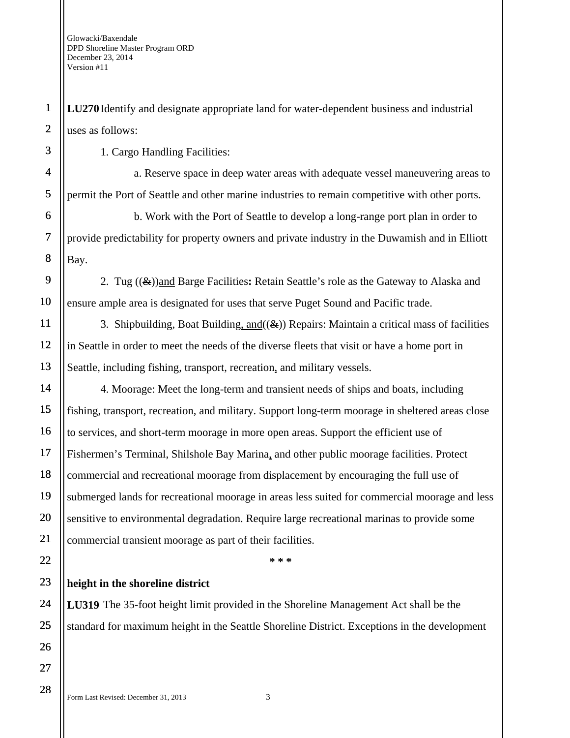**LU270** Identify and designate appropriate land for water-dependent business and industrial uses as follows:

1. Cargo Handling Facilities:

a. Reserve space in deep water areas with adequate vessel maneuvering areas to permit the Port of Seattle and other marine industries to remain competitive with other ports.

b. Work with the Port of Seattle to develop a long-range port plan in order to provide predictability for property owners and private industry in the Duwamish and in Elliott Bay.

2. Tug ((~~&~~))<u>and</u> Barge Facilities**:** Retain Seattle's role as the Gateway to Alaska and ensure ample area is designated for uses that serve Puget Sound and Pacific trade.

3. Shipbuilding, Boat Building<u>, and</u>((~~&~~)) Repairs: Maintain a critical mass of facilities in Seattle in order to meet the needs of the diverse fleets that visit or have a home port in Seattle, including fishing, transport, recreation<u>,</u> and military vessels.

4. Moorage: Meet the long-term and transient needs of ships and boats, including fishing, transport, recreation<u>,</u> and military. Support long-term moorage in sheltered areas close to services, and short-term moorage in more open areas. Support the efficient use of Fishermen's Terminal, Shilshole Bay Marina<u>,</u> and other public moorage facilities. Protect commercial and recreational moorage from displacement by encouraging the full use of submerged lands for recreational moorage in areas less suited for commercial moorage and less sensitive to environmental degradation. Require large recreational marinas to provide some commercial transient moorage as part of their facilities.

**\* \* \***

**height in the shoreline district**

**LU319** The 35-foot height limit provided in the Shoreline Management Act shall be the standard for maximum height in the Seattle Shoreline District. Exceptions in the development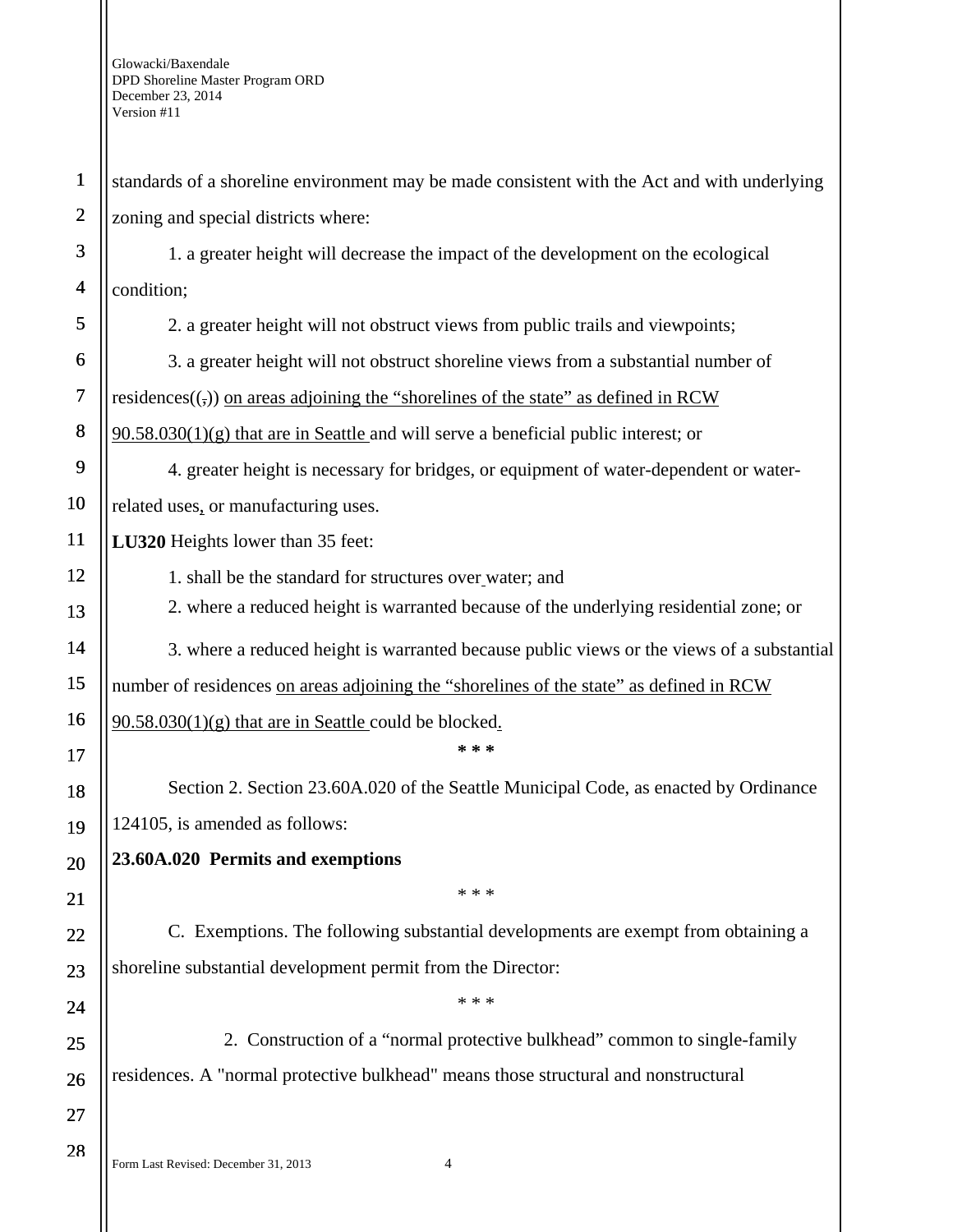standards of a shoreline environment may be made consistent with the Act and with underlying zoning and special districts where:

1. a greater height will decrease the impact of the development on the ecological condition;

2. a greater height will not obstruct views from public trails and viewpoints;

3. a greater height will not obstruct shoreline views from a substantial number of residences((,)) on areas adjoining the "shorelines of the state" as defined in RCW 90.58.030(1)(g) that are in Seattle and will serve a beneficial public interest; or

4. greater height is necessary for bridges, or equipment of water-dependent or water-related uses, or manufacturing uses.

**LU320** Heights lower than 35 feet:

1. shall be the standard for structures over water; and

2. where a reduced height is warranted because of the underlying residential zone; or

3. where a reduced height is warranted because public views or the views of a substantial number of residences on areas adjoining the "shorelines of the state" as defined in RCW 90.58.030(1)(g) that are in Seattle could be blocked.

**\* \* \***

Section 2. Section 23.60A.020 of the Seattle Municipal Code, as enacted by Ordinance 124105, is amended as follows:

**23.60A.020 Permits and exemptions**

\* \* \*

C. Exemptions. The following substantial developments are exempt from obtaining a shoreline substantial development permit from the Director:

\* \* \*

2. Construction of a "normal protective bulkhead" common to single-family residences. A "normal protective bulkhead" means those structural and nonstructural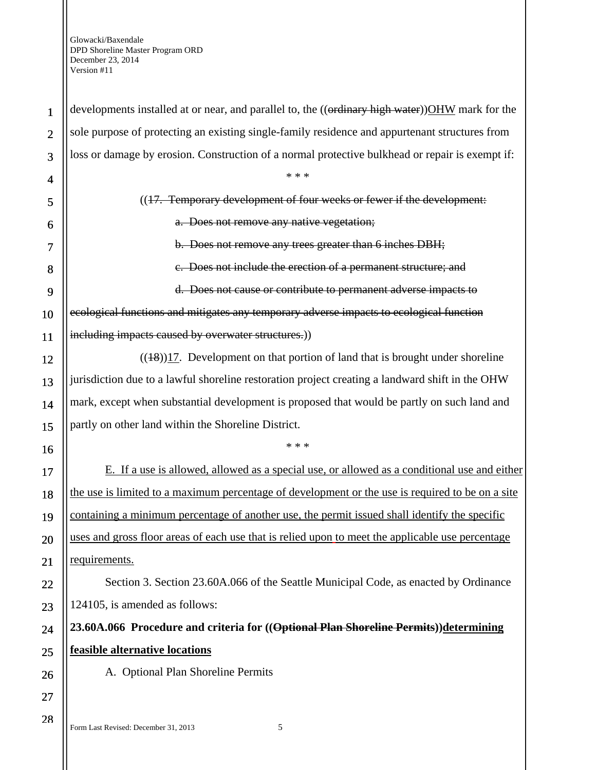developments installed at or near, and parallel to, the ((~~ordinary high water~~))<u>OHW</u> mark for the sole purpose of protecting an existing single-family residence and appurtenant structures from loss or damage by erosion. Construction of a normal protective bulkhead or repair is exempt if:

\* \* \*

((~~17. Temporary development of four weeks or fewer if the development:~~

~~a. Does not remove any native vegetation;~~

~~b. Does not remove any trees greater than 6 inches DBH;~~

~~c. Does not include the erection of a permanent structure; and~~

~~d. Does not cause or contribute to permanent adverse impacts to ecological functions and mitigates any temporary adverse impacts to ecological function including impacts caused by overwater structures.~~))

((~~18~~))<u>17</u>. Development on that portion of land that is brought under shoreline jurisdiction due to a lawful shoreline restoration project creating a landward shift in the OHW mark, except when substantial development is proposed that would be partly on such land and partly on other land within the Shoreline District.

\* \* \*

<u>E. If a use is allowed, allowed as a special use, or allowed as a conditional use and either the use is limited to a maximum percentage of development or the use is required to be on a site containing a minimum percentage of another use, the permit issued shall identify the specific uses and gross floor areas of each use that is relied upon to meet the applicable use percentage requirements.</u>

Section 3. Section 23.60A.066 of the Seattle Municipal Code, as enacted by Ordinance 124105, is amended as follows:

**23.60A.066 Procedure and criteria for ((~~Optional Plan Shoreline Permits~~))<u>determining feasible alternative locations</u>**

A. Optional Plan Shoreline Permits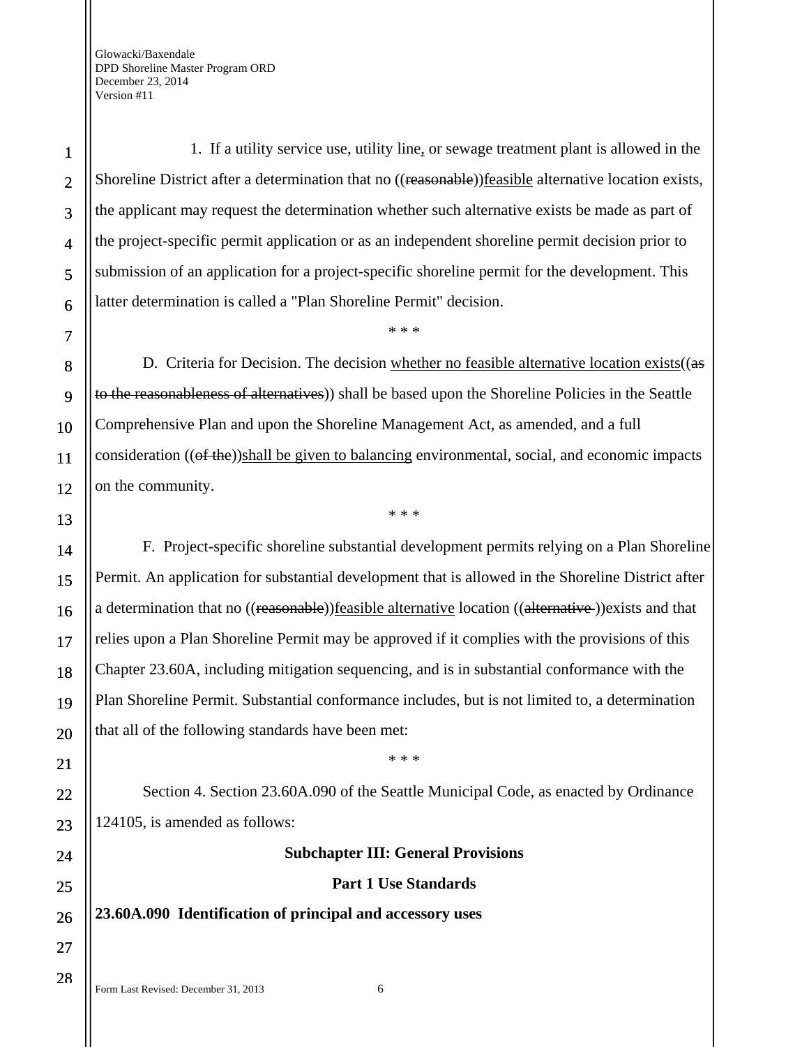1. If a utility service use, utility line, or sewage treatment plant is allowed in the Shoreline District after a determination that no ((~~reasonable~~))feasible alternative location exists, the applicant may request the determination whether such alternative exists be made as part of the project-specific permit application or as an independent shoreline permit decision prior to submission of an application for a project-specific shoreline permit for the development. This latter determination is called a "Plan Shoreline Permit" decision.

\* \* \*

D. Criteria for Decision. The decision whether no feasible alternative location exists((~~as to the reasonableness of alternatives~~)) shall be based upon the Shoreline Policies in the Seattle Comprehensive Plan and upon the Shoreline Management Act, as amended, and a full consideration ((~~of the~~))shall be given to balancing environmental, social, and economic impacts on the community.

\* \* \*

F. Project-specific shoreline substantial development permits relying on a Plan Shoreline Permit. An application for substantial development that is allowed in the Shoreline District after a determination that no ((~~reasonable~~))feasible alternative location ((~~alternative~~ ))exists and that relies upon a Plan Shoreline Permit may be approved if it complies with the provisions of this Chapter 23.60A, including mitigation sequencing, and is in substantial conformance with the Plan Shoreline Permit. Substantial conformance includes, but is not limited to, a determination that all of the following standards have been met:

\* \* \*

Section 4. Section 23.60A.090 of the Seattle Municipal Code, as enacted by Ordinance 124105, is amended as follows:

**Subchapter III: General Provisions**

**Part 1 Use Standards**

**23.60A.090 Identification of principal and accessory uses**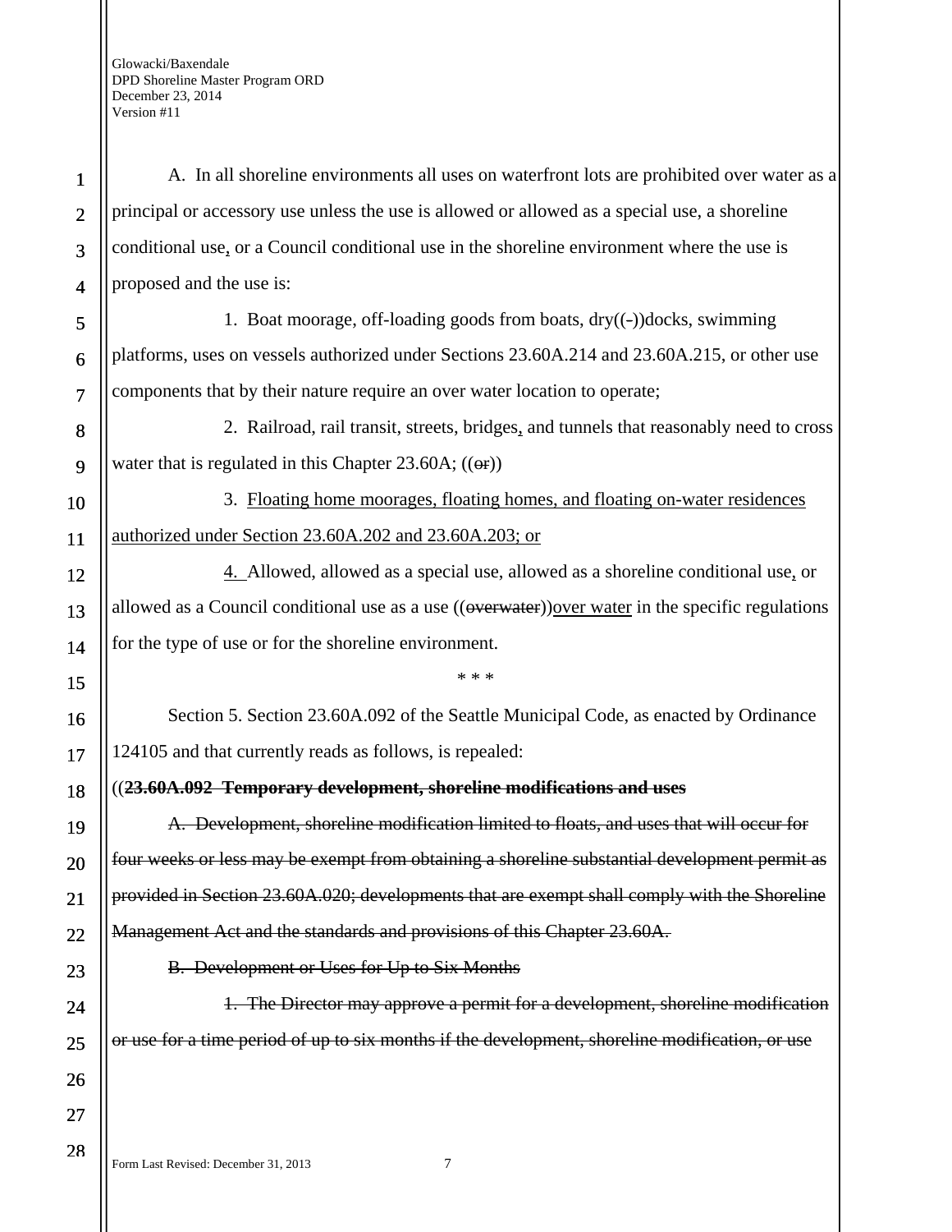A. In all shoreline environments all uses on waterfront lots are prohibited over water as a principal or accessory use unless the use is allowed or allowed as a special use, a shoreline conditional use, or a Council conditional use in the shoreline environment where the use is proposed and the use is:

1. Boat moorage, off-loading goods from boats, dry((-))docks, swimming platforms, uses on vessels authorized under Sections 23.60A.214 and 23.60A.215, or other use components that by their nature require an over water location to operate;

2. Railroad, rail transit, streets, bridges, and tunnels that reasonably need to cross water that is regulated in this Chapter 23.60A; ((~~or~~))

3. Floating home moorages, floating homes, and floating on-water residences authorized under Section 23.60A.202 and 23.60A.203; or

4. Allowed, allowed as a special use, allowed as a shoreline conditional use, or allowed as a Council conditional use as a use ((~~overwater~~))over water in the specific regulations for the type of use or for the shoreline environment.

\* \* \*

Section 5. Section 23.60A.092 of the Seattle Municipal Code, as enacted by Ordinance 124105 and that currently reads as follows, is repealed:

((**~~23.60A.092 Temporary development, shoreline modifications and uses~~**

~~A. Development, shoreline modification limited to floats, and uses that will occur for four weeks or less may be exempt from obtaining a shoreline substantial development permit as provided in Section 23.60A.020; developments that are exempt shall comply with the Shoreline Management Act and the standards and provisions of this Chapter 23.60A.~~

~~B. Development or Uses for Up to Six Months~~

~~1. The Director may approve a permit for a development, shoreline modification or use for a time period of up to six months if the development, shoreline modification, or use~~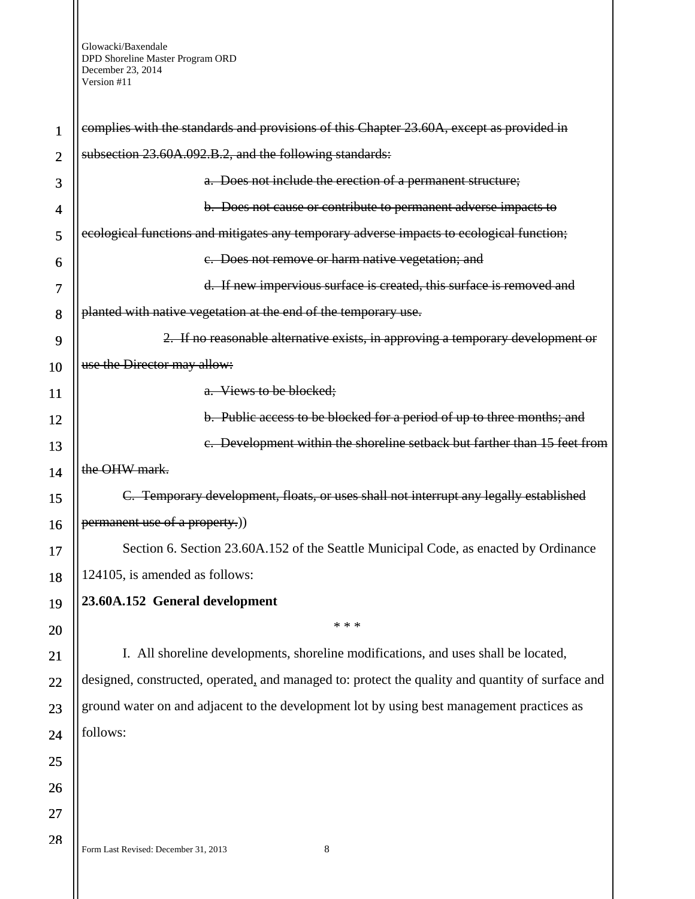~~complies with the standards and provisions of this Chapter 23.60A, except as provided in subsection 23.60A.092.B.2, and the following standards:~~

~~a. Does not include the erection of a permanent structure;~~

~~b. Does not cause or contribute to permanent adverse impacts to ecological functions and mitigates any temporary adverse impacts to ecological function;~~

~~c. Does not remove or harm native vegetation; and~~

~~d. If new impervious surface is created, this surface is removed and planted with native vegetation at the end of the temporary use.~~

~~2. If no reasonable alternative exists, in approving a temporary development or use the Director may allow:~~

~~a. Views to be blocked;~~

~~b. Public access to be blocked for a period of up to three months; and~~

~~c. Development within the shoreline setback but farther than 15 feet from the OHW mark.~~

~~C. Temporary development, floats, or uses shall not interrupt any legally established permanent use of a property.~~))

Section 6. Section 23.60A.152 of the Seattle Municipal Code, as enacted by Ordinance 124105, is amended as follows:

**23.60A.152 General development**

\* \* \*

I. All shoreline developments, shoreline modifications, and uses shall be located, designed, constructed, operated, and managed to: protect the quality and quantity of surface and ground water on and adjacent to the development lot by using best management practices as follows: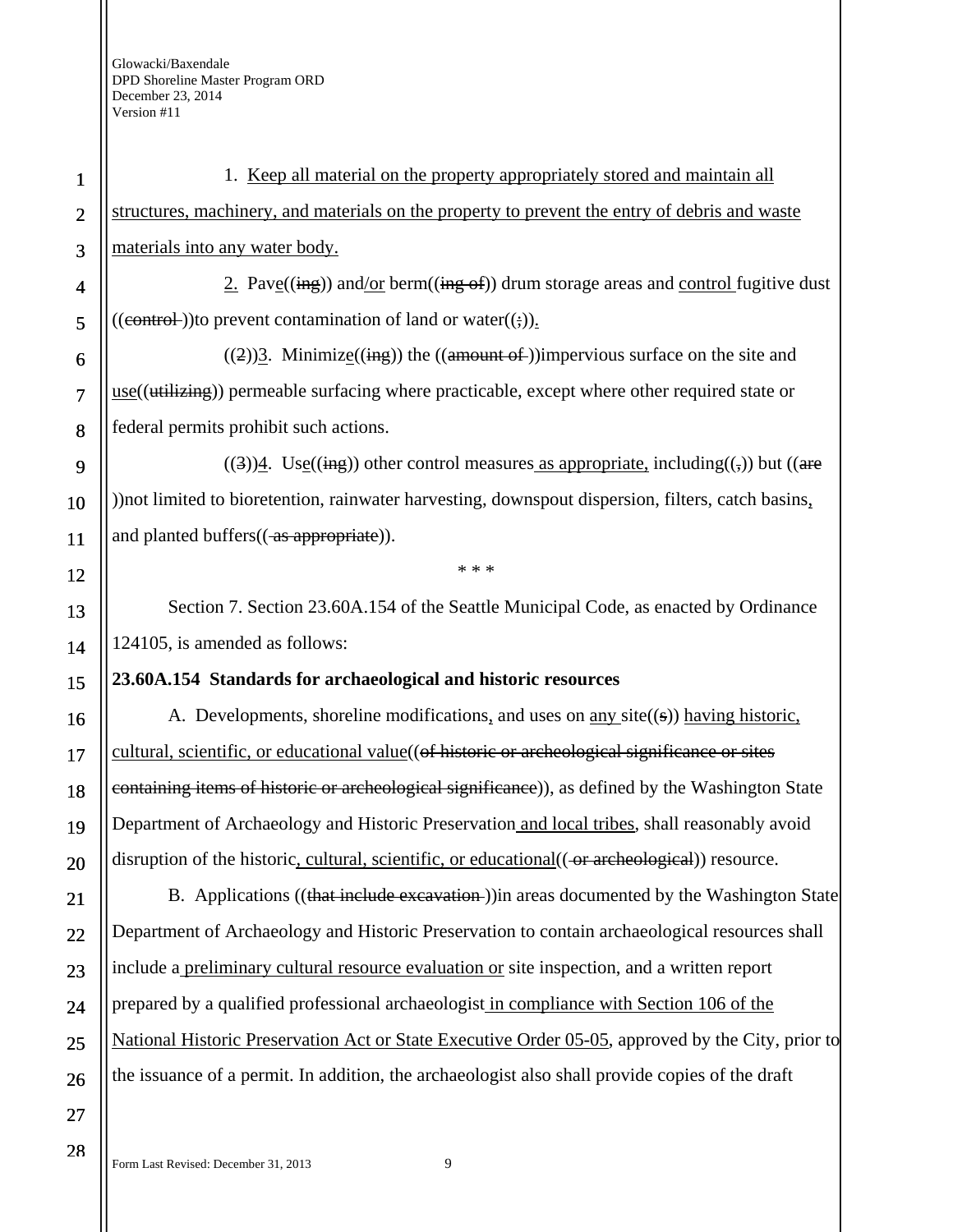1. Keep all material on the property appropriately stored and maintain all structures, machinery, and materials on the property to prevent the entry of debris and waste materials into any water body.

2. Pave((ing)) and/or berm((ing of)) drum storage areas and control fugitive dust ((control ))to prevent contamination of land or water((;)).

((2))3. Minimize((ing)) the ((amount of ))impervious surface on the site and use((utilizing)) permeable surfacing where practicable, except where other required state or federal permits prohibit such actions.

((3))4. Use((ing)) other control measures as appropriate, including((,)) but ((are ))not limited to bioretention, rainwater harvesting, downspout dispersion, filters, catch basins, and planted buffers(( as appropriate)).

\* \* \*

Section 7. Section 23.60A.154 of the Seattle Municipal Code, as enacted by Ordinance 124105, is amended as follows:

**23.60A.154 Standards for archaeological and historic resources**

A. Developments, shoreline modifications, and uses on any site((s)) having historic, cultural, scientific, or educational value((of historic or archeological significance or sites containing items of historic or archeological significance)), as defined by the Washington State Department of Archaeology and Historic Preservation and local tribes, shall reasonably avoid disruption of the historic, cultural, scientific, or educational(( or archeological)) resource.

B. Applications ((that include excavation ))in areas documented by the Washington State Department of Archaeology and Historic Preservation to contain archaeological resources shall include a preliminary cultural resource evaluation or site inspection, and a written report prepared by a qualified professional archaeologist in compliance with Section 106 of the National Historic Preservation Act or State Executive Order 05-05, approved by the City, prior to the issuance of a permit. In addition, the archaeologist also shall provide copies of the draft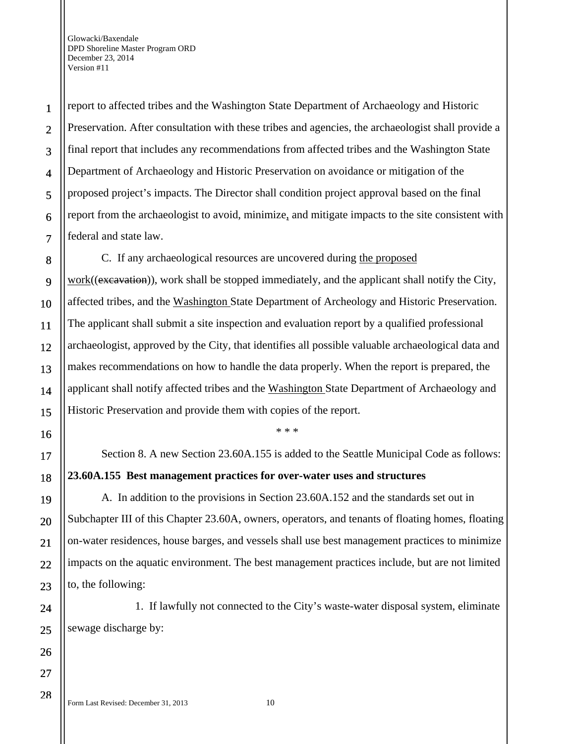report to affected tribes and the Washington State Department of Archaeology and Historic Preservation. After consultation with these tribes and agencies, the archaeologist shall provide a final report that includes any recommendations from affected tribes and the Washington State Department of Archaeology and Historic Preservation on avoidance or mitigation of the proposed project's impacts. The Director shall condition project approval based on the final report from the archaeologist to avoid, minimize, and mitigate impacts to the site consistent with federal and state law.

C. If any archaeological resources are uncovered during the proposed work((excavation)), work shall be stopped immediately, and the applicant shall notify the City, affected tribes, and the Washington State Department of Archeology and Historic Preservation. The applicant shall submit a site inspection and evaluation report by a qualified professional archaeologist, approved by the City, that identifies all possible valuable archaeological data and makes recommendations on how to handle the data properly. When the report is prepared, the applicant shall notify affected tribes and the Washington State Department of Archaeology and Historic Preservation and provide them with copies of the report.

\* \* \*

Section 8. A new Section 23.60A.155 is added to the Seattle Municipal Code as follows:

**23.60A.155 Best management practices for over-water uses and structures**

A. In addition to the provisions in Section 23.60A.152 and the standards set out in Subchapter III of this Chapter 23.60A, owners, operators, and tenants of floating homes, floating on-water residences, house barges, and vessels shall use best management practices to minimize impacts on the aquatic environment. The best management practices include, but are not limited to, the following:

1. If lawfully not connected to the City's waste-water disposal system, eliminate sewage discharge by: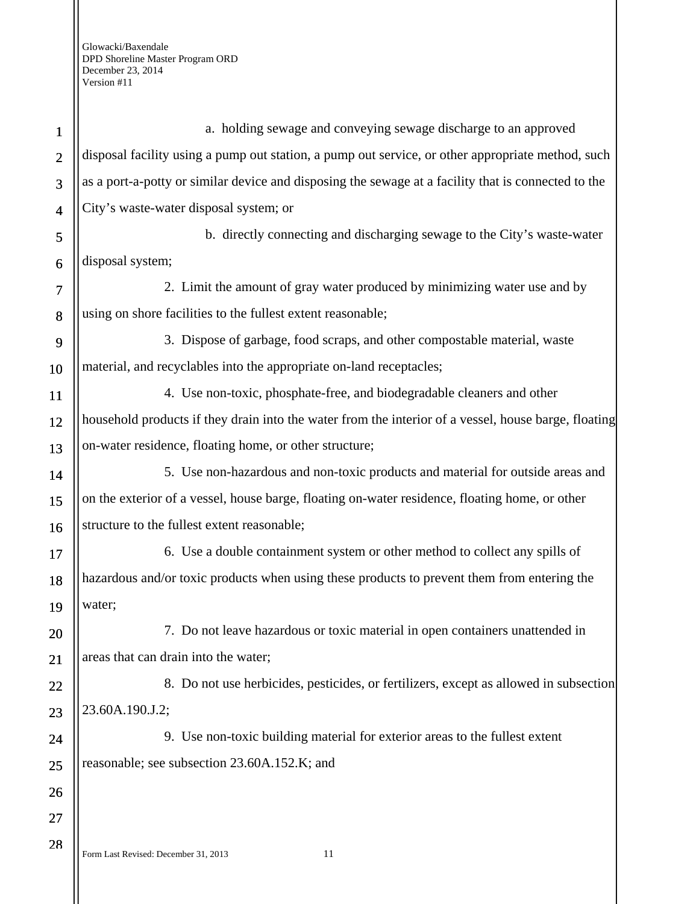a. holding sewage and conveying sewage discharge to an approved disposal facility using a pump out station, a pump out service, or other appropriate method, such as a port-a-potty or similar device and disposing the sewage at a facility that is connected to the City's waste-water disposal system; or

b. directly connecting and discharging sewage to the City's waste-water disposal system;

2. Limit the amount of gray water produced by minimizing water use and by using on shore facilities to the fullest extent reasonable;

3. Dispose of garbage, food scraps, and other compostable material, waste material, and recyclables into the appropriate on-land receptacles;

4. Use non-toxic, phosphate-free, and biodegradable cleaners and other household products if they drain into the water from the interior of a vessel, house barge, floating on-water residence, floating home, or other structure;

5. Use non-hazardous and non-toxic products and material for outside areas and on the exterior of a vessel, house barge, floating on-water residence, floating home, or other structure to the fullest extent reasonable;

6. Use a double containment system or other method to collect any spills of hazardous and/or toxic products when using these products to prevent them from entering the water;

7. Do not leave hazardous or toxic material in open containers unattended in areas that can drain into the water;

8. Do not use herbicides, pesticides, or fertilizers, except as allowed in subsection 23.60A.190.J.2;

9. Use non-toxic building material for exterior areas to the fullest extent reasonable; see subsection 23.60A.152.K; and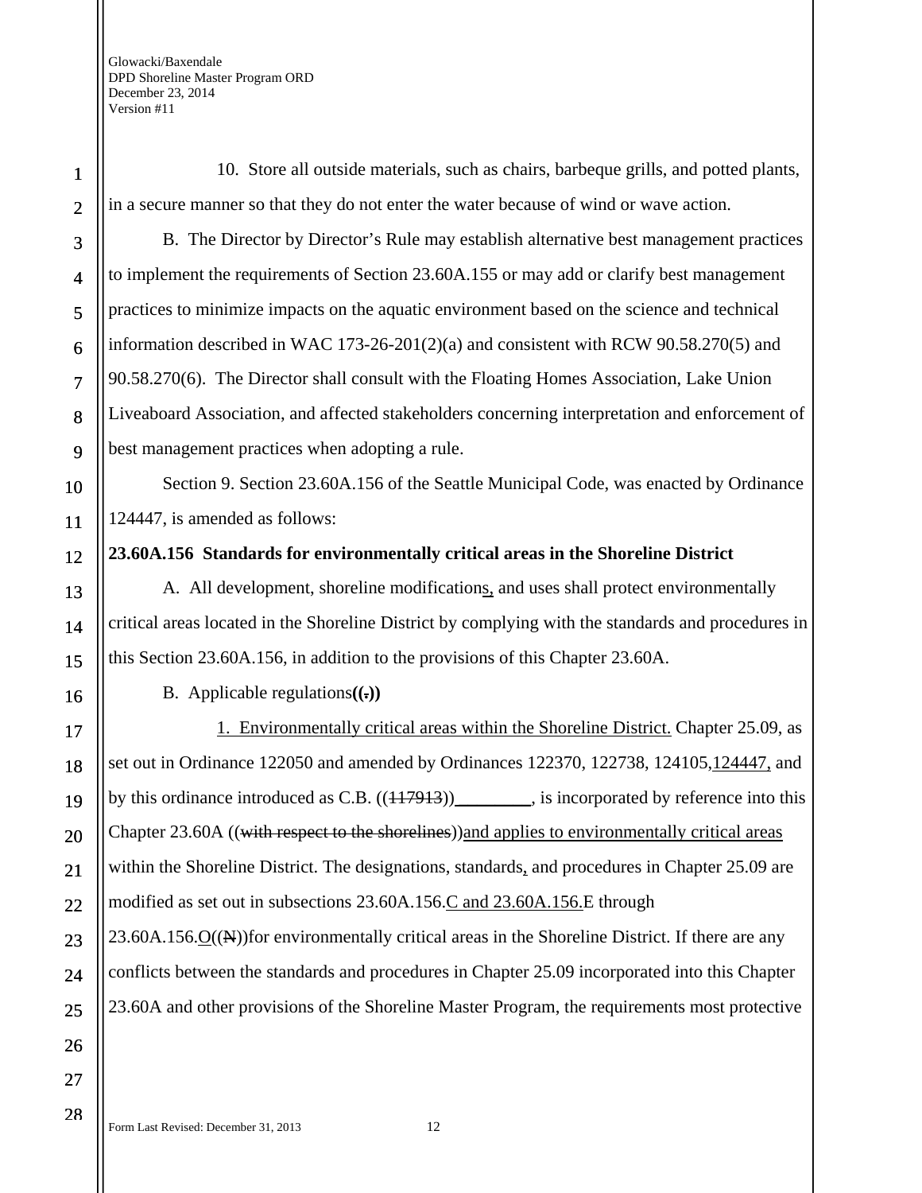10. Store all outside materials, such as chairs, barbeque grills, and potted plants, in a secure manner so that they do not enter the water because of wind or wave action.

B. The Director by Director's Rule may establish alternative best management practices to implement the requirements of Section 23.60A.155 or may add or clarify best management practices to minimize impacts on the aquatic environment based on the science and technical information described in WAC 173-26-201(2)(a) and consistent with RCW 90.58.270(5) and 90.58.270(6). The Director shall consult with the Floating Homes Association, Lake Union Liveaboard Association, and affected stakeholders concerning interpretation and enforcement of best management practices when adopting a rule.

Section 9. Section 23.60A.156 of the Seattle Municipal Code, was enacted by Ordinance 124447, is amended as follows:

**23.60A.156 Standards for environmentally critical areas in the Shoreline District**

A. All development, shoreline modifications, and uses shall protect environmentally critical areas located in the Shoreline District by complying with the standards and procedures in this Section 23.60A.156, in addition to the provisions of this Chapter 23.60A.

B. Applicable regulations**((.))**

1. Environmentally critical areas within the Shoreline District. Chapter 25.09, as set out in Ordinance 122050 and amended by Ordinances 122370, 122738, 124105,124447, and by this ordinance introduced as C.B. ((~~117913~~))________, is incorporated by reference into this Chapter 23.60A ((~~with respect to the shorelines~~))and applies to environmentally critical areas within the Shoreline District. The designations, standards, and procedures in Chapter 25.09 are modified as set out in subsections 23.60A.156.C and 23.60A.156.E through 23.60A.156.O((~~N~~))for environmentally critical areas in the Shoreline District. If there are any conflicts between the standards and procedures in Chapter 25.09 incorporated into this Chapter 23.60A and other provisions of the Shoreline Master Program, the requirements most protective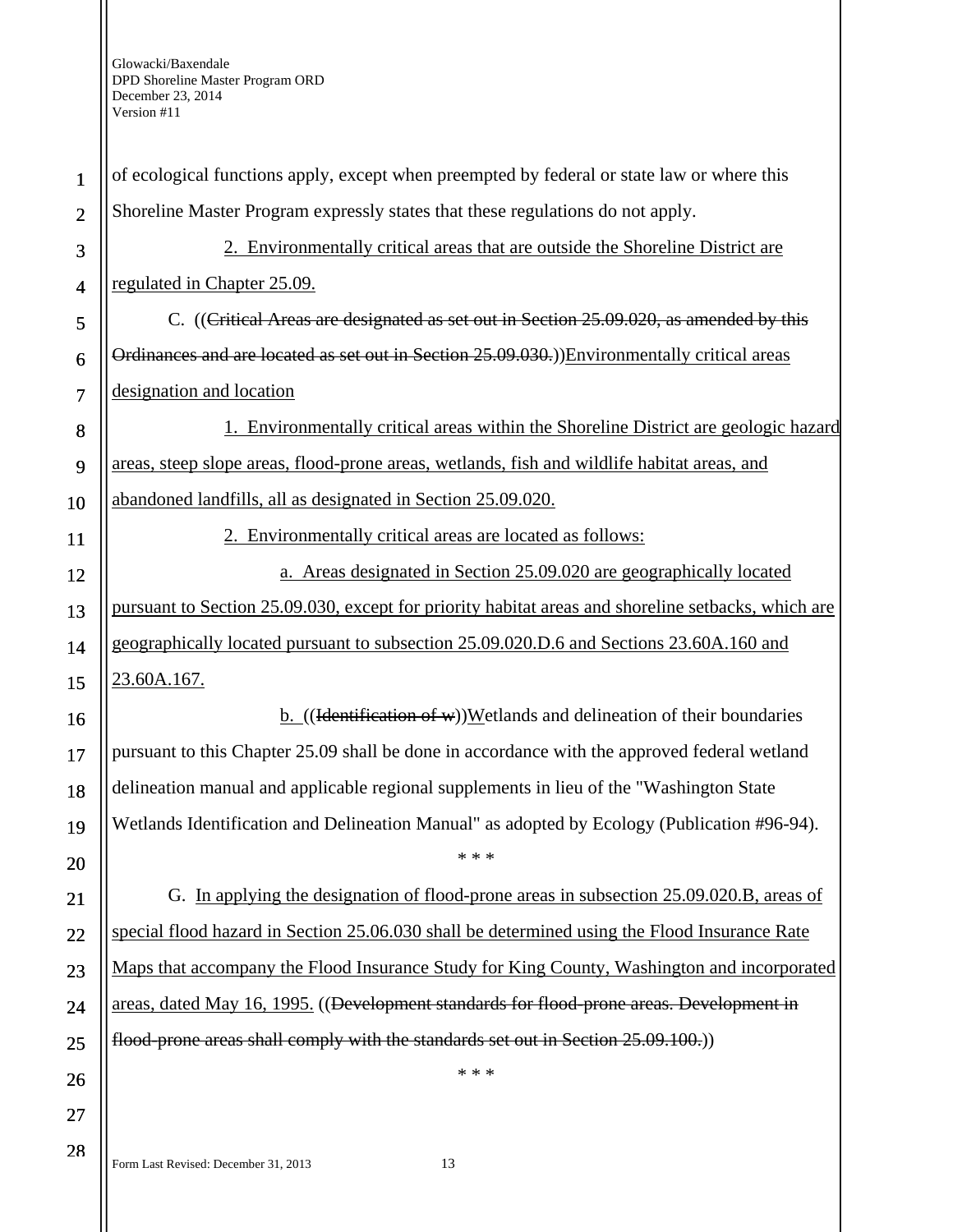of ecological functions apply, except when preempted by federal or state law or where this Shoreline Master Program expressly states that these regulations do not apply.

2. Environmentally critical areas that are outside the Shoreline District are regulated in Chapter 25.09.

C. ((~~Critical Areas are designated as set out in Section 25.09.020, as amended by this Ordinances and are located as set out in Section 25.09.030.~~))Environmentally critical areas designation and location

1. Environmentally critical areas within the Shoreline District are geologic hazard areas, steep slope areas, flood-prone areas, wetlands, fish and wildlife habitat areas, and abandoned landfills, all as designated in Section 25.09.020.

2. Environmentally critical areas are located as follows:

a. Areas designated in Section 25.09.020 are geographically located pursuant to Section 25.09.030, except for priority habitat areas and shoreline setbacks, which are geographically located pursuant to subsection 25.09.020.D.6 and Sections 23.60A.160 and 23.60A.167.

b. ((~~Identification of w~~))Wetlands and delineation of their boundaries pursuant to this Chapter 25.09 shall be done in accordance with the approved federal wetland delineation manual and applicable regional supplements in lieu of the "Washington State Wetlands Identification and Delineation Manual" as adopted by Ecology (Publication #96-94).

\* \* \*

G. In applying the designation of flood-prone areas in subsection 25.09.020.B, areas of special flood hazard in Section 25.06.030 shall be determined using the Flood Insurance Rate Maps that accompany the Flood Insurance Study for King County, Washington and incorporated areas, dated May 16, 1995. ((~~Development standards for flood-prone areas. Development in flood-prone areas shall comply with the standards set out in Section 25.09.100.~~))

\* \* \*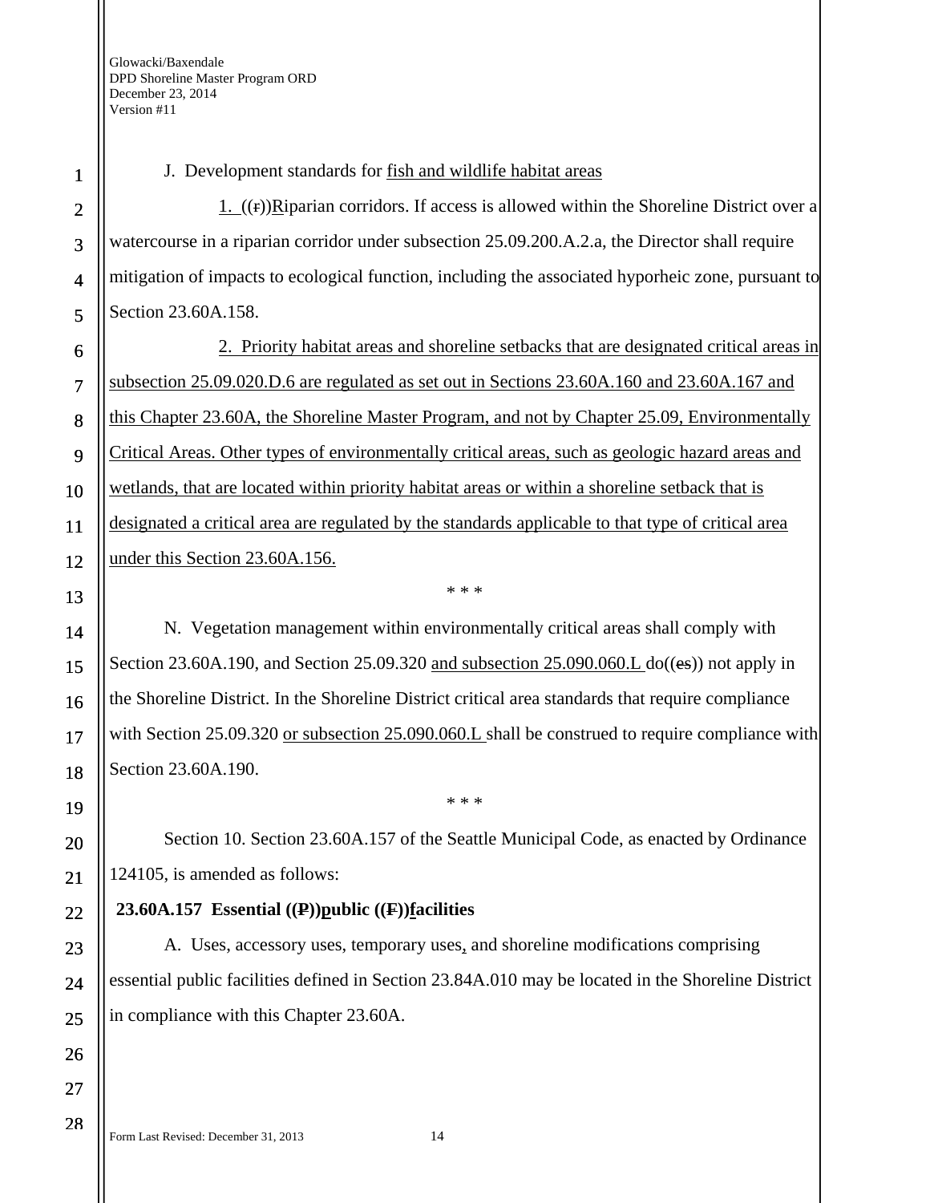J. Development standards for fish and wildlife habitat areas

1. ((r))Riparian corridors. If access is allowed within the Shoreline District over a watercourse in a riparian corridor under subsection 25.09.200.A.2.a, the Director shall require mitigation of impacts to ecological function, including the associated hyporheic zone, pursuant to Section 23.60A.158.

2. Priority habitat areas and shoreline setbacks that are designated critical areas in subsection 25.09.020.D.6 are regulated as set out in Sections 23.60A.160 and 23.60A.167 and this Chapter 23.60A, the Shoreline Master Program, and not by Chapter 25.09, Environmentally Critical Areas. Other types of environmentally critical areas, such as geologic hazard areas and wetlands, that are located within priority habitat areas or within a shoreline setback that is designated a critical area are regulated by the standards applicable to that type of critical area under this Section 23.60A.156.

* * *

N. Vegetation management within environmentally critical areas shall comply with Section 23.60A.190, and Section 25.09.320 and subsection 25.090.060.L do((es)) not apply in the Shoreline District. In the Shoreline District critical area standards that require compliance with Section 25.09.320 or subsection 25.090.060.L shall be construed to require compliance with Section 23.60A.190.

* * *

Section 10. Section 23.60A.157 of the Seattle Municipal Code, as enacted by Ordinance 124105, is amended as follows:

**23.60A.157 Essential ((P))public ((F))facilities**

A. Uses, accessory uses, temporary uses, and shoreline modifications comprising essential public facilities defined in Section 23.84A.010 may be located in the Shoreline District in compliance with this Chapter 23.60A.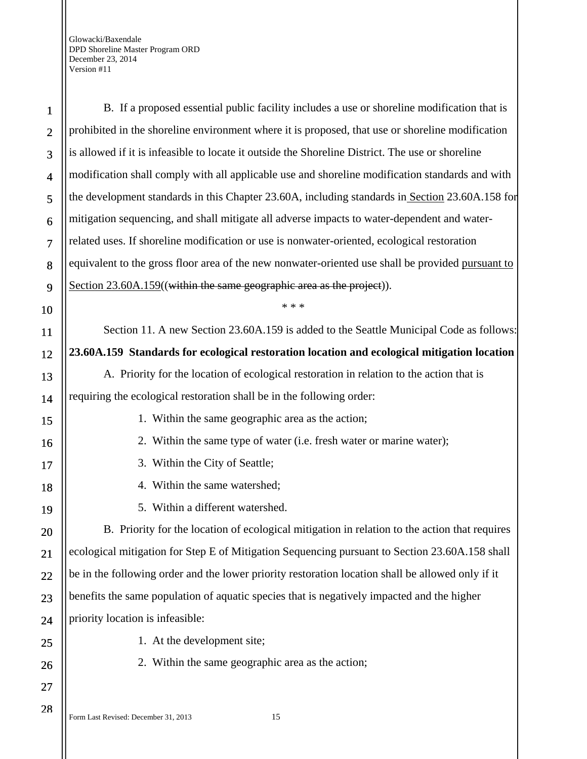B. If a proposed essential public facility includes a use or shoreline modification that is prohibited in the shoreline environment where it is proposed, that use or shoreline modification is allowed if it is infeasible to locate it outside the Shoreline District. The use or shoreline modification shall comply with all applicable use and shoreline modification standards and with the development standards in this Chapter 23.60A, including standards in Section 23.60A.158 for mitigation sequencing, and shall mitigate all adverse impacts to water-dependent and water-related uses. If shoreline modification or use is nonwater-oriented, ecological restoration equivalent to the gross floor area of the new nonwater-oriented use shall be provided pursuant to Section 23.60A.159((~~within the same geographic area as the project~~)).

\* \* \*

Section 11. A new Section 23.60A.159 is added to the Seattle Municipal Code as follows:

**23.60A.159 Standards for ecological restoration location and ecological mitigation location**

A. Priority for the location of ecological restoration in relation to the action that is requiring the ecological restoration shall be in the following order:

1. Within the same geographic area as the action;
2. Within the same type of water (i.e. fresh water or marine water);
3. Within the City of Seattle;
4. Within the same watershed;
5. Within a different watershed.

B. Priority for the location of ecological mitigation in relation to the action that requires ecological mitigation for Step E of Mitigation Sequencing pursuant to Section 23.60A.158 shall be in the following order and the lower priority restoration location shall be allowed only if it benefits the same population of aquatic species that is negatively impacted and the higher priority location is infeasible:

1. At the development site;
2. Within the same geographic area as the action;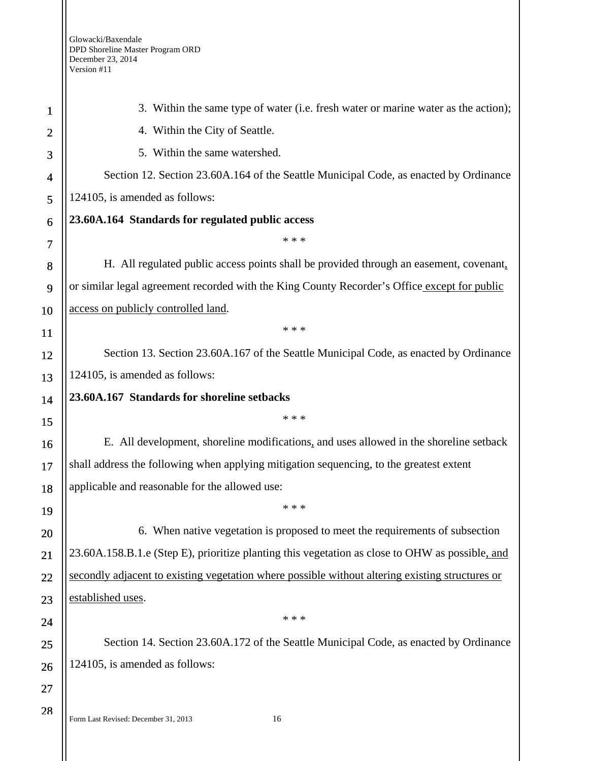3. Within the same type of water (i.e. fresh water or marine water as the action);

4. Within the City of Seattle.

5. Within the same watershed.

Section 12. Section 23.60A.164 of the Seattle Municipal Code, as enacted by Ordinance 124105, is amended as follows:

**23.60A.164 Standards for regulated public access**

\* \* \*

H. All regulated public access points shall be provided through an easement, covenant, or similar legal agreement recorded with the King County Recorder's Office except for public access on publicly controlled land.

\* \* \*

Section 13. Section 23.60A.167 of the Seattle Municipal Code, as enacted by Ordinance 124105, is amended as follows:

**23.60A.167 Standards for shoreline setbacks**

\* \* \*

E. All development, shoreline modifications, and uses allowed in the shoreline setback shall address the following when applying mitigation sequencing, to the greatest extent applicable and reasonable for the allowed use:

\* \* \*

6. When native vegetation is proposed to meet the requirements of subsection 23.60A.158.B.1.e (Step E), prioritize planting this vegetation as close to OHW as possible, and secondly adjacent to existing vegetation where possible without altering existing structures or established uses.

\* \* \*

Section 14. Section 23.60A.172 of the Seattle Municipal Code, as enacted by Ordinance 124105, is amended as follows: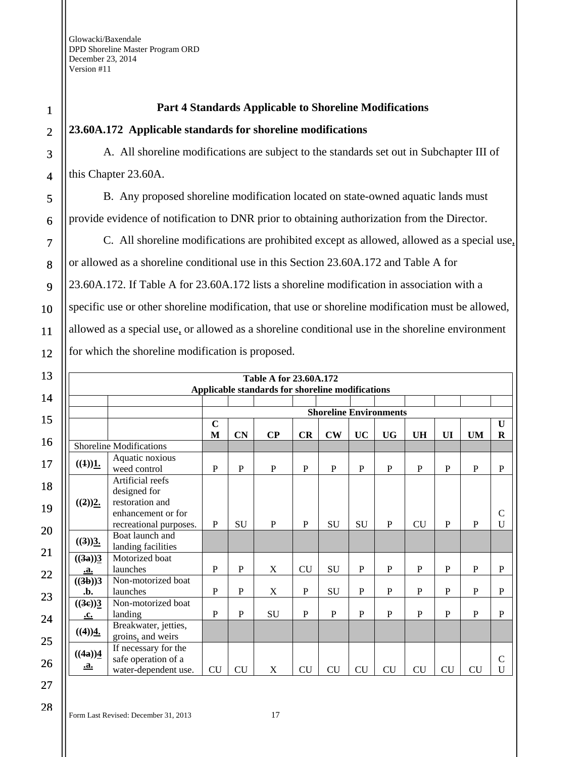## Part 4 Standards Applicable to Shoreline Modifications

### 23.60A.172 Applicable standards for shoreline modifications

A. All shoreline modifications are subject to the standards set out in Subchapter III of this Chapter 23.60A.

B. Any proposed shoreline modification located on state-owned aquatic lands must provide evidence of notification to DNR prior to obtaining authorization from the Director.

C. All shoreline modifications are prohibited except as allowed, allowed as a special use, or allowed as a shoreline conditional use in this Section 23.60A.172 and Table A for 23.60A.172. If Table A for 23.60A.172 lists a shoreline modification in association with a specific use or other shoreline modification, that use or shoreline modification must be allowed, allowed as a special use, or allowed as a shoreline conditional use in the shoreline environment for which the shoreline modification is proposed.

| Table A for 23.60A.172 Applicable standards for shoreline modifications | | | | | | | | | | | | |
|---|---|---|---|---|---|---|---|---|---|---|---|---|
| | | Shoreline Environments | | | | | | | | | | |
| | | CM | CN | CP | CR | CW | UC | UG | UH | UI | UM | UR |
| Shoreline Modifications | | | | | | | | | | | | |
| ((1))1. | Aquatic noxious weed control | P | P | P | P | P | P | P | P | P | P | P |
| ((2))2. | Artificial reefs designed for restoration and enhancement or for recreational purposes. | P | SU | P | P | SU | SU | P | CU | P | P | CU |
| ((3))3. | Boat launch and landing facilities | | | | | | | | | | | |
| ((3a))3.a. | Motorized boat launches | P | P | X | CU | SU | P | P | P | P | P | P |
| ((3b))3.b. | Non-motorized boat launches | P | P | X | P | SU | P | P | P | P | P | P |
| ((3c))3.c. | Non-motorized boat landing | P | P | SU | P | P | P | P | P | P | P | P |
| ((4))4. | Breakwater, jetties, groins, and weirs | | | | | | | | | | | |
| ((4a))4.a. | If necessary for the safe operation of a water-dependent use. | CU | CU | X | CU | CU | CU | CU | CU | CU | CU | CU |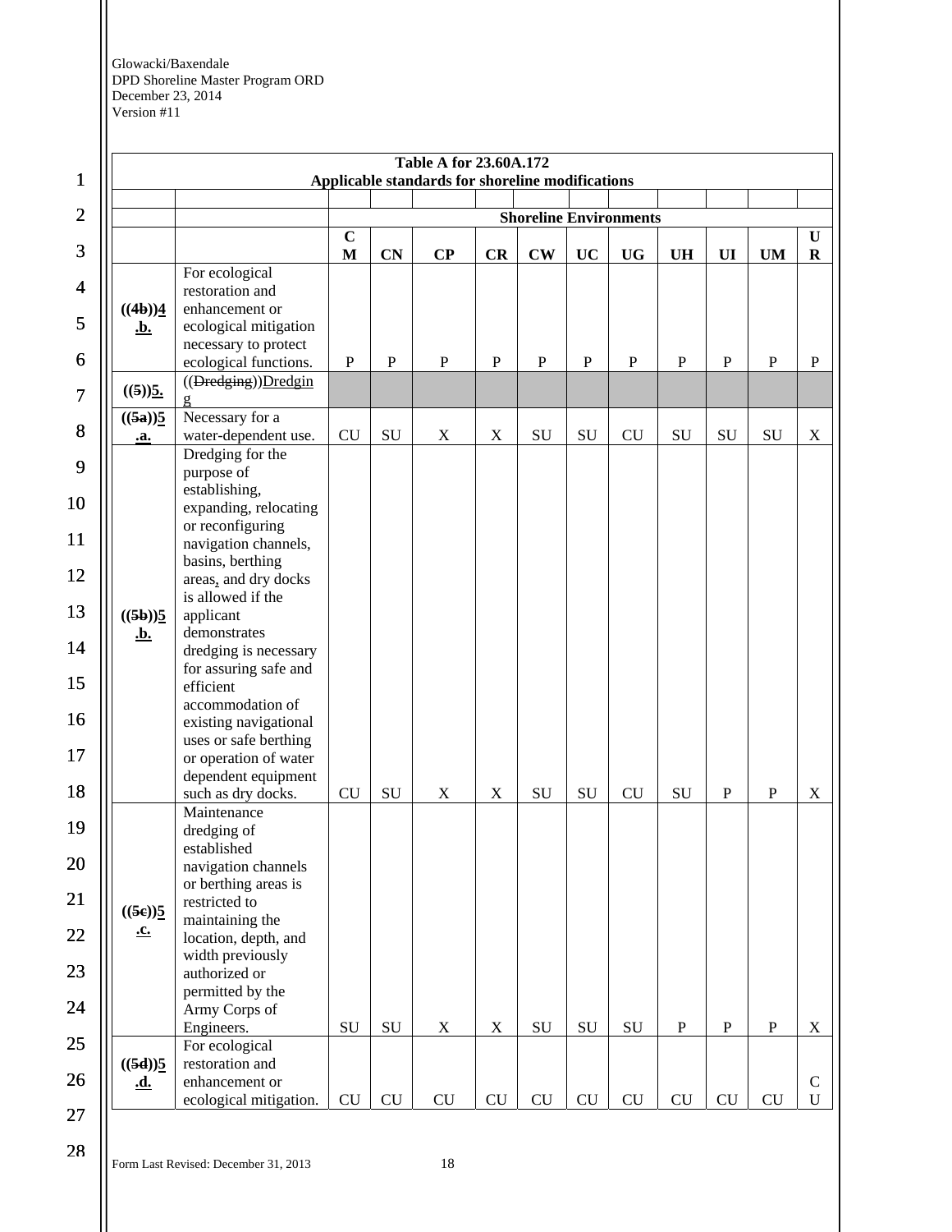| Table A for 23.60A.172 Applicable standards for shoreline modifications | | | | | | | | | | | | |
|---|---|---|---|---|---|---|---|---|---|---|---|---|
| | | | | | | | | | | | | |
| | | Shoreline Environments | | | | | | | | | | |
| | | CM | CN | CP | CR | CW | UC | UG | UH | UI | UM | UR |
| ((4b))4.b. | For ecological restoration and enhancement or ecological mitigation necessary to protect ecological functions. | P | P | P | P | P | P | P | P | P | P | P |
| ((5))5. | ((Dredging))Dredging | | | | | | | | | | | |
| ((5a))5.a. | Necessary for a water-dependent use. | CU | SU | X | X | SU | SU | CU | SU | SU | SU | X |
| ((5b))5.b. | Dredging for the purpose of establishing, expanding, relocating or reconfiguring navigation channels, basins, berthing areas, and dry docks is allowed if the applicant demonstrates dredging is necessary for assuring safe and efficient accommodation of existing navigational uses or safe berthing or operation of water dependent equipment such as dry docks. | CU | SU | X | X | SU | SU | CU | SU | P | P | X |
| ((5c))5.c. | Maintenance dredging of established navigation channels or berthing areas is restricted to maintaining the location, depth, and width previously authorized or permitted by the Army Corps of Engineers. | SU | SU | X | X | SU | SU | SU | P | P | P | X |
| ((5d))5.d. | For ecological restoration and enhancement or ecological mitigation. | CU | CU | CU | CU | CU | CU | CU | CU | CU | CU | CU |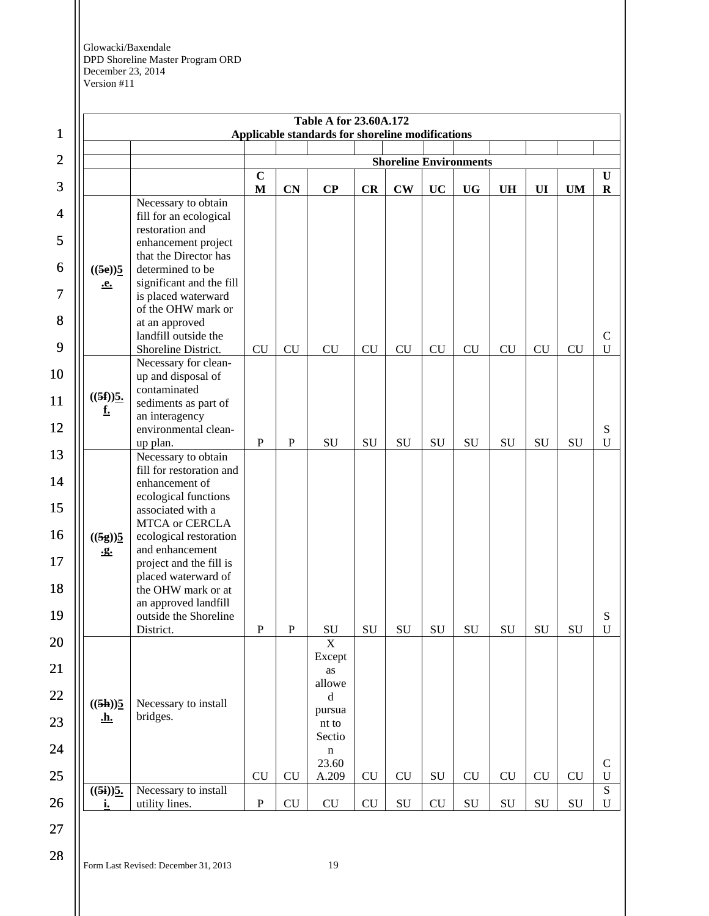| Table A for 23.60A.172 Applicable standards for shoreline modifications | | | | | | | | | | | | |
|---|---|---|---|---|---|---|---|---|---|---|---|---|
| | | Shoreline Environments | | | | | | | | | | |
| | | CM | CN | CP | CR | CW | UC | UG | UH | UI | UM | UR |
| ((5e))5.e. | Necessary to obtain fill for an ecological restoration and enhancement project that the Director has determined to be significant and the fill is placed waterward of the OHW mark or at an approved landfill outside the Shoreline District. | CU | CU | CU | CU | CU | CU | CU | CU | CU | CU | CU |
| ((5f))5.f. | Necessary for clean-up and disposal of contaminated sediments as part of an interagency environmental clean-up plan. | P | P | SU | SU | SU | SU | SU | SU | SU | SU | SU |
| ((5g))5.g. | Necessary to obtain fill for restoration and enhancement of ecological functions associated with a MTCA or CERCLA ecological restoration and enhancement project and the fill is placed waterward of the OHW mark or at an approved landfill outside the Shoreline District. | P | P | SU | SU | SU | SU | SU | SU | SU | SU | SU |
| ((5h))5.h. | Necessary to install bridges. | CU | CU | X Except as allowed pursuant to Section 23.60A.209 | CU | CU | SU | CU | CU | CU | CU | CU |
| ((5i))5.i. | Necessary to install utility lines. | P | CU | CU | CU | SU | CU | SU | SU | SU | SU | SU |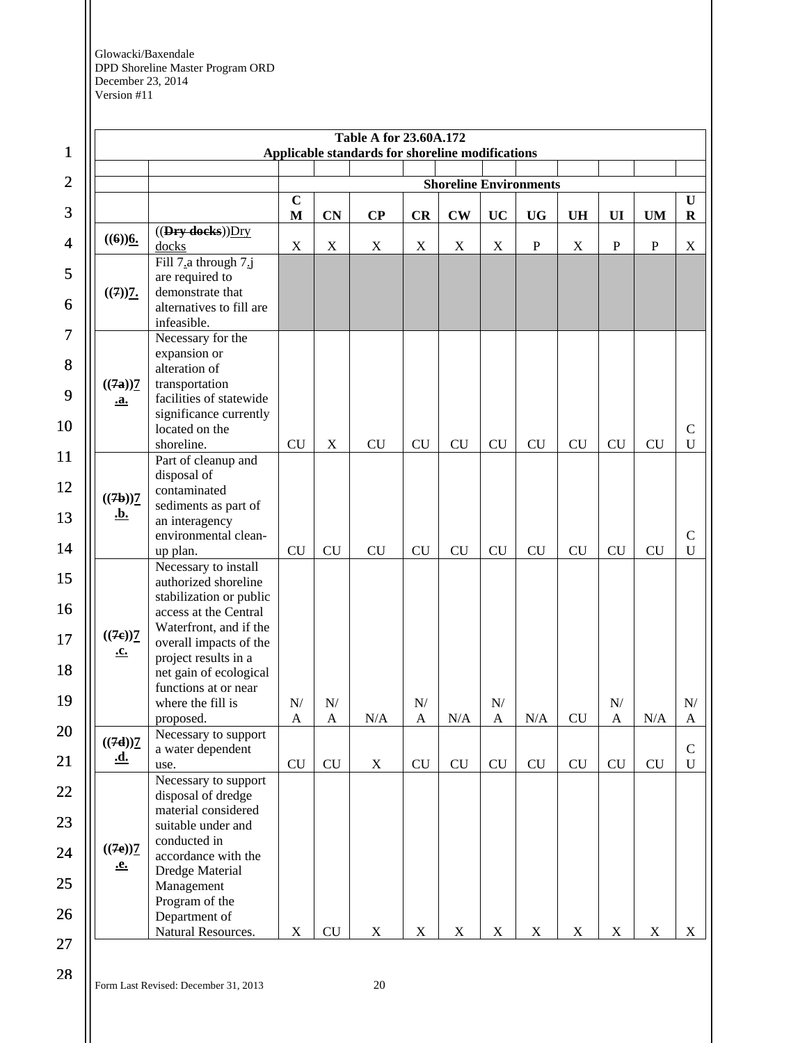| Table A for 23.60A.172 Applicable standards for shoreline modifications | | | | | | | | | | | | |
|---|---|---|---|---|---|---|---|---|---|---|---|---|
| | | Shoreline Environments | | | | | | | | | | |
| | | CM | CN | CP | CR | CW | UC | UG | UH | UI | UM | UR |
| ((6))6. | ((Dry docks))Dry docks | X | X | X | X | X | X | P | X | P | P | X |
| ((7))7. | Fill 7.a through 7.j are required to demonstrate that alternatives to fill are infeasible. | | | | | | | | | | | |
| ((7a))7.a. | Necessary for the expansion or alteration of transportation facilities of statewide significance currently located on the shoreline. | CU | X | CU | CU | CU | CU | CU | CU | CU | CU | CU |
| ((7b))7.b. | Part of cleanup and disposal of contaminated sediments as part of an interagency environmental clean-up plan. | CU | CU | CU | CU | CU | CU | CU | CU | CU | CU | CU |
| ((7c))7.c. | Necessary to install authorized shoreline stabilization or public access at the Central Waterfront, and if the overall impacts of the project results in a net gain of ecological functions at or near where the fill is proposed. | N/A | N/A | N/A | N/A | N/A | N/A | N/A | CU | N/A | N/A | N/A |
| ((7d))7.d. | Necessary to support a water dependent use. | CU | CU | X | CU | CU | CU | CU | CU | CU | CU | CU |
| ((7e))7.e. | Necessary to support disposal of dredge material considered suitable under and conducted in accordance with the Dredge Material Management Program of the Department of Natural Resources. | X | CU | X | X | X | X | X | X | X | X | X |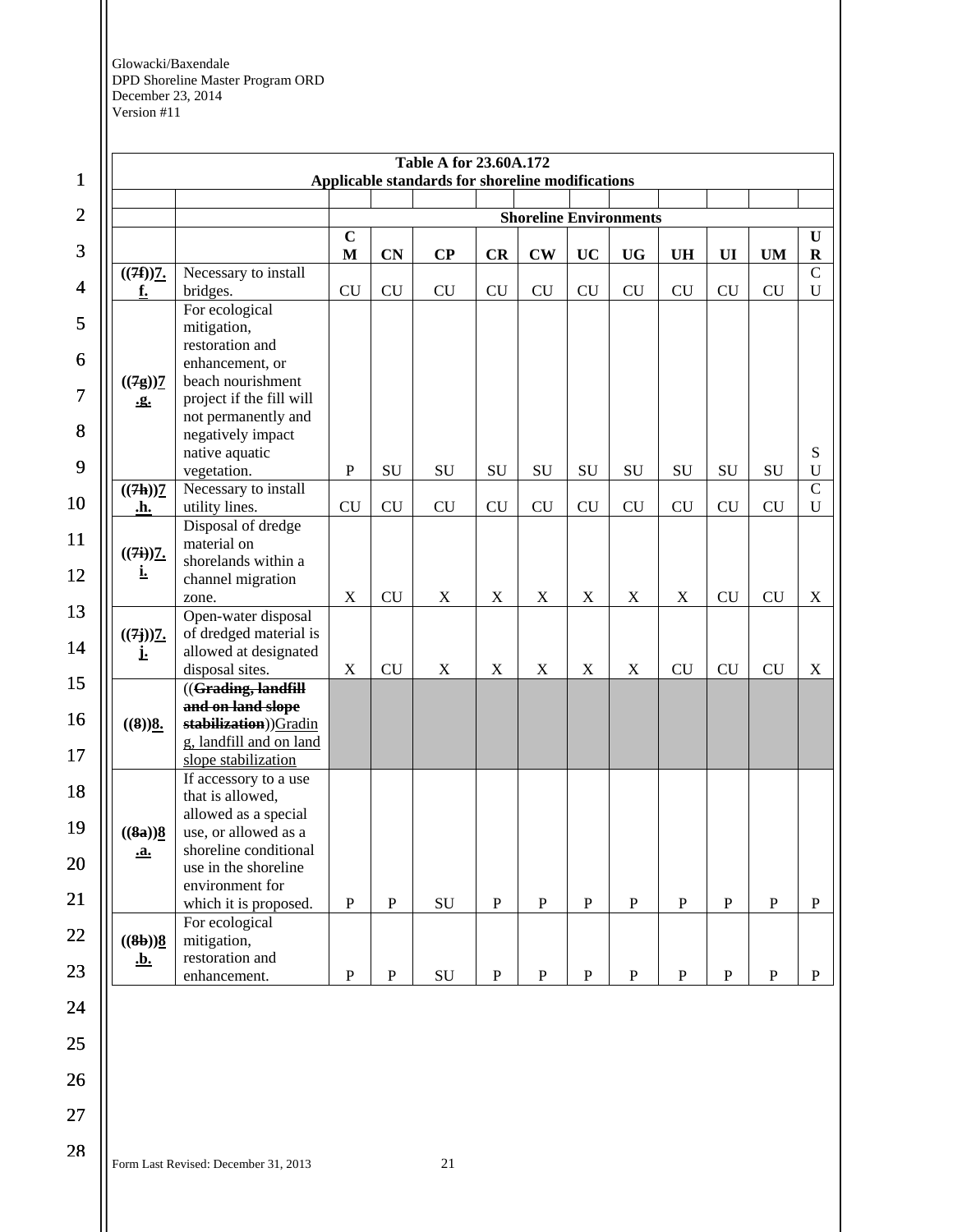| Table A for 23.60A.172 Applicable standards for shoreline modifications | | | | | | | | | | | | |
|---|---|---|---|---|---|---|---|---|---|---|---|---|
| | | | | | | | | | | | | |
| | | Shoreline Environments | | | | | | | | | | |
| | | CM | CN | CP | CR | CW | UC | UG | UH | UI | UM | UR |
| ((~~7f~~))7.f. | Necessary to install bridges. | CU | CU | CU | CU | CU | CU | CU | CU | CU | CU | CU |
| ((~~7g~~))7.g. | For ecological mitigation, restoration and enhancement, or beach nourishment project if the fill will not permanently and negatively impact native aquatic vegetation. | P | SU | SU | SU | SU | SU | SU | SU | SU | SU | SU |
| ((~~7h~~))7.h. | Necessary to install utility lines. | CU | CU | CU | CU | CU | CU | CU | CU | CU | CU | CU |
| ((~~7i~~))7.i. | Disposal of dredge material on shorelands within a channel migration zone. | X | CU | X | X | X | X | X | X | CU | CU | X |
| ((~~7j~~))7.j. | Open-water disposal of dredged material is allowed at designated disposal sites. | X | CU | X | X | X | X | X | CU | CU | CU | X |
| ((~~8~~))8. | ((~~**Grading, landfill and on land slope stabilization**~~))Grading, landfill and on land slope stabilization | | | | | | | | | | | |
| ((~~8a~~))8.a. | If accessory to a use that is allowed, allowed as a special use, or allowed as a shoreline conditional use in the shoreline environment for which it is proposed. | P | P | SU | P | P | P | P | P | P | P | P |
| ((~~8b~~))8.b. | For ecological mitigation, restoration and enhancement. | P | P | SU | P | P | P | P | P | P | P | P |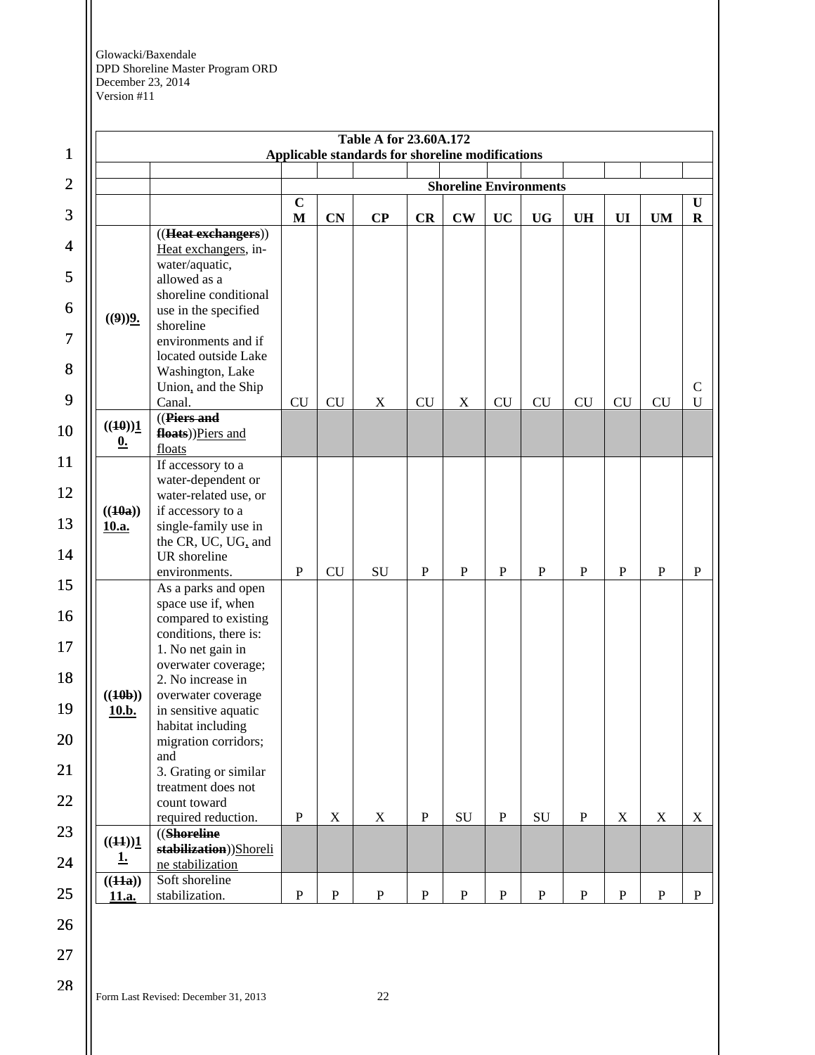| Table A for 23.60A.172 Applicable standards for shoreline modifications | | | | | | | | | | | | |
|---|---|---|---|---|---|---|---|---|---|---|---|---|
| | | Shoreline Environments | | | | | | | | | | |
| | | CM | CN | CP | CR | CW | UC | UG | UH | UI | UM | UR |
| ((9))9. | ((Heat exchangers)) Heat exchangers, in-water/aquatic, allowed as a shoreline conditional use in the specified shoreline environments and if located outside Lake Washington, Lake Union, and the Ship Canal. | CU | CU | X | CU | X | CU | CU | CU | CU | CU | CU |
| ((10))10. | ((Piers and floats))Piers and floats | | | | | | | | | | | |
| ((10a)) 10.a. | If accessory to a water-dependent or water-related use, or if accessory to a single-family use in the CR, UC, UG, and UR shoreline environments. | P | CU | SU | P | P | P | P | P | P | P | P |
| ((10b)) 10.b. | As a parks and open space use if, when compared to existing conditions, there is: 1. No net gain in overwater coverage; 2. No increase in overwater coverage in sensitive aquatic habitat including migration corridors; and 3. Grating or similar treatment does not count toward required reduction. | P | X | X | P | SU | P | SU | P | X | X | X |
| ((11))11. | ((Shoreline stabilization))Shoreline stabilization | | | | | | | | | | | |
| ((11a)) 11.a. | Soft shoreline stabilization. | P | P | P | P | P | P | P | P | P | P | P |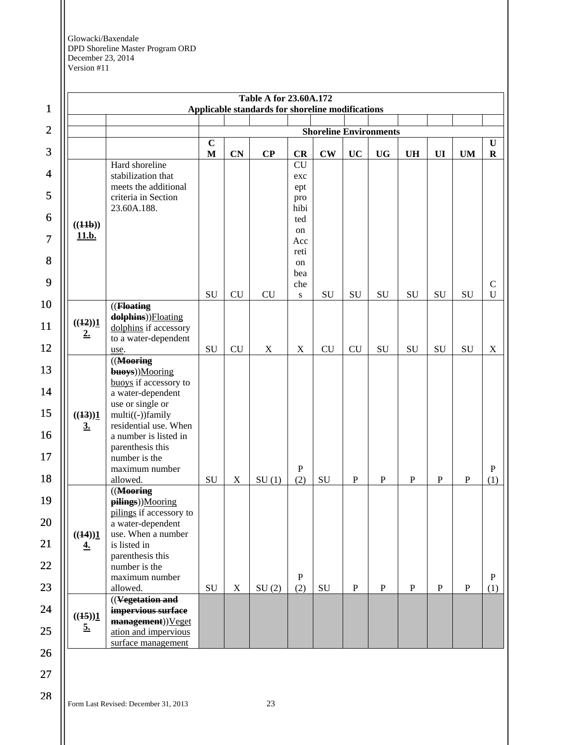| Table A for 23.60A.172 Applicable standards for shoreline modifications | | | | | | | | | | | | |
|---|---|---|---|---|---|---|---|---|---|---|---|---|
| | | | | | | | | | | | | |
| | | Shoreline Environments | | | | | | | | | | |
| | | CM | CN | CP | CR | CW | UC | UG | UH | UI | UM | UR |
| ((11b)) 11.b. | Hard shoreline stabilization that meets the additional criteria in Section 23.60A.188. | SU | CU | CU | CU except prohibited on Accretion beaches | SU | SU | SU | SU | SU | SU | CU |
| ((12)) 12. | ((Floating dolphins)) Floating dolphins if accessory to a water-dependent use. | SU | CU | X | X | CU | CU | SU | SU | SU | SU | X |
| ((13)) 13. | ((Mooring buoys)) Mooring buoys if accessory to a water-dependent use or single or multi((-))family residential use. When a number is listed in parenthesis this number is the maximum number allowed. | SU | X | SU (1) | P (2) | SU | P | P | P | P | P | P (1) |
| ((14)) 14. | ((Mooring pilings)) Mooring pilings if accessory to a water-dependent use. When a number is listed in parenthesis this number is the maximum number allowed. | SU | X | SU (2) | P (2) | SU | P | P | P | P | P | P (1) |
| ((15)) 15. | ((Vegetation and impervious surface management)) Vegetation and impervious surface management | | | | | | | | | | | |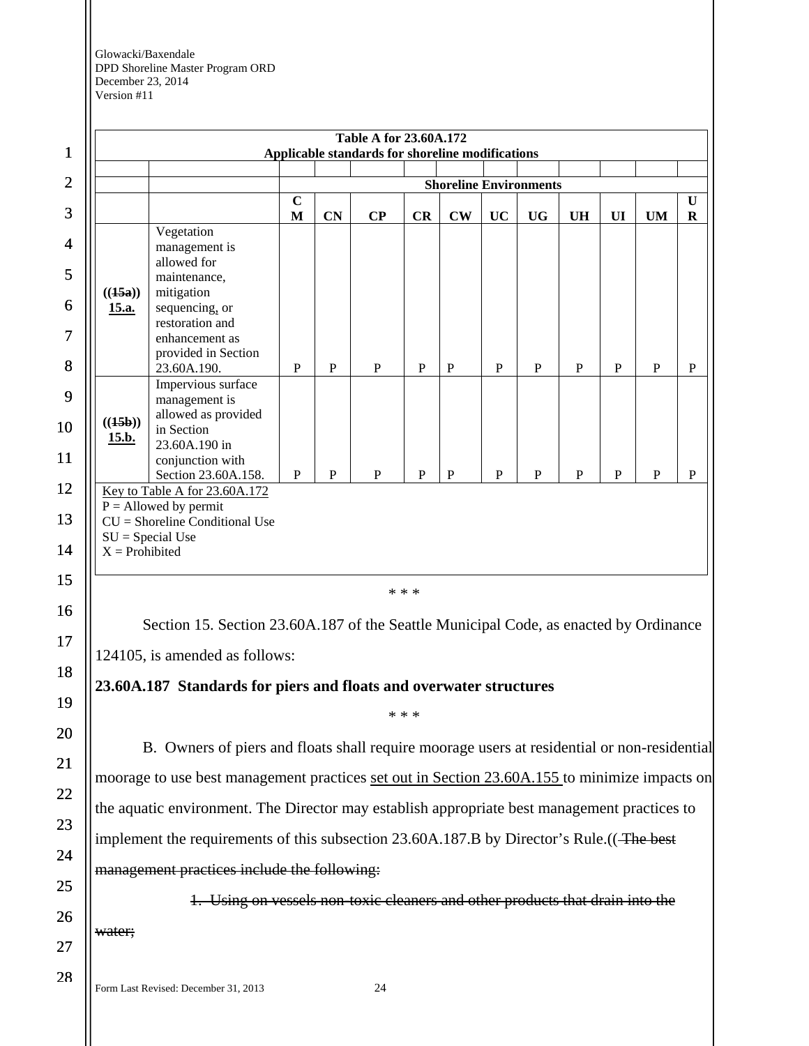| Table A for 23.60A.172 Applicable standards for shoreline modifications | | | | | | | | | | | | |
|---|---|---|---|---|---|---|---|---|---|---|---|---|
| | | Shoreline Environments | | | | | | | | | | |
| | | CM | CN | CP | CR | CW | UC | UG | UH | UI | UM | UR |
| ((~~15a~~)) <u>15.a.</u> | Vegetation management is allowed for maintenance, mitigation sequencing<u>,</u> or restoration and enhancement as provided in Section 23.60A.190. | P | P | P | P | P | P | P | P | P | P | P |
| ((~~15b~~)) <u>15.b.</u> | Impervious surface management is allowed as provided in Section 23.60A.190 in conjunction with Section 23.60A.158. | P | P | P | P | P | P | P | P | P | P | P |

<u>Key to Table A for 23.60A.172</u>
P = Allowed by permit
CU = Shoreline Conditional Use
SU = Special Use
X = Prohibited

\* \* \*

Section 15. Section 23.60A.187 of the Seattle Municipal Code, as enacted by Ordinance 124105, is amended as follows:

**23.60A.187 Standards for piers and floats and overwater structures**

\* \* \*

B. Owners of piers and floats shall require moorage users at residential or non-residential moorage to use best management practices <u>set out in Section 23.60A.155</u> to minimize impacts on the aquatic environment. The Director may establish appropriate best management practices to implement the requirements of this subsection 23.60A.187.B by Director's Rule.((~~ The best management practices include the following:~~

~~1. Using on vessels non-toxic cleaners and other products that drain into the water;~~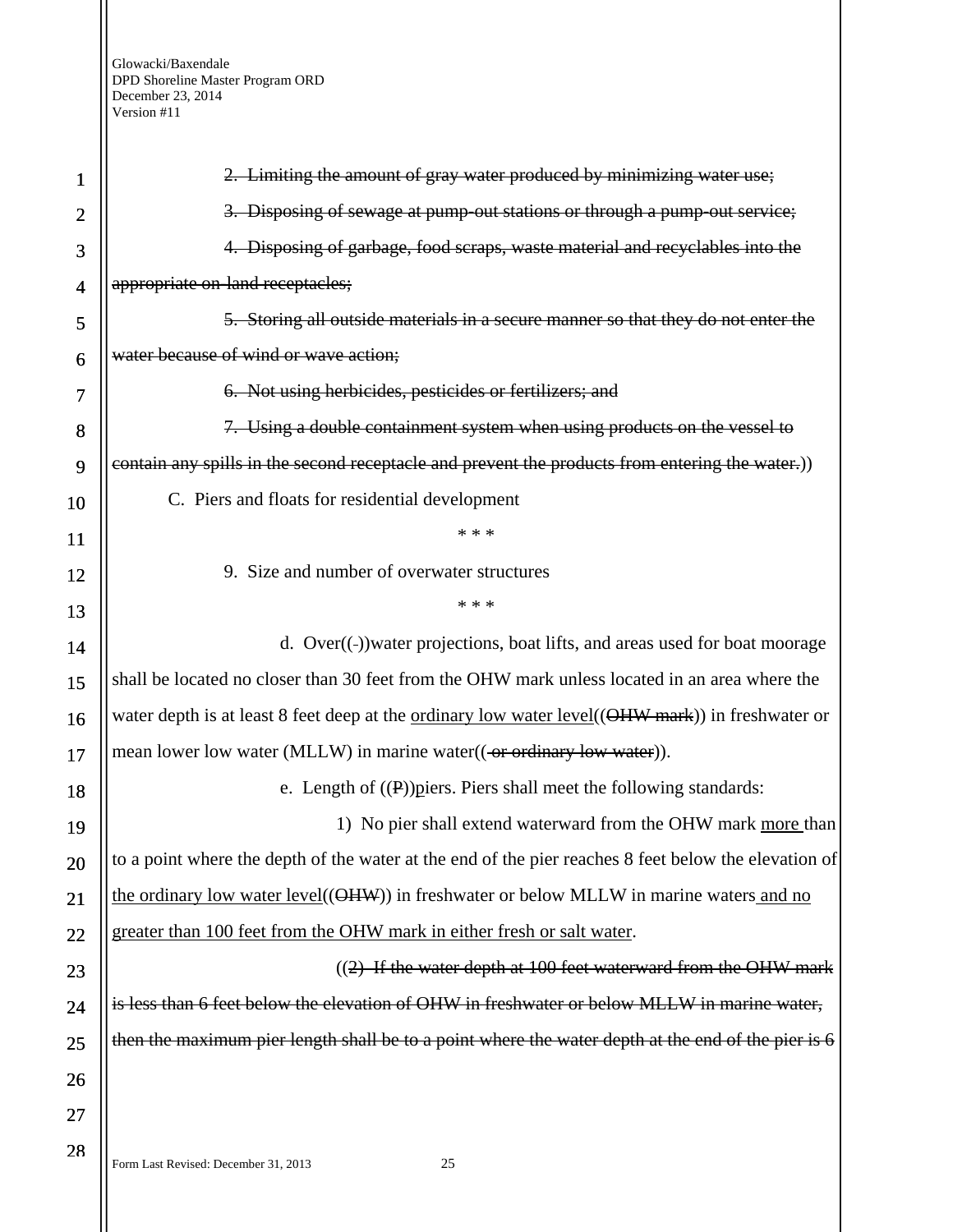~~2. Limiting the amount of gray water produced by minimizing water use;~~

~~3. Disposing of sewage at pump-out stations or through a pump-out service;~~

~~4. Disposing of garbage, food scraps, waste material and recyclables into the appropriate on-land receptacles;~~

~~5. Storing all outside materials in a secure manner so that they do not enter the water because of wind or wave action;~~

~~6. Not using herbicides, pesticides or fertilizers; and~~

~~7. Using a double containment system when using products on the vessel to contain any spills in the second receptacle and prevent the products from entering the water.~~))

C. Piers and floats for residential development

\* \* \*

9. Size and number of overwater structures

\* \* \*

d. Over((-))water projections, boat lifts, and areas used for boat moorage shall be located no closer than 30 feet from the OHW mark unless located in an area where the water depth is at least 8 feet deep at the <u>ordinary low water level</u>((~~OHW mark~~)) in freshwater or mean lower low water (MLLW) in marine water((~~ or ordinary low water~~)).

e. Length of ((~~P~~))<u>p</u>iers. Piers shall meet the following standards:

1) No pier shall extend waterward from the OHW mark <u>more </u>than to a point where the depth of the water at the end of the pier reaches 8 feet below the elevation of <u>the ordinary low water level</u>((~~OHW~~)) in freshwater or below MLLW in marine waters<u> and no greater than 100 feet from the OHW mark in either fresh or salt water</u>.

((~~2) If the water depth at 100 feet waterward from the OHW mark is less than 6 feet below the elevation of OHW in freshwater or below MLLW in marine water, then the maximum pier length shall be to a point where the water depth at the end of the pier is 6~~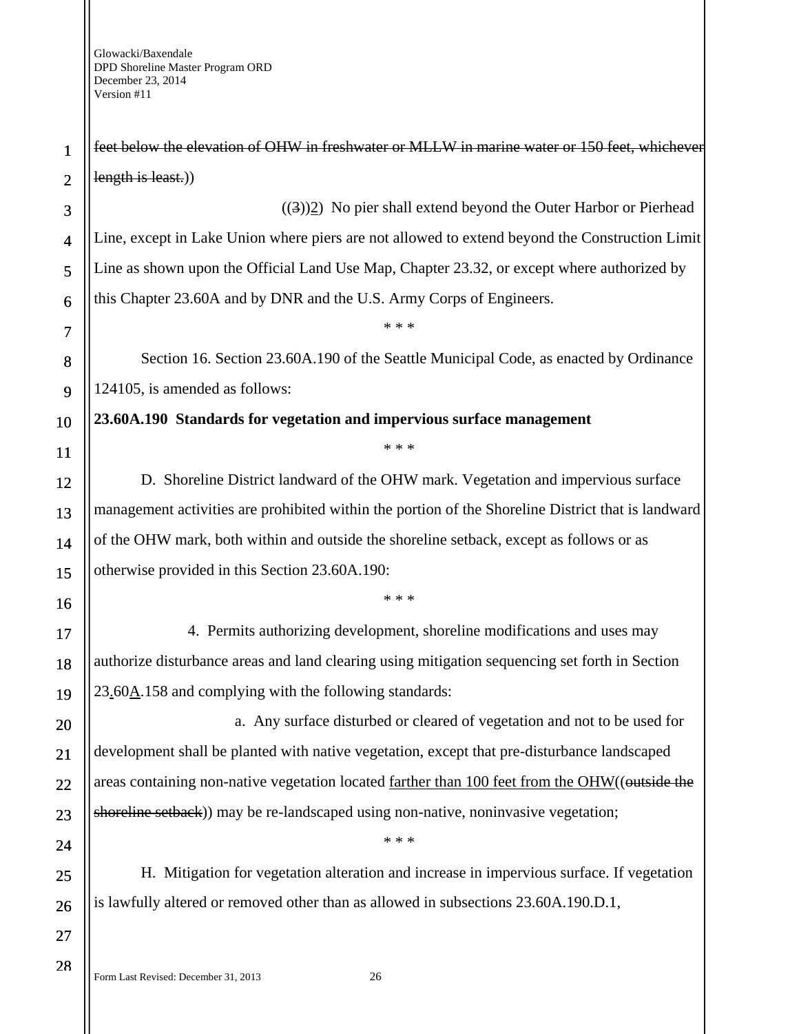~~feet below the elevation of OHW in freshwater or MLLW in marine water or 150 feet, whichever length is least.~~))

((~~3~~))2) No pier shall extend beyond the Outer Harbor or Pierhead Line, except in Lake Union where piers are not allowed to extend beyond the Construction Limit Line as shown upon the Official Land Use Map, Chapter 23.32, or except where authorized by this Chapter 23.60A and by DNR and the U.S. Army Corps of Engineers.

\* \* \*

Section 16. Section 23.60A.190 of the Seattle Municipal Code, as enacted by Ordinance 124105, is amended as follows:

**23.60A.190 Standards for vegetation and impervious surface management**

\* \* \*

D. Shoreline District landward of the OHW mark. Vegetation and impervious surface management activities are prohibited within the portion of the Shoreline District that is landward of the OHW mark, both within and outside the shoreline setback, except as follows or as otherwise provided in this Section 23.60A.190:

\* \* \*

4. Permits authorizing development, shoreline modifications and uses may authorize disturbance areas and land clearing using mitigation sequencing set forth in Section 23.60A.158 and complying with the following standards:

a. Any surface disturbed or cleared of vegetation and not to be used for development shall be planted with native vegetation, except that pre-disturbance landscaped areas containing non-native vegetation located farther than 100 feet from the OHW((~~outside the shoreline setback~~)) may be re-landscaped using non-native, noninvasive vegetation;

\* \* \*

H. Mitigation for vegetation alteration and increase in impervious surface. If vegetation is lawfully altered or removed other than as allowed in subsections 23.60A.190.D.1,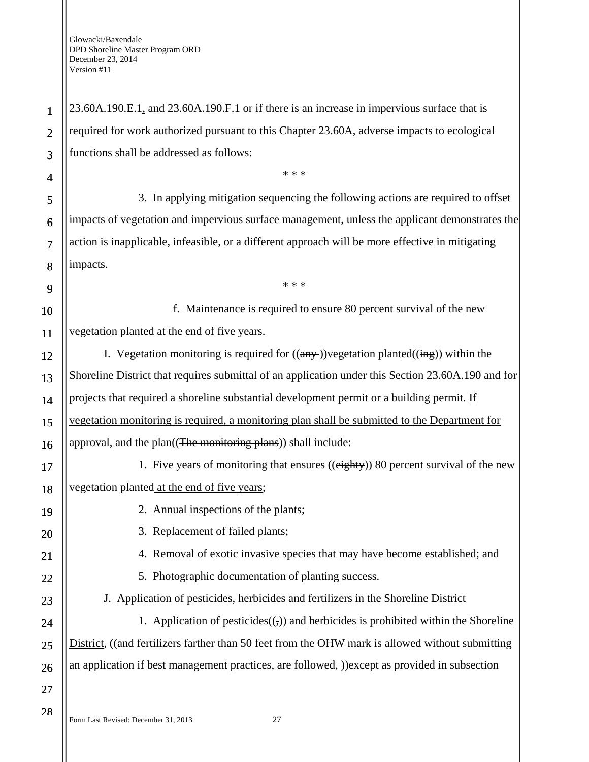23.60A.190.E.1, and 23.60A.190.F.1 or if there is an increase in impervious surface that is required for work authorized pursuant to this Chapter 23.60A, adverse impacts to ecological functions shall be addressed as follows:

\* \* \*

3. In applying mitigation sequencing the following actions are required to offset impacts of vegetation and impervious surface management, unless the applicant demonstrates the action is inapplicable, infeasible, or a different approach will be more effective in mitigating impacts.

\* \* \*

f. Maintenance is required to ensure 80 percent survival of the new vegetation planted at the end of five years.

I. Vegetation monitoring is required for ((~~any~~ ))vegetation planted((~~ing~~)) within the Shoreline District that requires submittal of an application under this Section 23.60A.190 and for projects that required a shoreline substantial development permit or a building permit. If vegetation monitoring is required, a monitoring plan shall be submitted to the Department for approval, and the plan((~~The monitoring plans~~)) shall include:

1. Five years of monitoring that ensures ((~~eighty~~)) 80 percent survival of the new vegetation planted at the end of five years;

2. Annual inspections of the plants;

3. Replacement of failed plants;

4. Removal of exotic invasive species that may have become established; and

5. Photographic documentation of planting success.

J. Application of pesticides, herbicides and fertilizers in the Shoreline District

1. Application of pesticides((~~,~~)) and herbicides is prohibited within the Shoreline District, ((~~and fertilizers farther than 50 feet from the OHW mark is allowed without submitting an application if best management practices, are followed,~~ ))except as provided in subsection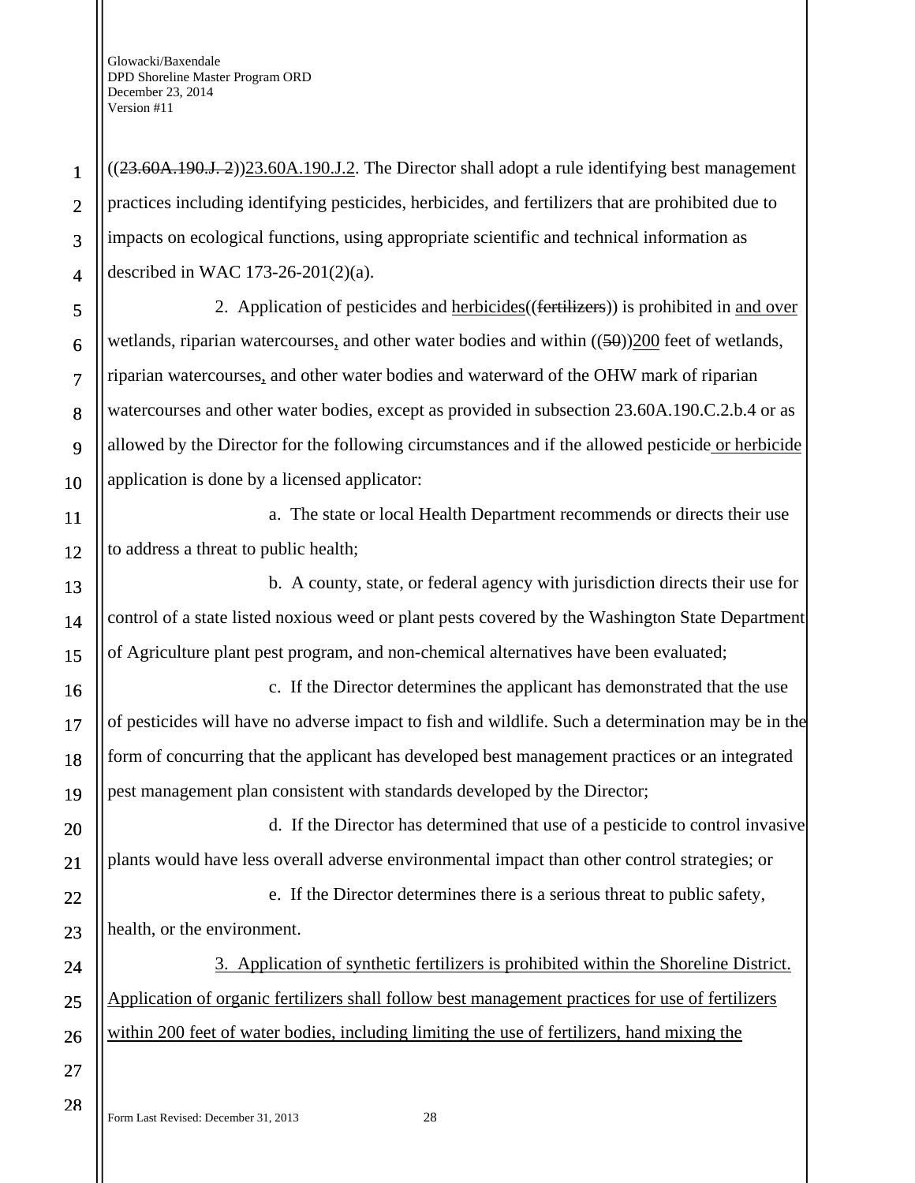((~~23.60A.190.J. 2~~))<u>23.60A.190.J.2</u>. The Director shall adopt a rule identifying best management practices including identifying pesticides, herbicides, and fertilizers that are prohibited due to impacts on ecological functions, using appropriate scientific and technical information as described in WAC 173-26-201(2)(a).

2. Application of pesticides and <u>herbicides</u>((~~fertilizers~~)) is prohibited in <u>and over</u> wetlands, riparian watercourses<u>,</u> and other water bodies and within ((~~50~~))<u>200</u> feet of wetlands, riparian watercourses<u>,</u> and other water bodies and waterward of the OHW mark of riparian watercourses and other water bodies, except as provided in subsection 23.60A.190.C.2.b.4 or as allowed by the Director for the following circumstances and if the allowed pesticide<u> or herbicide</u> application is done by a licensed applicator:

a. The state or local Health Department recommends or directs their use to address a threat to public health;

b. A county, state, or federal agency with jurisdiction directs their use for control of a state listed noxious weed or plant pests covered by the Washington State Department of Agriculture plant pest program, and non-chemical alternatives have been evaluated;

c. If the Director determines the applicant has demonstrated that the use of pesticides will have no adverse impact to fish and wildlife. Such a determination may be in the form of concurring that the applicant has developed best management practices or an integrated pest management plan consistent with standards developed by the Director;

d. If the Director has determined that use of a pesticide to control invasive plants would have less overall adverse environmental impact than other control strategies; or

e. If the Director determines there is a serious threat to public safety, health, or the environment.

<u>3. Application of synthetic fertilizers is prohibited within the Shoreline District. Application of organic fertilizers shall follow best management practices for use of fertilizers within 200 feet of water bodies, including limiting the use of fertilizers, hand mixing the</u>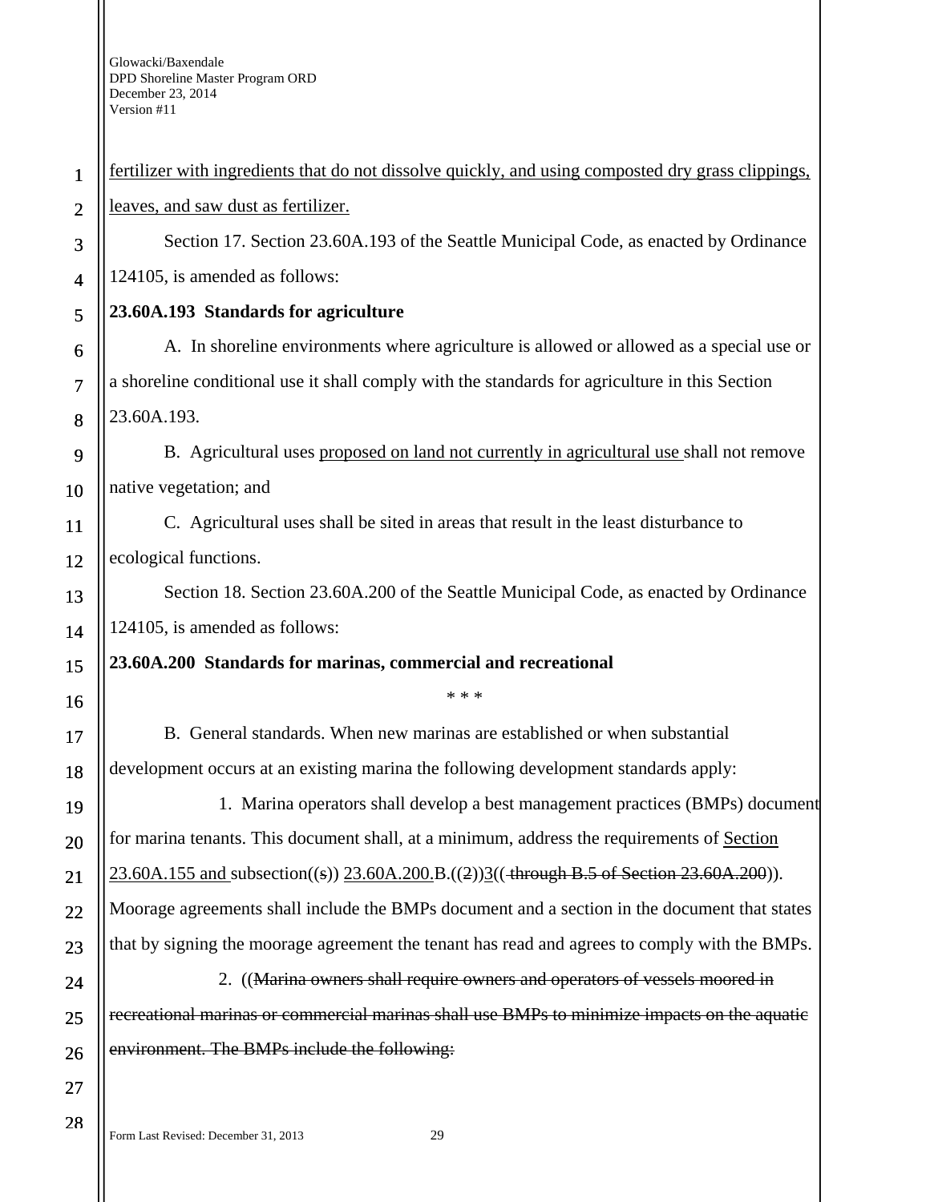fertilizer with ingredients that do not dissolve quickly, and using composted dry grass clippings, leaves, and saw dust as fertilizer.

Section 17. Section 23.60A.193 of the Seattle Municipal Code, as enacted by Ordinance 124105, is amended as follows:

**23.60A.193 Standards for agriculture**

A. In shoreline environments where agriculture is allowed or allowed as a special use or a shoreline conditional use it shall comply with the standards for agriculture in this Section 23.60A.193.

B. Agricultural uses proposed on land not currently in agricultural use shall not remove native vegetation; and

C. Agricultural uses shall be sited in areas that result in the least disturbance to ecological functions.

Section 18. Section 23.60A.200 of the Seattle Municipal Code, as enacted by Ordinance 124105, is amended as follows:

**23.60A.200 Standards for marinas, commercial and recreational**

\* \* \*

B. General standards. When new marinas are established or when substantial development occurs at an existing marina the following development standards apply:

1. Marina operators shall develop a best management practices (BMPs) document for marina tenants. This document shall, at a minimum, address the requirements of Section 23.60A.155 and subsection((s)) 23.60A.200.B.((2))3(( through B.5 of Section 23.60A.200)). Moorage agreements shall include the BMPs document and a section in the document that states that by signing the moorage agreement the tenant has read and agrees to comply with the BMPs.

2. ((Marina owners shall require owners and operators of vessels moored in recreational marinas or commercial marinas shall use BMPs to minimize impacts on the aquatic environment. The BMPs include the following: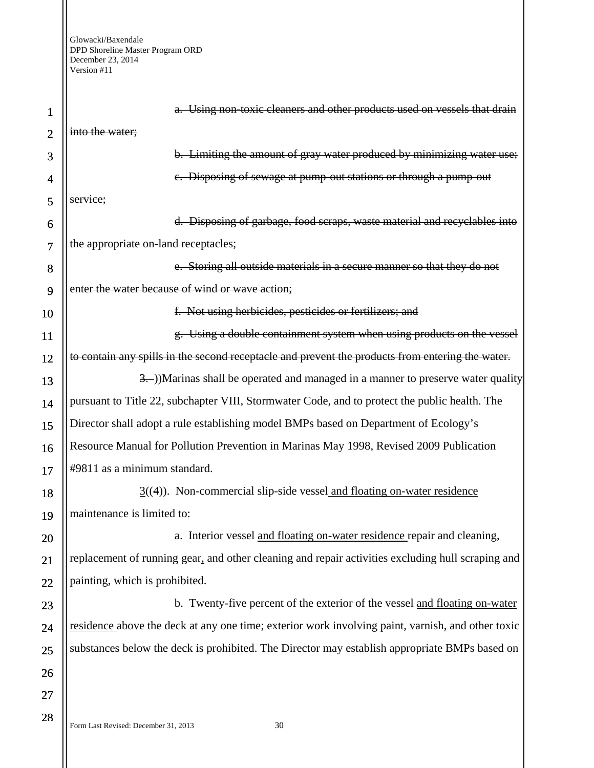~~a. Using non-toxic cleaners and other products used on vessels that drain into the water;~~

~~b. Limiting the amount of gray water produced by minimizing water use;~~

~~c. Disposing of sewage at pump-out stations or through a pump-out service;~~

~~d. Disposing of garbage, food scraps, waste material and recyclables into the appropriate on-land receptacles;~~

~~e. Storing all outside materials in a secure manner so that they do not enter the water because of wind or wave action;~~

~~f. Not using herbicides, pesticides or fertilizers; and~~

~~g. Using a double containment system when using products on the vessel to contain any spills in the second receptacle and prevent the products from entering the water.~~

~~3.~~ ))Marinas shall be operated and managed in a manner to preserve water quality pursuant to Title 22, subchapter VIII, Stormwater Code, and to protect the public health. The Director shall adopt a rule establishing model BMPs based on Department of Ecology's Resource Manual for Pollution Prevention in Marinas May 1998, Revised 2009 Publication #9811 as a minimum standard.

<u>3</u>((4)). Non-commercial slip-side vessel<u> and floating on-water residence</u> maintenance is limited to:

a. Interior vessel <u>and floating on-water residence </u>repair and cleaning, replacement of running gear<u>,</u> and other cleaning and repair activities excluding hull scraping and painting, which is prohibited.

b. Twenty-five percent of the exterior of the vessel <u>and floating on-water residence </u>above the deck at any one time; exterior work involving paint, varnish<u>,</u> and other toxic substances below the deck is prohibited. The Director may establish appropriate BMPs based on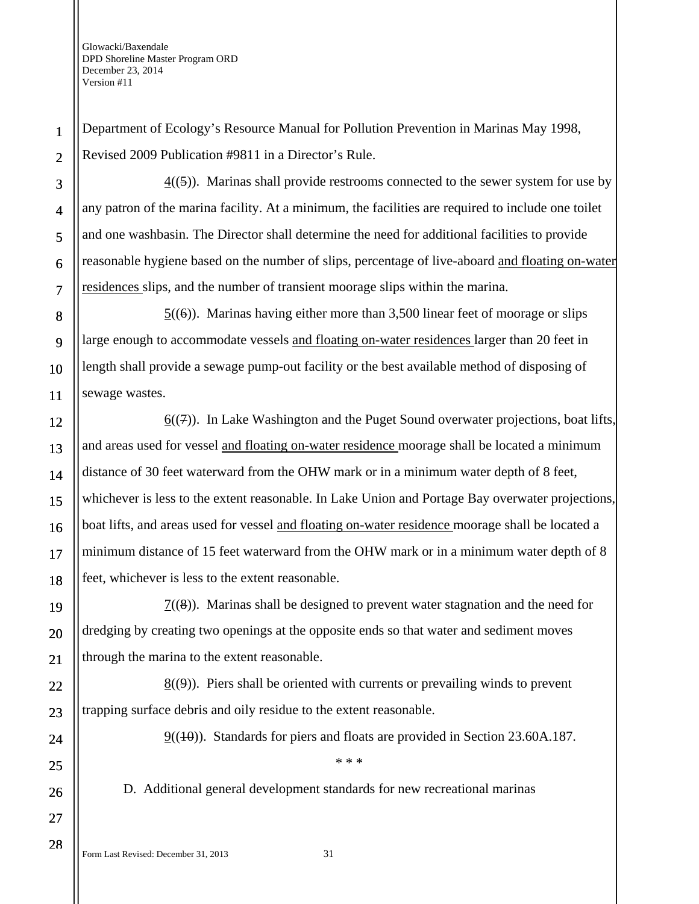Department of Ecology's Resource Manual for Pollution Prevention in Marinas May 1998, Revised 2009 Publication #9811 in a Director's Rule.

4((5)). Marinas shall provide restrooms connected to the sewer system for use by any patron of the marina facility. At a minimum, the facilities are required to include one toilet and one washbasin. The Director shall determine the need for additional facilities to provide reasonable hygiene based on the number of slips, percentage of live-aboard and floating on-water residences slips, and the number of transient moorage slips within the marina.

5((6)). Marinas having either more than 3,500 linear feet of moorage or slips large enough to accommodate vessels and floating on-water residences larger than 20 feet in length shall provide a sewage pump-out facility or the best available method of disposing of sewage wastes.

6((7)). In Lake Washington and the Puget Sound overwater projections, boat lifts, and areas used for vessel and floating on-water residence moorage shall be located a minimum distance of 30 feet waterward from the OHW mark or in a minimum water depth of 8 feet, whichever is less to the extent reasonable. In Lake Union and Portage Bay overwater projections, boat lifts, and areas used for vessel and floating on-water residence moorage shall be located a minimum distance of 15 feet waterward from the OHW mark or in a minimum water depth of 8 feet, whichever is less to the extent reasonable.

7((8)). Marinas shall be designed to prevent water stagnation and the need for dredging by creating two openings at the opposite ends so that water and sediment moves through the marina to the extent reasonable.

8((9)). Piers shall be oriented with currents or prevailing winds to prevent trapping surface debris and oily residue to the extent reasonable.

9((10)). Standards for piers and floats are provided in Section 23.60A.187.

\* \* \*

D. Additional general development standards for new recreational marinas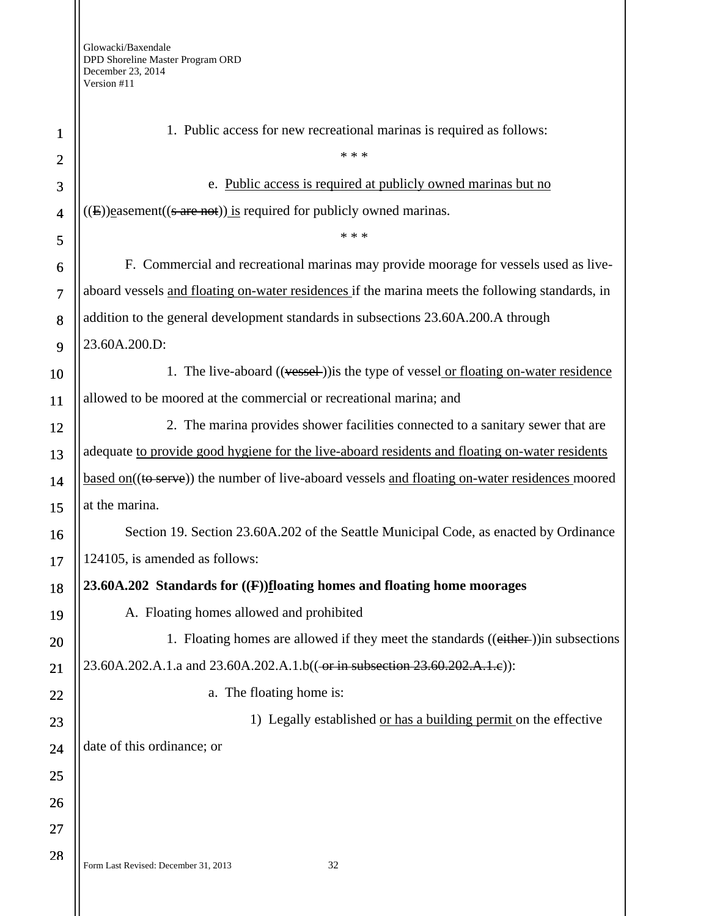1. Public access for new recreational marinas is required as follows:

\* \* \*

e. Public access is required at publicly owned marinas but no ((E))easement((s are not)) is required for publicly owned marinas.

\* \* \*

F. Commercial and recreational marinas may provide moorage for vessels used as live-aboard vessels and floating on-water residences if the marina meets the following standards, in addition to the general development standards in subsections 23.60A.200.A through 23.60A.200.D:

1. The live-aboard ((vessel ))is the type of vessel or floating on-water residence allowed to be moored at the commercial or recreational marina; and

2. The marina provides shower facilities connected to a sanitary sewer that are adequate to provide good hygiene for the live-aboard residents and floating on-water residents based on((to serve)) the number of live-aboard vessels and floating on-water residences moored at the marina.

Section 19. Section 23.60A.202 of the Seattle Municipal Code, as enacted by Ordinance 124105, is amended as follows:

**23.60A.202 Standards for ((F))floating homes and floating home moorages**

A. Floating homes allowed and prohibited

1. Floating homes are allowed if they meet the standards ((either ))in subsections 23.60A.202.A.1.a and 23.60A.202.A.1.b(( or in subsection 23.60.202.A.1.c)):

a. The floating home is:

1) Legally established or has a building permit on the effective date of this ordinance; or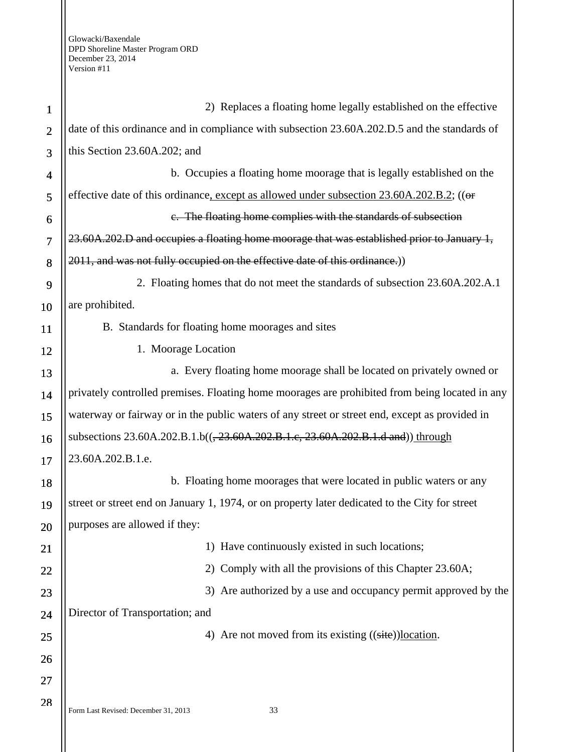2) Replaces a floating home legally established on the effective date of this ordinance and in compliance with subsection 23.60A.202.D.5 and the standards of this Section 23.60A.202; and

b. Occupies a floating home moorage that is legally established on the effective date of this ordinance, except as allowed under subsection 23.60A.202.B.2; ((~~or~~

~~c. The floating home complies with the standards of subsection 23.60A.202.D and occupies a floating home moorage that was established prior to January 1, 2011, and was not fully occupied on the effective date of this ordinance.~~))

2. Floating homes that do not meet the standards of subsection 23.60A.202.A.1 are prohibited.

B. Standards for floating home moorages and sites

1. Moorage Location

a. Every floating home moorage shall be located on privately owned or privately controlled premises. Floating home moorages are prohibited from being located in any waterway or fairway or in the public waters of any street or street end, except as provided in subsections 23.60A.202.B.1.b((~~, 23.60A.202.B.1.c, 23.60A.202.B.1.d and~~)) through 23.60A.202.B.1.e.

b. Floating home moorages that were located in public waters or any street or street end on January 1, 1974, or on property later dedicated to the City for street purposes are allowed if they:

1) Have continuously existed in such locations;

2) Comply with all the provisions of this Chapter 23.60A;

3) Are authorized by a use and occupancy permit approved by the Director of Transportation; and

4) Are not moved from its existing ((~~site~~))location.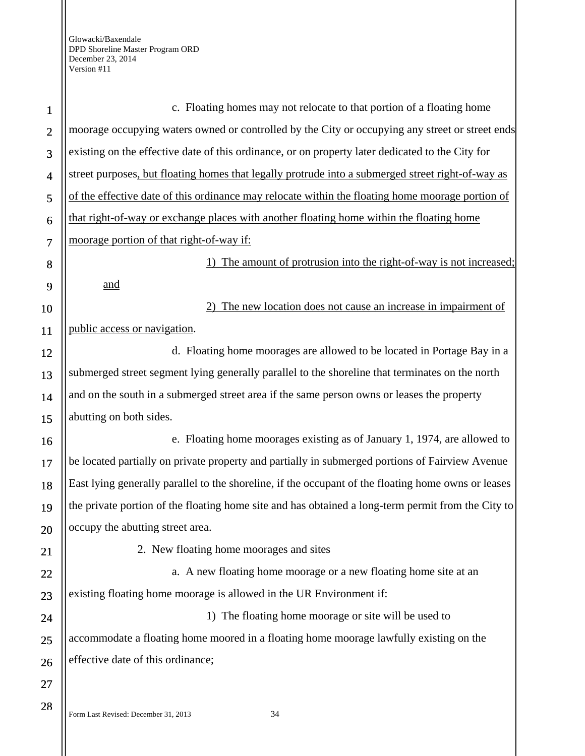c. Floating homes may not relocate to that portion of a floating home moorage occupying waters owned or controlled by the City or occupying any street or street ends existing on the effective date of this ordinance, or on property later dedicated to the City for street purposes<u>, but floating homes that legally protrude into a submerged street right-of-way as of the effective date of this ordinance may relocate within the floating home moorage portion of that right-of-way or exchange places with another floating home within the floating home moorage portion of that right-of-way if:</u>

<u>1) The amount of protrusion into the right-of-way is not increased; and</u>

<u>2) The new location does not cause an increase in impairment of public access or navigation</u>.

d. Floating home moorages are allowed to be located in Portage Bay in a submerged street segment lying generally parallel to the shoreline that terminates on the north and on the south in a submerged street area if the same person owns or leases the property abutting on both sides.

e. Floating home moorages existing as of January 1, 1974, are allowed to be located partially on private property and partially in submerged portions of Fairview Avenue East lying generally parallel to the shoreline, if the occupant of the floating home owns or leases the private portion of the floating home site and has obtained a long-term permit from the City to occupy the abutting street area.

2. New floating home moorages and sites

a. A new floating home moorage or a new floating home site at an existing floating home moorage is allowed in the UR Environment if:

1) The floating home moorage or site will be used to accommodate a floating home moored in a floating home moorage lawfully existing on the effective date of this ordinance;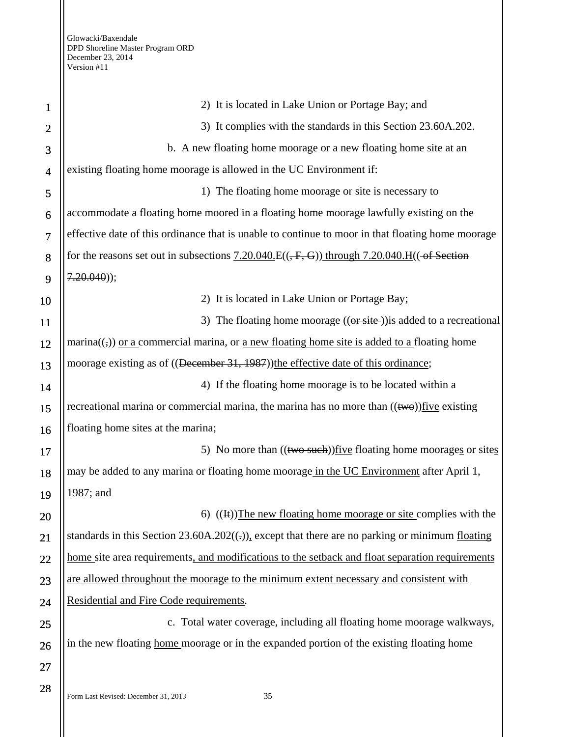2) It is located in Lake Union or Portage Bay; and

3) It complies with the standards in this Section 23.60A.202.

b. A new floating home moorage or a new floating home site at an existing floating home moorage is allowed in the UC Environment if:

1) The floating home moorage or site is necessary to accommodate a floating home moored in a floating home moorage lawfully existing on the effective date of this ordinance that is unable to continue to moor in that floating home moorage for the reasons set out in subsections 7.20.040.E((, F, G)) through 7.20.040.H(( of Section 7.20.040));

2) It is located in Lake Union or Portage Bay;

3) The floating home moorage ((or site ))is added to a recreational marina((,)) or a commercial marina, or a new floating home site is added to a floating home moorage existing as of ((December 31, 1987))the effective date of this ordinance;

4) If the floating home moorage is to be located within a recreational marina or commercial marina, the marina has no more than ((two))five existing floating home sites at the marina;

5) No more than ((two such))five floating home moorages or sites may be added to any marina or floating home moorage in the UC Environment after April 1, 1987; and

6) ((It))The new floating home moorage or site complies with the standards in this Section 23.60A.202((.)), except that there are no parking or minimum floating home site area requirements, and modifications to the setback and float separation requirements are allowed throughout the moorage to the minimum extent necessary and consistent with Residential and Fire Code requirements.

c. Total water coverage, including all floating home moorage walkways, in the new floating home moorage or in the expanded portion of the existing floating home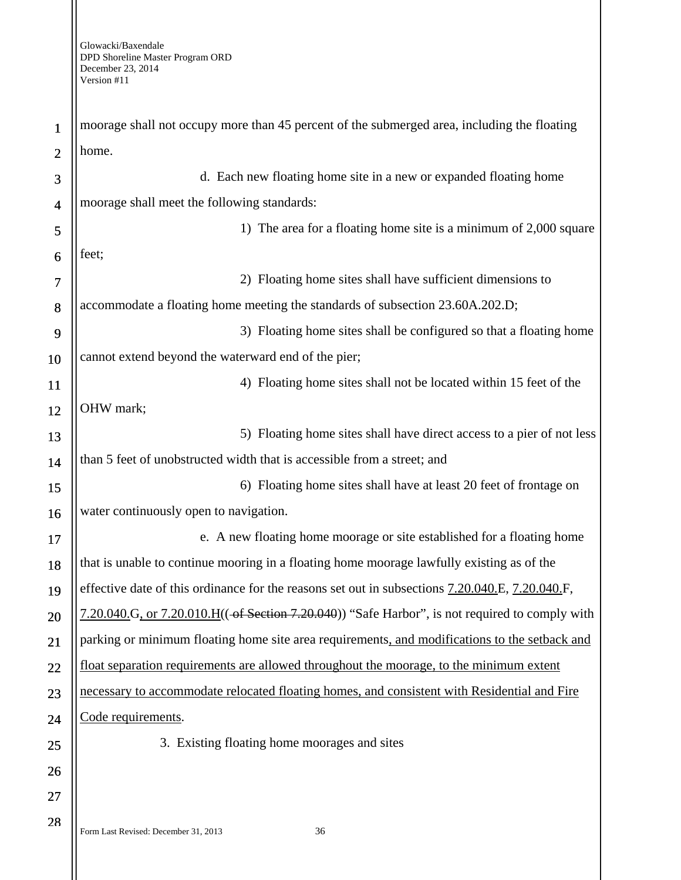moorage shall not occupy more than 45 percent of the submerged area, including the floating home.

d. Each new floating home site in a new or expanded floating home moorage shall meet the following standards:

1) The area for a floating home site is a minimum of 2,000 square feet;

2) Floating home sites shall have sufficient dimensions to accommodate a floating home meeting the standards of subsection 23.60A.202.D;

3) Floating home sites shall be configured so that a floating home cannot extend beyond the waterward end of the pier;

4) Floating home sites shall not be located within 15 feet of the OHW mark;

5) Floating home sites shall have direct access to a pier of not less than 5 feet of unobstructed width that is accessible from a street; and

6) Floating home sites shall have at least 20 feet of frontage on water continuously open to navigation.

e. A new floating home moorage or site established for a floating home that is unable to continue mooring in a floating home moorage lawfully existing as of the effective date of this ordinance for the reasons set out in subsections <u>7.20.040.</u>E, <u>7.20.040.</u>F, <u>7.20.040.</u>G<u>, or 7.20.010.H</u>(( ~~of Section 7.20.040~~)) "Safe Harbor", is not required to comply with parking or minimum floating home site area requirements<u>, and modifications to the setback and float separation requirements are allowed throughout the moorage, to the minimum extent necessary to accommodate relocated floating homes, and consistent with Residential and Fire Code requirements</u>.

3. Existing floating home moorages and sites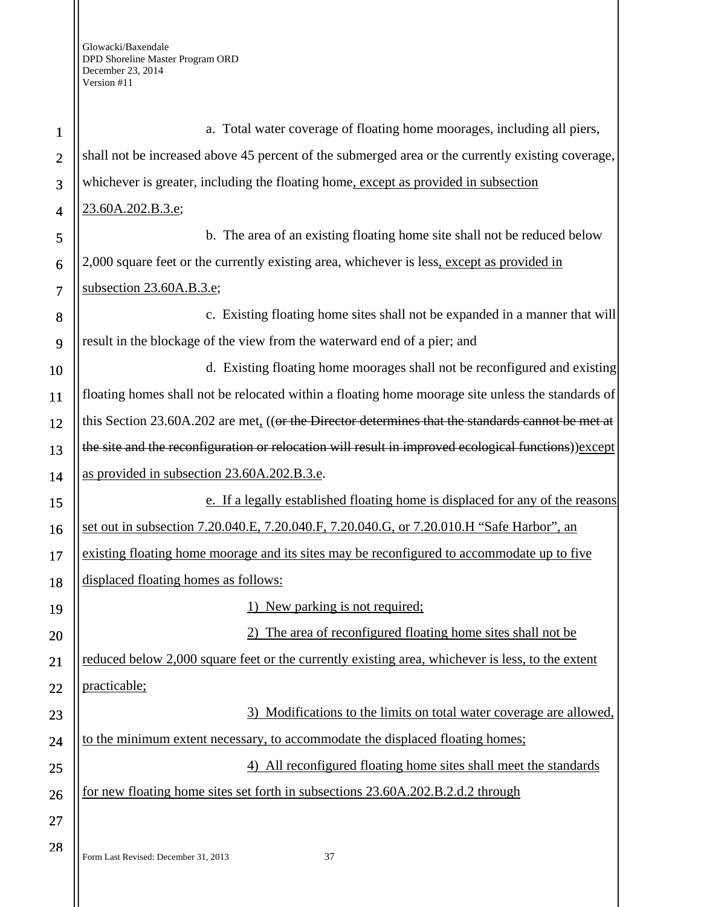a. Total water coverage of floating home moorages, including all piers, shall not be increased above 45 percent of the submerged area or the currently existing coverage, whichever is greater, including the floating home<u>, except as provided in subsection 23.60A.202.B.3.e</u>;

b. The area of an existing floating home site shall not be reduced below 2,000 square feet or the currently existing area, whichever is less<u>, except as provided in subsection 23.60A.B.3.e</u>;

c. Existing floating home sites shall not be expanded in a manner that will result in the blockage of the view from the waterward end of a pier; and

d. Existing floating home moorages shall not be reconfigured and existing floating homes shall not be relocated within a floating home moorage site unless the standards of this Section 23.60A.202 are met<u>,</u> ((~~or the Director determines that the standards cannot be met at the site and the reconfiguration or relocation will result in improved ecological functions~~))<u>except as provided in subsection 23.60A.202.B.3.e</u>.

<u>e. If a legally established floating home is displaced for any of the reasons set out in subsection 7.20.040.E, 7.20.040.F, 7.20.040.G, or 7.20.010.H "Safe Harbor", an existing floating home moorage and its sites may be reconfigured to accommodate up to five displaced floating homes as follows:</u>

<u>1) New parking is not required;</u>

<u>2) The area of reconfigured floating home sites shall not be reduced below 2,000 square feet or the currently existing area, whichever is less, to the extent practicable;</u>

<u>3) Modifications to the limits on total water coverage are allowed, to the minimum extent necessary, to accommodate the displaced floating homes;</u>

<u>4) All reconfigured floating home sites shall meet the standards for new floating home sites set forth in subsections 23.60A.202.B.2.d.2 through</u>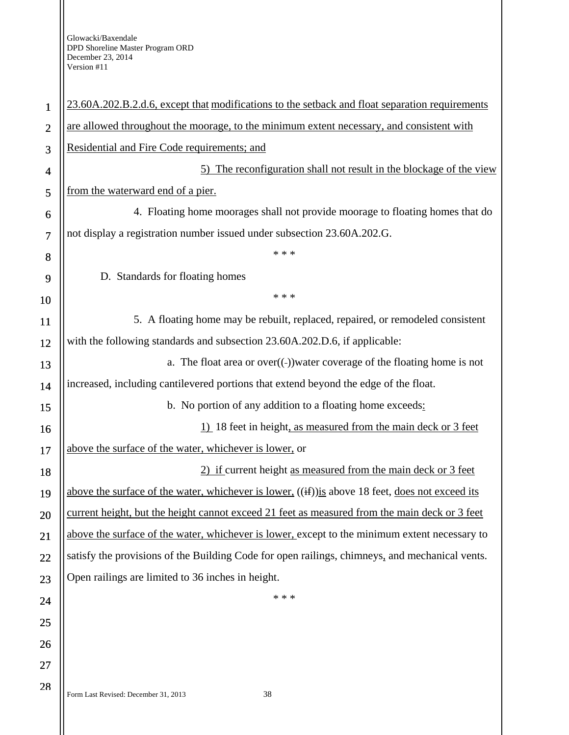23.60A.202.B.2.d.6, except that modifications to the setback and float separation requirements are allowed throughout the moorage, to the minimum extent necessary, and consistent with Residential and Fire Code requirements; and

5) The reconfiguration shall not result in the blockage of the view from the waterward end of a pier.

4. Floating home moorages shall not provide moorage to floating homes that do not display a registration number issued under subsection 23.60A.202.G.

* * *

D. Standards for floating homes

* * *

5. A floating home may be rebuilt, replaced, repaired, or remodeled consistent with the following standards and subsection 23.60A.202.D.6, if applicable:

a. The float area or over((-))water coverage of the floating home is not increased, including cantilevered portions that extend beyond the edge of the float.

b. No portion of any addition to a floating home exceeds:

1) 18 feet in height, as measured from the main deck or 3 feet above the surface of the water, whichever is lower, or

2) if current height as measured from the main deck or 3 feet above the surface of the water, whichever is lower, ((if))is above 18 feet, does not exceed its current height, but the height cannot exceed 21 feet as measured from the main deck or 3 feet above the surface of the water, whichever is lower, except to the minimum extent necessary to satisfy the provisions of the Building Code for open railings, chimneys, and mechanical vents. Open railings are limited to 36 inches in height.

* * *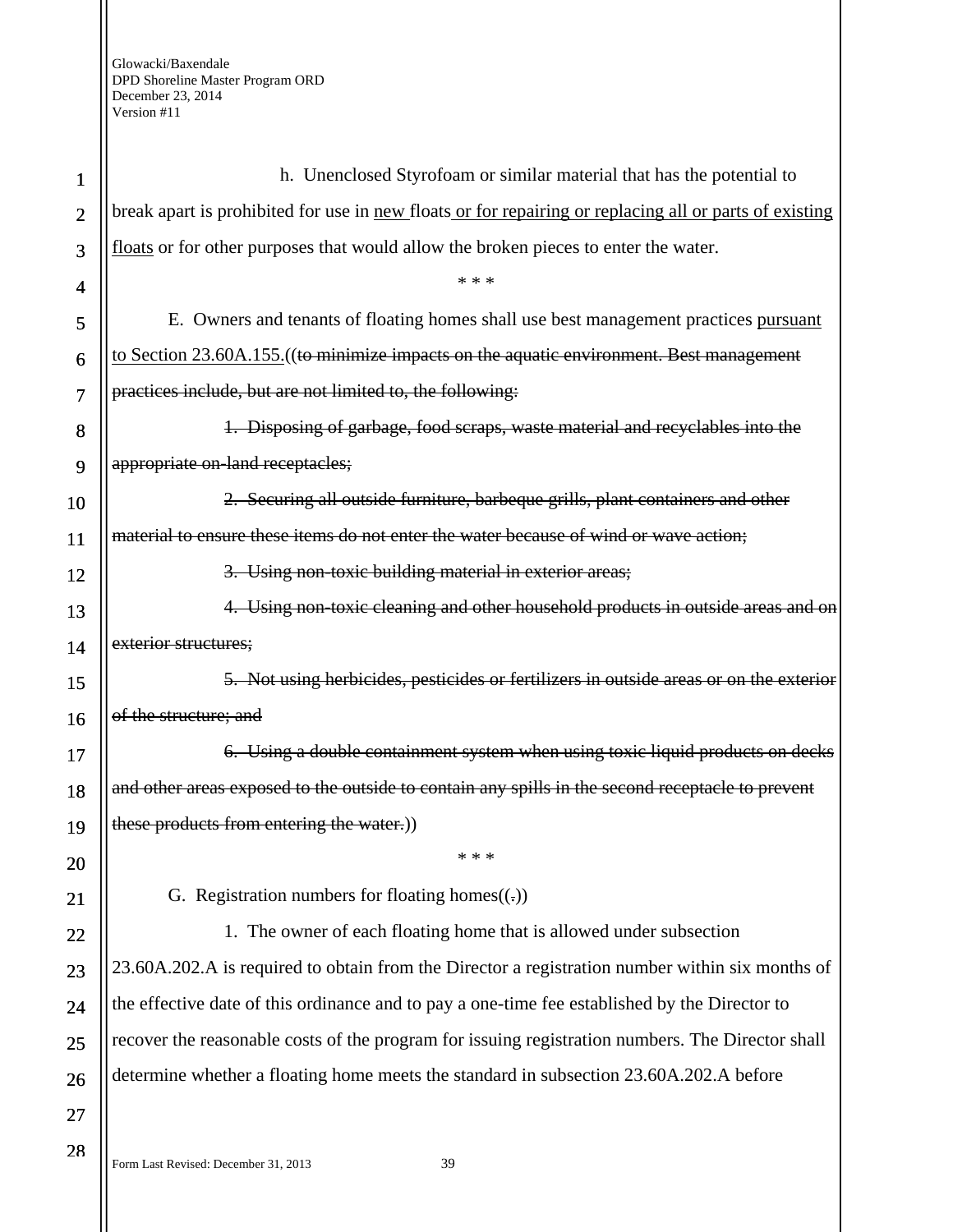h. Unenclosed Styrofoam or similar material that has the potential to break apart is prohibited for use in <u>new</u> floats <u>or for repairing or replacing all or parts of existing floats</u> or for other purposes that would allow the broken pieces to enter the water.

\* \* \*

E. Owners and tenants of floating homes shall use best management practices <u>pursuant to Section 23.60A.155.</u>((~~to minimize impacts on the aquatic environment. Best management practices include, but are not limited to, the following:~~

~~1. Disposing of garbage, food scraps, waste material and recyclables into the appropriate on-land receptacles;~~

~~2. Securing all outside furniture, barbeque grills, plant containers and other material to ensure these items do not enter the water because of wind or wave action;~~

~~3. Using non-toxic building material in exterior areas;~~

~~4. Using non-toxic cleaning and other household products in outside areas and on exterior structures;~~

~~5. Not using herbicides, pesticides or fertilizers in outside areas or on the exterior of the structure; and~~

~~6. Using a double containment system when using toxic liquid products on decks and other areas exposed to the outside to contain any spills in the second receptacle to prevent these products from entering the water.~~))

\* \* \*

G. Registration numbers for floating homes((~~.~~))

1. The owner of each floating home that is allowed under subsection 23.60A.202.A is required to obtain from the Director a registration number within six months of the effective date of this ordinance and to pay a one-time fee established by the Director to recover the reasonable costs of the program for issuing registration numbers. The Director shall determine whether a floating home meets the standard in subsection 23.60A.202.A before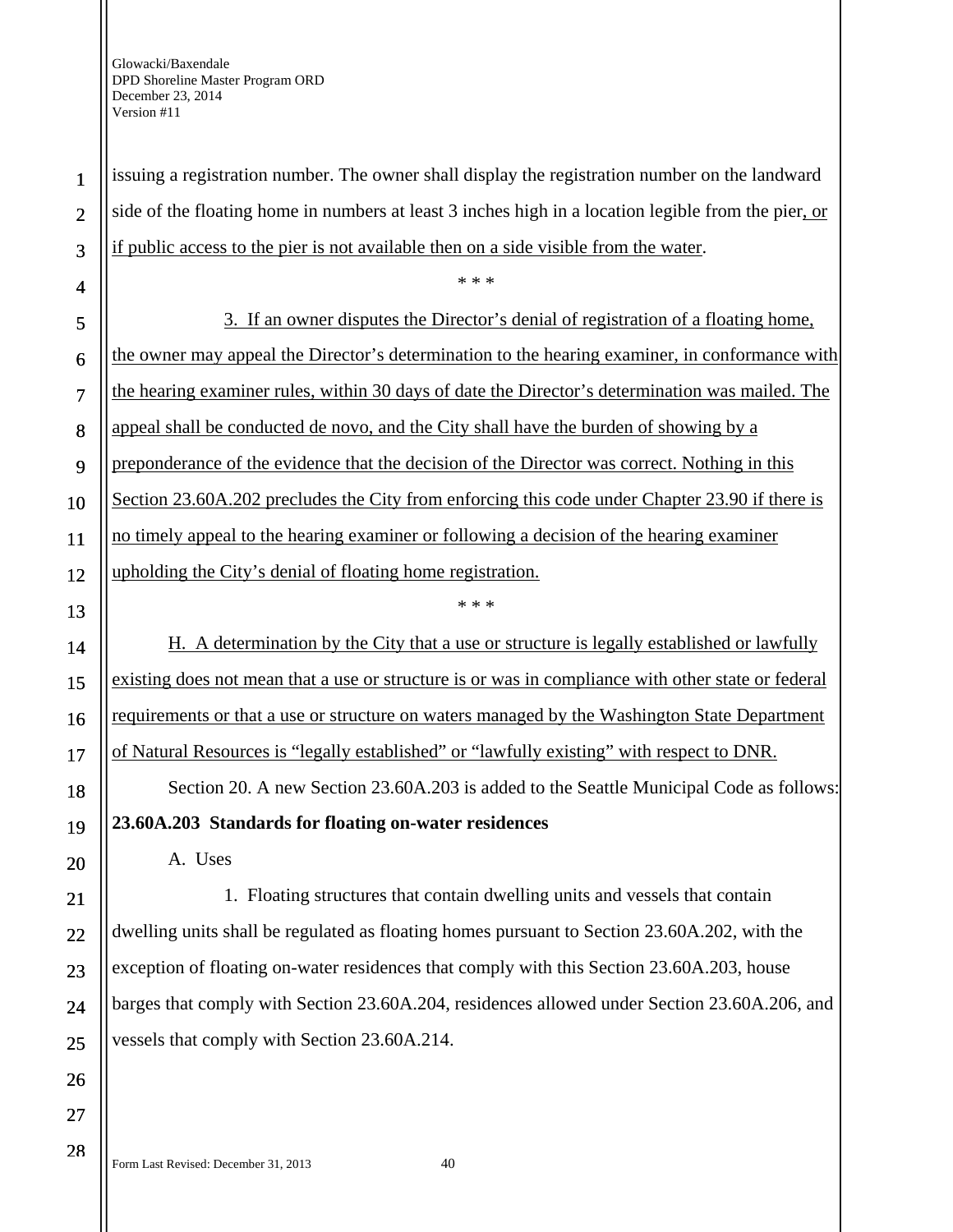issuing a registration number. The owner shall display the registration number on the landward side of the floating home in numbers at least 3 inches high in a location legible from the pier, or if public access to the pier is not available then on a side visible from the water.

\* \* \*

3. If an owner disputes the Director's denial of registration of a floating home, the owner may appeal the Director's determination to the hearing examiner, in conformance with the hearing examiner rules, within 30 days of date the Director's determination was mailed. The appeal shall be conducted de novo, and the City shall have the burden of showing by a preponderance of the evidence that the decision of the Director was correct. Nothing in this Section 23.60A.202 precludes the City from enforcing this code under Chapter 23.90 if there is no timely appeal to the hearing examiner or following a decision of the hearing examiner upholding the City's denial of floating home registration.

\* \* \*

H. A determination by the City that a use or structure is legally established or lawfully existing does not mean that a use or structure is or was in compliance with other state or federal requirements or that a use or structure on waters managed by the Washington State Department of Natural Resources is "legally established" or "lawfully existing" with respect to DNR.

Section 20. A new Section 23.60A.203 is added to the Seattle Municipal Code as follows:

**23.60A.203 Standards for floating on-water residences**

A. Uses

1. Floating structures that contain dwelling units and vessels that contain dwelling units shall be regulated as floating homes pursuant to Section 23.60A.202, with the exception of floating on-water residences that comply with this Section 23.60A.203, house barges that comply with Section 23.60A.204, residences allowed under Section 23.60A.206, and vessels that comply with Section 23.60A.214.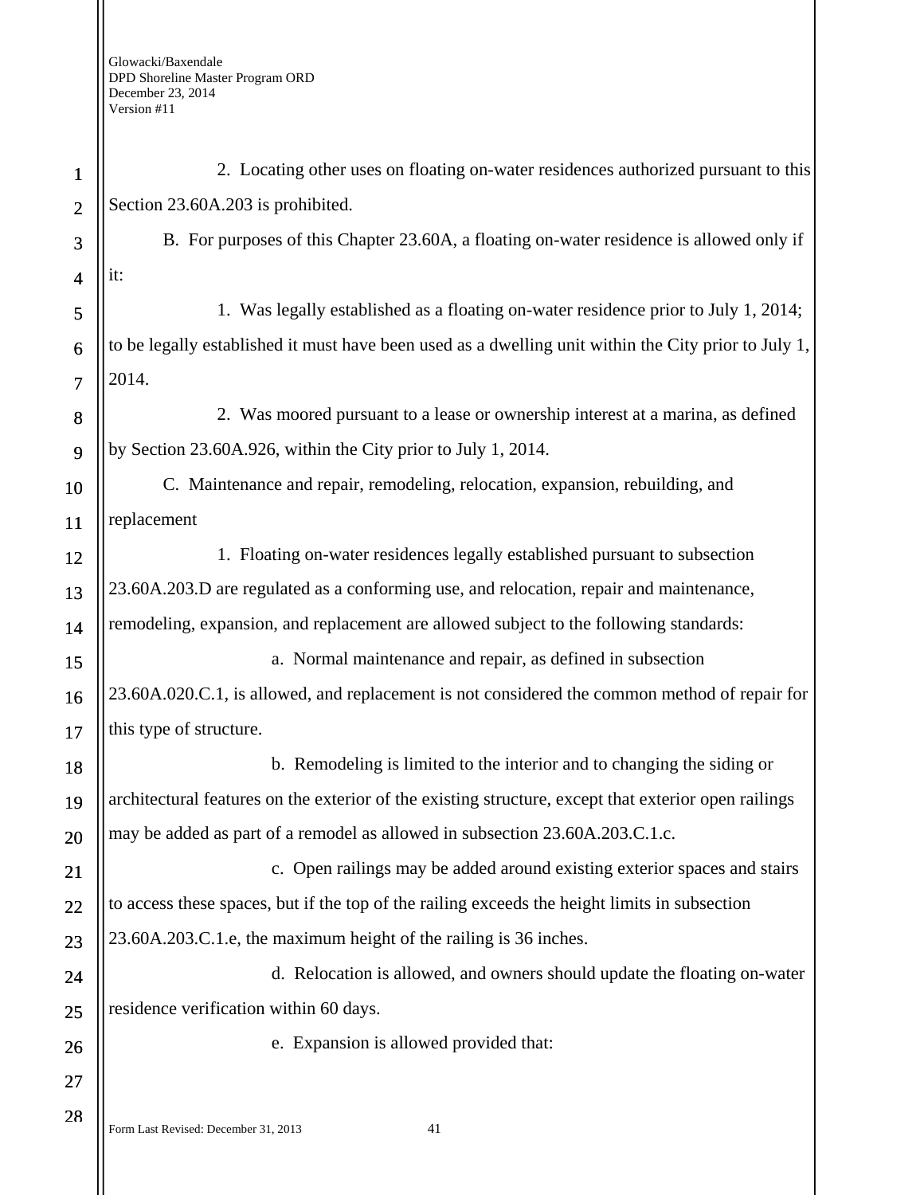2. Locating other uses on floating on-water residences authorized pursuant to this Section 23.60A.203 is prohibited.

B. For purposes of this Chapter 23.60A, a floating on-water residence is allowed only if it:

1. Was legally established as a floating on-water residence prior to July 1, 2014; to be legally established it must have been used as a dwelling unit within the City prior to July 1, 2014.

2. Was moored pursuant to a lease or ownership interest at a marina, as defined by Section 23.60A.926, within the City prior to July 1, 2014.

C. Maintenance and repair, remodeling, relocation, expansion, rebuilding, and replacement

1. Floating on-water residences legally established pursuant to subsection 23.60A.203.D are regulated as a conforming use, and relocation, repair and maintenance, remodeling, expansion, and replacement are allowed subject to the following standards:

a. Normal maintenance and repair, as defined in subsection 23.60A.020.C.1, is allowed, and replacement is not considered the common method of repair for this type of structure.

b. Remodeling is limited to the interior and to changing the siding or architectural features on the exterior of the existing structure, except that exterior open railings may be added as part of a remodel as allowed in subsection 23.60A.203.C.1.c.

c. Open railings may be added around existing exterior spaces and stairs to access these spaces, but if the top of the railing exceeds the height limits in subsection 23.60A.203.C.1.e, the maximum height of the railing is 36 inches.

d. Relocation is allowed, and owners should update the floating on-water residence verification within 60 days.

e. Expansion is allowed provided that: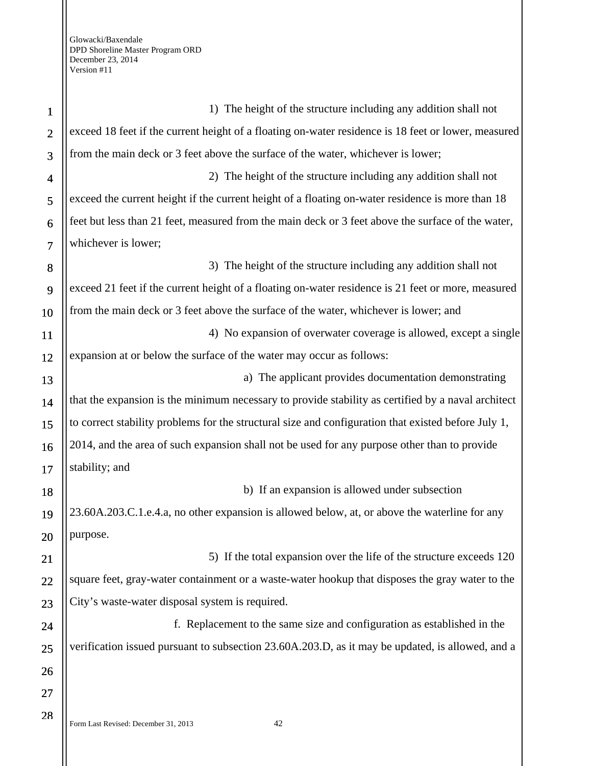1) The height of the structure including any addition shall not exceed 18 feet if the current height of a floating on-water residence is 18 feet or lower, measured from the main deck or 3 feet above the surface of the water, whichever is lower;

2) The height of the structure including any addition shall not exceed the current height if the current height of a floating on-water residence is more than 18 feet but less than 21 feet, measured from the main deck or 3 feet above the surface of the water, whichever is lower;

3) The height of the structure including any addition shall not exceed 21 feet if the current height of a floating on-water residence is 21 feet or more, measured from the main deck or 3 feet above the surface of the water, whichever is lower; and

4) No expansion of overwater coverage is allowed, except a single expansion at or below the surface of the water may occur as follows:

a) The applicant provides documentation demonstrating that the expansion is the minimum necessary to provide stability as certified by a naval architect to correct stability problems for the structural size and configuration that existed before July 1, 2014, and the area of such expansion shall not be used for any purpose other than to provide stability; and

b) If an expansion is allowed under subsection 23.60A.203.C.1.e.4.a, no other expansion is allowed below, at, or above the waterline for any purpose.

5) If the total expansion over the life of the structure exceeds 120 square feet, gray-water containment or a waste-water hookup that disposes the gray water to the City's waste-water disposal system is required.

f. Replacement to the same size and configuration as established in the verification issued pursuant to subsection 23.60A.203.D, as it may be updated, is allowed, and a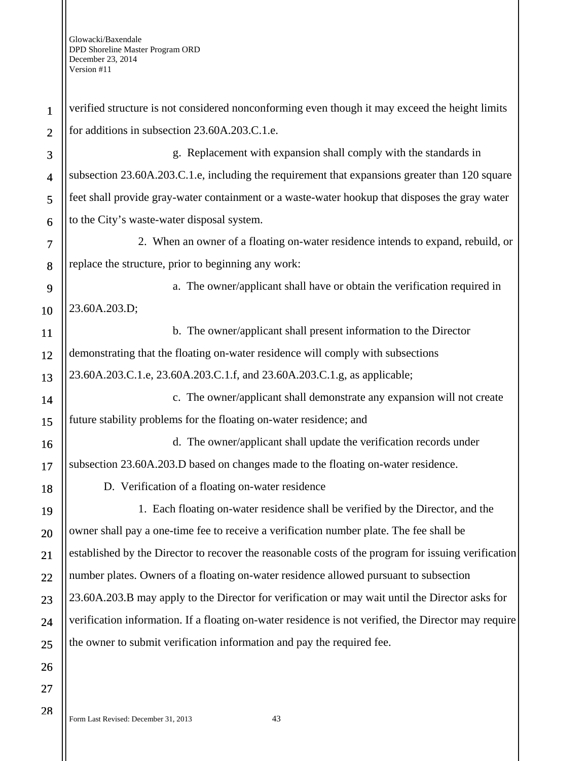verified structure is not considered nonconforming even though it may exceed the height limits for additions in subsection 23.60A.203.C.1.e.

g. Replacement with expansion shall comply with the standards in subsection 23.60A.203.C.1.e, including the requirement that expansions greater than 120 square feet shall provide gray-water containment or a waste-water hookup that disposes the gray water to the City's waste-water disposal system.

2. When an owner of a floating on-water residence intends to expand, rebuild, or replace the structure, prior to beginning any work:

a. The owner/applicant shall have or obtain the verification required in 23.60A.203.D;

b. The owner/applicant shall present information to the Director demonstrating that the floating on-water residence will comply with subsections 23.60A.203.C.1.e, 23.60A.203.C.1.f, and 23.60A.203.C.1.g, as applicable;

c. The owner/applicant shall demonstrate any expansion will not create future stability problems for the floating on-water residence; and

d. The owner/applicant shall update the verification records under subsection 23.60A.203.D based on changes made to the floating on-water residence.

D. Verification of a floating on-water residence

1. Each floating on-water residence shall be verified by the Director, and the owner shall pay a one-time fee to receive a verification number plate. The fee shall be established by the Director to recover the reasonable costs of the program for issuing verification number plates. Owners of a floating on-water residence allowed pursuant to subsection 23.60A.203.B may apply to the Director for verification or may wait until the Director asks for verification information. If a floating on-water residence is not verified, the Director may require the owner to submit verification information and pay the required fee.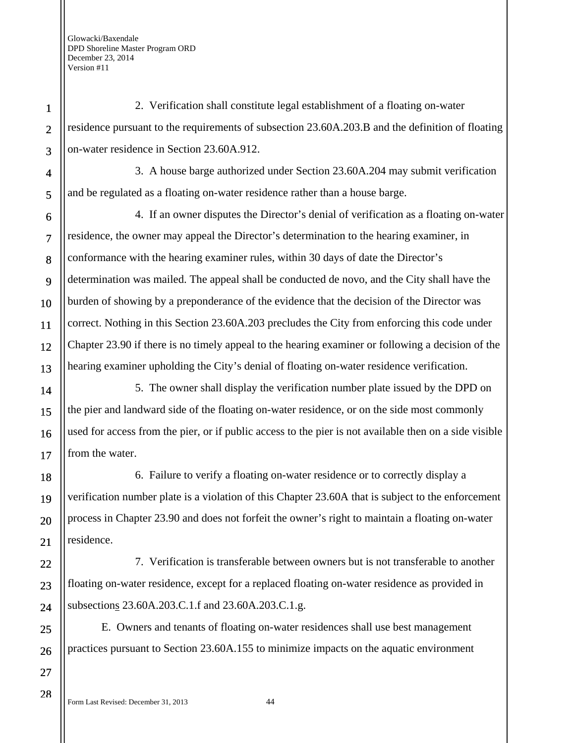2. Verification shall constitute legal establishment of a floating on-water residence pursuant to the requirements of subsection 23.60A.203.B and the definition of floating on-water residence in Section 23.60A.912.

3. A house barge authorized under Section 23.60A.204 may submit verification and be regulated as a floating on-water residence rather than a house barge.

4. If an owner disputes the Director's denial of verification as a floating on-water residence, the owner may appeal the Director's determination to the hearing examiner, in conformance with the hearing examiner rules, within 30 days of date the Director's determination was mailed. The appeal shall be conducted de novo, and the City shall have the burden of showing by a preponderance of the evidence that the decision of the Director was correct. Nothing in this Section 23.60A.203 precludes the City from enforcing this code under Chapter 23.90 if there is no timely appeal to the hearing examiner or following a decision of the hearing examiner upholding the City's denial of floating on-water residence verification.

5. The owner shall display the verification number plate issued by the DPD on the pier and landward side of the floating on-water residence, or on the side most commonly used for access from the pier, or if public access to the pier is not available then on a side visible from the water.

6. Failure to verify a floating on-water residence or to correctly display a verification number plate is a violation of this Chapter 23.60A that is subject to the enforcement process in Chapter 23.90 and does not forfeit the owner's right to maintain a floating on-water residence.

7. Verification is transferable between owners but is not transferable to another floating on-water residence, except for a replaced floating on-water residence as provided in subsections 23.60A.203.C.1.f and 23.60A.203.C.1.g.

E. Owners and tenants of floating on-water residences shall use best management practices pursuant to Section 23.60A.155 to minimize impacts on the aquatic environment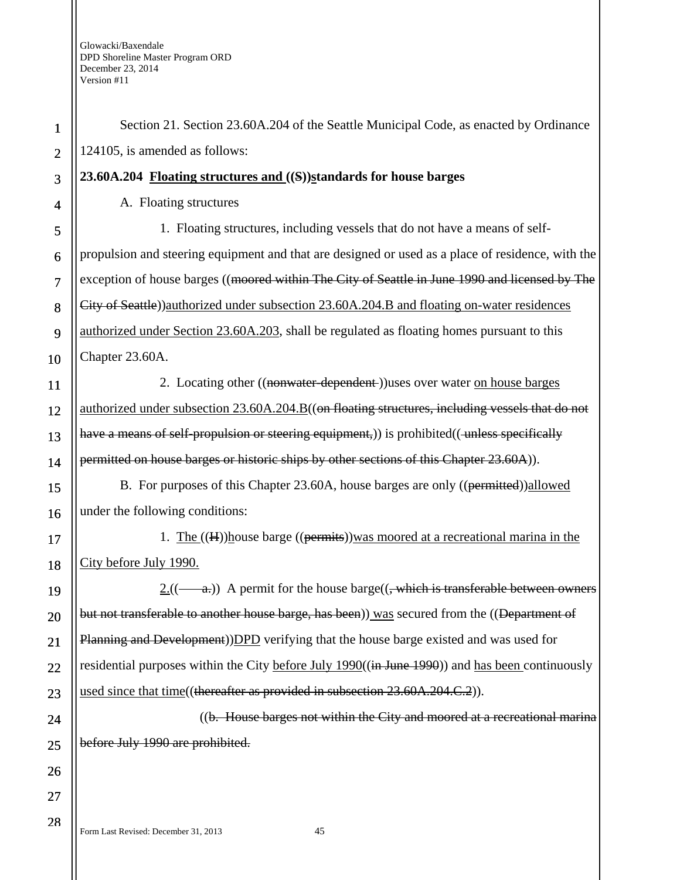Section 21. Section 23.60A.204 of the Seattle Municipal Code, as enacted by Ordinance 124105, is amended as follows:

**23.60A.204 Floating structures and ((S))standards for house barges**

A. Floating structures

1. Floating structures, including vessels that do not have a means of self-propulsion and steering equipment and that are designed or used as a place of residence, with the exception of house barges ((moored within The City of Seattle in June 1990 and licensed by The City of Seattle))authorized under subsection 23.60A.204.B and floating on-water residences authorized under Section 23.60A.203, shall be regulated as floating homes pursuant to this Chapter 23.60A.

2. Locating other ((nonwater-dependent ))uses over water on house barges authorized under subsection 23.60A.204.B((on floating structures, including vessels that do not have a means of self-propulsion or steering equipment,)) is prohibited(( unless specifically permitted on house barges or historic ships by other sections of this Chapter 23.60A)).

B. For purposes of this Chapter 23.60A, house barges are only ((permitted))allowed under the following conditions:

1. The ((H))house barge ((permits))was moored at a recreational marina in the City before July 1990.

2.((      a.)) A permit for the house barge((, which is transferable between owners but not transferable to another house barge, has been)) was secured from the ((Department of Planning and Development))DPD verifying that the house barge existed and was used for residential purposes within the City before July 1990((in June 1990)) and has been continuously used since that time((thereafter as provided in subsection 23.60A.204.C.2)).

((b. House barges not within the City and moored at a recreational marina before July 1990 are prohibited.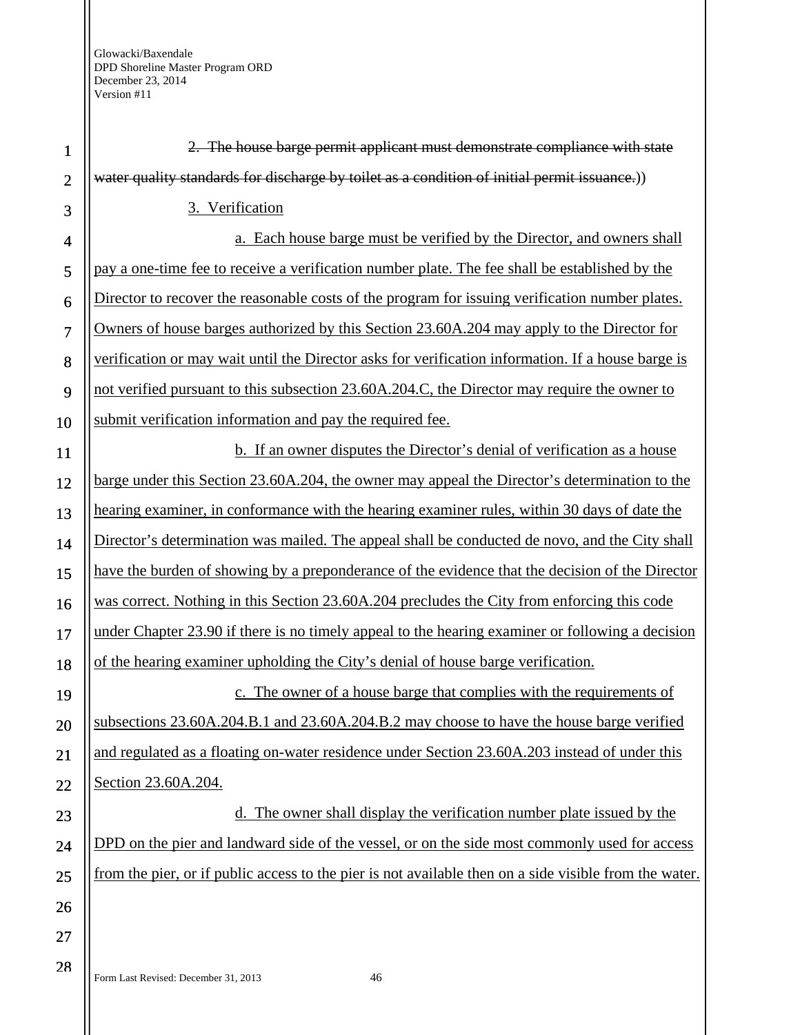~~2. The house barge permit applicant must demonstrate compliance with state water quality standards for discharge by toilet as a condition of initial permit issuance.~~))

<u>3. Verification</u>

<u>a. Each house barge must be verified by the Director, and owners shall pay a one-time fee to receive a verification number plate. The fee shall be established by the Director to recover the reasonable costs of the program for issuing verification number plates. Owners of house barges authorized by this Section 23.60A.204 may apply to the Director for verification or may wait until the Director asks for verification information. If a house barge is not verified pursuant to this subsection 23.60A.204.C, the Director may require the owner to submit verification information and pay the required fee.</u>

<u>b. If an owner disputes the Director's denial of verification as a house barge under this Section 23.60A.204, the owner may appeal the Director's determination to the hearing examiner, in conformance with the hearing examiner rules, within 30 days of date the Director's determination was mailed. The appeal shall be conducted de novo, and the City shall have the burden of showing by a preponderance of the evidence that the decision of the Director was correct. Nothing in this Section 23.60A.204 precludes the City from enforcing this code under Chapter 23.90 if there is no timely appeal to the hearing examiner or following a decision of the hearing examiner upholding the City's denial of house barge verification.</u>

<u>c. The owner of a house barge that complies with the requirements of subsections 23.60A.204.B.1 and 23.60A.204.B.2 may choose to have the house barge verified and regulated as a floating on-water residence under Section 23.60A.203 instead of under this Section 23.60A.204.</u>

<u>d. The owner shall display the verification number plate issued by the DPD on the pier and landward side of the vessel, or on the side most commonly used for access from the pier, or if public access to the pier is not available then on a side visible from the water.</u>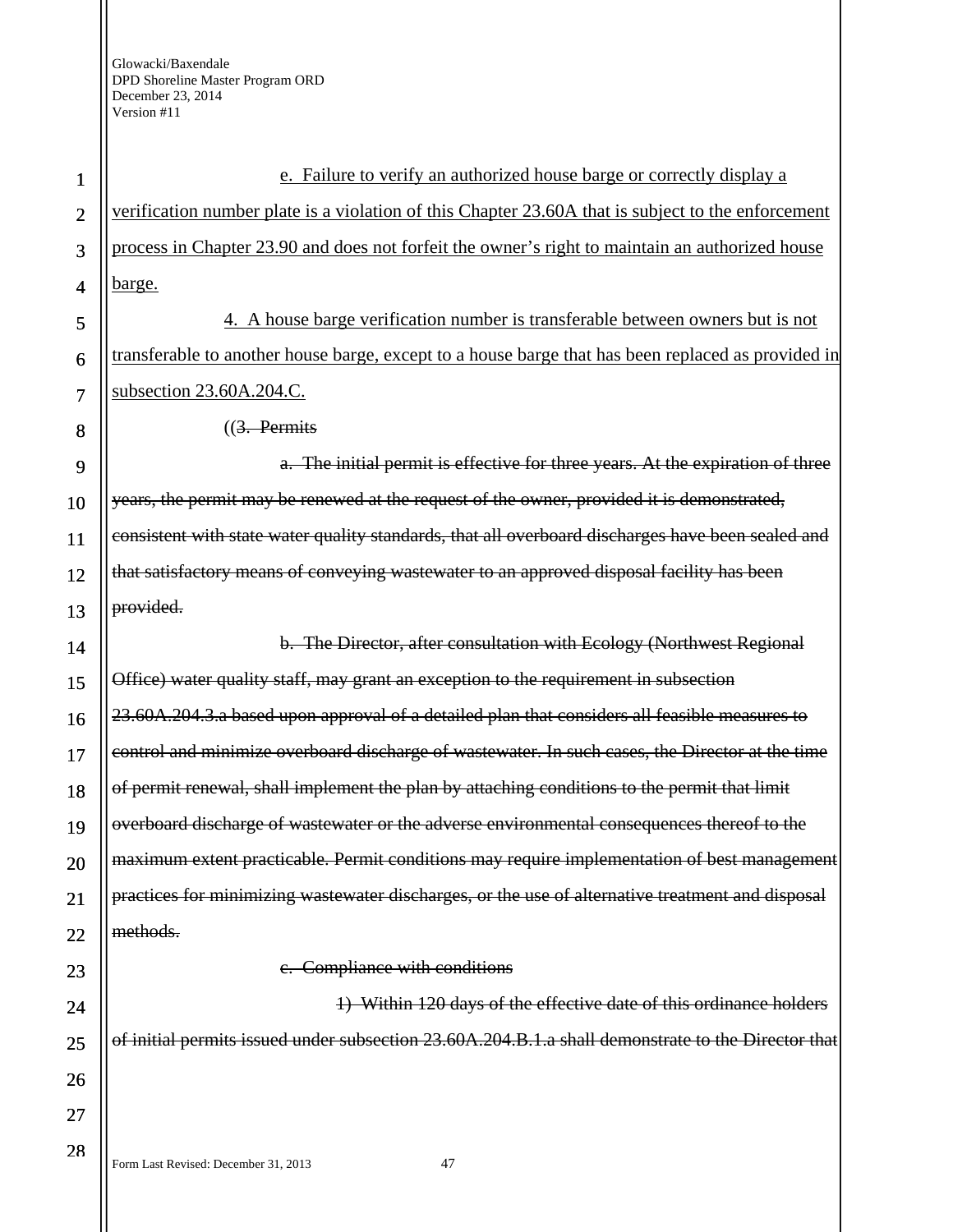e. Failure to verify an authorized house barge or correctly display a verification number plate is a violation of this Chapter 23.60A that is subject to the enforcement process in Chapter 23.90 and does not forfeit the owner's right to maintain an authorized house barge.

4. A house barge verification number is transferable between owners but is not transferable to another house barge, except to a house barge that has been replaced as provided in subsection 23.60A.204.C.

((~~3. Permits~~

~~a. The initial permit is effective for three years. At the expiration of three years, the permit may be renewed at the request of the owner, provided it is demonstrated, consistent with state water quality standards, that all overboard discharges have been sealed and that satisfactory means of conveying wastewater to an approved disposal facility has been provided.~~

~~b. The Director, after consultation with Ecology (Northwest Regional Office) water quality staff, may grant an exception to the requirement in subsection 23.60A.204.3.a based upon approval of a detailed plan that considers all feasible measures to control and minimize overboard discharge of wastewater. In such cases, the Director at the time of permit renewal, shall implement the plan by attaching conditions to the permit that limit overboard discharge of wastewater or the adverse environmental consequences thereof to the maximum extent practicable. Permit conditions may require implementation of best management practices for minimizing wastewater discharges, or the use of alternative treatment and disposal methods.~~

~~c. Compliance with conditions~~

~~1) Within 120 days of the effective date of this ordinance holders of initial permits issued under subsection 23.60A.204.B.1.a shall demonstrate to the Director that~~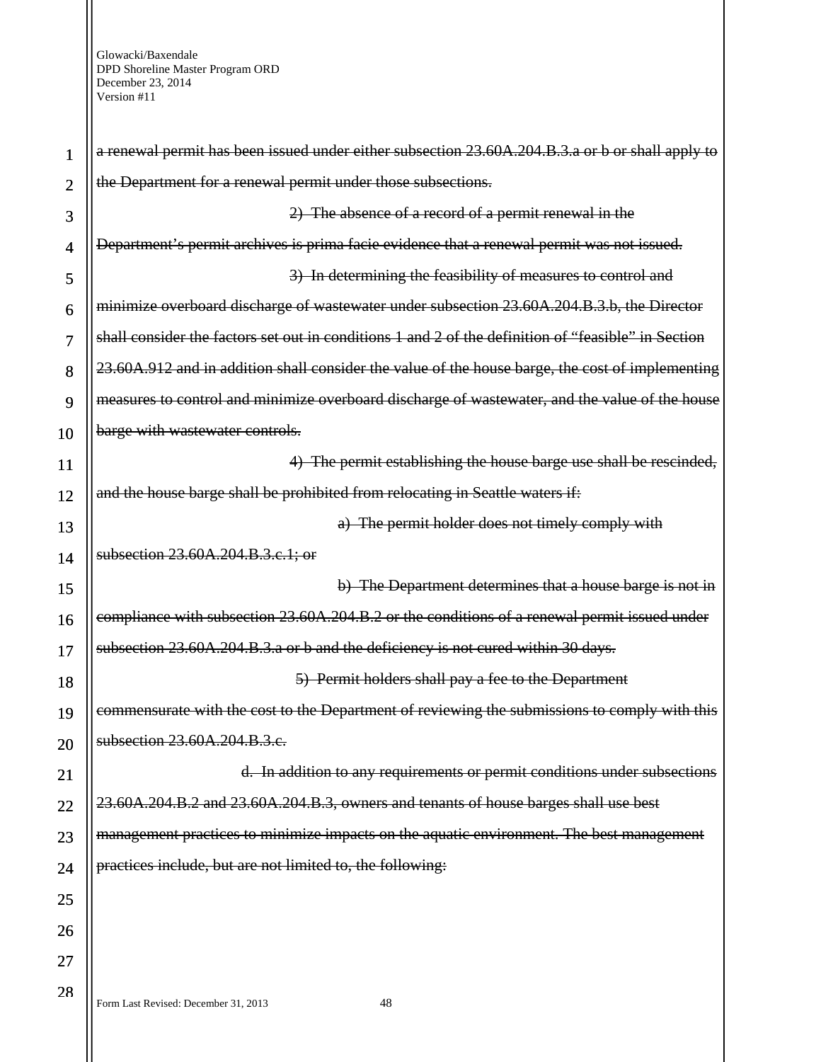~~a renewal permit has been issued under either subsection 23.60A.204.B.3.a or b or shall apply to the Department for a renewal permit under those subsections.~~

~~2) The absence of a record of a permit renewal in the Department's permit archives is prima facie evidence that a renewal permit was not issued.~~

~~3) In determining the feasibility of measures to control and minimize overboard discharge of wastewater under subsection 23.60A.204.B.3.b, the Director shall consider the factors set out in conditions 1 and 2 of the definition of "feasible" in Section 23.60A.912 and in addition shall consider the value of the house barge, the cost of implementing measures to control and minimize overboard discharge of wastewater, and the value of the house barge with wastewater controls.~~

~~4) The permit establishing the house barge use shall be rescinded, and the house barge shall be prohibited from relocating in Seattle waters if:~~

~~a) The permit holder does not timely comply with subsection 23.60A.204.B.3.c.1; or~~

~~b) The Department determines that a house barge is not in compliance with subsection 23.60A.204.B.2 or the conditions of a renewal permit issued under subsection 23.60A.204.B.3.a or b and the deficiency is not cured within 30 days.~~

~~5) Permit holders shall pay a fee to the Department commensurate with the cost to the Department of reviewing the submissions to comply with this subsection 23.60A.204.B.3.c.~~

~~d. In addition to any requirements or permit conditions under subsections 23.60A.204.B.2 and 23.60A.204.B.3, owners and tenants of house barges shall use best management practices to minimize impacts on the aquatic environment. The best management practices include, but are not limited to, the following:~~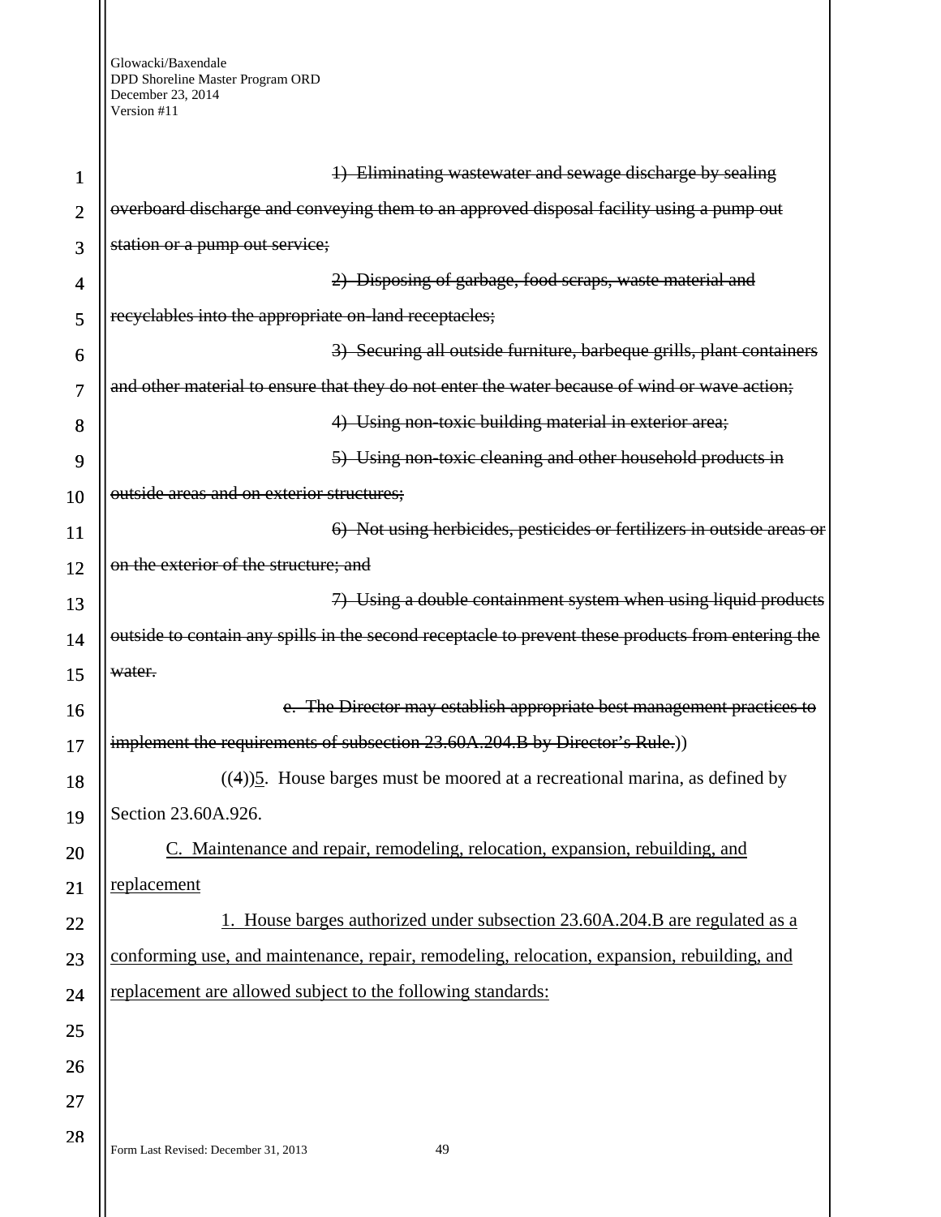~~1) Eliminating wastewater and sewage discharge by sealing overboard discharge and conveying them to an approved disposal facility using a pump out station or a pump out service;~~

~~2) Disposing of garbage, food scraps, waste material and recyclables into the appropriate on-land receptacles;~~

~~3) Securing all outside furniture, barbeque grills, plant containers and other material to ensure that they do not enter the water because of wind or wave action;~~

~~4) Using non-toxic building material in exterior area;~~

~~5) Using non-toxic cleaning and other household products in outside areas and on exterior structures;~~

~~6) Not using herbicides, pesticides or fertilizers in outside areas or on the exterior of the structure; and~~

~~7) Using a double containment system when using liquid products outside to contain any spills in the second receptacle to prevent these products from entering the water.~~

~~e. The Director may establish appropriate best management practices to implement the requirements of subsection 23.60A.204.B by Director's Rule.~~))

((4))<u>5</u>. House barges must be moored at a recreational marina, as defined by Section 23.60A.926.

<u>C. Maintenance and repair, remodeling, relocation, expansion, rebuilding, and replacement</u>

<u>1. House barges authorized under subsection 23.60A.204.B are regulated as a conforming use, and maintenance, repair, remodeling, relocation, expansion, rebuilding, and replacement are allowed subject to the following standards:</u>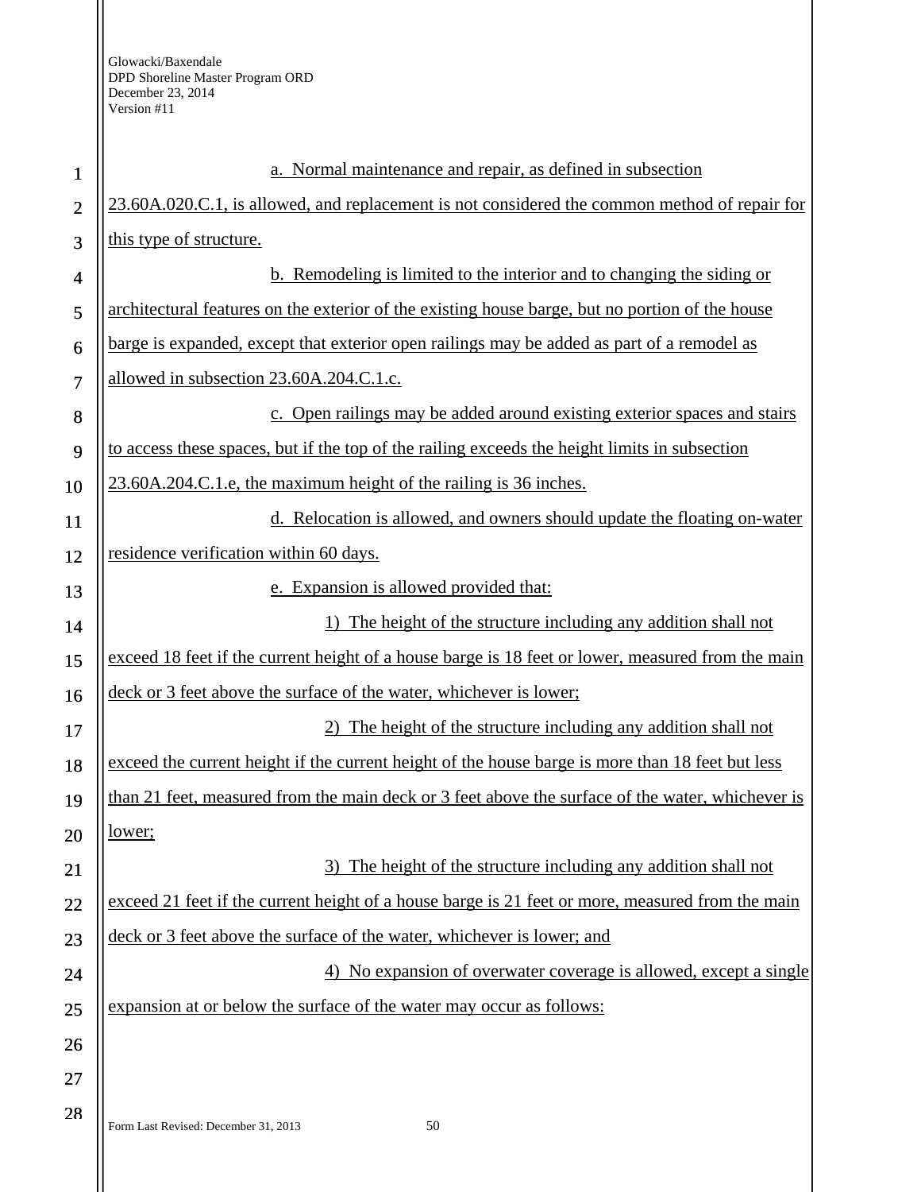a. Normal maintenance and repair, as defined in subsection 23.60A.020.C.1, is allowed, and replacement is not considered the common method of repair for this type of structure.

b. Remodeling is limited to the interior and to changing the siding or architectural features on the exterior of the existing house barge, but no portion of the house barge is expanded, except that exterior open railings may be added as part of a remodel as allowed in subsection 23.60A.204.C.1.c.

c. Open railings may be added around existing exterior spaces and stairs to access these spaces, but if the top of the railing exceeds the height limits in subsection 23.60A.204.C.1.e, the maximum height of the railing is 36 inches.

d. Relocation is allowed, and owners should update the floating on-water residence verification within 60 days.

e. Expansion is allowed provided that:

1) The height of the structure including any addition shall not exceed 18 feet if the current height of a house barge is 18 feet or lower, measured from the main deck or 3 feet above the surface of the water, whichever is lower;

2) The height of the structure including any addition shall not exceed the current height if the current height of the house barge is more than 18 feet but less than 21 feet, measured from the main deck or 3 feet above the surface of the water, whichever is lower;

3) The height of the structure including any addition shall not exceed 21 feet if the current height of a house barge is 21 feet or more, measured from the main deck or 3 feet above the surface of the water, whichever is lower; and

4) No expansion of overwater coverage is allowed, except a single expansion at or below the surface of the water may occur as follows: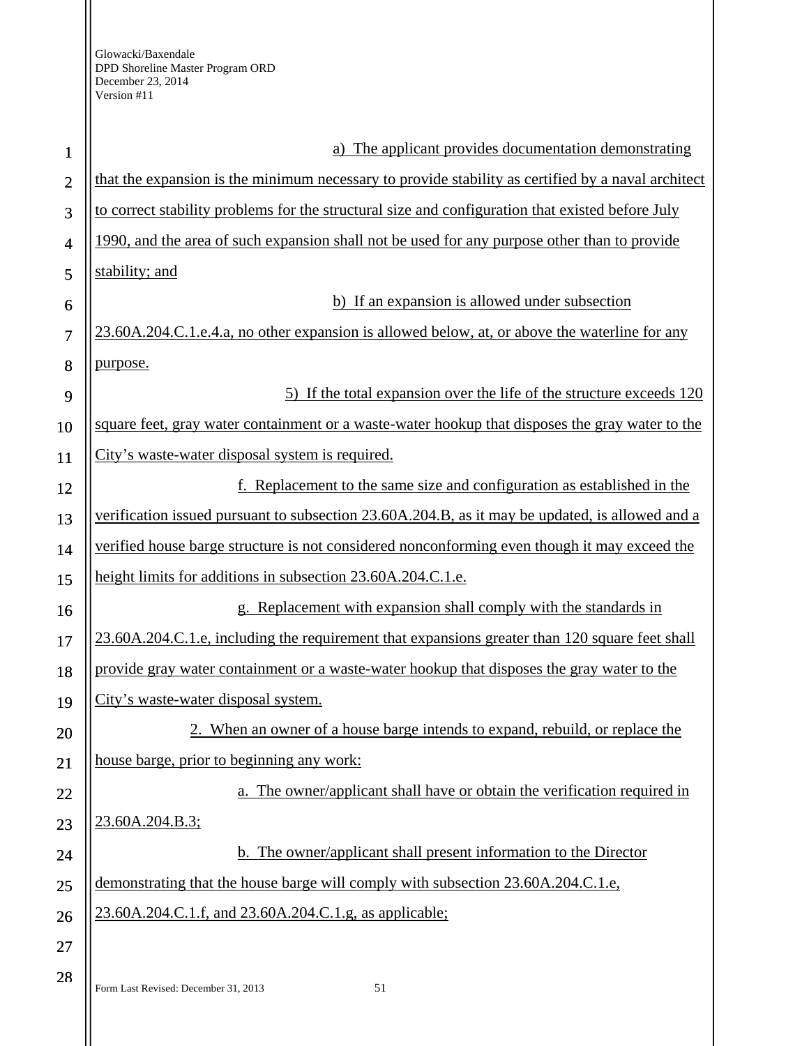a) The applicant provides documentation demonstrating that the expansion is the minimum necessary to provide stability as certified by a naval architect to correct stability problems for the structural size and configuration that existed before July 1990, and the area of such expansion shall not be used for any purpose other than to provide stability; and

b) If an expansion is allowed under subsection 23.60A.204.C.1.e.4.a, no other expansion is allowed below, at, or above the waterline for any purpose.

5) If the total expansion over the life of the structure exceeds 120 square feet, gray water containment or a waste-water hookup that disposes the gray water to the City's waste-water disposal system is required.

f. Replacement to the same size and configuration as established in the verification issued pursuant to subsection 23.60A.204.B, as it may be updated, is allowed and a verified house barge structure is not considered nonconforming even though it may exceed the height limits for additions in subsection 23.60A.204.C.1.e.

g. Replacement with expansion shall comply with the standards in 23.60A.204.C.1.e, including the requirement that expansions greater than 120 square feet shall provide gray water containment or a waste-water hookup that disposes the gray water to the City's waste-water disposal system.

2. When an owner of a house barge intends to expand, rebuild, or replace the house barge, prior to beginning any work:

a. The owner/applicant shall have or obtain the verification required in 23.60A.204.B.3;

b. The owner/applicant shall present information to the Director demonstrating that the house barge will comply with subsection 23.60A.204.C.1.e, 23.60A.204.C.1.f, and 23.60A.204.C.1.g, as applicable;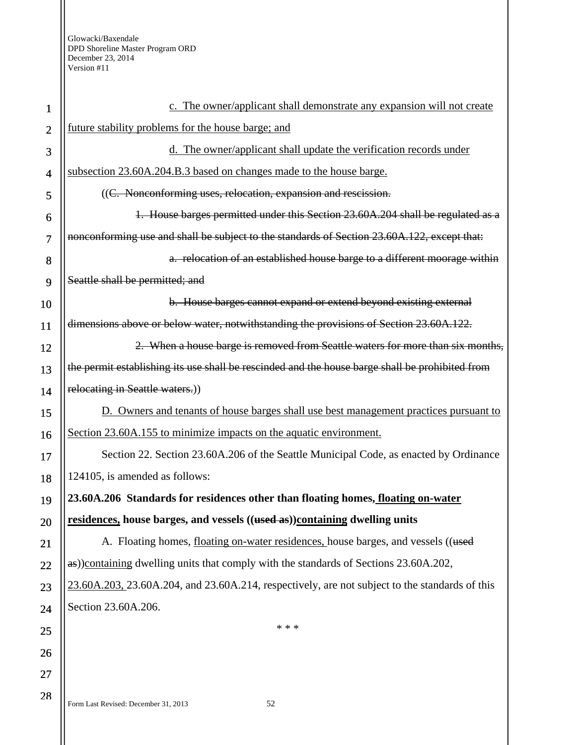c. The owner/applicant shall demonstrate any expansion will not create future stability problems for the house barge; and

d. The owner/applicant shall update the verification records under subsection 23.60A.204.B.3 based on changes made to the house barge.

((~~C. Nonconforming uses, relocation, expansion and rescission.~~

~~1. House barges permitted under this Section 23.60A.204 shall be regulated as a nonconforming use and shall be subject to the standards of Section 23.60A.122, except that:~~

~~a. relocation of an established house barge to a different moorage within Seattle shall be permitted; and~~

~~b. House barges cannot expand or extend beyond existing external dimensions above or below water, notwithstanding the provisions of Section 23.60A.122.~~

~~2. When a house barge is removed from Seattle waters for more than six months, the permit establishing its use shall be rescinded and the house barge shall be prohibited from relocating in Seattle waters.~~))

D. Owners and tenants of house barges shall use best management practices pursuant to Section 23.60A.155 to minimize impacts on the aquatic environment.

Section 22. Section 23.60A.206 of the Seattle Municipal Code, as enacted by Ordinance 124105, is amended as follows:

**23.60A.206 Standards for residences other than floating homes, floating on-water residences, house barges, and vessels ((~~used as~~))containing dwelling units**

A. Floating homes, floating on-water residences, house barges, and vessels ((~~used as~~))containing dwelling units that comply with the standards of Sections 23.60A.202, 23.60A.203, 23.60A.204, and 23.60A.214, respectively, are not subject to the standards of this Section 23.60A.206.

\* \* \*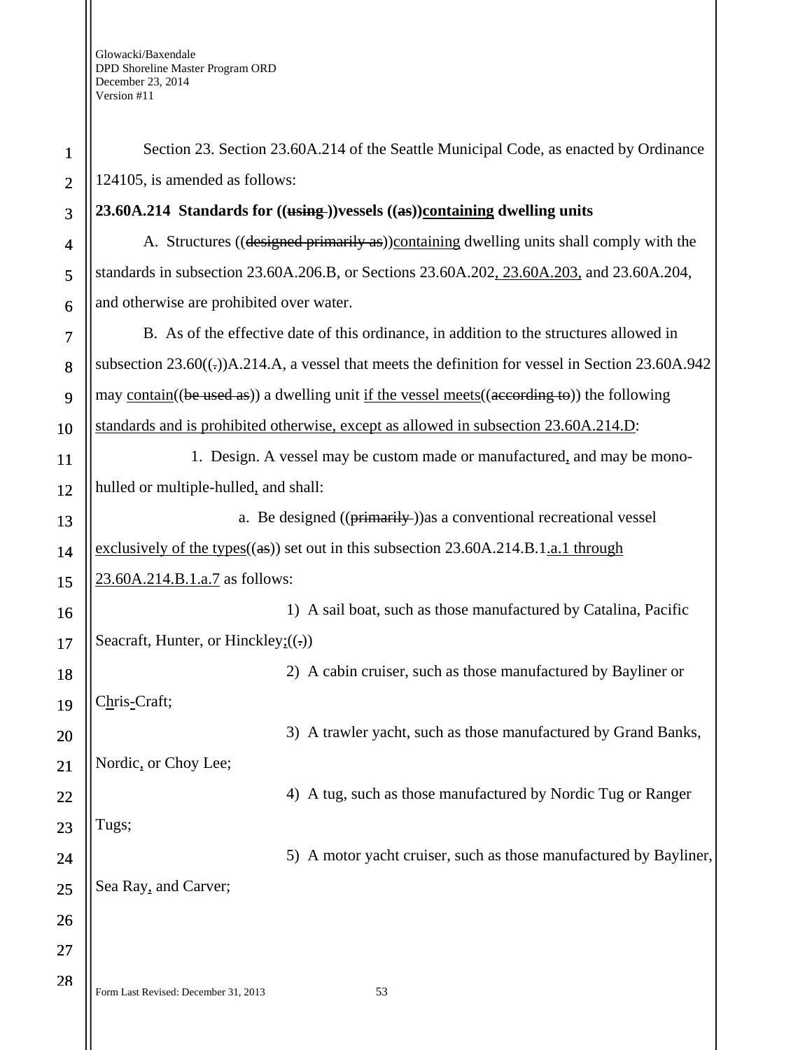Section 23. Section 23.60A.214 of the Seattle Municipal Code, as enacted by Ordinance 124105, is amended as follows:

**23.60A.214 Standards for ((~~using~~ ))vessels ((~~as~~))<u>containing</u> dwelling units**

A. Structures ((~~designed primarily as~~))<u>containing</u> dwelling units shall comply with the standards in subsection 23.60A.206.B, or Sections 23.60A.202<u>, 23.60A.203,</u> and 23.60A.204, and otherwise are prohibited over water.

B. As of the effective date of this ordinance, in addition to the structures allowed in subsection 23.60((~~.~~))A.214.A, a vessel that meets the definition for vessel in Section 23.60A.942 may <u>contain</u>((~~be used as~~)) a dwelling unit <u>if the vessel meets</u>((~~according to~~)) the following <u>standards and is prohibited otherwise, except as allowed in subsection 23.60A.214.D</u>:

1. Design. A vessel may be custom made or manufactured<u>,</u> and may be mono-hulled or multiple-hulled<u>,</u> and shall:

a. Be designed ((~~primarily~~ ))as a conventional recreational vessel <u>exclusively of the types</u>((~~as~~)) set out in this subsection 23.60A.214.B.1<u>.a.1 through 23.60A.214.B.1.a.7</u> as follows:

1) A sail boat, such as those manufactured by Catalina, Pacific Seacraft, Hunter, or Hinckley<u>;</u>((~~.~~))

2) A cabin cruiser, such as those manufactured by Bayliner or C<u>h</u>ris<u>-</u>Craft;

3) A trawler yacht, such as those manufactured by Grand Banks, Nordic<u>,</u> or Choy Lee;

4) A tug, such as those manufactured by Nordic Tug or Ranger Tugs;

5) A motor yacht cruiser, such as those manufactured by Bayliner, Sea Ray<u>,</u> and Carver;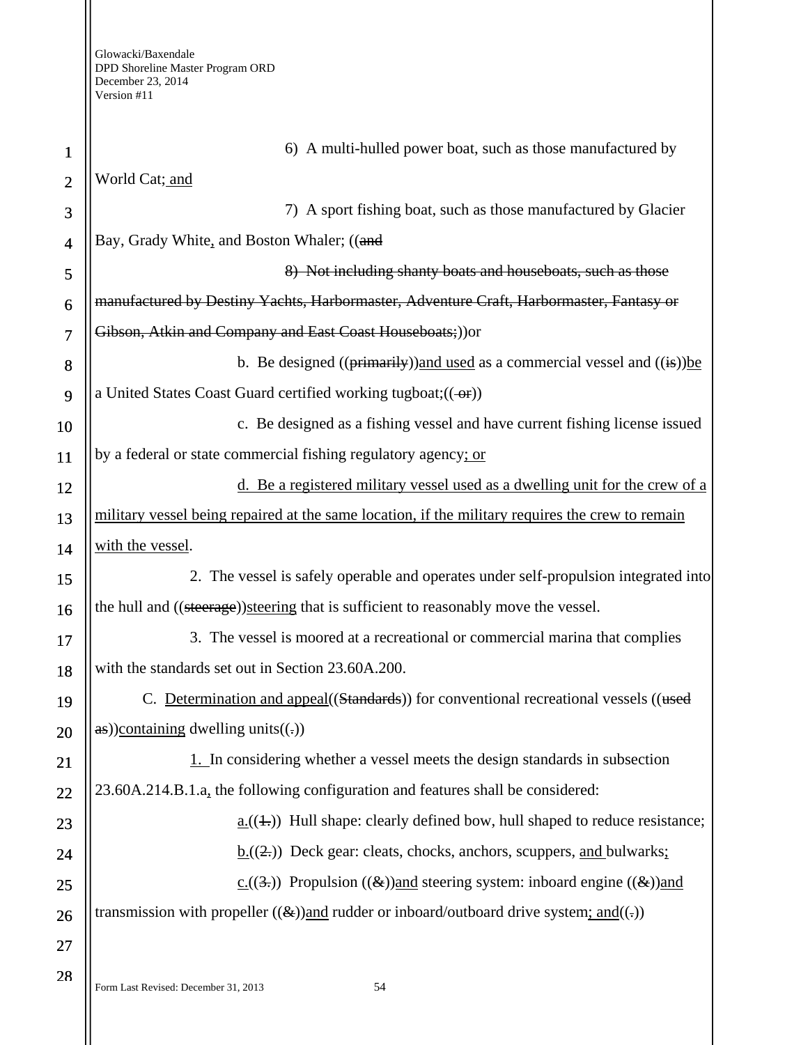6) A multi-hulled power boat, such as those manufactured by World Cat; and

7) A sport fishing boat, such as those manufactured by Glacier Bay, Grady White, and Boston Whaler; ((and

8) Not including shanty boats and houseboats, such as those manufactured by Destiny Yachts, Harbormaster, Adventure Craft, Harbormaster, Fantasy or Gibson, Atkin and Company and East Coast Houseboats;))or

b. Be designed ((primarily))and used as a commercial vessel and ((is))be a United States Coast Guard certified working tugboat;(( or))

c. Be designed as a fishing vessel and have current fishing license issued by a federal or state commercial fishing regulatory agency; or

d. Be a registered military vessel used as a dwelling unit for the crew of a military vessel being repaired at the same location, if the military requires the crew to remain with the vessel.

2. The vessel is safely operable and operates under self-propulsion integrated into the hull and ((steerage))steering that is sufficient to reasonably move the vessel.

3. The vessel is moored at a recreational or commercial marina that complies with the standards set out in Section 23.60A.200.

C. Determination and appeal((Standards)) for conventional recreational vessels ((used as))containing dwelling units((.))

1. In considering whether a vessel meets the design standards in subsection 23.60A.214.B.1.a, the following configuration and features shall be considered:

a.((1.)) Hull shape: clearly defined bow, hull shaped to reduce resistance;

b.((2.)) Deck gear: cleats, chocks, anchors, scuppers, and bulwarks;

c.((3.)) Propulsion ((&))and steering system: inboard engine ((&))and transmission with propeller ((&))and rudder or inboard/outboard drive system; and((.))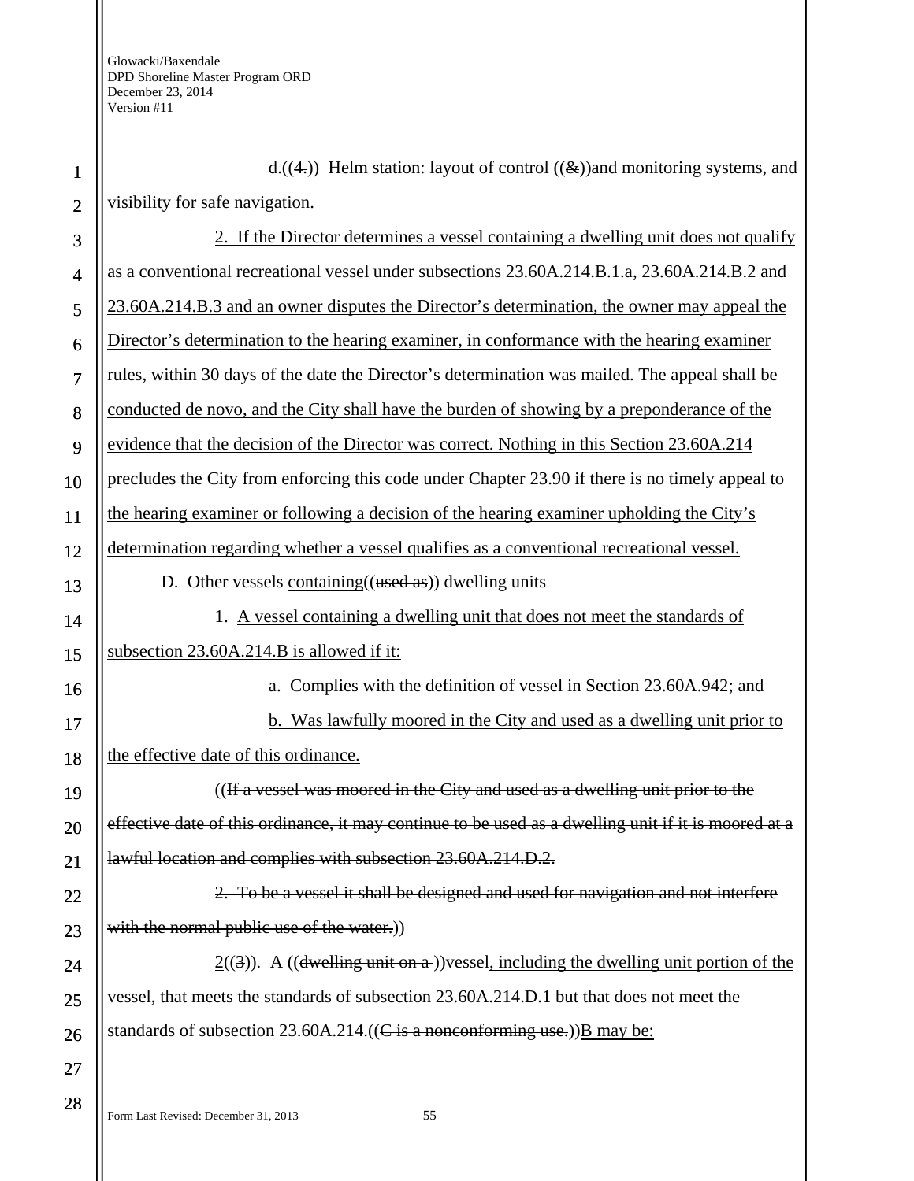d.((4.)) Helm station: layout of control ((&))and monitoring systems, and visibility for safe navigation.

2. If the Director determines a vessel containing a dwelling unit does not qualify as a conventional recreational vessel under subsections 23.60A.214.B.1.a, 23.60A.214.B.2 and 23.60A.214.B.3 and an owner disputes the Director's determination, the owner may appeal the Director's determination to the hearing examiner, in conformance with the hearing examiner rules, within 30 days of the date the Director's determination was mailed. The appeal shall be conducted de novo, and the City shall have the burden of showing by a preponderance of the evidence that the decision of the Director was correct. Nothing in this Section 23.60A.214 precludes the City from enforcing this code under Chapter 23.90 if there is no timely appeal to the hearing examiner or following a decision of the hearing examiner upholding the City's determination regarding whether a vessel qualifies as a conventional recreational vessel.

D. Other vessels containing((used as)) dwelling units

1. A vessel containing a dwelling unit that does not meet the standards of subsection 23.60A.214.B is allowed if it:

a. Complies with the definition of vessel in Section 23.60A.942; and

b. Was lawfully moored in the City and used as a dwelling unit prior to the effective date of this ordinance.

((If a vessel was moored in the City and used as a dwelling unit prior to the effective date of this ordinance, it may continue to be used as a dwelling unit if it is moored at a lawful location and complies with subsection 23.60A.214.D.2.

2. To be a vessel it shall be designed and used for navigation and not interfere with the normal public use of the water.))

2((3)). A ((dwelling unit on a ))vessel, including the dwelling unit portion of the vessel, that meets the standards of subsection 23.60A.214.D.1 but that does not meet the standards of subsection 23.60A.214.((C is a nonconforming use.))B may be: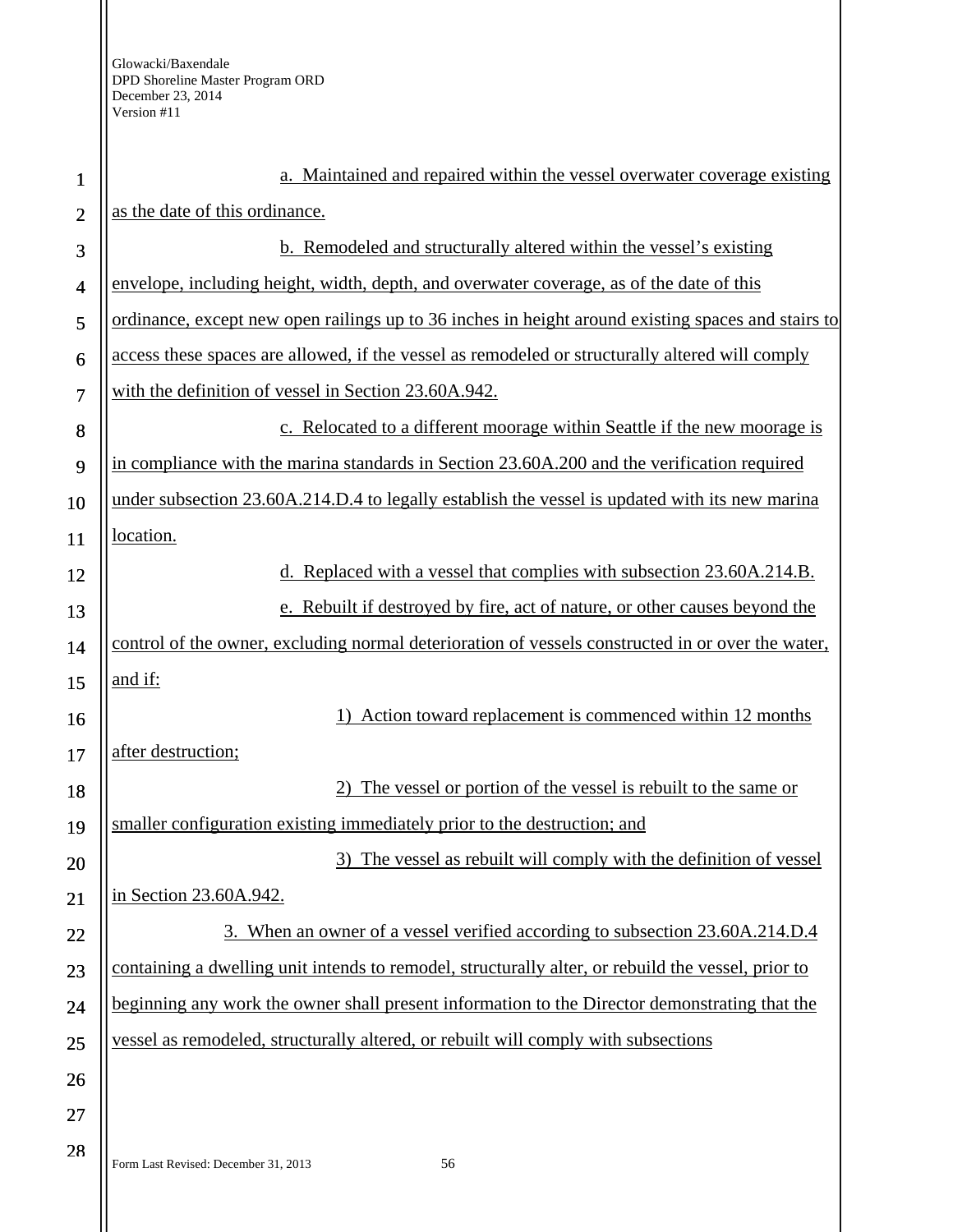a. Maintained and repaired within the vessel overwater coverage existing as the date of this ordinance.

b. Remodeled and structurally altered within the vessel's existing envelope, including height, width, depth, and overwater coverage, as of the date of this ordinance, except new open railings up to 36 inches in height around existing spaces and stairs to access these spaces are allowed, if the vessel as remodeled or structurally altered will comply with the definition of vessel in Section 23.60A.942.

c. Relocated to a different moorage within Seattle if the new moorage is in compliance with the marina standards in Section 23.60A.200 and the verification required under subsection 23.60A.214.D.4 to legally establish the vessel is updated with its new marina location.

d. Replaced with a vessel that complies with subsection 23.60A.214.B.

e. Rebuilt if destroyed by fire, act of nature, or other causes beyond the control of the owner, excluding normal deterioration of vessels constructed in or over the water, and if:

1) Action toward replacement is commenced within 12 months after destruction;

2) The vessel or portion of the vessel is rebuilt to the same or smaller configuration existing immediately prior to the destruction; and

3) The vessel as rebuilt will comply with the definition of vessel in Section 23.60A.942.

3. When an owner of a vessel verified according to subsection 23.60A.214.D.4 containing a dwelling unit intends to remodel, structurally alter, or rebuild the vessel, prior to beginning any work the owner shall present information to the Director demonstrating that the vessel as remodeled, structurally altered, or rebuilt will comply with subsections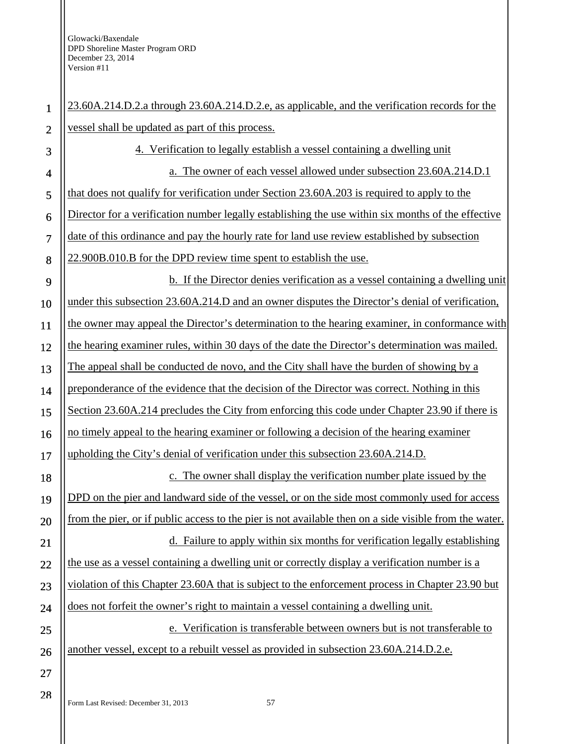23.60A.214.D.2.a through 23.60A.214.D.2.e, as applicable, and the verification records for the vessel shall be updated as part of this process.

4. Verification to legally establish a vessel containing a dwelling unit

a. The owner of each vessel allowed under subsection 23.60A.214.D.1 that does not qualify for verification under Section 23.60A.203 is required to apply to the Director for a verification number legally establishing the use within six months of the effective date of this ordinance and pay the hourly rate for land use review established by subsection 22.900B.010.B for the DPD review time spent to establish the use.

b. If the Director denies verification as a vessel containing a dwelling unit under this subsection 23.60A.214.D and an owner disputes the Director's denial of verification, the owner may appeal the Director's determination to the hearing examiner, in conformance with the hearing examiner rules, within 30 days of the date the Director's determination was mailed. The appeal shall be conducted de novo, and the City shall have the burden of showing by a preponderance of the evidence that the decision of the Director was correct. Nothing in this Section 23.60A.214 precludes the City from enforcing this code under Chapter 23.90 if there is no timely appeal to the hearing examiner or following a decision of the hearing examiner upholding the City's denial of verification under this subsection 23.60A.214.D.

c. The owner shall display the verification number plate issued by the DPD on the pier and landward side of the vessel, or on the side most commonly used for access from the pier, or if public access to the pier is not available then on a side visible from the water.

d. Failure to apply within six months for verification legally establishing the use as a vessel containing a dwelling unit or correctly display a verification number is a violation of this Chapter 23.60A that is subject to the enforcement process in Chapter 23.90 but does not forfeit the owner's right to maintain a vessel containing a dwelling unit.

e. Verification is transferable between owners but is not transferable to another vessel, except to a rebuilt vessel as provided in subsection 23.60A.214.D.2.e.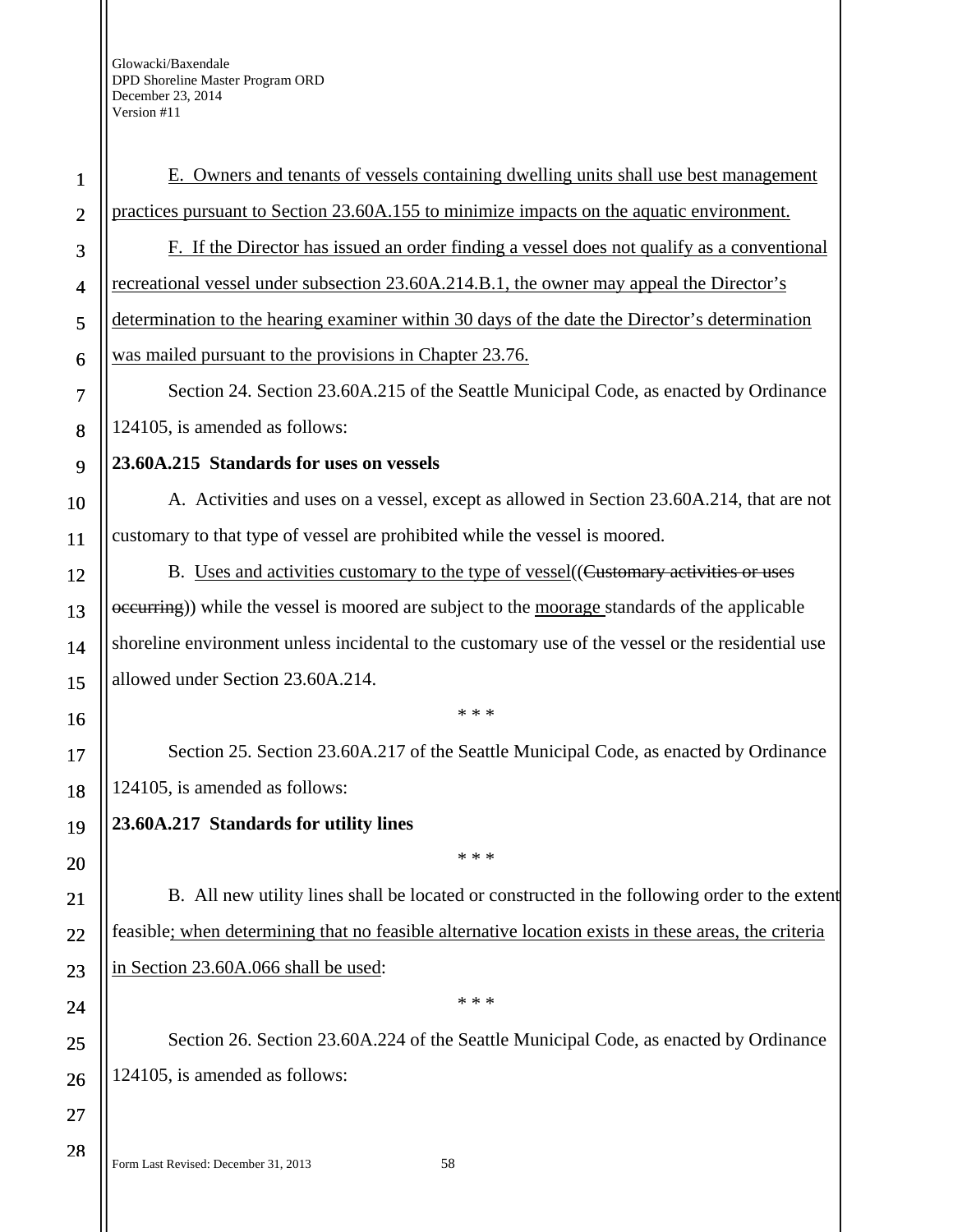<u>E. Owners and tenants of vessels containing dwelling units shall use best management practices pursuant to Section 23.60A.155 to minimize impacts on the aquatic environment.</u>

<u>F. If the Director has issued an order finding a vessel does not qualify as a conventional recreational vessel under subsection 23.60A.214.B.1, the owner may appeal the Director's determination to the hearing examiner within 30 days of the date the Director's determination was mailed pursuant to the provisions in Chapter 23.76.</u>

Section 24. Section 23.60A.215 of the Seattle Municipal Code, as enacted by Ordinance 124105, is amended as follows:

**23.60A.215 Standards for uses on vessels**

A. Activities and uses on a vessel, except as allowed in Section 23.60A.214, that are not customary to that type of vessel are prohibited while the vessel is moored.

B. <u>Uses and activities customary to the type of vessel</u>((~~Customary activities or uses occurring~~)) while the vessel is moored are subject to the <u>moorage</u> standards of the applicable shoreline environment unless incidental to the customary use of the vessel or the residential use allowed under Section 23.60A.214.

\* \* \*

Section 25. Section 23.60A.217 of the Seattle Municipal Code, as enacted by Ordinance 124105, is amended as follows:

**23.60A.217 Standards for utility lines**

\* \* \*

B. All new utility lines shall be located or constructed in the following order to the extent feasible<u>; when determining that no feasible alternative location exists in these areas, the criteria in Section 23.60A.066 shall be used</u>:

\* \* \*

Section 26. Section 23.60A.224 of the Seattle Municipal Code, as enacted by Ordinance 124105, is amended as follows: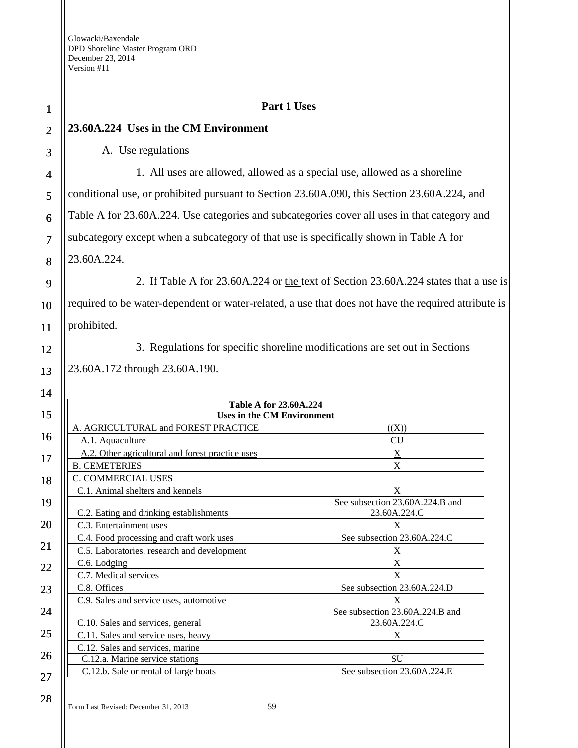**Part 1 Uses**

**23.60A.224 Uses in the CM Environment**

A. Use regulations

1. All uses are allowed, allowed as a special use, allowed as a shoreline conditional use, or prohibited pursuant to Section 23.60A.090, this Section 23.60A.224, and Table A for 23.60A.224. Use categories and subcategories cover all uses in that category and subcategory except when a subcategory of that use is specifically shown in Table A for 23.60A.224.

2. If Table A for 23.60A.224 or the text of Section 23.60A.224 states that a use is required to be water-dependent or water-related, a use that does not have the required attribute is prohibited.

3. Regulations for specific shoreline modifications are set out in Sections 23.60A.172 through 23.60A.190.

| Table A for 23.60A.224 Uses in the CM Environment | |
|---|---|
| A. AGRICULTURAL and FOREST PRACTICE | ((X)) |
| A.1. Aquaculture | CU |
| A.2. Other agricultural and forest practice uses | X |
| B. CEMETERIES | X |
| C. COMMERCIAL USES | |
| C.1. Animal shelters and kennels | X |
| C.2. Eating and drinking establishments | See subsection 23.60A.224.B and 23.60A.224.C |
| C.3. Entertainment uses | X |
| C.4. Food processing and craft work uses | See subsection 23.60A.224.C |
| C.5. Laboratories, research and development | X |
| C.6. Lodging | X |
| C.7. Medical services | X |
| C.8. Offices | See subsection 23.60A.224.D |
| C.9. Sales and service uses, automotive | X |
| C.10. Sales and services, general | See subsection 23.60A.224.B and 23.60A.224.C |
| C.11. Sales and service uses, heavy | X |
| C.12. Sales and services, marine | |
| C.12.a. Marine service stations | SU |
| C.12.b. Sale or rental of large boats | See subsection 23.60A.224.E |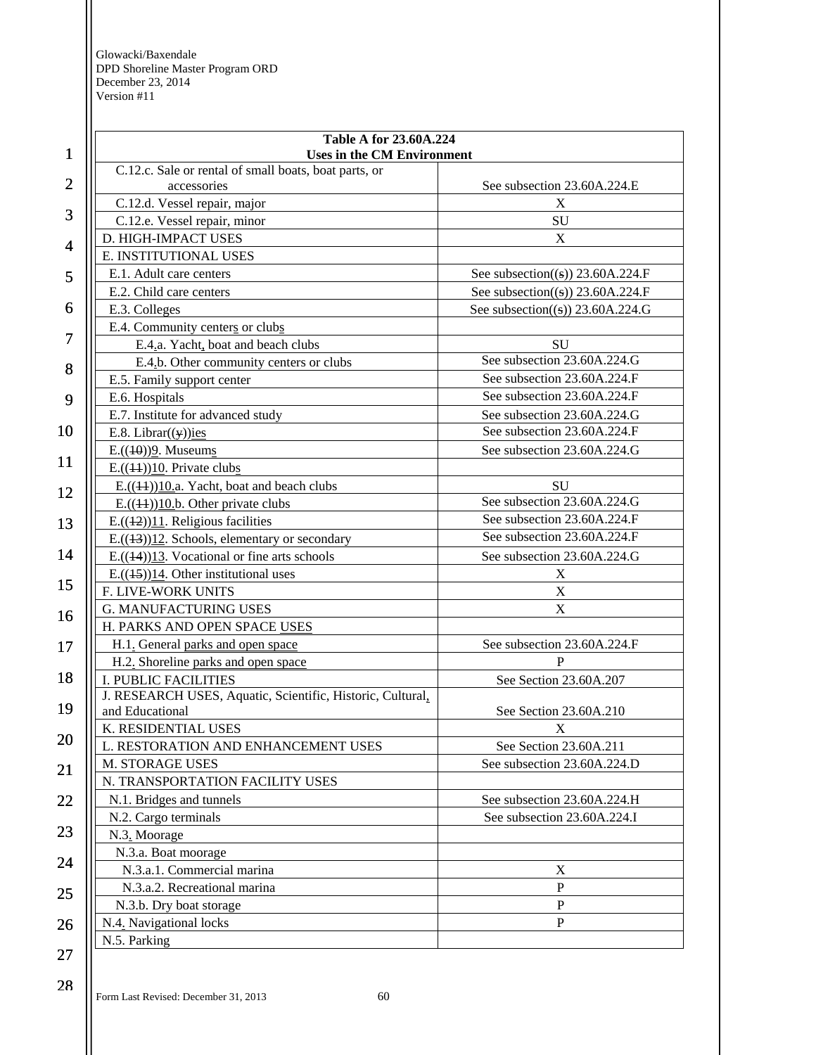| Table A for 23.60A.224 Uses in the CM Environment | |
|---|---|
| C.12.c. Sale or rental of small boats, boat parts, or accessories | See subsection 23.60A.224.E |
| C.12.d. Vessel repair, major | X |
| C.12.e. Vessel repair, minor | SU |
| D. HIGH-IMPACT USES | X |
| E. INSTITUTIONAL USES | |
| E.1. Adult care centers | See subsection((s)) 23.60A.224.F |
| E.2. Child care centers | See subsection((s)) 23.60A.224.F |
| E.3. Colleges | See subsection((s)) 23.60A.224.G |
| E.4. Community centers or clubs | |
| E.4.a. Yacht, boat and beach clubs | SU |
| E.4.b. Other community centers or clubs | See subsection 23.60A.224.G |
| E.5. Family support center | See subsection 23.60A.224.F |
| E.6. Hospitals | See subsection 23.60A.224.F |
| E.7. Institute for advanced study | See subsection 23.60A.224.G |
| E.8. Librar((y))ies | See subsection 23.60A.224.F |
| E.((10))9. Museums | See subsection 23.60A.224.G |
| E.((11))10. Private clubs | |
| E.((11))10.a. Yacht, boat and beach clubs | SU |
| E.((11))10.b. Other private clubs | See subsection 23.60A.224.G |
| E.((12))11. Religious facilities | See subsection 23.60A.224.F |
| E.((13))12. Schools, elementary or secondary | See subsection 23.60A.224.F |
| E.((14))13. Vocational or fine arts schools | See subsection 23.60A.224.G |
| E.((15))14. Other institutional uses | X |
| F. LIVE-WORK UNITS | X |
| G. MANUFACTURING USES | X |
| H. PARKS AND OPEN SPACE USES | |
| H.1. General parks and open space | See subsection 23.60A.224.F |
| H.2. Shoreline parks and open space | P |
| I. PUBLIC FACILITIES | See Section 23.60A.207 |
| J. RESEARCH USES, Aquatic, Scientific, Historic, Cultural, and Educational | See Section 23.60A.210 |
| K. RESIDENTIAL USES | X |
| L. RESTORATION AND ENHANCEMENT USES | See Section 23.60A.211 |
| M. STORAGE USES | See subsection 23.60A.224.D |
| N. TRANSPORTATION FACILITY USES | |
| N.1. Bridges and tunnels | See subsection 23.60A.224.H |
| N.2. Cargo terminals | See subsection 23.60A.224.I |
| N.3. Moorage | |
| N.3.a. Boat moorage | |
| N.3.a.1. Commercial marina | X |
| N.3.a.2. Recreational marina | P |
| N.3.b. Dry boat storage | P |
| N.4. Navigational locks | P |
| N.5. Parking | |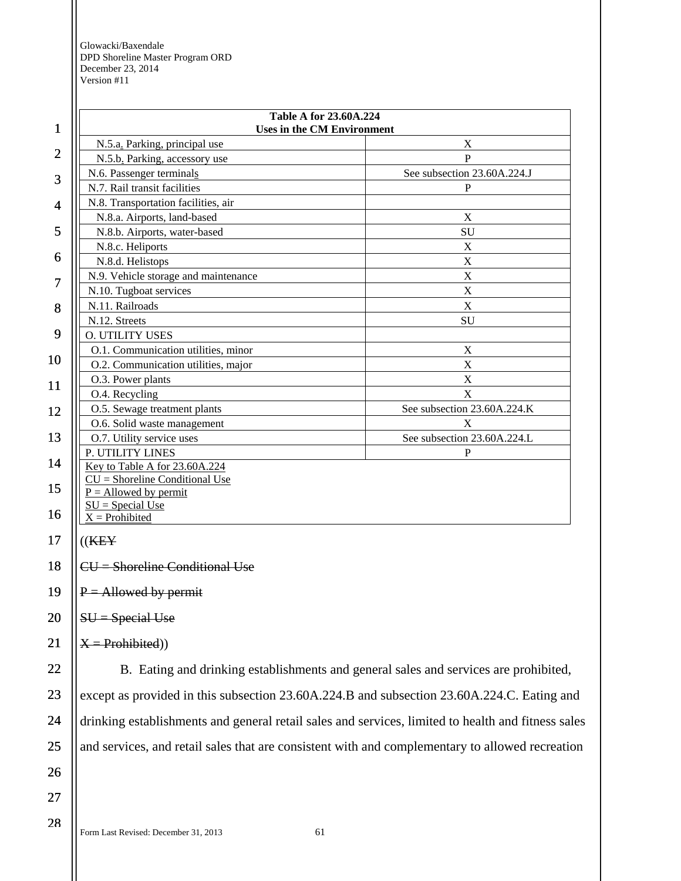| Table A for 23.60A.224 Uses in the CM Environment | |
|---|---|
| N.5.a. Parking, principal use | X |
| N.5.b. Parking, accessory use | P |
| N.6. Passenger terminals | See subsection 23.60A.224.J |
| N.7. Rail transit facilities | P |
| N.8. Transportation facilities, air | |
| N.8.a. Airports, land-based | X |
| N.8.b. Airports, water-based | SU |
| N.8.c. Heliports | X |
| N.8.d. Helistops | X |
| N.9. Vehicle storage and maintenance | X |
| N.10. Tugboat services | X |
| N.11. Railroads | X |
| N.12. Streets | SU |
| O. UTILITY USES | |
| O.1. Communication utilities, minor | X |
| O.2. Communication utilities, major | X |
| O.3. Power plants | X |
| O.4. Recycling | X |
| O.5. Sewage treatment plants | See subsection 23.60A.224.K |
| O.6. Solid waste management | X |
| O.7. Utility service uses | See subsection 23.60A.224.L |
| P. UTILITY LINES | P |
| Key to Table A for 23.60A.224<br>CU = Shoreline Conditional Use<br>P = Allowed by permit<br>SU = Special Use<br>X = Prohibited | |

((KEY

CU = Shoreline Conditional Use

P = Allowed by permit

SU = Special Use

X = Prohibited))

B. Eating and drinking establishments and general sales and services are prohibited, except as provided in this subsection 23.60A.224.B and subsection 23.60A.224.C. Eating and drinking establishments and general retail sales and services, limited to health and fitness sales and services, and retail sales that are consistent with and complementary to allowed recreation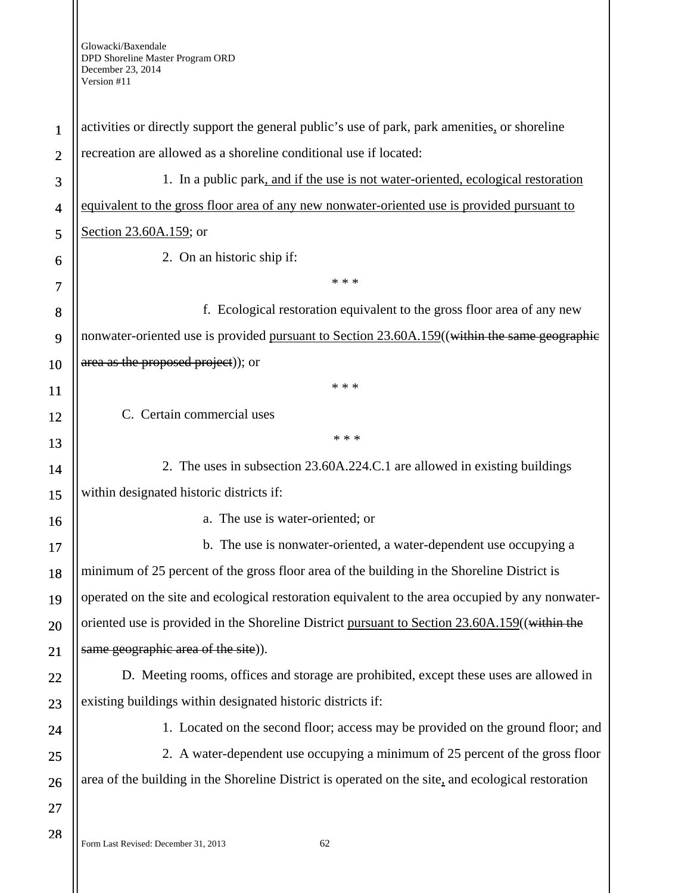activities or directly support the general public's use of park, park amenities, or shoreline recreation are allowed as a shoreline conditional use if located:

1. In a public park, and if the use is not water-oriented, ecological restoration equivalent to the gross floor area of any new nonwater-oriented use is provided pursuant to Section 23.60A.159; or

2. On an historic ship if:

\* \* \*

f. Ecological restoration equivalent to the gross floor area of any new nonwater-oriented use is provided pursuant to Section 23.60A.159((~~within the same geographic area as the proposed project~~)); or

\* \* \*

C. Certain commercial uses

\* \* \*

2. The uses in subsection 23.60A.224.C.1 are allowed in existing buildings within designated historic districts if:

a. The use is water-oriented; or

b. The use is nonwater-oriented, a water-dependent use occupying a minimum of 25 percent of the gross floor area of the building in the Shoreline District is operated on the site and ecological restoration equivalent to the area occupied by any nonwater-oriented use is provided in the Shoreline District pursuant to Section 23.60A.159((~~within the same geographic area of the site~~)).

D. Meeting rooms, offices and storage are prohibited, except these uses are allowed in existing buildings within designated historic districts if:

1. Located on the second floor; access may be provided on the ground floor; and

2. A water-dependent use occupying a minimum of 25 percent of the gross floor area of the building in the Shoreline District is operated on the site, and ecological restoration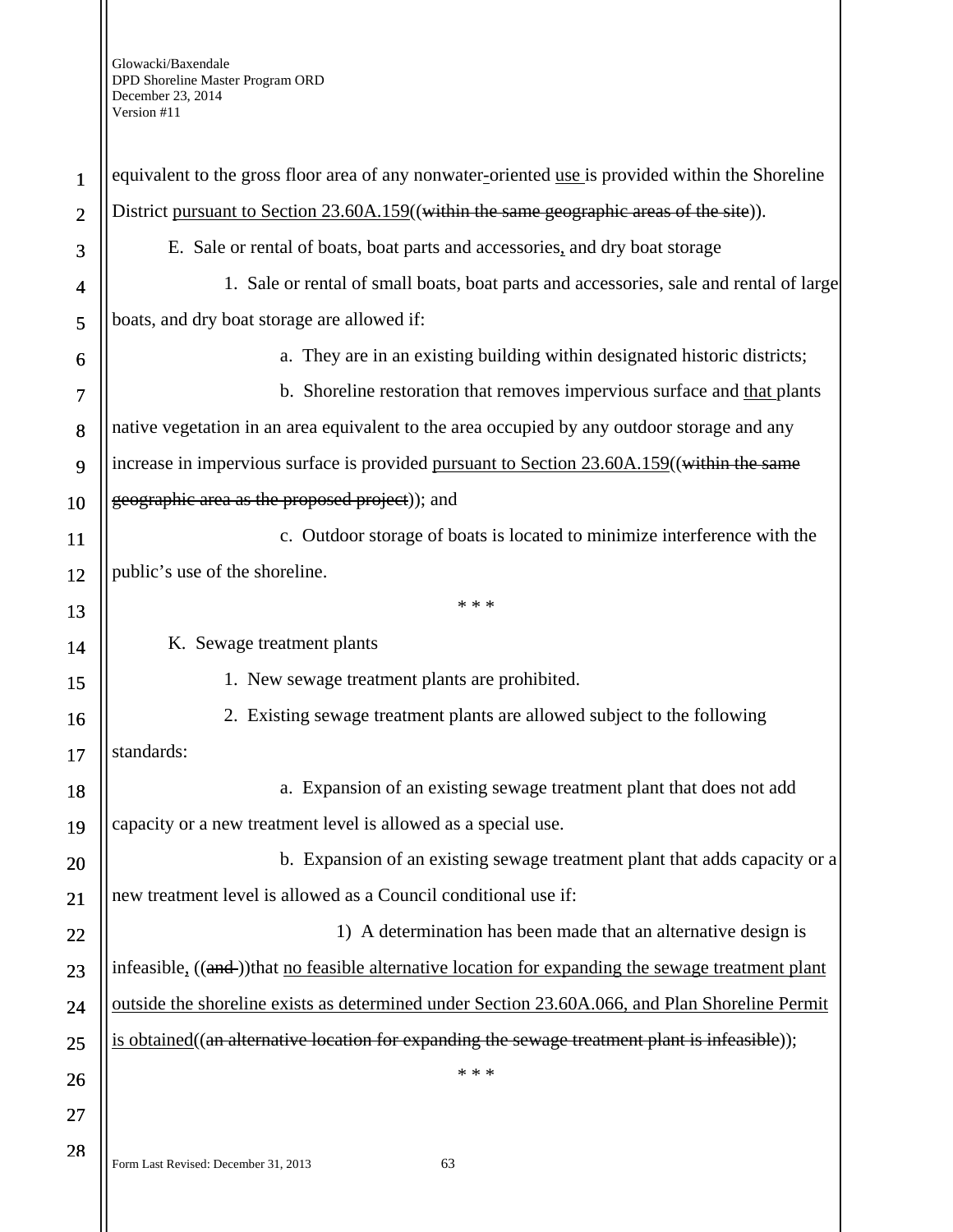equivalent to the gross floor area of any nonwater-oriented use is provided within the Shoreline District pursuant to Section 23.60A.159((~~within the same geographic areas of the site~~)).

E. Sale or rental of boats, boat parts and accessories, and dry boat storage

1. Sale or rental of small boats, boat parts and accessories, sale and rental of large boats, and dry boat storage are allowed if:

a. They are in an existing building within designated historic districts;

b. Shoreline restoration that removes impervious surface and that plants native vegetation in an area equivalent to the area occupied by any outdoor storage and any increase in impervious surface is provided pursuant to Section 23.60A.159((~~within the same geographic area as the proposed project~~)); and

c. Outdoor storage of boats is located to minimize interference with the public's use of the shoreline.

\* \* \*

K. Sewage treatment plants

1. New sewage treatment plants are prohibited.

2. Existing sewage treatment plants are allowed subject to the following standards:

a. Expansion of an existing sewage treatment plant that does not add capacity or a new treatment level is allowed as a special use.

b. Expansion of an existing sewage treatment plant that adds capacity or a new treatment level is allowed as a Council conditional use if:

1) A determination has been made that an alternative design is infeasible, ((~~and~~ ))that no feasible alternative location for expanding the sewage treatment plant outside the shoreline exists as determined under Section 23.60A.066, and Plan Shoreline Permit is obtained((~~an alternative location for expanding the sewage treatment plant is infeasible~~));

\* \* \*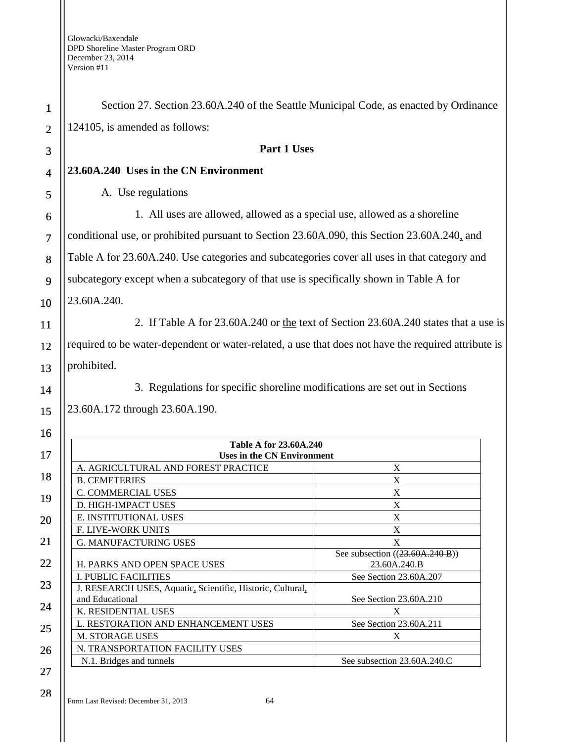Section 27. Section 23.60A.240 of the Seattle Municipal Code, as enacted by Ordinance 124105, is amended as follows:

**Part 1 Uses**

**23.60A.240 Uses in the CN Environment**

A. Use regulations

1. All uses are allowed, allowed as a special use, allowed as a shoreline conditional use, or prohibited pursuant to Section 23.60A.090, this Section 23.60A.240, and Table A for 23.60A.240. Use categories and subcategories cover all uses in that category and subcategory except when a subcategory of that use is specifically shown in Table A for 23.60A.240.

2. If Table A for 23.60A.240 or the text of Section 23.60A.240 states that a use is required to be water-dependent or water-related, a use that does not have the required attribute is prohibited.

3. Regulations for specific shoreline modifications are set out in Sections 23.60A.172 through 23.60A.190.

| Table A for 23.60A.240 Uses in the CN Environment | |
|---|---|
| A. AGRICULTURAL AND FOREST PRACTICE | X |
| B. CEMETERIES | X |
| C. COMMERCIAL USES | X |
| D. HIGH-IMPACT USES | X |
| E. INSTITUTIONAL USES | X |
| F. LIVE-WORK UNITS | X |
| G. MANUFACTURING USES | X |
| H. PARKS AND OPEN SPACE USES | See subsection ((~~23.60A.240 B~~)) 23.60A.240.B |
| I. PUBLIC FACILITIES | See Section 23.60A.207 |
| J. RESEARCH USES, Aquatic, Scientific, Historic, Cultural, and Educational | See Section 23.60A.210 |
| K. RESIDENTIAL USES | X |
| L. RESTORATION AND ENHANCEMENT USES | See Section 23.60A.211 |
| M. STORAGE USES | X |
| N. TRANSPORTATION FACILITY USES | |
| N.1. Bridges and tunnels | See subsection 23.60A.240.C |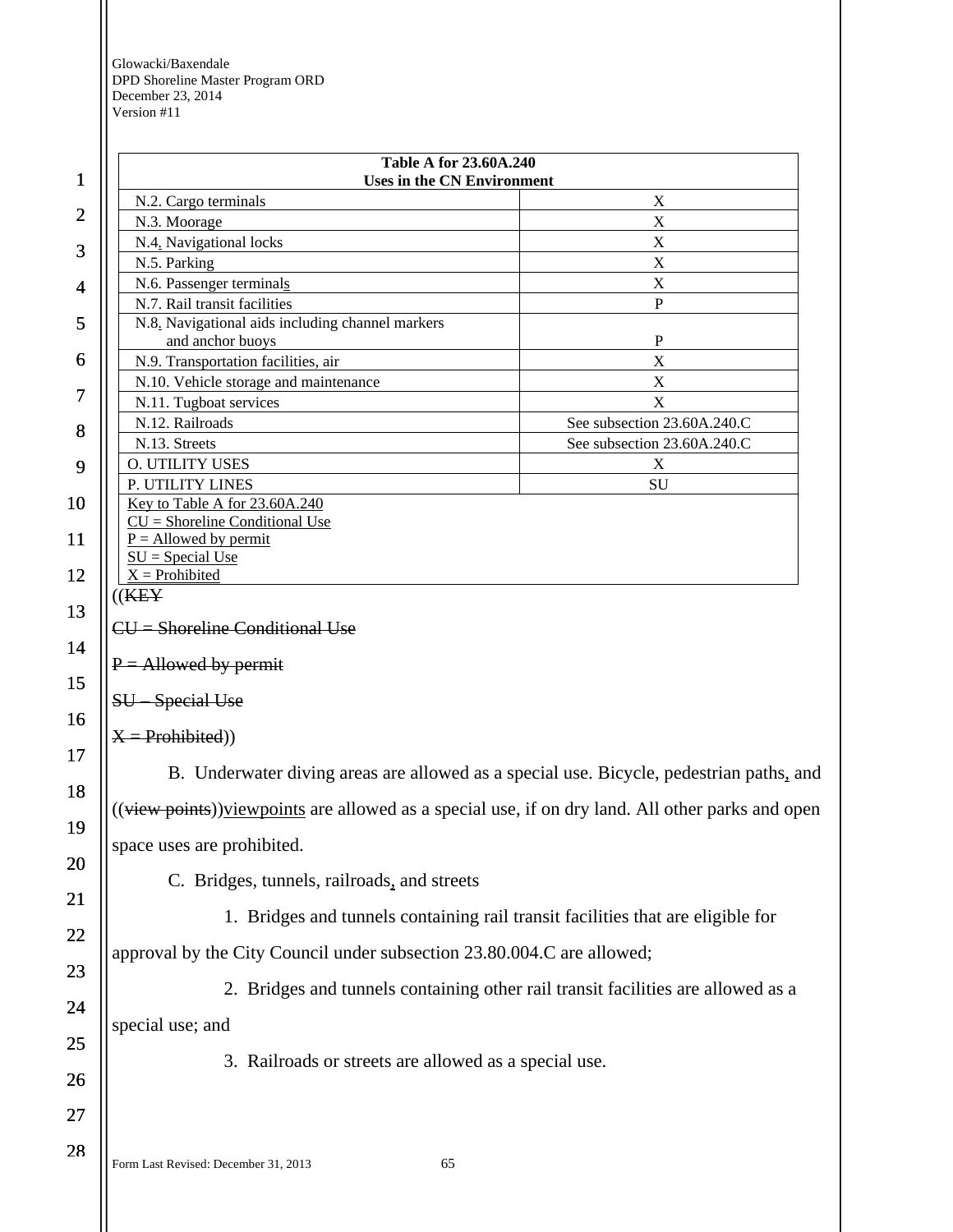| Table A for 23.60A.240 Uses in the CN Environment | |
|---|---|
| N.2. Cargo terminals | X |
| N.3. Moorage | X |
| N.4. Navigational locks | X |
| N.5. Parking | X |
| N.6. Passenger terminals | X |
| N.7. Rail transit facilities | P |
| N.8. Navigational aids including channel markers and anchor buoys | P |
| N.9. Transportation facilities, air | X |
| N.10. Vehicle storage and maintenance | X |
| N.11. Tugboat services | X |
| N.12. Railroads | See subsection 23.60A.240.C |
| N.13. Streets | See subsection 23.60A.240.C |
| O. UTILITY USES | X |
| P. UTILITY LINES | SU |
| Key to Table A for 23.60A.240<br>CU = Shoreline Conditional Use<br>P = Allowed by permit<br>SU = Special Use<br>X = Prohibited | |

((KEY

CU = Shoreline Conditional Use

P = Allowed by permit

SU – Special Use

X = Prohibited))

B. Underwater diving areas are allowed as a special use. Bicycle, pedestrian paths, and ((view points))viewpoints are allowed as a special use, if on dry land. All other parks and open space uses are prohibited.

C. Bridges, tunnels, railroads, and streets

1. Bridges and tunnels containing rail transit facilities that are eligible for approval by the City Council under subsection 23.80.004.C are allowed;

2. Bridges and tunnels containing other rail transit facilities are allowed as a special use; and

3. Railroads or streets are allowed as a special use.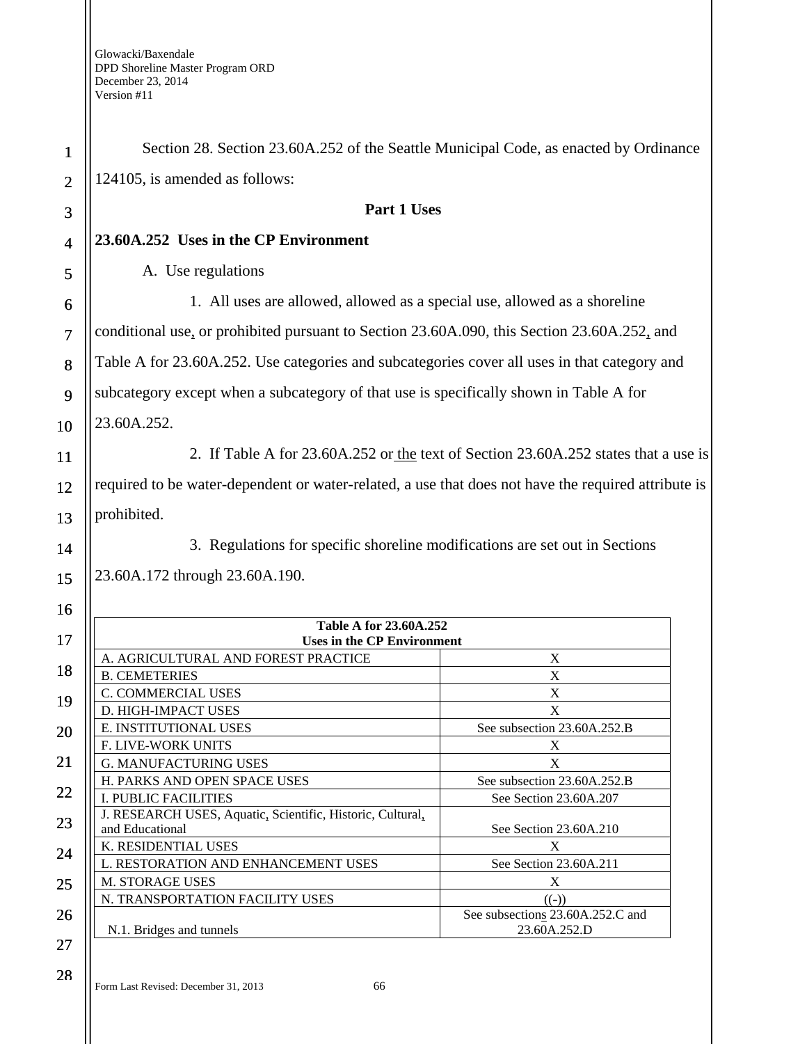Section 28. Section 23.60A.252 of the Seattle Municipal Code, as enacted by Ordinance 124105, is amended as follows:

**Part 1 Uses**

**23.60A.252 Uses in the CP Environment**

A. Use regulations

1. All uses are allowed, allowed as a special use, allowed as a shoreline conditional use, or prohibited pursuant to Section 23.60A.090, this Section 23.60A.252, and Table A for 23.60A.252. Use categories and subcategories cover all uses in that category and subcategory except when a subcategory of that use is specifically shown in Table A for 23.60A.252.

2. If Table A for 23.60A.252 or the text of Section 23.60A.252 states that a use is required to be water-dependent or water-related, a use that does not have the required attribute is prohibited.

3. Regulations for specific shoreline modifications are set out in Sections 23.60A.172 through 23.60A.190.

| **Table A for 23.60A.252 Uses in the CP Environment** | |
|---|---|
| A. AGRICULTURAL AND FOREST PRACTICE | X |
| B. CEMETERIES | X |
| C. COMMERCIAL USES | X |
| D. HIGH-IMPACT USES | X |
| E. INSTITUTIONAL USES | See subsection 23.60A.252.B |
| F. LIVE-WORK UNITS | X |
| G. MANUFACTURING USES | X |
| H. PARKS AND OPEN SPACE USES | See subsection 23.60A.252.B |
| I. PUBLIC FACILITIES | See Section 23.60A.207 |
| J. RESEARCH USES, Aquatic, Scientific, Historic, Cultural, and Educational | See Section 23.60A.210 |
| K. RESIDENTIAL USES | X |
| L. RESTORATION AND ENHANCEMENT USES | See Section 23.60A.211 |
| M. STORAGE USES | X |
| N. TRANSPORTATION FACILITY USES | ((-)) |
| N.1. Bridges and tunnels | See subsections 23.60A.252.C and 23.60A.252.D |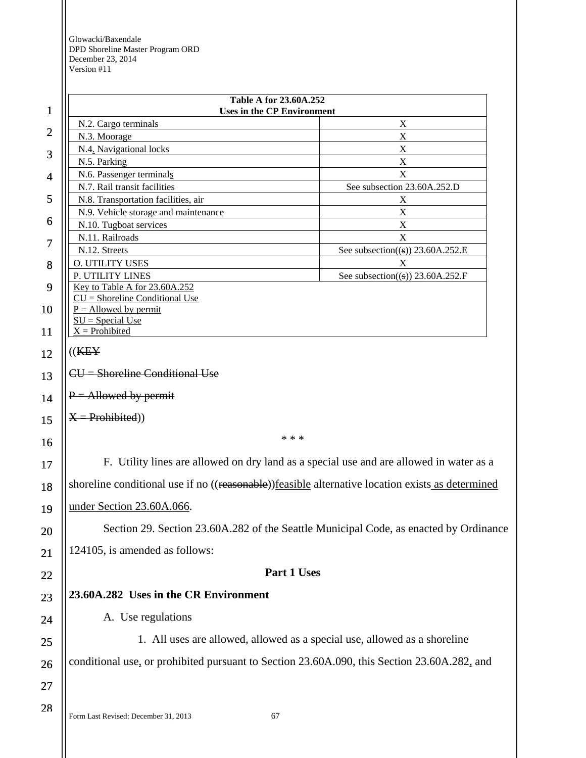| Table A for 23.60A.252 Uses in the CP Environment | |
|---|---|
| N.2. Cargo terminals | X |
| N.3. Moorage | X |
| N.4. Navigational locks | X |
| N.5. Parking | X |
| N.6. Passenger terminals | X |
| N.7. Rail transit facilities | See subsection 23.60A.252.D |
| N.8. Transportation facilities, air | X |
| N.9. Vehicle storage and maintenance | X |
| N.10. Tugboat services | X |
| N.11. Railroads | X |
| N.12. Streets | See subsection((s)) 23.60A.252.E |
| O. UTILITY USES | X |
| P. UTILITY LINES | See subsection((s)) 23.60A.252.F |
| Key to Table A for 23.60A.252<br>CU = Shoreline Conditional Use<br>P = Allowed by permit<br>SU = Special Use<br>X = Prohibited | |

((KEY

CU = Shoreline Conditional Use

P = Allowed by permit

X = Prohibited))

\* \* \*

F. Utility lines are allowed on dry land as a special use and are allowed in water as a shoreline conditional use if no ((reasonable))feasible alternative location exists as determined under Section 23.60A.066.

Section 29. Section 23.60A.282 of the Seattle Municipal Code, as enacted by Ordinance 124105, is amended as follows:

**Part 1 Uses**

**23.60A.282 Uses in the CR Environment**

A. Use regulations

1. All uses are allowed, allowed as a special use, allowed as a shoreline conditional use, or prohibited pursuant to Section 23.60A.090, this Section 23.60A.282, and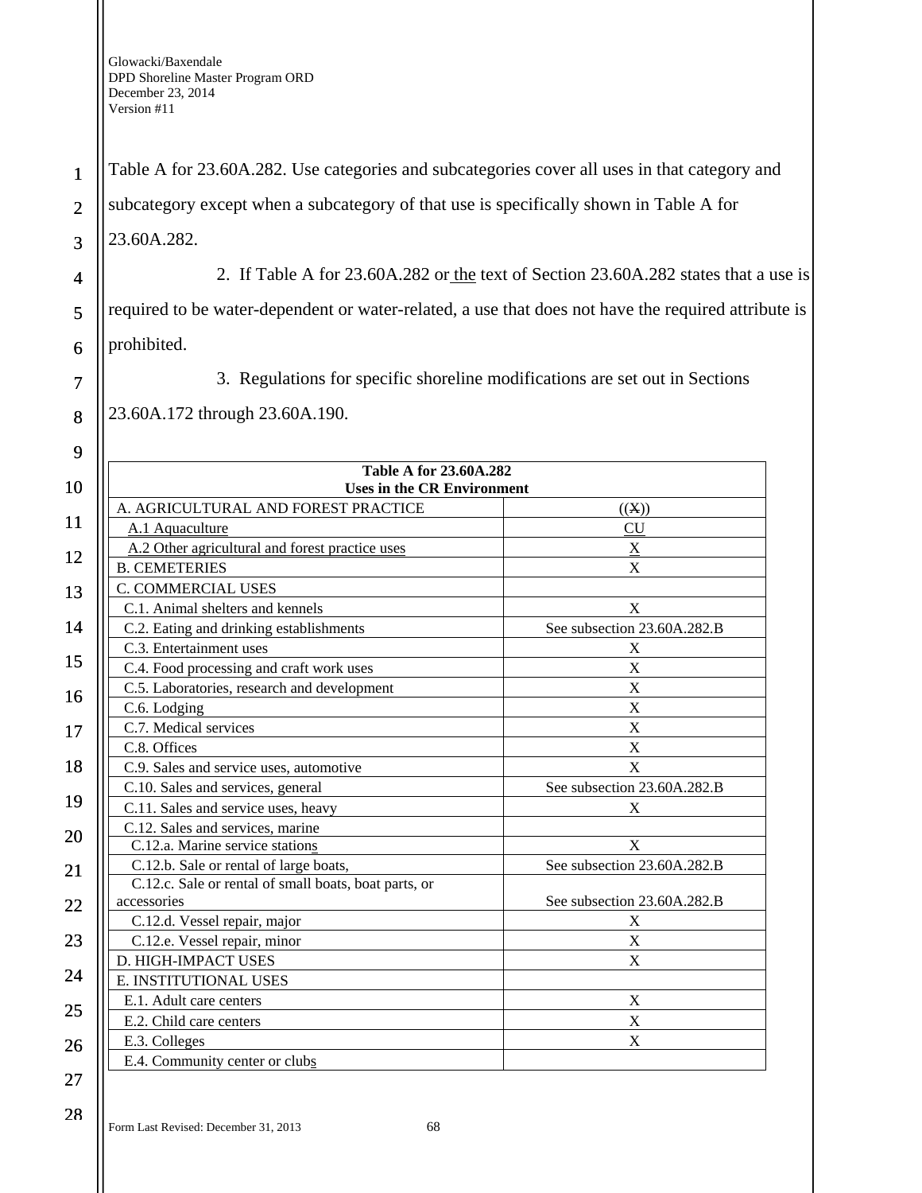Table A for 23.60A.282. Use categories and subcategories cover all uses in that category and subcategory except when a subcategory of that use is specifically shown in Table A for 23.60A.282.

2. If Table A for 23.60A.282 or the text of Section 23.60A.282 states that a use is required to be water-dependent or water-related, a use that does not have the required attribute is prohibited.

3. Regulations for specific shoreline modifications are set out in Sections 23.60A.172 through 23.60A.190.

| **Table A for 23.60A.282 Uses in the CR Environment** | |
|---|---|
| A. AGRICULTURAL AND FOREST PRACTICE | ((X)) |
| A.1 Aquaculture | CU |
| A.2 Other agricultural and forest practice uses | X |
| B. CEMETERIES | X |
| C. COMMERCIAL USES | |
| C.1. Animal shelters and kennels | X |
| C.2. Eating and drinking establishments | See subsection 23.60A.282.B |
| C.3. Entertainment uses | X |
| C.4. Food processing and craft work uses | X |
| C.5. Laboratories, research and development | X |
| C.6. Lodging | X |
| C.7. Medical services | X |
| C.8. Offices | X |
| C.9. Sales and service uses, automotive | X |
| C.10. Sales and services, general | See subsection 23.60A.282.B |
| C.11. Sales and service uses, heavy | X |
| C.12. Sales and services, marine | |
| C.12.a. Marine service stations | X |
| C.12.b. Sale or rental of large boats, | See subsection 23.60A.282.B |
| C.12.c. Sale or rental of small boats, boat parts, or accessories | See subsection 23.60A.282.B |
| C.12.d. Vessel repair, major | X |
| C.12.e. Vessel repair, minor | X |
| D. HIGH-IMPACT USES | X |
| E. INSTITUTIONAL USES | |
| E.1. Adult care centers | X |
| E.2. Child care centers | X |
| E.3. Colleges | X |
| E.4. Community center or clubs | |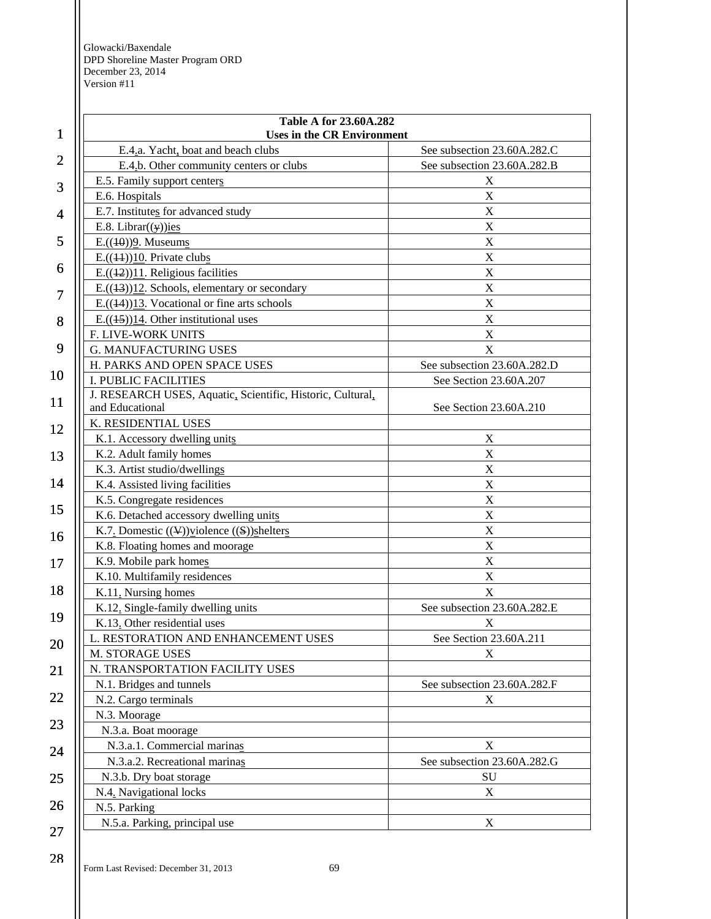| Table A for 23.60A.282<br>Uses in the CR Environment | |
|---|---|
| E.4.a. Yacht, boat and beach clubs | See subsection 23.60A.282.C |
| E.4.b. Other community centers or clubs | See subsection 23.60A.282.B |
| E.5. Family support centers | X |
| E.6. Hospitals | X |
| E.7. Institutes for advanced study | X |
| E.8. Librar((y))ies | X |
| E.((10))9. Museums | X |
| E.((11))10. Private clubs | X |
| E.((12))11. Religious facilities | X |
| E.((13))12. Schools, elementary or secondary | X |
| E.((14))13. Vocational or fine arts schools | X |
| E.((15))14. Other institutional uses | X |
| F. LIVE-WORK UNITS | X |
| G. MANUFACTURING USES | X |
| H. PARKS AND OPEN SPACE USES | See subsection 23.60A.282.D |
| I. PUBLIC FACILITIES | See Section 23.60A.207 |
| J. RESEARCH USES, Aquatic, Scientific, Historic, Cultural, and Educational | See Section 23.60A.210 |
| K. RESIDENTIAL USES | |
| K.1. Accessory dwelling units | X |
| K.2. Adult family homes | X |
| K.3. Artist studio/dwellings | X |
| K.4. Assisted living facilities | X |
| K.5. Congregate residences | X |
| K.6. Detached accessory dwelling units | X |
| K.7. Domestic ((V))violence ((S))shelters | X |
| K.8. Floating homes and moorage | X |
| K.9. Mobile park homes | X |
| K.10. Multifamily residences | X |
| K.11. Nursing homes | X |
| K.12. Single-family dwelling units | See subsection 23.60A.282.E |
| K.13. Other residential uses | X |
| L. RESTORATION AND ENHANCEMENT USES | See Section 23.60A.211 |
| M. STORAGE USES | X |
| N. TRANSPORTATION FACILITY USES | |
| N.1. Bridges and tunnels | See subsection 23.60A.282.F |
| N.2. Cargo terminals | X |
| N.3. Moorage | |
| N.3.a. Boat moorage | |
| N.3.a.1. Commercial marinas | X |
| N.3.a.2. Recreational marinas | See subsection 23.60A.282.G |
| N.3.b. Dry boat storage | SU |
| N.4. Navigational locks | X |
| N.5. Parking | |
| N.5.a. Parking, principal use | X |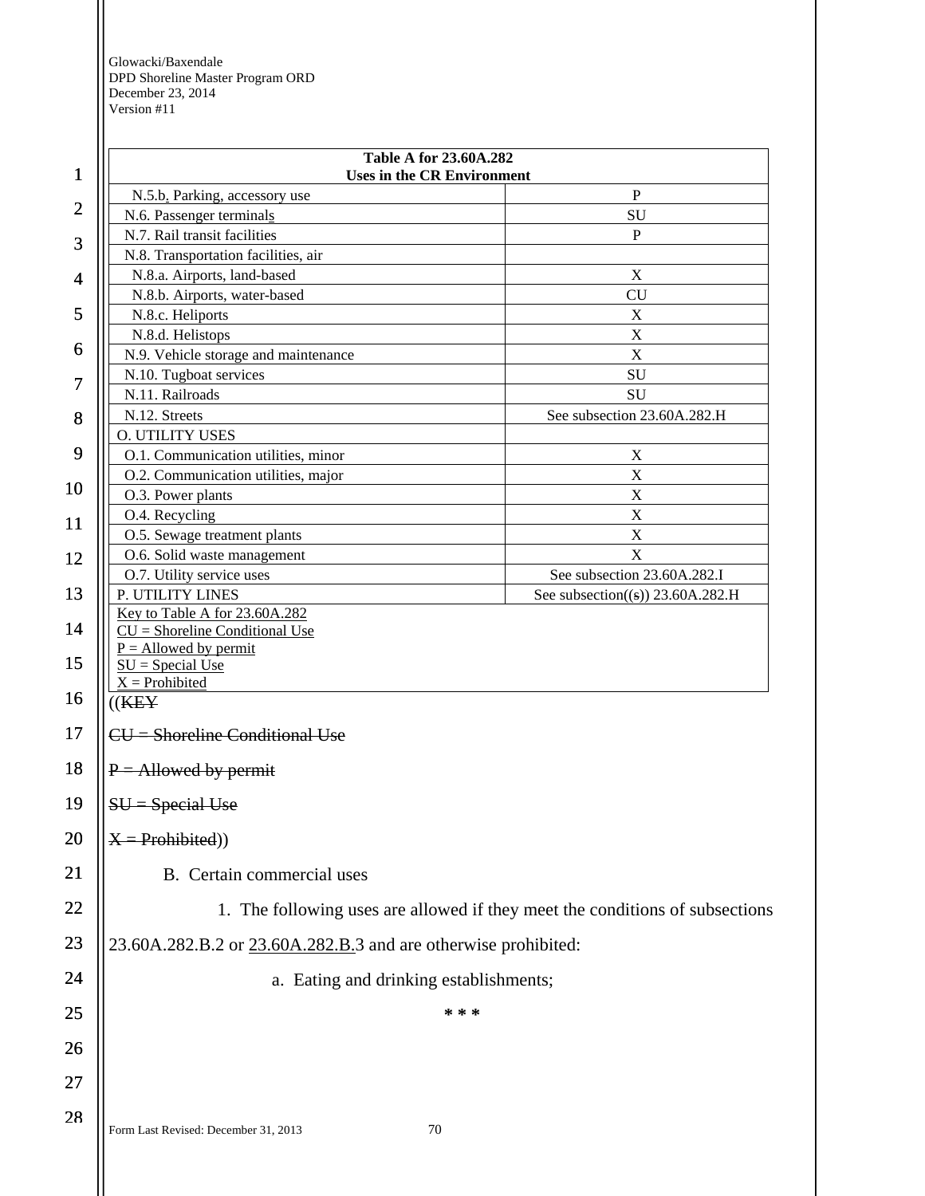| Table A for 23.60A.282 Uses in the CR Environment | |
|---|---|
| N.5.b. Parking, accessory use | P |
| N.6. Passenger terminals | SU |
| N.7. Rail transit facilities | P |
| N.8. Transportation facilities, air | |
| N.8.a. Airports, land-based | X |
| N.8.b. Airports, water-based | CU |
| N.8.c. Heliports | X |
| N.8.d. Helistops | X |
| N.9. Vehicle storage and maintenance | X |
| N.10. Tugboat services | SU |
| N.11. Railroads | SU |
| N.12. Streets | See subsection 23.60A.282.H |
| O. UTILITY USES | |
| O.1. Communication utilities, minor | X |
| O.2. Communication utilities, major | X |
| O.3. Power plants | X |
| O.4. Recycling | X |
| O.5. Sewage treatment plants | X |
| O.6. Solid waste management | X |
| O.7. Utility service uses | See subsection 23.60A.282.I |
| P. UTILITY LINES | See subsection((s)) 23.60A.282.H |
| Key to Table A for 23.60A.282<br>CU = Shoreline Conditional Use<br>P = Allowed by permit<br>SU = Special Use<br>X = Prohibited | |

((~~KEY~~

~~CU = Shoreline Conditional Use~~

~~P = Allowed by permit~~

~~SU = Special Use~~

~~X = Prohibited~~))

B. Certain commercial uses

1. The following uses are allowed if they meet the conditions of subsections 23.60A.282.B.2 or 23.60A.282.B.3 and are otherwise prohibited:

a. Eating and drinking establishments;

\* \* \*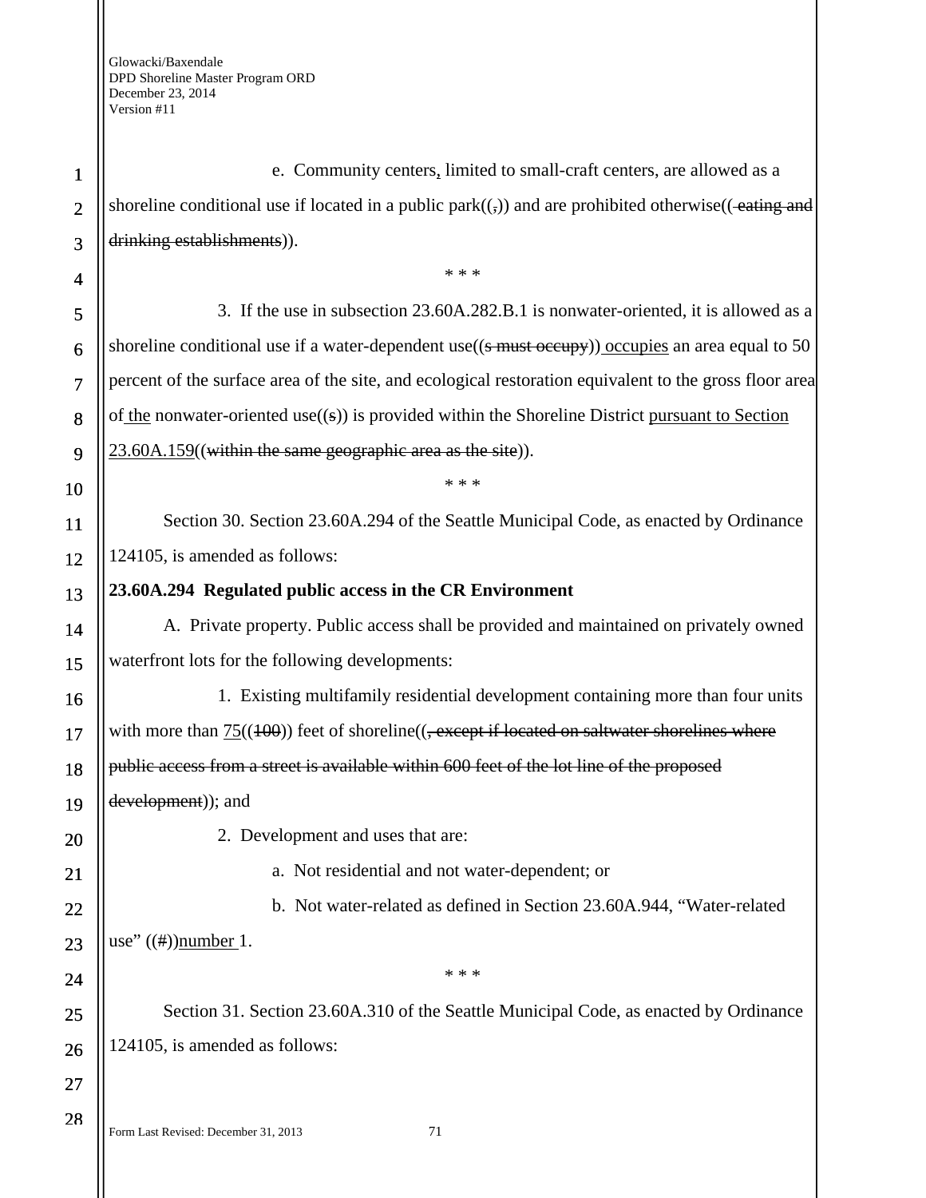e. Community centers, limited to small-craft centers, are allowed as a shoreline conditional use if located in a public park((,)) and are prohibited otherwise(( ~~eating and drinking establishments~~)).

\* \* \*

3. If the use in subsection 23.60A.282.B.1 is nonwater-oriented, it is allowed as a shoreline conditional use if a water-dependent use((~~s must occupy~~)) occupies an area equal to 50 percent of the surface area of the site, and ecological restoration equivalent to the gross floor area of the nonwater-oriented use((~~s~~)) is provided within the Shoreline District pursuant to Section 23.60A.159((~~within the same geographic area as the site~~)).

\* \* \*

Section 30. Section 23.60A.294 of the Seattle Municipal Code, as enacted by Ordinance 124105, is amended as follows:

**23.60A.294 Regulated public access in the CR Environment**

A. Private property. Public access shall be provided and maintained on privately owned waterfront lots for the following developments:

1. Existing multifamily residential development containing more than four units with more than 75((~~100~~)) feet of shoreline((~~, except if located on saltwater shorelines where public access from a street is available within 600 feet of the lot line of the proposed development~~)); and

2. Development and uses that are:

a. Not residential and not water-dependent; or

b. Not water-related as defined in Section 23.60A.944, "Water-related use" ((~~#~~))number 1.

\* \* \*

Section 31. Section 23.60A.310 of the Seattle Municipal Code, as enacted by Ordinance 124105, is amended as follows: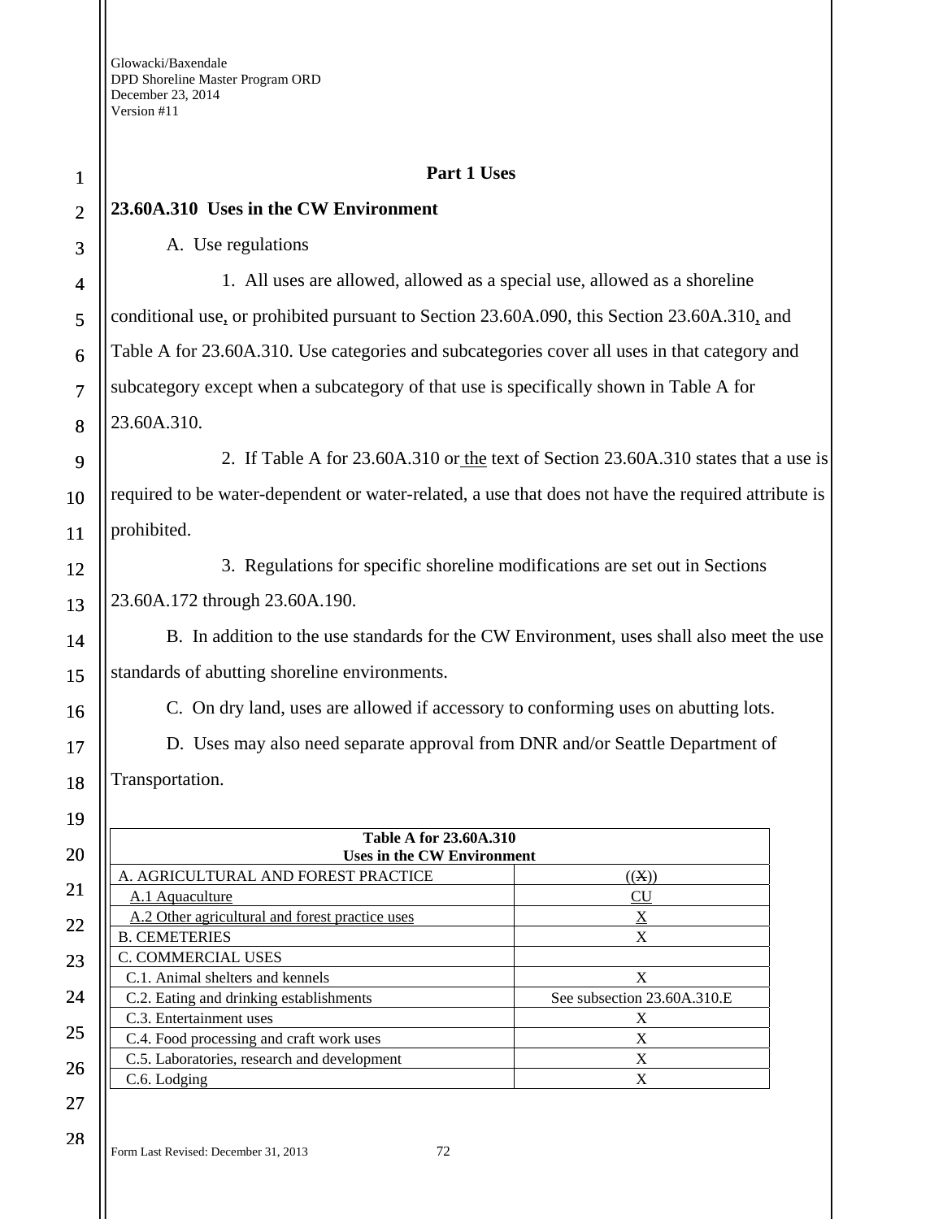**Part 1 Uses**

**23.60A.310 Uses in the CW Environment**

A. Use regulations

1. All uses are allowed, allowed as a special use, allowed as a shoreline conditional use, or prohibited pursuant to Section 23.60A.090, this Section 23.60A.310, and Table A for 23.60A.310. Use categories and subcategories cover all uses in that category and subcategory except when a subcategory of that use is specifically shown in Table A for 23.60A.310.

2. If Table A for 23.60A.310 or the text of Section 23.60A.310 states that a use is required to be water-dependent or water-related, a use that does not have the required attribute is prohibited.

3. Regulations for specific shoreline modifications are set out in Sections 23.60A.172 through 23.60A.190.

B. In addition to the use standards for the CW Environment, uses shall also meet the use standards of abutting shoreline environments.

C. On dry land, uses are allowed if accessory to conforming uses on abutting lots.

D. Uses may also need separate approval from DNR and/or Seattle Department of Transportation.

| Table A for 23.60A.310 Uses in the CW Environment | |
|---|---|
| A. AGRICULTURAL AND FOREST PRACTICE | ((X)) |
| A.1 Aquaculture | CU |
| A.2 Other agricultural and forest practice uses | X |
| B. CEMETERIES | X |
| C. COMMERCIAL USES | |
| C.1. Animal shelters and kennels | X |
| C.2. Eating and drinking establishments | See subsection 23.60A.310.E |
| C.3. Entertainment uses | X |
| C.4. Food processing and craft work uses | X |
| C.5. Laboratories, research and development | X |
| C.6. Lodging | X |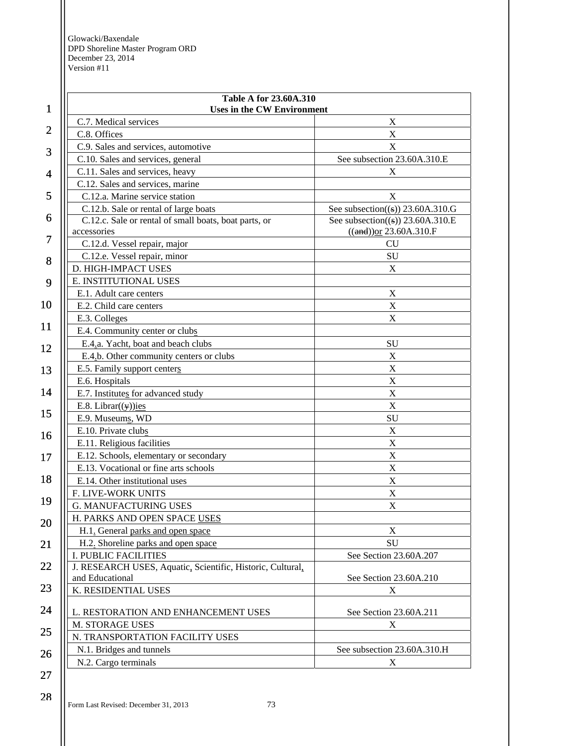| Table A for 23.60A.310 Uses in the CW Environment | |
|---|---|
| C.7. Medical services | X |
| C.8. Offices | X |
| C.9. Sales and services, automotive | X |
| C.10. Sales and services, general | See subsection 23.60A.310.E |
| C.11. Sales and services, heavy | X |
| C.12. Sales and services, marine | |
| C.12.a. Marine service station | X |
| C.12.b. Sale or rental of large boats | See subsection((s)) 23.60A.310.G |
| C.12.c. Sale or rental of small boats, boat parts, or accessories | See subsection((s)) 23.60A.310.E ((and))or 23.60A.310.F |
| C.12.d. Vessel repair, major | CU |
| C.12.e. Vessel repair, minor | SU |
| D. HIGH-IMPACT USES | X |
| E. INSTITUTIONAL USES | |
| E.1. Adult care centers | X |
| E.2. Child care centers | X |
| E.3. Colleges | X |
| E.4. Community center or clubs | |
| E.4.a. Yacht, boat and beach clubs | SU |
| E.4.b. Other community centers or clubs | X |
| E.5. Family support centers | X |
| E.6. Hospitals | X |
| E.7. Institutes for advanced study | X |
| E.8. Librar((y))ies | X |
| E.9. Museums, WD | SU |
| E.10. Private clubs | X |
| E.11. Religious facilities | X |
| E.12. Schools, elementary or secondary | X |
| E.13. Vocational or fine arts schools | X |
| E.14. Other institutional uses | X |
| F. LIVE-WORK UNITS | X |
| G. MANUFACTURING USES | X |
| H. PARKS AND OPEN SPACE USES | |
| H.1. General parks and open space | X |
| H.2. Shoreline parks and open space | SU |
| I. PUBLIC FACILITIES | See Section 23.60A.207 |
| J. RESEARCH USES, Aquatic, Scientific, Historic, Cultural, and Educational | See Section 23.60A.210 |
| K. RESIDENTIAL USES | X |
| L. RESTORATION AND ENHANCEMENT USES | See Section 23.60A.211 |
| M. STORAGE USES | X |
| N. TRANSPORTATION FACILITY USES | |
| N.1. Bridges and tunnels | See subsection 23.60A.310.H |
| N.2. Cargo terminals | X |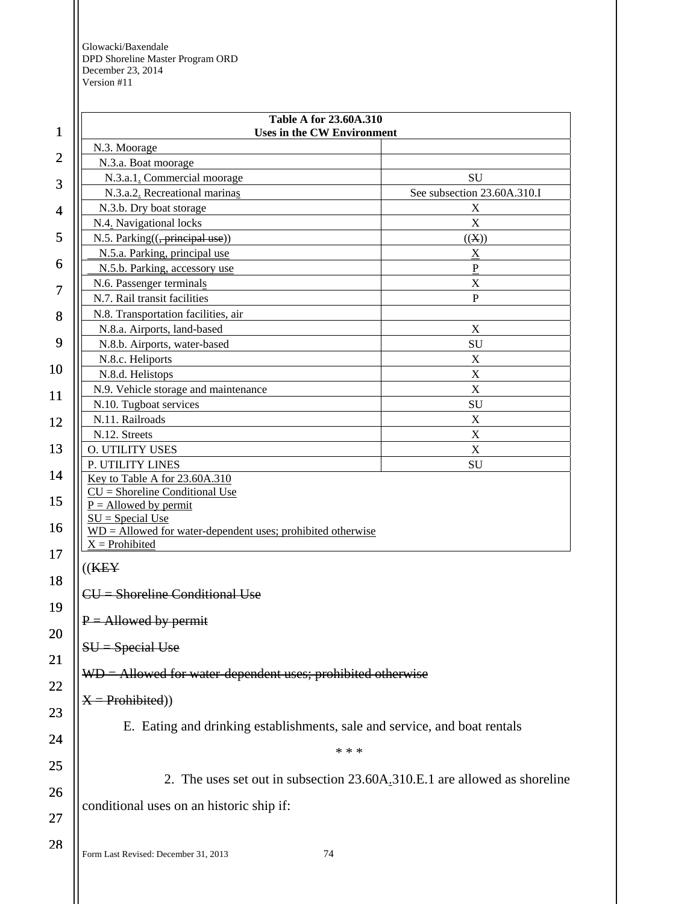| Table A for 23.60A.310 Uses in the CW Environment | |
|---|---|
| N.3. Moorage | |
| N.3.a. Boat moorage | |
| N.3.a.1. Commercial moorage | SU |
| N.3.a.2. Recreational marinas | See subsection 23.60A.310.I |
| N.3.b. Dry boat storage | X |
| N.4. Navigational locks | X |
| N.5. Parking((, principal use)) | ((X)) |
| N.5.a. Parking, principal use | X |
| N.5.b. Parking, accessory use | P |
| N.6. Passenger terminals | X |
| N.7. Rail transit facilities | P |
| N.8. Transportation facilities, air | |
| N.8.a. Airports, land-based | X |
| N.8.b. Airports, water-based | SU |
| N.8.c. Heliports | X |
| N.8.d. Helistops | X |
| N.9. Vehicle storage and maintenance | X |
| N.10. Tugboat services | SU |
| N.11. Railroads | X |
| N.12. Streets | X |
| O. UTILITY USES | X |
| P. UTILITY LINES | SU |
| Key to Table A for 23.60A.310<br>CU = Shoreline Conditional Use<br>P = Allowed by permit<br>SU = Special Use<br>WD = Allowed for water-dependent uses; prohibited otherwise<br>X = Prohibited | |

((KEY

CU = Shoreline Conditional Use

P = Allowed by permit

SU = Special Use

WD = Allowed for water-dependent uses; prohibited otherwise

X = Prohibited))

E. Eating and drinking establishments, sale and service, and boat rentals

\* \* \*

2. The uses set out in subsection 23.60A.310.E.1 are allowed as shoreline conditional uses on an historic ship if: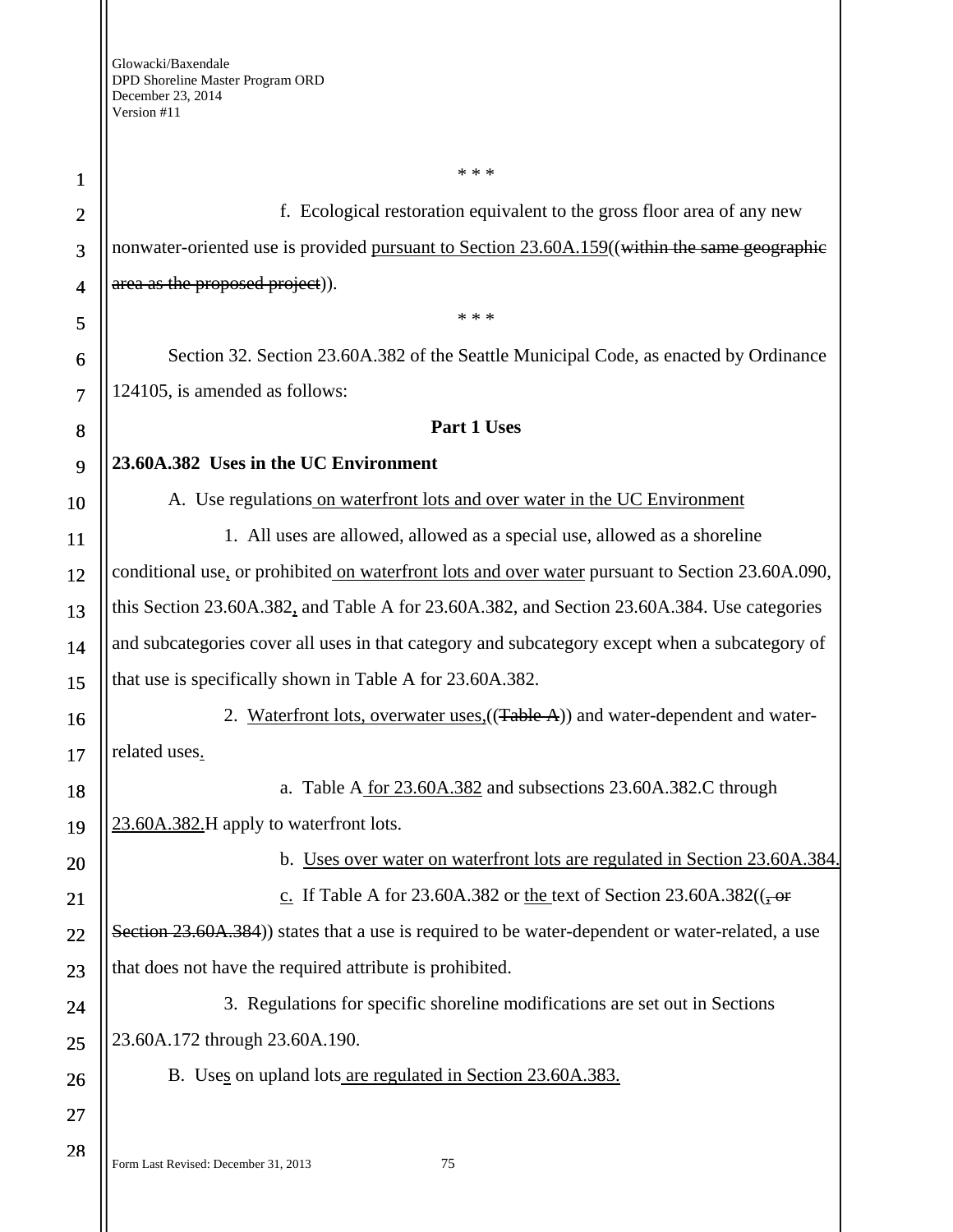\* \* \*

f. Ecological restoration equivalent to the gross floor area of any new nonwater-oriented use is provided <u>pursuant to Section 23.60A.159</u>((~~within the same geographic area as the proposed project~~)).

\* \* \*

Section 32. Section 23.60A.382 of the Seattle Municipal Code, as enacted by Ordinance 124105, is amended as follows:

**Part 1 Uses**

**23.60A.382 Uses in the UC Environment**

A. Use regulations<u> on waterfront lots and over water in the UC Environment</u>

1. All uses are allowed, allowed as a special use, allowed as a shoreline conditional use<u>,</u> or prohibited<u> on waterfront lots and over water</u> pursuant to Section 23.60A.090, this Section 23.60A.382<u>,</u> and Table A for 23.60A.382, and Section 23.60A.384. Use categories and subcategories cover all uses in that category and subcategory except when a subcategory of that use is specifically shown in Table A for 23.60A.382.

2. <u>Waterfront lots, overwater uses,</u>((~~Table A~~)) and water-dependent and water-related uses<u>.</u>

a. Table A<u> for 23.60A.382</u> and subsections 23.60A.382.C through <u>23.60A.382.</u>H apply to waterfront lots.

b. <u>Uses over water on waterfront lots are regulated in Section 23.60A.384.</u>

<u>c.</u> If Table A for 23.60A.382 or <u>the </u>text of Section 23.60A.382((~~, or Section 23.60A.384~~)) states that a use is required to be water-dependent or water-related, a use that does not have the required attribute is prohibited.

3. Regulations for specific shoreline modifications are set out in Sections 23.60A.172 through 23.60A.190.

B. Use<u>s</u> on upland lots<u> are regulated in Section 23.60A.383.</u>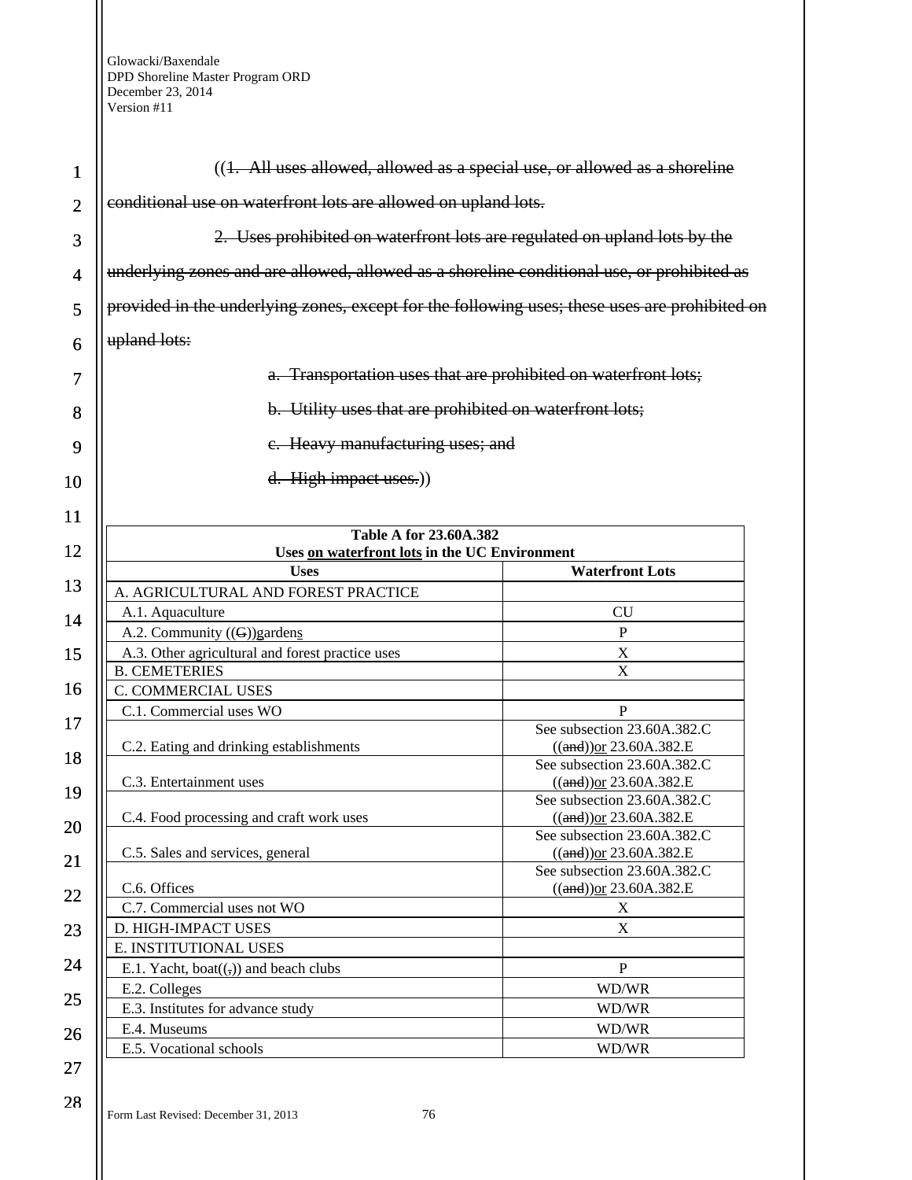((~~1. All uses allowed, allowed as a special use, or allowed as a shoreline conditional use on waterfront lots are allowed on upland lots.~~

~~2. Uses prohibited on waterfront lots are regulated on upland lots by the underlying zones and are allowed, allowed as a shoreline conditional use, or prohibited as provided in the underlying zones, except for the following uses; these uses are prohibited on upland lots:~~

~~a. Transportation uses that are prohibited on waterfront lots;~~

~~b. Utility uses that are prohibited on waterfront lots;~~

~~c. Heavy manufacturing uses; and~~

~~d. High impact uses.~~))

| **Table A for 23.60A.382<br>Uses <u>on waterfront lots</u> in the UC Environment** | |
|---|---|
| **Uses** | **Waterfront Lots** |
| A. AGRICULTURAL AND FOREST PRACTICE | |
| A.1. Aquaculture | CU |
| A.2. Community ((~~G~~))garden<u>s</u> | P |
| A.3. Other agricultural and forest practice uses | X |
| B. CEMETERIES | X |
| C. COMMERCIAL USES | |
| C.1. Commercial uses WO | P |
| C.2. Eating and drinking establishments | See subsection 23.60A.382.C ((~~and~~))<u>or</u> 23.60A.382.E |
| C.3. Entertainment uses | See subsection 23.60A.382.C ((~~and~~))<u>or</u> 23.60A.382.E |
| C.4. Food processing and craft work uses | See subsection 23.60A.382.C ((~~and~~))<u>or</u> 23.60A.382.E |
| C.5. Sales and services, general | See subsection 23.60A.382.C ((~~and~~))<u>or</u> 23.60A.382.E |
| C.6. Offices | See subsection 23.60A.382.C ((~~and~~))<u>or</u> 23.60A.382.E |
| C.7. Commercial uses not WO | X |
| D. HIGH-IMPACT USES | X |
| E. INSTITUTIONAL USES | |
| E.1. Yacht, boat((~~,~~)) and beach clubs | P |
| E.2. Colleges | WD/WR |
| E.3. Institutes for advance study | WD/WR |
| E.4. Museums | WD/WR |
| E.5. Vocational schools | WD/WR |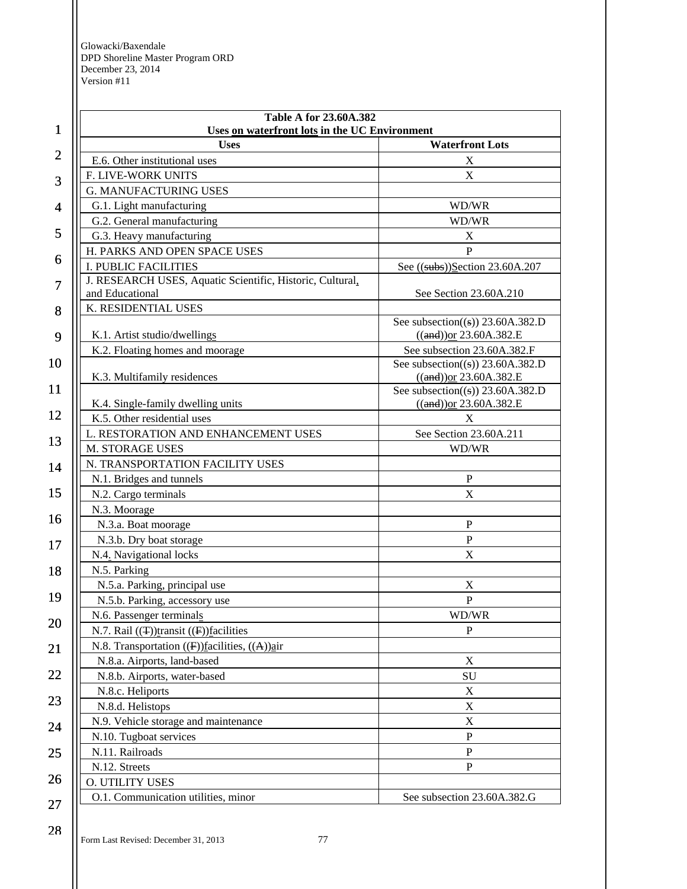| Table A for 23.60A.382 Uses on waterfront lots in the UC Environment | |
|---|---|
| **Uses** | **Waterfront Lots** |
| E.6. Other institutional uses | X |
| F. LIVE-WORK UNITS | X |
| G. MANUFACTURING USES | |
| G.1. Light manufacturing | WD/WR |
| G.2. General manufacturing | WD/WR |
| G.3. Heavy manufacturing | X |
| H. PARKS AND OPEN SPACE USES | P |
| I. PUBLIC FACILITIES | See ((subs))Section 23.60A.207 |
| J. RESEARCH USES, Aquatic Scientific, Historic, Cultural, and Educational | See Section 23.60A.210 |
| K. RESIDENTIAL USES | |
| K.1. Artist studio/dwellings | See subsection((s)) 23.60A.382.D ((and))or 23.60A.382.E |
| K.2. Floating homes and moorage | See subsection 23.60A.382.F |
| K.3. Multifamily residences | See subsection((s)) 23.60A.382.D ((and))or 23.60A.382.E |
| K.4. Single-family dwelling units | See subsection((s)) 23.60A.382.D ((and))or 23.60A.382.E |
| K.5. Other residential uses | X |
| L. RESTORATION AND ENHANCEMENT USES | See Section 23.60A.211 |
| M. STORAGE USES | WD/WR |
| N. TRANSPORTATION FACILITY USES | |
| N.1. Bridges and tunnels | P |
| N.2. Cargo terminals | X |
| N.3. Moorage | |
| N.3.a. Boat moorage | P |
| N.3.b. Dry boat storage | P |
| N.4. Navigational locks | X |
| N.5. Parking | |
| N.5.a. Parking, principal use | X |
| N.5.b. Parking, accessory use | P |
| N.6. Passenger terminals | WD/WR |
| N.7. Rail ((T))transit ((F))facilities | P |
| N.8. Transportation ((F))facilities, ((A))air | |
| N.8.a. Airports, land-based | X |
| N.8.b. Airports, water-based | SU |
| N.8.c. Heliports | X |
| N.8.d. Helistops | X |
| N.9. Vehicle storage and maintenance | X |
| N.10. Tugboat services | P |
| N.11. Railroads | P |
| N.12. Streets | P |
| O. UTILITY USES | |
| O.1. Communication utilities, minor | See subsection 23.60A.382.G |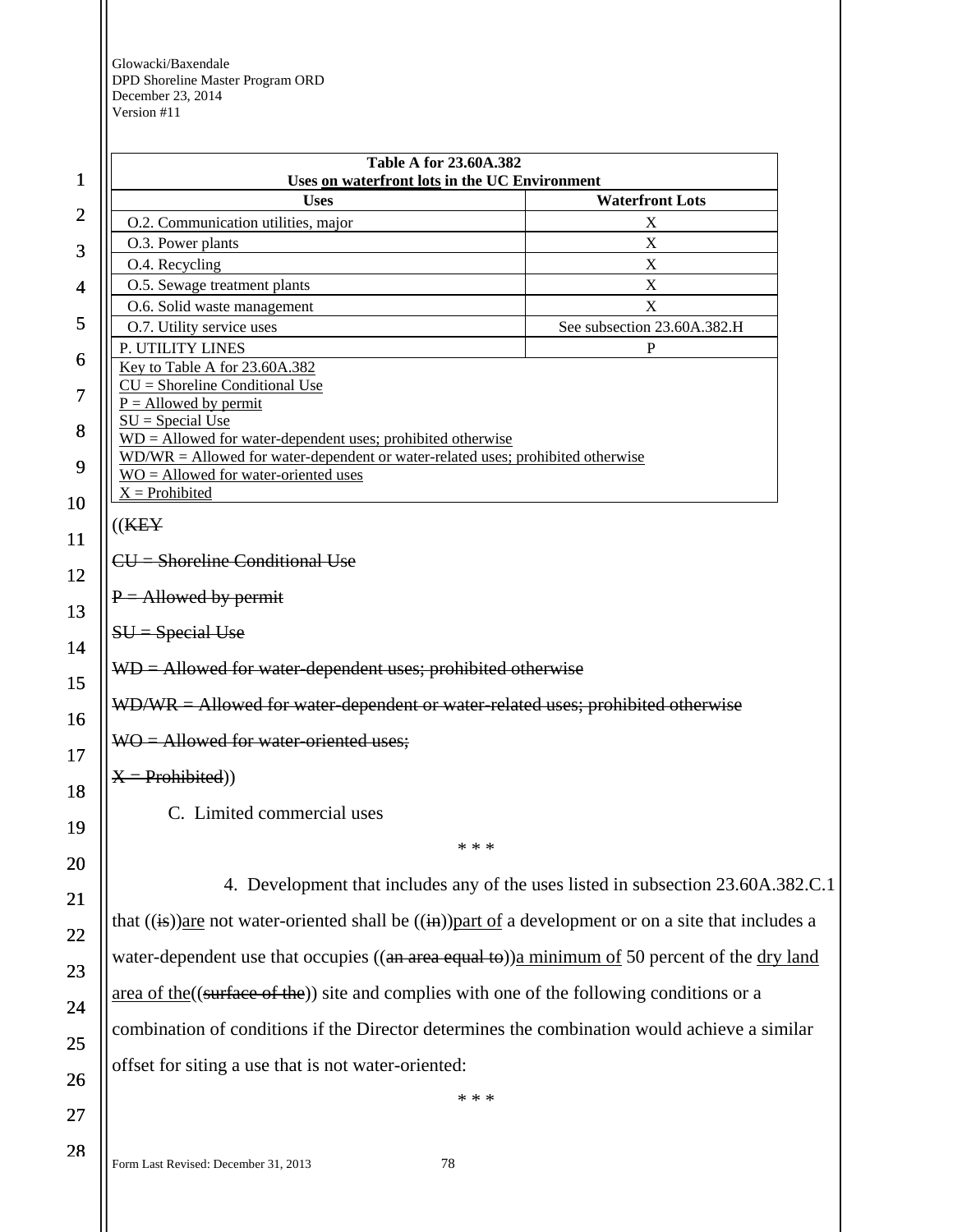| Table A for 23.60A.382<br>Uses on waterfront lots in the UC Environment | |
|---|---|
| **Uses** | **Waterfront Lots** |
| O.2. Communication utilities, major | X |
| O.3. Power plants | X |
| O.4. Recycling | X |
| O.5. Sewage treatment plants | X |
| O.6. Solid waste management | X |
| O.7. Utility service uses | See subsection 23.60A.382.H |
| P. UTILITY LINES | P |
| Key to Table A for 23.60A.382<br>CU = Shoreline Conditional Use<br>P = Allowed by permit<br>SU = Special Use<br>WD = Allowed for water-dependent uses; prohibited otherwise<br>WD/WR = Allowed for water-dependent or water-related uses; prohibited otherwise<br>WO = Allowed for water-oriented uses<br>X = Prohibited | |

((~~KEY~~

~~CU = Shoreline Conditional Use~~

~~P = Allowed by permit~~

~~SU = Special Use~~

~~WD = Allowed for water-dependent uses; prohibited otherwise~~

~~WD/WR = Allowed for water-dependent or water-related uses; prohibited otherwise~~

~~WO = Allowed for water-oriented uses;~~

~~X = Prohibited~~))

C. Limited commercial uses

\* \* \*

4. Development that includes any of the uses listed in subsection 23.60A.382.C.1 that ((~~is~~))are not water-oriented shall be ((~~in~~))part of a development or on a site that includes a water-dependent use that occupies ((~~an area equal to~~))a minimum of 50 percent of the dry land area of the((~~surface of the~~)) site and complies with one of the following conditions or a combination of conditions if the Director determines the combination would achieve a similar offset for siting a use that is not water-oriented:

\* \* \*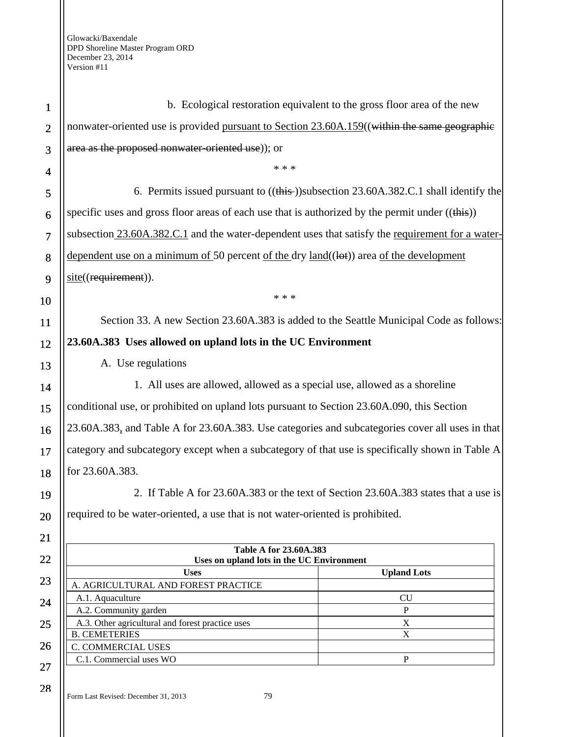b. Ecological restoration equivalent to the gross floor area of the new nonwater-oriented use is provided pursuant to Section 23.60A.159((within the same geographic area as the proposed nonwater-oriented use)); or

\* \* \*

6. Permits issued pursuant to ((this ))subsection 23.60A.382.C.1 shall identify the specific uses and gross floor areas of each use that is authorized by the permit under ((this)) subsection 23.60A.382.C.1 and the water-dependent uses that satisfy the requirement for a water-dependent use on a minimum of 50 percent of the dry land((lot)) area of the development site((requirement)).

\* \* \*

Section 33. A new Section 23.60A.383 is added to the Seattle Municipal Code as follows:

**23.60A.383 Uses allowed on upland lots in the UC Environment**

A. Use regulations

1. All uses are allowed, allowed as a special use, allowed as a shoreline conditional use, or prohibited on upland lots pursuant to Section 23.60A.090, this Section 23.60A.383, and Table A for 23.60A.383. Use categories and subcategories cover all uses in that category and subcategory except when a subcategory of that use is specifically shown in Table A for 23.60A.383.

2. If Table A for 23.60A.383 or the text of Section 23.60A.383 states that a use is required to be water-oriented, a use that is not water-oriented is prohibited.

| Table A for 23.60A.383 Uses on upland lots in the UC Environment | |
|---|---|
| **Uses** | **Upland Lots** |
| A. AGRICULTURAL AND FOREST PRACTICE | |
| A.1. Aquaculture | CU |
| A.2. Community garden | P |
| A.3. Other agricultural and forest practice uses | X |
| B. CEMETERIES | X |
| C. COMMERCIAL USES | |
| C.1. Commercial uses WO | P |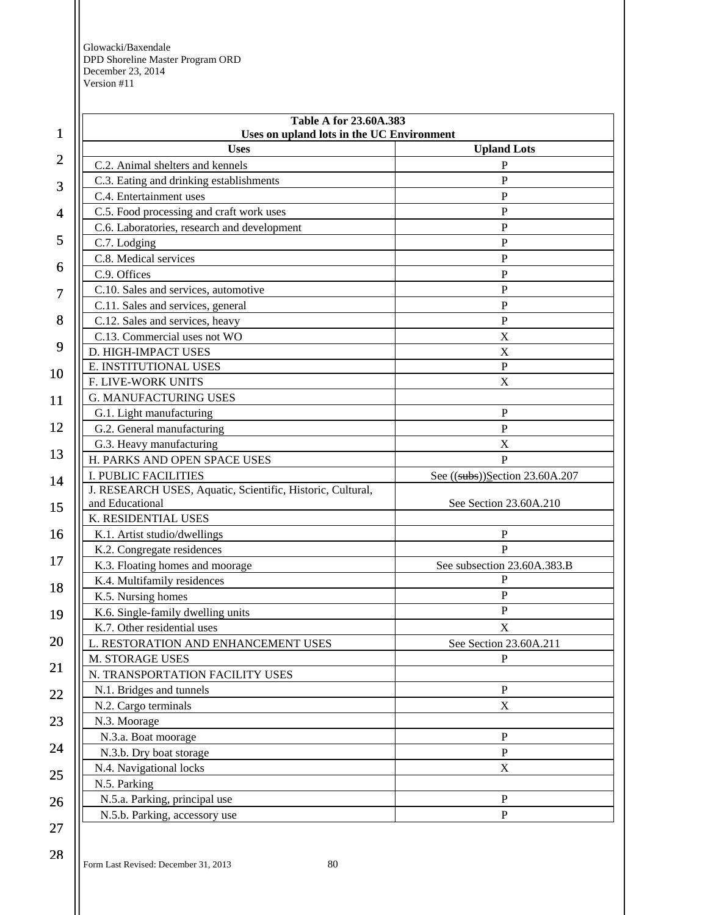| Table A for 23.60A.383 Uses on upland lots in the UC Environment | |
|---|---|
| **Uses** | **Upland Lots** |
| C.2. Animal shelters and kennels | P |
| C.3. Eating and drinking establishments | P |
| C.4. Entertainment uses | P |
| C.5. Food processing and craft work uses | P |
| C.6. Laboratories, research and development | P |
| C.7. Lodging | P |
| C.8. Medical services | P |
| C.9. Offices | P |
| C.10. Sales and services, automotive | P |
| C.11. Sales and services, general | P |
| C.12. Sales and services, heavy | P |
| C.13. Commercial uses not WO | X |
| D. HIGH-IMPACT USES | X |
| E. INSTITUTIONAL USES | P |
| F. LIVE-WORK UNITS | X |
| G. MANUFACTURING USES | |
| G.1. Light manufacturing | P |
| G.2. General manufacturing | P |
| G.3. Heavy manufacturing | X |
| H. PARKS AND OPEN SPACE USES | P |
| I. PUBLIC FACILITIES | See ((~~subs~~))Section 23.60A.207 |
| J. RESEARCH USES, Aquatic, Scientific, Historic, Cultural, and Educational | See Section 23.60A.210 |
| K. RESIDENTIAL USES | |
| K.1. Artist studio/dwellings | P |
| K.2. Congregate residences | P |
| K.3. Floating homes and moorage | See subsection 23.60A.383.B |
| K.4. Multifamily residences | P |
| K.5. Nursing homes | P |
| K.6. Single-family dwelling units | P |
| K.7. Other residential uses | X |
| L. RESTORATION AND ENHANCEMENT USES | See Section 23.60A.211 |
| M. STORAGE USES | P |
| N. TRANSPORTATION FACILITY USES | |
| N.1. Bridges and tunnels | P |
| N.2. Cargo terminals | X |
| N.3. Moorage | |
| N.3.a. Boat moorage | P |
| N.3.b. Dry boat storage | P |
| N.4. Navigational locks | X |
| N.5. Parking | |
| N.5.a. Parking, principal use | P |
| N.5.b. Parking, accessory use | P |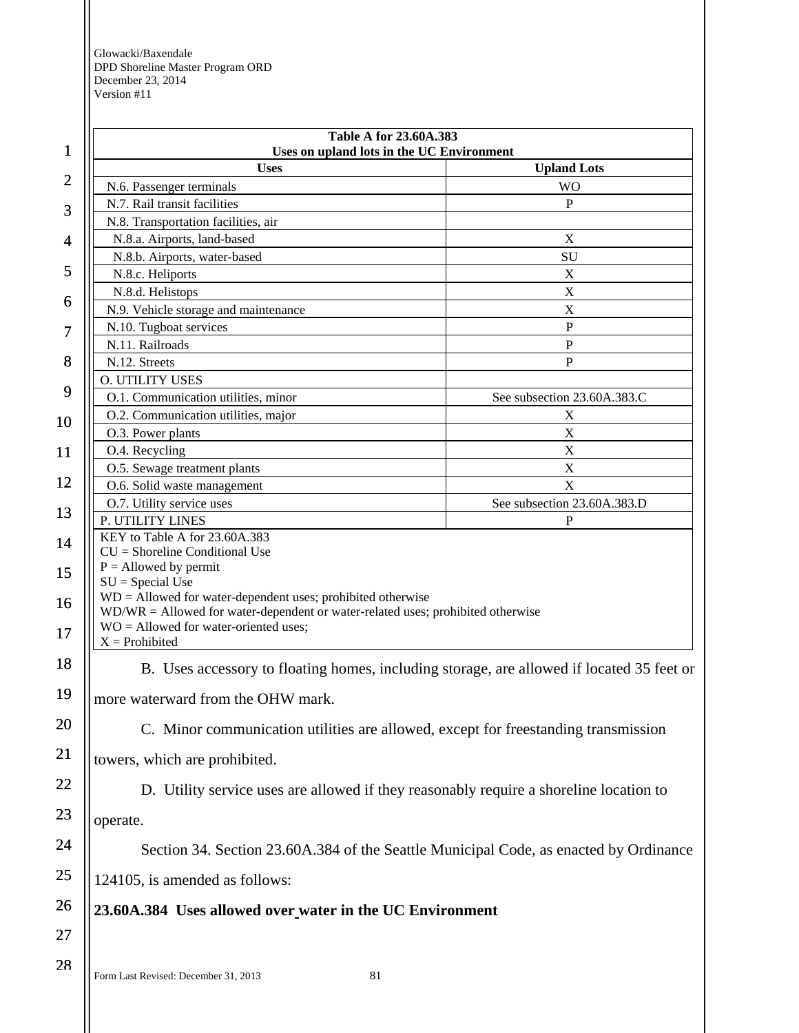| Table A for 23.60A.383 Uses on upland lots in the UC Environment | |
|---|---|
| **Uses** | **Upland Lots** |
| N.6. Passenger terminals | WO |
| N.7. Rail transit facilities | P |
| N.8. Transportation facilities, air | |
| N.8.a. Airports, land-based | X |
| N.8.b. Airports, water-based | SU |
| N.8.c. Heliports | X |
| N.8.d. Helistops | X |
| N.9. Vehicle storage and maintenance | X |
| N.10. Tugboat services | P |
| N.11. Railroads | P |
| N.12. Streets | P |
| O. UTILITY USES | |
| O.1. Communication utilities, minor | See subsection 23.60A.383.C |
| O.2. Communication utilities, major | X |
| O.3. Power plants | X |
| O.4. Recycling | X |
| O.5. Sewage treatment plants | X |
| O.6. Solid waste management | X |
| O.7. Utility service uses | See subsection 23.60A.383.D |
| P. UTILITY LINES | P |

KEY to Table A for 23.60A.383
CU = Shoreline Conditional Use
P = Allowed by permit
SU = Special Use
WD = Allowed for water-dependent uses; prohibited otherwise
WD/WR = Allowed for water-dependent or water-related uses; prohibited otherwise
WO = Allowed for water-oriented uses;
X = Prohibited

B. Uses accessory to floating homes, including storage, are allowed if located 35 feet or more waterward from the OHW mark.

C. Minor communication utilities are allowed, except for freestanding transmission towers, which are prohibited.

D. Utility service uses are allowed if they reasonably require a shoreline location to operate.

Section 34. Section 23.60A.384 of the Seattle Municipal Code, as enacted by Ordinance 124105, is amended as follows:

**23.60A.384 Uses allowed over water in the UC Environment**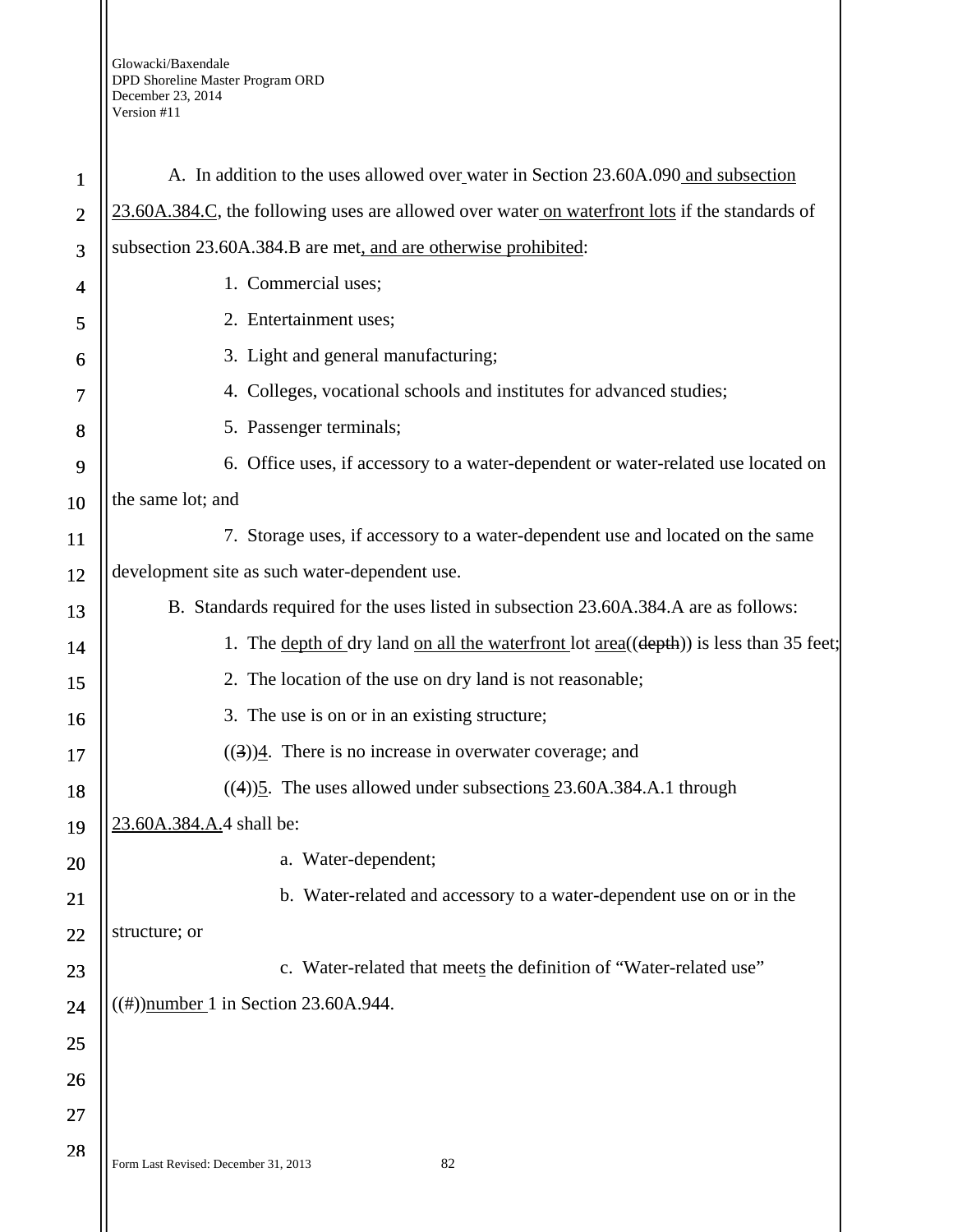A. In addition to the uses allowed over water in Section 23.60A.090 and subsection 23.60A.384.C, the following uses are allowed over water on waterfront lots if the standards of subsection 23.60A.384.B are met, and are otherwise prohibited:

1. Commercial uses;

2. Entertainment uses;

3. Light and general manufacturing;

4. Colleges, vocational schools and institutes for advanced studies;

5. Passenger terminals;

6. Office uses, if accessory to a water-dependent or water-related use located on the same lot; and

7. Storage uses, if accessory to a water-dependent use and located on the same development site as such water-dependent use.

B. Standards required for the uses listed in subsection 23.60A.384.A are as follows:

1. The depth of dry land on all the waterfront lot area((depth)) is less than 35 feet;

2. The location of the use on dry land is not reasonable;

3. The use is on or in an existing structure;

((3))4. There is no increase in overwater coverage; and

((4))5. The uses allowed under subsections 23.60A.384.A.1 through 23.60A.384.A.4 shall be:

a. Water-dependent;

b. Water-related and accessory to a water-dependent use on or in the structure; or

c. Water-related that meets the definition of "Water-related use" ((#))number 1 in Section 23.60A.944.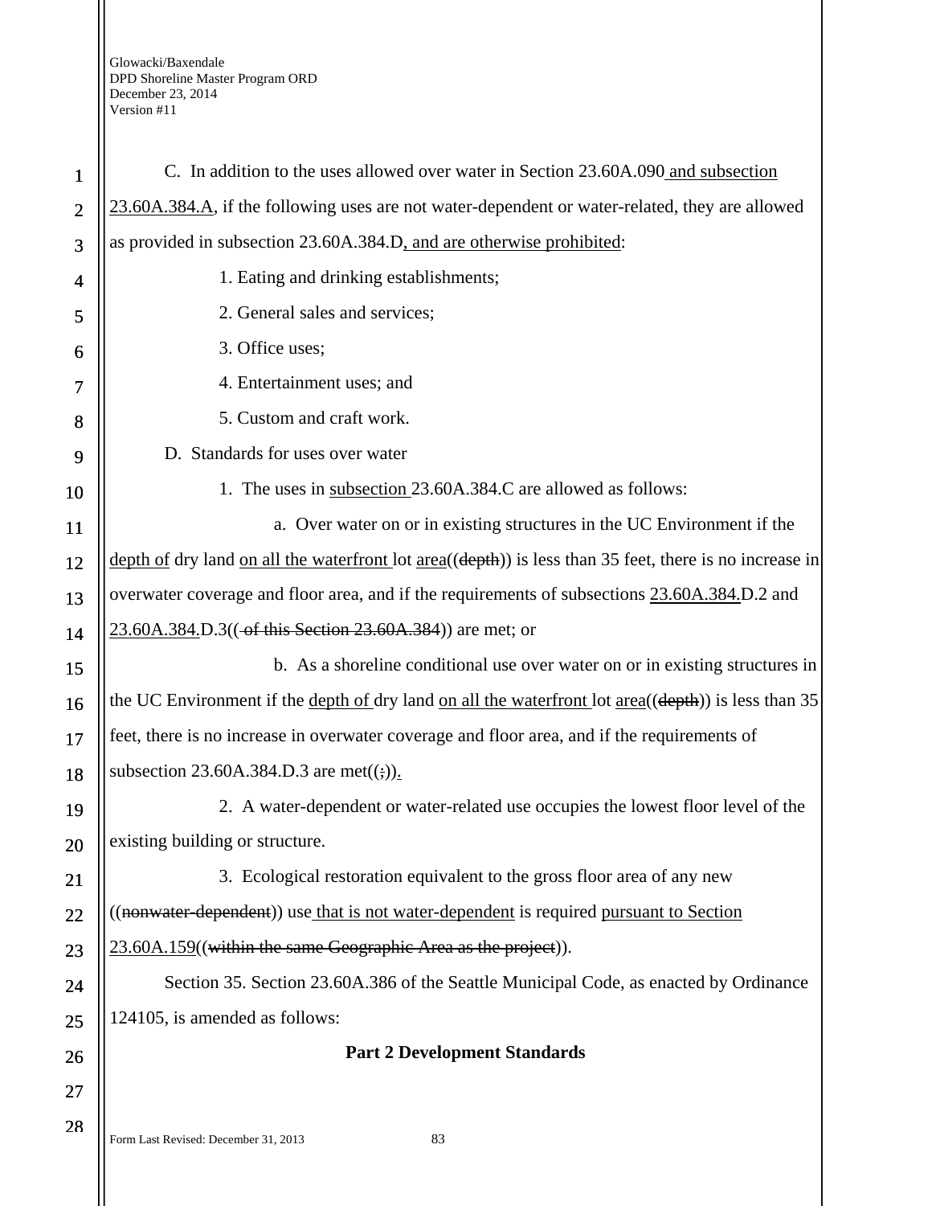C. In addition to the uses allowed over water in Section 23.60A.090 and subsection 23.60A.384.A, if the following uses are not water-dependent or water-related, they are allowed as provided in subsection 23.60A.384.D, and are otherwise prohibited:

1. Eating and drinking establishments;

2. General sales and services;

3. Office uses;

4. Entertainment uses; and

5. Custom and craft work.

D. Standards for uses over water

1. The uses in subsection 23.60A.384.C are allowed as follows:

a. Over water on or in existing structures in the UC Environment if the depth of dry land on all the waterfront lot area((depth)) is less than 35 feet, there is no increase in overwater coverage and floor area, and if the requirements of subsections 23.60A.384.D.2 and 23.60A.384.D.3(( of this Section 23.60A.384)) are met; or

b. As a shoreline conditional use over water on or in existing structures in the UC Environment if the depth of dry land on all the waterfront lot area((depth)) is less than 35 feet, there is no increase in overwater coverage and floor area, and if the requirements of subsection 23.60A.384.D.3 are met((;)).

2. A water-dependent or water-related use occupies the lowest floor level of the existing building or structure.

3. Ecological restoration equivalent to the gross floor area of any new ((nonwater-dependent)) use that is not water-dependent is required pursuant to Section 23.60A.159((within the same Geographic Area as the project)).

Section 35. Section 23.60A.386 of the Seattle Municipal Code, as enacted by Ordinance 124105, is amended as follows:

**Part 2 Development Standards**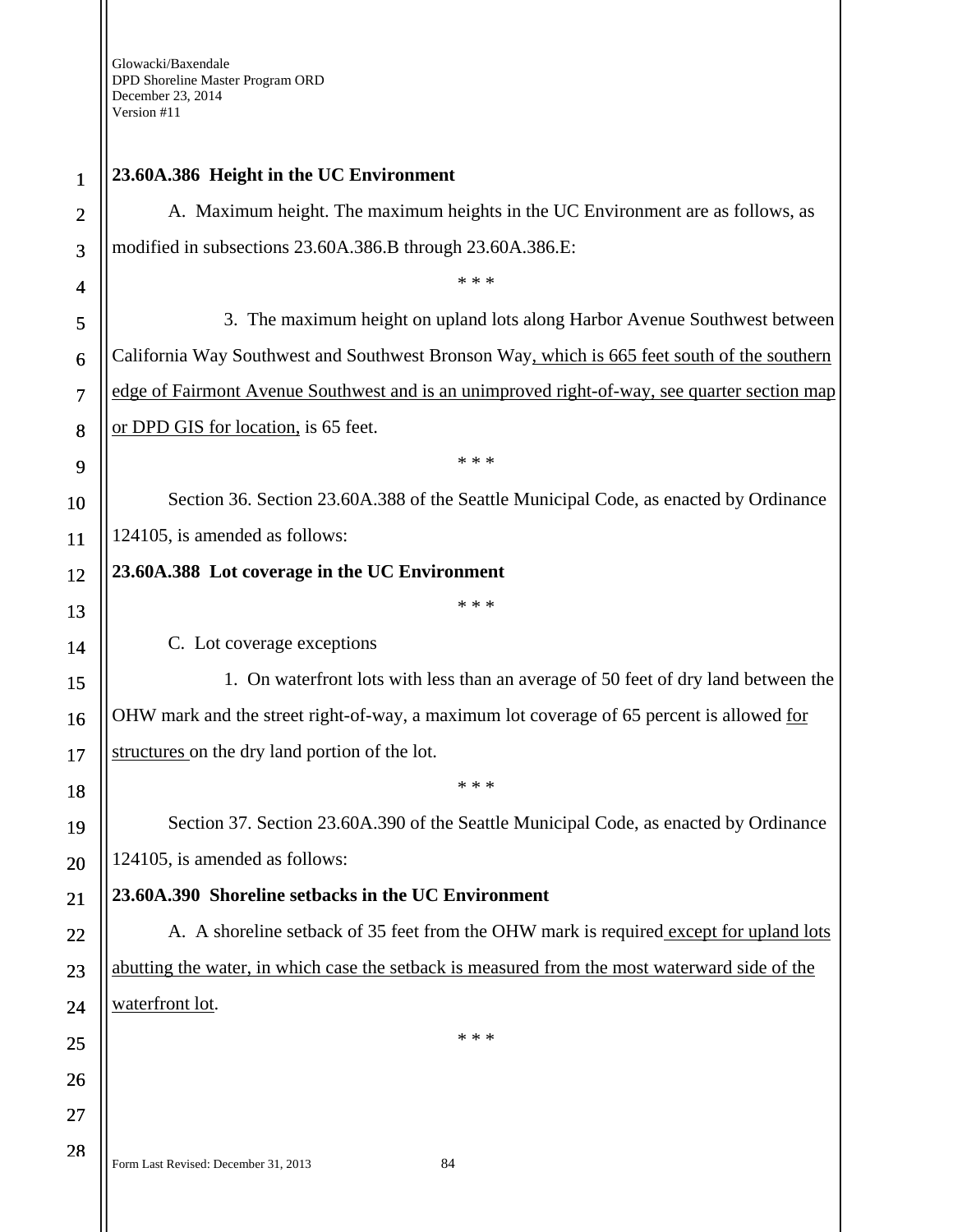**23.60A.386 Height in the UC Environment**

A. Maximum height. The maximum heights in the UC Environment are as follows, as modified in subsections 23.60A.386.B through 23.60A.386.E:

\* \* \*

3. The maximum height on upland lots along Harbor Avenue Southwest between California Way Southwest and Southwest Bronson Way, which is 665 feet south of the southern edge of Fairmont Avenue Southwest and is an unimproved right-of-way, see quarter section map or DPD GIS for location, is 65 feet.

\* \* \*

Section 36. Section 23.60A.388 of the Seattle Municipal Code, as enacted by Ordinance 124105, is amended as follows:

**23.60A.388 Lot coverage in the UC Environment**

\* \* \*

C. Lot coverage exceptions

1. On waterfront lots with less than an average of 50 feet of dry land between the OHW mark and the street right-of-way, a maximum lot coverage of 65 percent is allowed for structures on the dry land portion of the lot.

\* \* \*

Section 37. Section 23.60A.390 of the Seattle Municipal Code, as enacted by Ordinance 124105, is amended as follows:

**23.60A.390 Shoreline setbacks in the UC Environment**

A. A shoreline setback of 35 feet from the OHW mark is required except for upland lots abutting the water, in which case the setback is measured from the most waterward side of the waterfront lot.

\* \* \*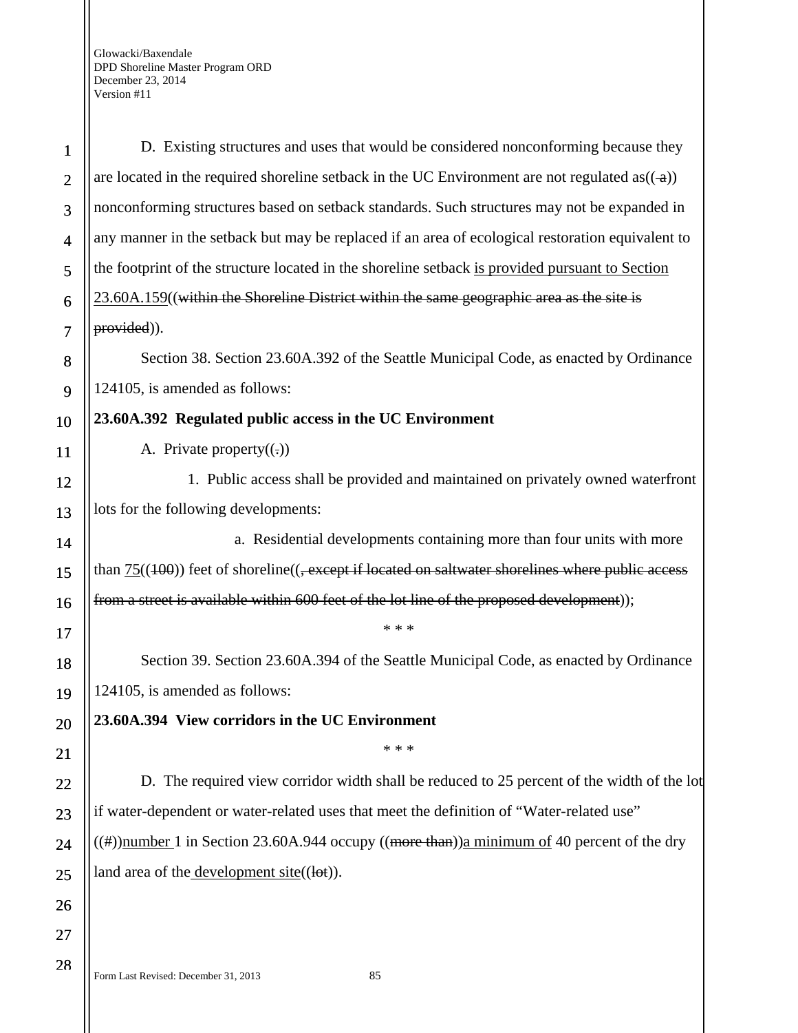D. Existing structures and uses that would be considered nonconforming because they are located in the required shoreline setback in the UC Environment are not regulated as(( a)) nonconforming structures based on setback standards. Such structures may not be expanded in any manner in the setback but may be replaced if an area of ecological restoration equivalent to the footprint of the structure located in the shoreline setback <u>is provided pursuant to Section 23.60A.159</u>((~~within the Shoreline District within the same geographic area as the site is provided~~)).

Section 38. Section 23.60A.392 of the Seattle Municipal Code, as enacted by Ordinance 124105, is amended as follows:

**23.60A.392 Regulated public access in the UC Environment**

A. Private property((~~.~~))

1. Public access shall be provided and maintained on privately owned waterfront lots for the following developments:

a. Residential developments containing more than four units with more than <u>75</u>((~~100~~)) feet of shoreline((~~, except if located on saltwater shorelines where public access from a street is available within 600 feet of the lot line of the proposed development~~));

\* \* \*

Section 39. Section 23.60A.394 of the Seattle Municipal Code, as enacted by Ordinance 124105, is amended as follows:

**23.60A.394 View corridors in the UC Environment**

\* \* \*

D. The required view corridor width shall be reduced to 25 percent of the width of the lot if water-dependent or water-related uses that meet the definition of "Water-related use" ((#))<u>number</u> 1 in Section 23.60A.944 occupy ((~~more than~~))<u>a minimum of</u> 40 percent of the dry land area of the<u> development site</u>((~~lot~~)).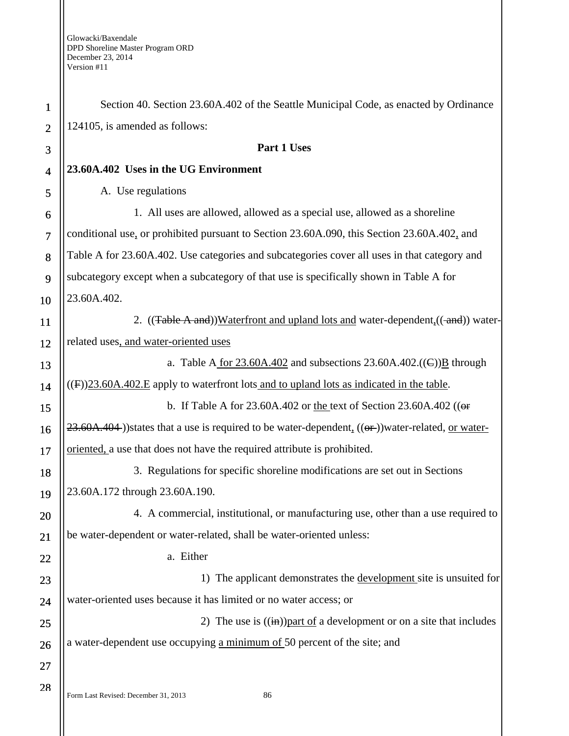Section 40. Section 23.60A.402 of the Seattle Municipal Code, as enacted by Ordinance 124105, is amended as follows:

**Part 1 Uses**

**23.60A.402 Uses in the UG Environment**

A. Use regulations

1. All uses are allowed, allowed as a special use, allowed as a shoreline conditional use, or prohibited pursuant to Section 23.60A.090, this Section 23.60A.402, and Table A for 23.60A.402. Use categories and subcategories cover all uses in that category and subcategory except when a subcategory of that use is specifically shown in Table A for 23.60A.402.

2. ((~~Table A and~~))Waterfront and upland lots and water-dependent,((~~ and~~)) water-related uses, and water-oriented uses

a. Table A for 23.60A.402 and subsections 23.60A.402.((~~C~~))B through ((~~F~~))23.60A.402.E apply to waterfront lots and to upland lots as indicated in the table.

b. If Table A for 23.60A.402 or the text of Section 23.60A.402 ((~~or 23.60A.404~~ ))states that a use is required to be water-dependent, ((~~or~~ ))water-related, or water-oriented, a use that does not have the required attribute is prohibited.

3. Regulations for specific shoreline modifications are set out in Sections 23.60A.172 through 23.60A.190.

4. A commercial, institutional, or manufacturing use, other than a use required to be water-dependent or water-related, shall be water-oriented unless:

a. Either

1) The applicant demonstrates the development site is unsuited for water-oriented uses because it has limited or no water access; or

2) The use is ((~~in~~))part of a development or on a site that includes a water-dependent use occupying a minimum of 50 percent of the site; and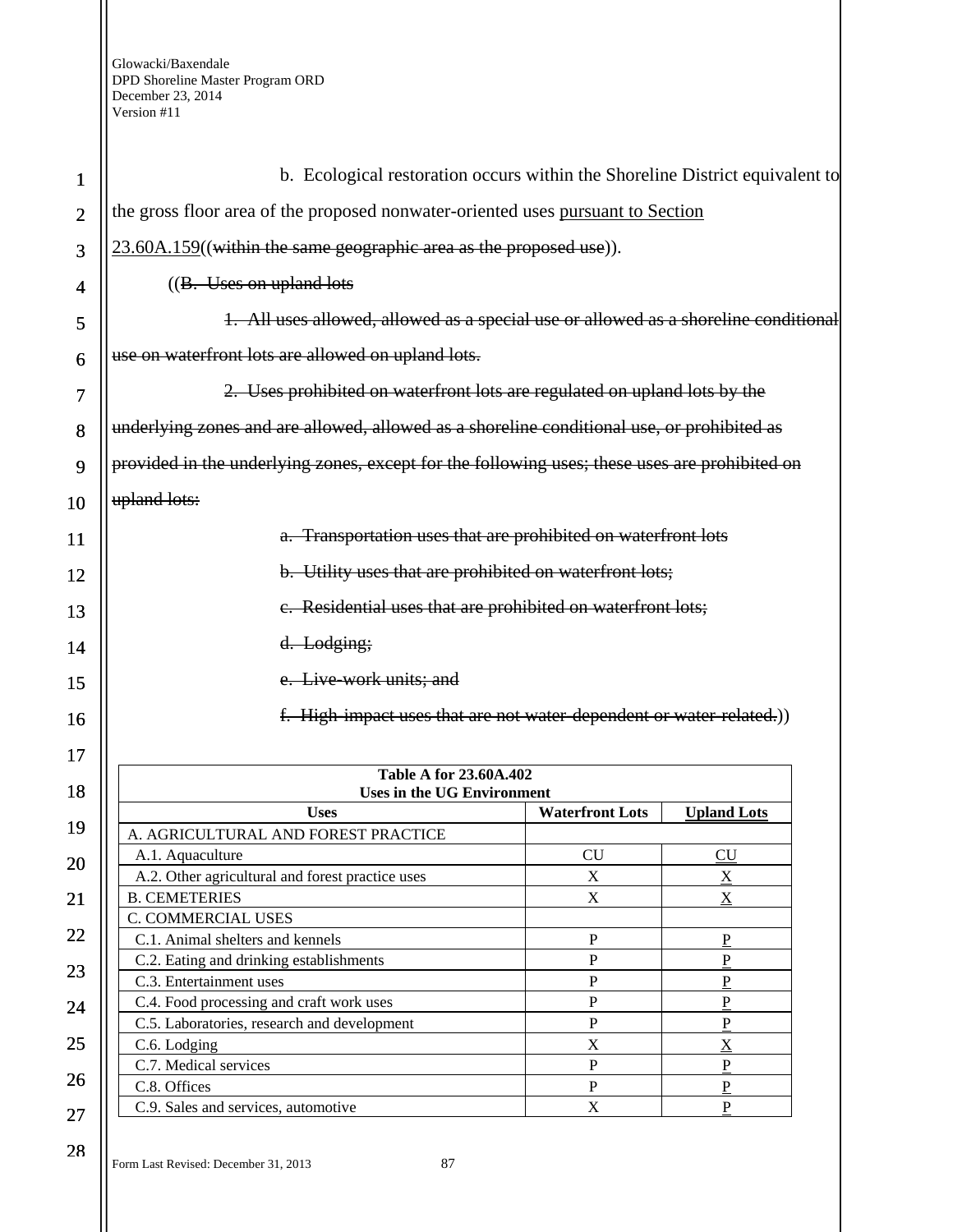b. Ecological restoration occurs within the Shoreline District equivalent to the gross floor area of the proposed nonwater-oriented uses <u>pursuant to Section 23.60A.159</u>((~~within the same geographic area as the proposed use~~)).

((~~B. Uses on upland lots~~

~~1. All uses allowed, allowed as a special use or allowed as a shoreline conditional use on waterfront lots are allowed on upland lots.~~

~~2. Uses prohibited on waterfront lots are regulated on upland lots by the underlying zones and are allowed, allowed as a shoreline conditional use, or prohibited as provided in the underlying zones, except for the following uses; these uses are prohibited on upland lots:~~

~~a. Transportation uses that are prohibited on waterfront lots~~

~~b. Utility uses that are prohibited on waterfront lots;~~

~~c. Residential uses that are prohibited on waterfront lots;~~

~~d. Lodging;~~

~~e. Live-work units; and~~

~~f. High-impact uses that are not water-dependent or water-related.~~))

**Table A for 23.60A.402**
**Uses in the UG Environment**

| Uses | Waterfront Lots | <u>Upland Lots</u> |
|---|---|---|
| A. AGRICULTURAL AND FOREST PRACTICE | | |
| A.1. Aquaculture | CU | <u>CU</u> |
| A.2. Other agricultural and forest practice uses | X | <u>X</u> |
| B. CEMETERIES | X | <u>X</u> |
| C. COMMERCIAL USES | | |
| C.1. Animal shelters and kennels | P | <u>P</u> |
| C.2. Eating and drinking establishments | P | <u>P</u> |
| C.3. Entertainment uses | P | <u>P</u> |
| C.4. Food processing and craft work uses | P | <u>P</u> |
| C.5. Laboratories, research and development | P | <u>P</u> |
| C.6. Lodging | X | <u>X</u> |
| C.7. Medical services | P | <u>P</u> |
| C.8. Offices | P | <u>P</u> |
| C.9. Sales and services, automotive | X | <u>P</u> |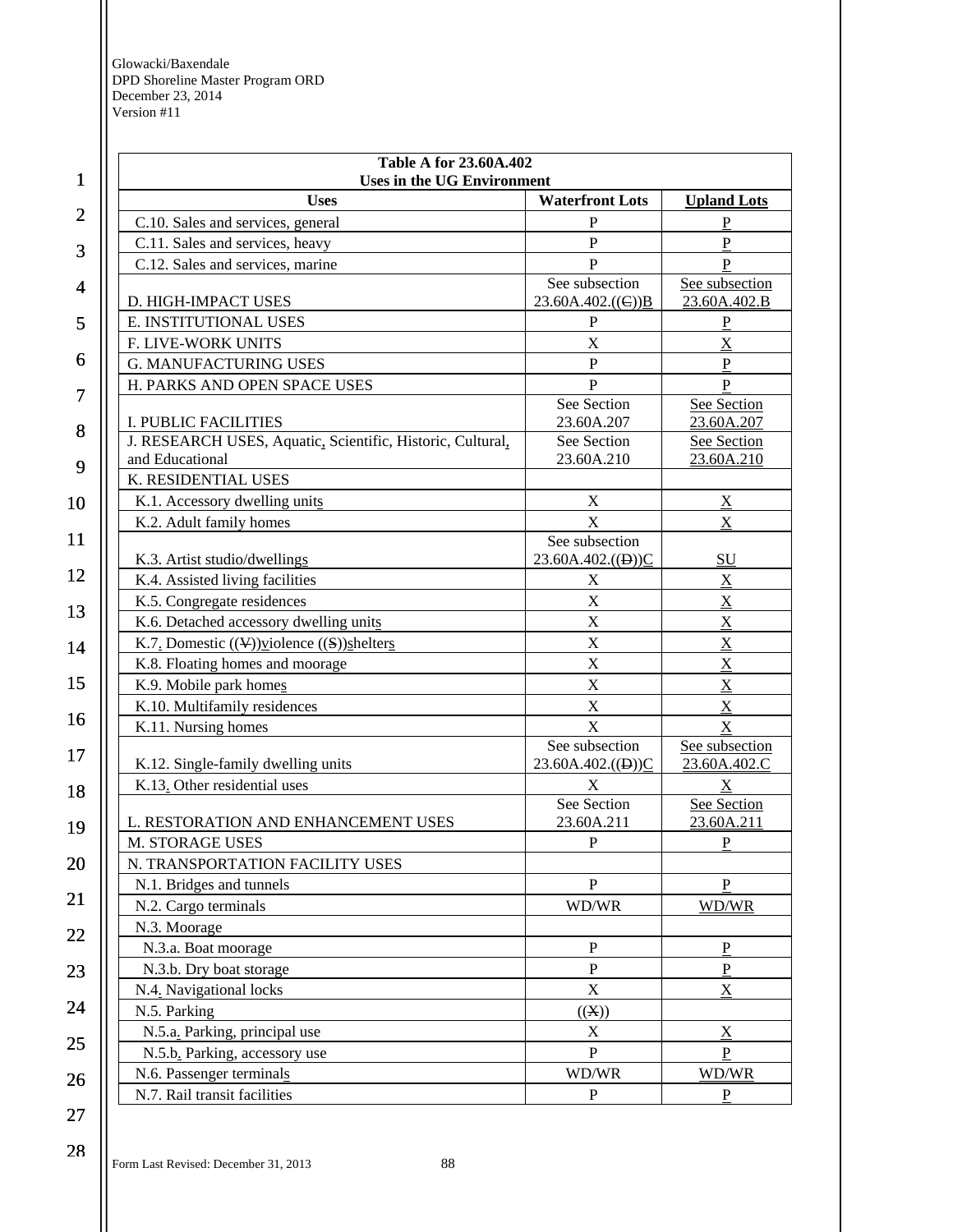| Table A for 23.60A.402 Uses in the UG Environment | | |
|---|---|---|
| **Uses** | **Waterfront Lots** | **Upland Lots** |
| C.10. Sales and services, general | P | P |
| C.11. Sales and services, heavy | P | P |
| C.12. Sales and services, marine | P | P |
| D. HIGH-IMPACT USES | See subsection 23.60A.402.((C))B | See subsection 23.60A.402.B |
| E. INSTITUTIONAL USES | P | P |
| F. LIVE-WORK UNITS | X | X |
| G. MANUFACTURING USES | P | P |
| H. PARKS AND OPEN SPACE USES | P | P |
| I. PUBLIC FACILITIES | See Section 23.60A.207 | See Section 23.60A.207 |
| J. RESEARCH USES, Aquatic, Scientific, Historic, Cultural, and Educational | See Section 23.60A.210 | See Section 23.60A.210 |
| K. RESIDENTIAL USES | | |
| K.1. Accessory dwelling units | X | X |
| K.2. Adult family homes | X | X |
| K.3. Artist studio/dwellings | See subsection 23.60A.402.((D))C | SU |
| K.4. Assisted living facilities | X | X |
| K.5. Congregate residences | X | X |
| K.6. Detached accessory dwelling units | X | X |
| K.7. Domestic ((V))violence ((S))shelters | X | X |
| K.8. Floating homes and moorage | X | X |
| K.9. Mobile park homes | X | X |
| K.10. Multifamily residences | X | X |
| K.11. Nursing homes | X | X |
| K.12. Single-family dwelling units | See subsection 23.60A.402.((D))C | See subsection 23.60A.402.C |
| K.13. Other residential uses | X | X |
| L. RESTORATION AND ENHANCEMENT USES | See Section 23.60A.211 | See Section 23.60A.211 |
| M. STORAGE USES | P | P |
| N. TRANSPORTATION FACILITY USES | | |
| N.1. Bridges and tunnels | P | P |
| N.2. Cargo terminals | WD/WR | WD/WR |
| N.3. Moorage | | |
| N.3.a. Boat moorage | P | P |
| N.3.b. Dry boat storage | P | P |
| N.4. Navigational locks | X | X |
| N.5. Parking | ((X)) | |
| N.5.a. Parking, principal use | X | X |
| N.5.b. Parking, accessory use | P | P |
| N.6. Passenger terminals | WD/WR | WD/WR |
| N.7. Rail transit facilities | P | P |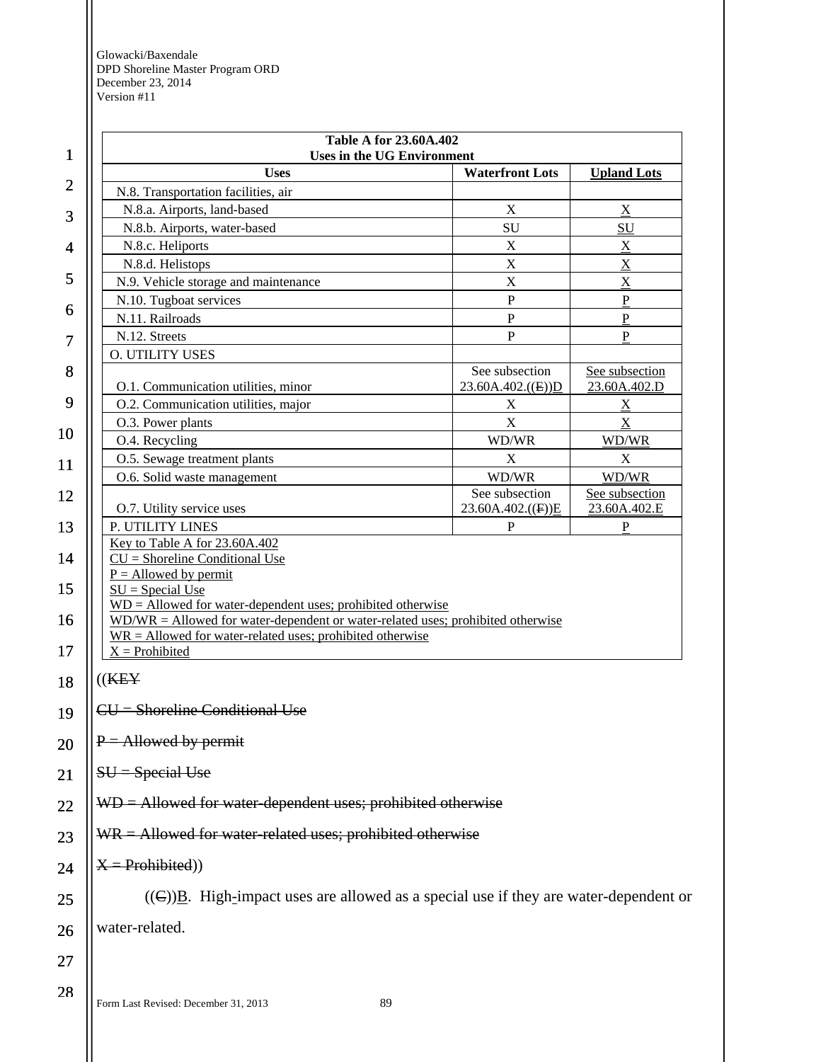| Table A for 23.60A.402 Uses in the UG Environment | | |
|---|---|---|
| Uses | Waterfront Lots | Upland Lots |
| N.8. Transportation facilities, air | | |
| N.8.a. Airports, land-based | X | X |
| N.8.b. Airports, water-based | SU | SU |
| N.8.c. Heliports | X | X |
| N.8.d. Helistops | X | X |
| N.9. Vehicle storage and maintenance | X | X |
| N.10. Tugboat services | P | P |
| N.11. Railroads | P | P |
| N.12. Streets | P | P |
| O. UTILITY USES | | |
| O.1. Communication utilities, minor | See subsection 23.60A.402.((E))D | See subsection 23.60A.402.D |
| O.2. Communication utilities, major | X | X |
| O.3. Power plants | X | X |
| O.4. Recycling | WD/WR | WD/WR |
| O.5. Sewage treatment plants | X | X |
| O.6. Solid waste management | WD/WR | WD/WR |
| O.7. Utility service uses | See subsection 23.60A.402.((F))E | See subsection 23.60A.402.E |
| P. UTILITY LINES | P | P |
| Key to Table A for 23.60A.402<br>CU = Shoreline Conditional Use<br>P = Allowed by permit<br>SU = Special Use<br>WD = Allowed for water-dependent uses; prohibited otherwise<br>WD/WR = Allowed for water-dependent or water-related uses; prohibited otherwise<br>WR = Allowed for water-related uses; prohibited otherwise<br>X = Prohibited | | |

((KEY

CU = Shoreline Conditional Use

P = Allowed by permit

SU = Special Use

WD = Allowed for water-dependent uses; prohibited otherwise

WR = Allowed for water-related uses; prohibited otherwise

X = Prohibited))

((C))B. High-impact uses are allowed as a special use if they are water-dependent or water-related.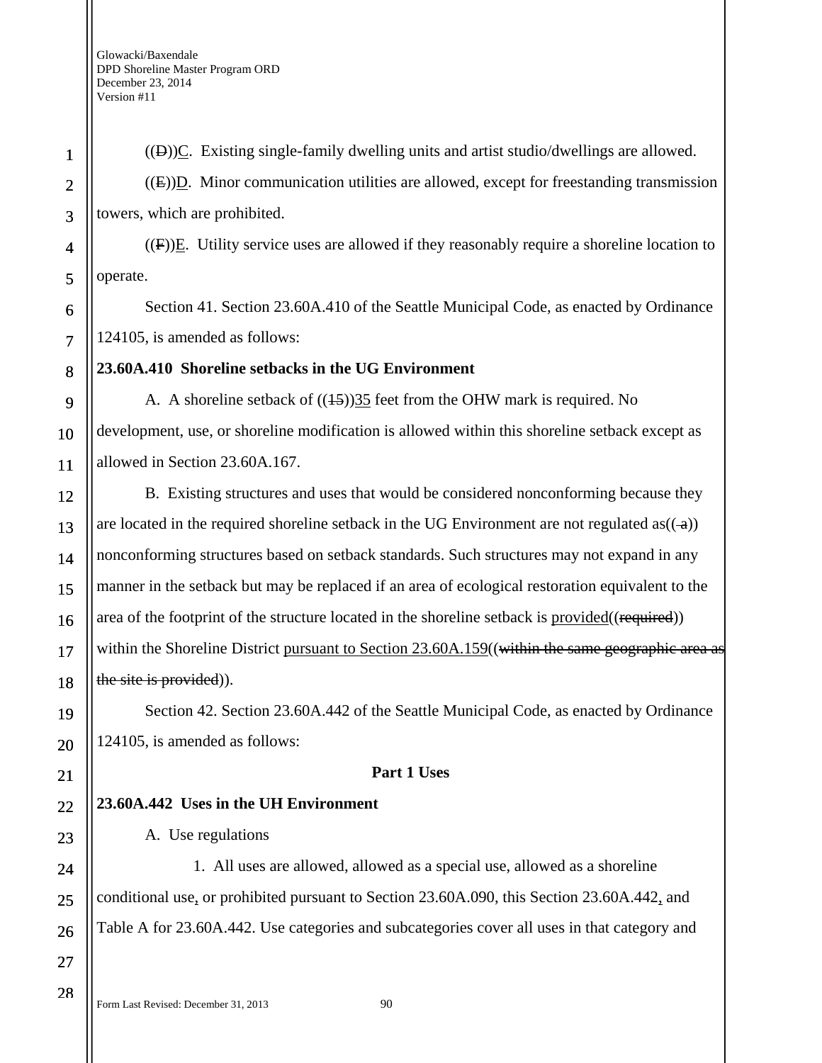((~~D~~))C. Existing single-family dwelling units and artist studio/dwellings are allowed.

((~~E~~))D. Minor communication utilities are allowed, except for freestanding transmission towers, which are prohibited.

((~~F~~))E. Utility service uses are allowed if they reasonably require a shoreline location to operate.

Section 41. Section 23.60A.410 of the Seattle Municipal Code, as enacted by Ordinance 124105, is amended as follows:

**23.60A.410 Shoreline setbacks in the UG Environment**

A. A shoreline setback of ((~~15~~))35 feet from the OHW mark is required. No development, use, or shoreline modification is allowed within this shoreline setback except as allowed in Section 23.60A.167.

B. Existing structures and uses that would be considered nonconforming because they are located in the required shoreline setback in the UG Environment are not regulated as((~~ a~~)) nonconforming structures based on setback standards. Such structures may not expand in any manner in the setback but may be replaced if an area of ecological restoration equivalent to the area of the footprint of the structure located in the shoreline setback is provided((~~required~~)) within the Shoreline District pursuant to Section 23.60A.159((~~within the same geographic area as the site is provided~~)).

Section 42. Section 23.60A.442 of the Seattle Municipal Code, as enacted by Ordinance 124105, is amended as follows:

**Part 1 Uses**

**23.60A.442 Uses in the UH Environment**

A. Use regulations

1. All uses are allowed, allowed as a special use, allowed as a shoreline conditional use, or prohibited pursuant to Section 23.60A.090, this Section 23.60A.442, and Table A for 23.60A.442. Use categories and subcategories cover all uses in that category and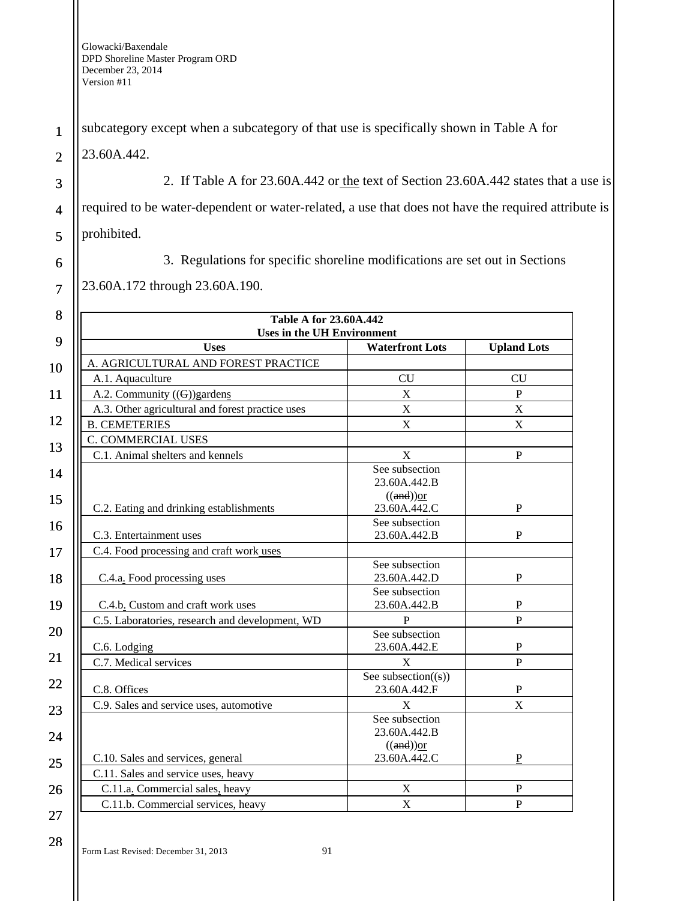subcategory except when a subcategory of that use is specifically shown in Table A for 23.60A.442.

2. If Table A for 23.60A.442 or the text of Section 23.60A.442 states that a use is required to be water-dependent or water-related, a use that does not have the required attribute is prohibited.

3. Regulations for specific shoreline modifications are set out in Sections 23.60A.172 through 23.60A.190.

| **Table A for 23.60A.442 Uses in the UH Environment** | | |
|---|---|---|
| **Uses** | **Waterfront Lots** | **Upland Lots** |
| A. AGRICULTURAL AND FOREST PRACTICE | | |
| A.1. Aquaculture | CU | CU |
| A.2. Community ((G))gardens | X | P |
| A.3. Other agricultural and forest practice uses | X | X |
| B. CEMETERIES | X | X |
| C. COMMERCIAL USES | | |
| C.1. Animal shelters and kennels | X | P |
| C.2. Eating and drinking establishments | See subsection 23.60A.442.B ((and))or 23.60A.442.C | P |
| C.3. Entertainment uses | See subsection 23.60A.442.B | P |
| C.4. Food processing and craft work uses | | |
| C.4.a. Food processing uses | See subsection 23.60A.442.D | P |
| C.4.b. Custom and craft work uses | See subsection 23.60A.442.B | P |
| C.5. Laboratories, research and development, WD | P | P |
| C.6. Lodging | See subsection 23.60A.442.E | P |
| C.7. Medical services | X | P |
| C.8. Offices | See subsection((s)) 23.60A.442.F | P |
| C.9. Sales and service uses, automotive | X | X |
| C.10. Sales and services, general | See subsection 23.60A.442.B ((and))or 23.60A.442.C | P |
| C.11. Sales and service uses, heavy | | |
| C.11.a. Commercial sales, heavy | X | P |
| C.11.b. Commercial services, heavy | X | P |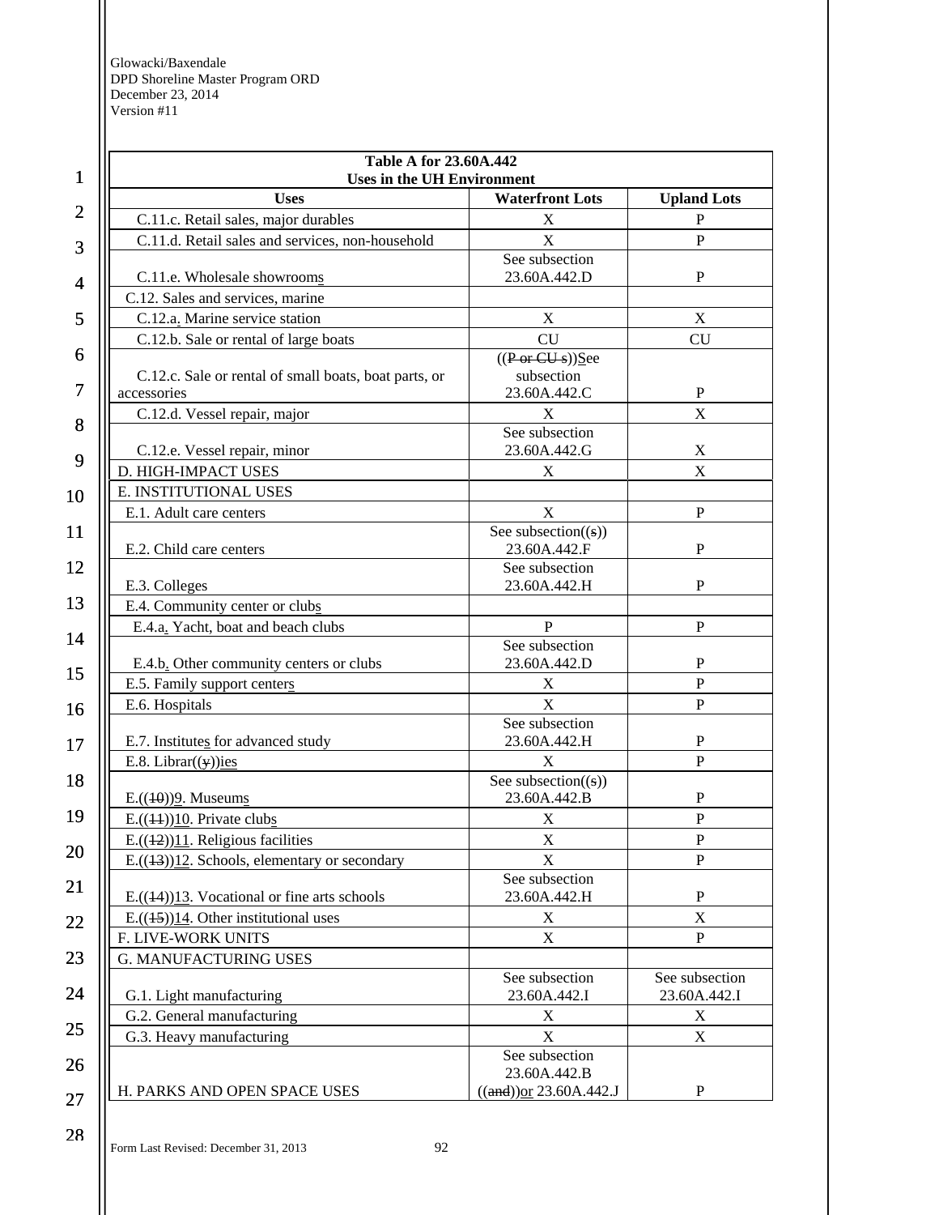| Table A for 23.60A.442<br>Uses in the UH Environment | | |
|---|---|---|
| **Uses** | **Waterfront Lots** | **Upland Lots** |
| C.11.c. Retail sales, major durables | X | P |
| C.11.d. Retail sales and services, non-household | X | P |
| C.11.e. Wholesale showrooms | See subsection 23.60A.442.D | P |
| C.12. Sales and services, marine | | |
| C.12.a. Marine service station | X | X |
| C.12.b. Sale or rental of large boats | CU | CU |
| C.12.c. Sale or rental of small boats, boat parts, or accessories | ((~~P or CU s~~))See subsection 23.60A.442.C | P |
| C.12.d. Vessel repair, major | X | X |
| C.12.e. Vessel repair, minor | See subsection 23.60A.442.G | X |
| D. HIGH-IMPACT USES | X | X |
| E. INSTITUTIONAL USES | | |
| E.1. Adult care centers | X | P |
| E.2. Child care centers | See subsection((~~s~~)) 23.60A.442.F | P |
| E.3. Colleges | See subsection 23.60A.442.H | P |
| E.4. Community center or clubs | | |
| E.4.a. Yacht, boat and beach clubs | P | P |
| E.4.b. Other community centers or clubs | See subsection 23.60A.442.D | P |
| E.5. Family support centers | X | P |
| E.6. Hospitals | X | P |
| E.7. Institutes for advanced study | See subsection 23.60A.442.H | P |
| E.8. Librar((~~y~~))ies | X | P |
| E.((~~10~~))9. Museums | See subsection((~~s~~)) 23.60A.442.B | P |
| E.((~~11~~))10. Private clubs | X | P |
| E.((~~12~~))11. Religious facilities | X | P |
| E.((~~13~~))12. Schools, elementary or secondary | X | P |
| E.((~~14~~))13. Vocational or fine arts schools | See subsection 23.60A.442.H | P |
| E.((~~15~~))14. Other institutional uses | X | X |
| F. LIVE-WORK UNITS | X | P |
| G. MANUFACTURING USES | | |
| G.1. Light manufacturing | See subsection 23.60A.442.I | See subsection 23.60A.442.I |
| G.2. General manufacturing | X | X |
| G.3. Heavy manufacturing | X | X |
| H. PARKS AND OPEN SPACE USES | See subsection 23.60A.442.B ((~~and~~))or 23.60A.442.J | P |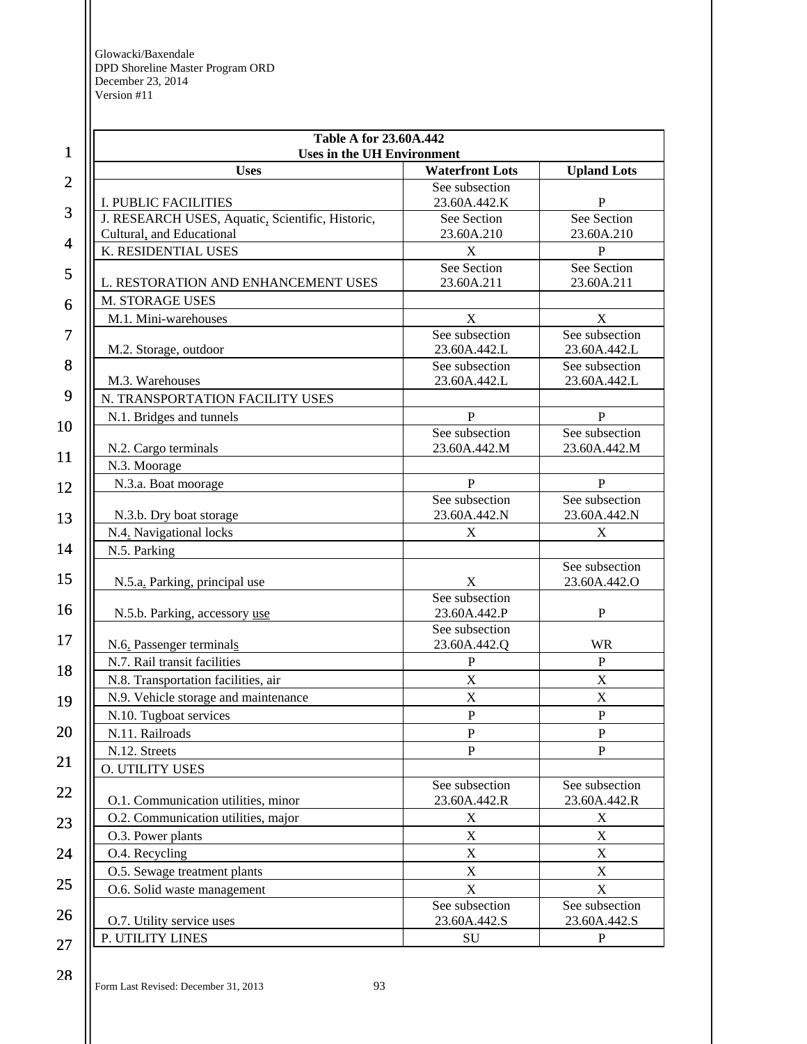| Table A for 23.60A.442<br>Uses in the UH Environment | | |
|---|---|---|
| **Uses** | **Waterfront Lots** | **Upland Lots** |
| I. PUBLIC FACILITIES | See subsection 23.60A.442.K | P |
| J. RESEARCH USES, Aquatic, Scientific, Historic, Cultural, and Educational | See Section 23.60A.210 | See Section 23.60A.210 |
| K. RESIDENTIAL USES | X | P |
| L. RESTORATION AND ENHANCEMENT USES | See Section 23.60A.211 | See Section 23.60A.211 |
| M. STORAGE USES | | |
| M.1. Mini-warehouses | X | X |
| M.2. Storage, outdoor | See subsection 23.60A.442.L | See subsection 23.60A.442.L |
| M.3. Warehouses | See subsection 23.60A.442.L | See subsection 23.60A.442.L |
| N. TRANSPORTATION FACILITY USES | | |
| N.1. Bridges and tunnels | P | P |
| N.2. Cargo terminals | See subsection 23.60A.442.M | See subsection 23.60A.442.M |
| N.3. Moorage | | |
| N.3.a. Boat moorage | P | P |
| N.3.b. Dry boat storage | See subsection 23.60A.442.N | See subsection 23.60A.442.N |
| N.4. Navigational locks | X | X |
| N.5. Parking | | |
| N.5.a. Parking, principal use | X | See subsection 23.60A.442.O |
| N.5.b. Parking, accessory use | See subsection 23.60A.442.P | P |
| N.6. Passenger terminals | See subsection 23.60A.442.Q | WR |
| N.7. Rail transit facilities | P | P |
| N.8. Transportation facilities, air | X | X |
| N.9. Vehicle storage and maintenance | X | X |
| N.10. Tugboat services | P | P |
| N.11. Railroads | P | P |
| N.12. Streets | P | P |
| O. UTILITY USES | | |
| O.1. Communication utilities, minor | See subsection 23.60A.442.R | See subsection 23.60A.442.R |
| O.2. Communication utilities, major | X | X |
| O.3. Power plants | X | X |
| O.4. Recycling | X | X |
| O.5. Sewage treatment plants | X | X |
| O.6. Solid waste management | X | X |
| O.7. Utility service uses | See subsection 23.60A.442.S | See subsection 23.60A.442.S |
| P. UTILITY LINES | SU | P |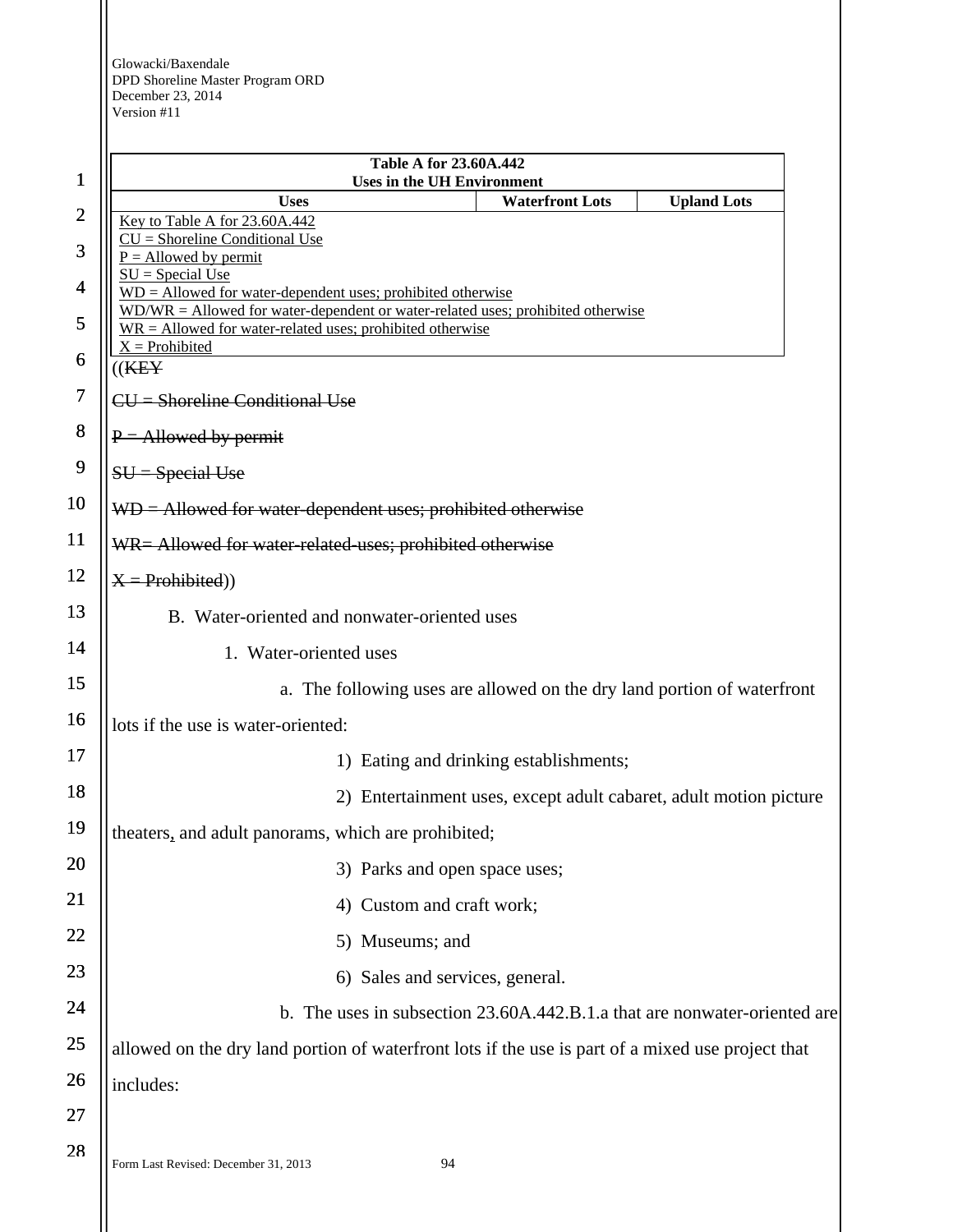| Table A for 23.60A.442 Uses in the UH Environment | | |
|---|---|---|
| Uses | Waterfront Lots | Upland Lots |
| Key to Table A for 23.60A.442<br>CU = Shoreline Conditional Use<br>P = Allowed by permit<br>SU = Special Use<br>WD = Allowed for water-dependent uses; prohibited otherwise<br>WD/WR = Allowed for water-dependent or water-related uses; prohibited otherwise<br>WR = Allowed for water-related uses; prohibited otherwise<br>X = Prohibited | | |

((~~KEY~~

~~CU = Shoreline Conditional Use~~

~~P = Allowed by permit~~

~~SU = Special Use~~

~~WD = Allowed for water-dependent uses; prohibited otherwise~~

~~WR= Allowed for water-related-uses; prohibited otherwise~~

~~X = Prohibited~~))

B. Water-oriented and nonwater-oriented uses

1. Water-oriented uses

a. The following uses are allowed on the dry land portion of waterfront lots if the use is water-oriented:

1) Eating and drinking establishments;

2) Entertainment uses, except adult cabaret, adult motion picture theaters, and adult panorams, which are prohibited;

3) Parks and open space uses;

4) Custom and craft work;

5) Museums; and

6) Sales and services, general.

b. The uses in subsection 23.60A.442.B.1.a that are nonwater-oriented are allowed on the dry land portion of waterfront lots if the use is part of a mixed use project that includes: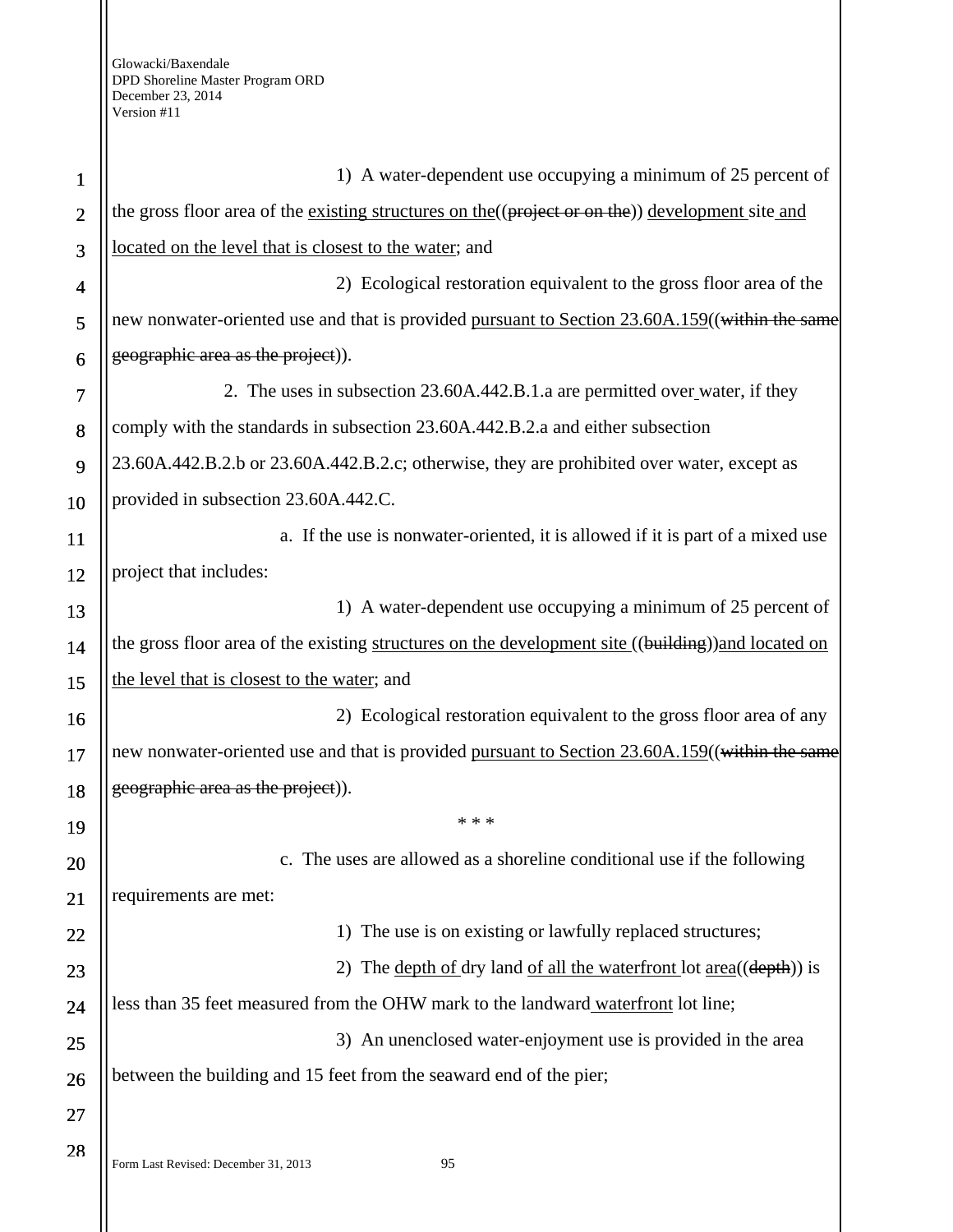1) A water-dependent use occupying a minimum of 25 percent of the gross floor area of the existing structures on the((project or on the)) development site and located on the level that is closest to the water; and

2) Ecological restoration equivalent to the gross floor area of the new nonwater-oriented use and that is provided pursuant to Section 23.60A.159((within the same geographic area as the project)).

2. The uses in subsection 23.60A.442.B.1.a are permitted over water, if they comply with the standards in subsection 23.60A.442.B.2.a and either subsection 23.60A.442.B.2.b or 23.60A.442.B.2.c; otherwise, they are prohibited over water, except as provided in subsection 23.60A.442.C.

a. If the use is nonwater-oriented, it is allowed if it is part of a mixed use project that includes:

1) A water-dependent use occupying a minimum of 25 percent of the gross floor area of the existing structures on the development site ((building))and located on the level that is closest to the water; and

2) Ecological restoration equivalent to the gross floor area of any new nonwater-oriented use and that is provided pursuant to Section 23.60A.159((within the same geographic area as the project)).

\* \* \*

c. The uses are allowed as a shoreline conditional use if the following requirements are met:

1) The use is on existing or lawfully replaced structures;

2) The depth of dry land of all the waterfront lot area((depth)) is less than 35 feet measured from the OHW mark to the landward waterfront lot line;

3) An unenclosed water-enjoyment use is provided in the area between the building and 15 feet from the seaward end of the pier;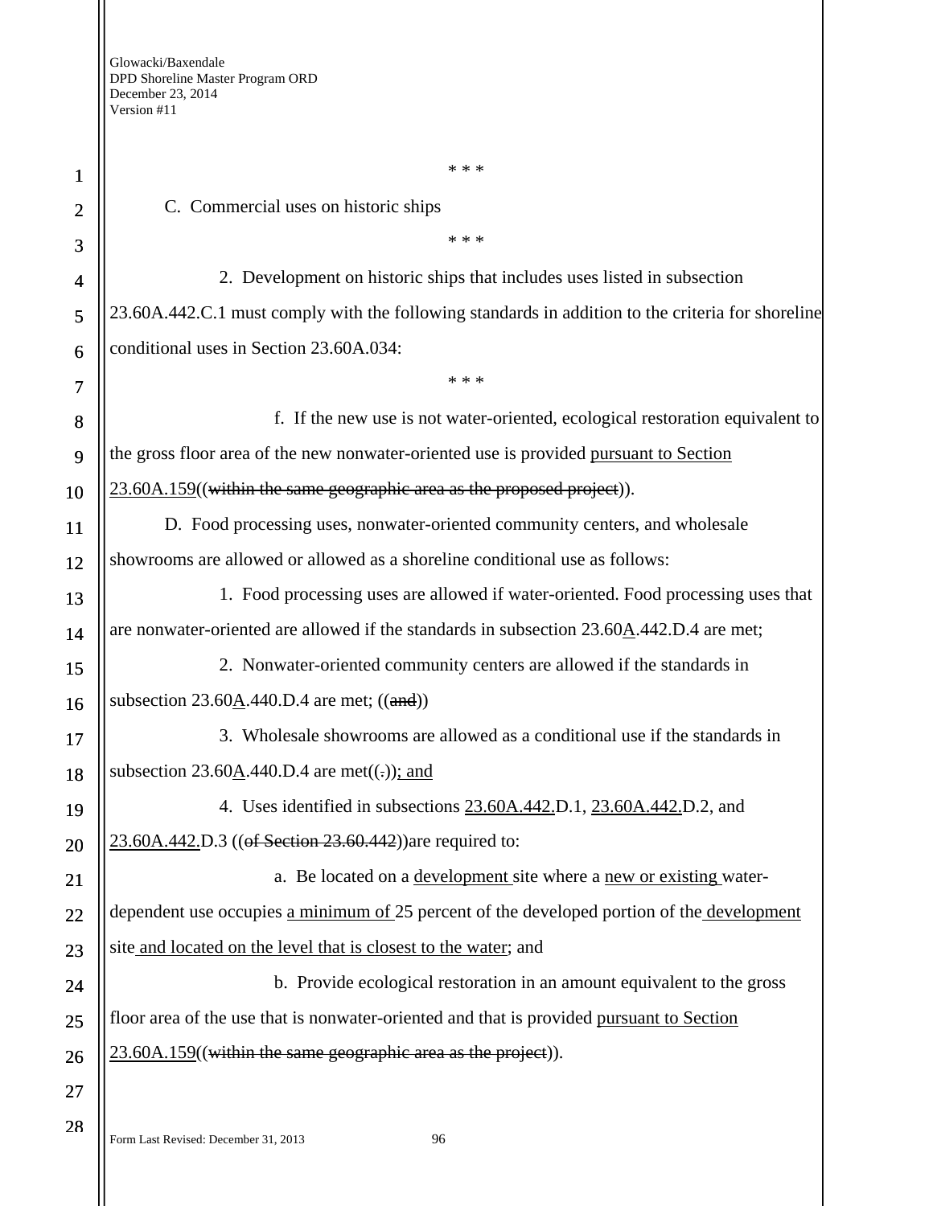\* \* \*

C. Commercial uses on historic ships

\* \* \*

2. Development on historic ships that includes uses listed in subsection 23.60A.442.C.1 must comply with the following standards in addition to the criteria for shoreline conditional uses in Section 23.60A.034:

\* \* \*

f. If the new use is not water-oriented, ecological restoration equivalent to the gross floor area of the new nonwater-oriented use is provided <u>pursuant to Section 23.60A.159</u>((~~within the same geographic area as the proposed project~~)).

D. Food processing uses, nonwater-oriented community centers, and wholesale showrooms are allowed or allowed as a shoreline conditional use as follows:

1. Food processing uses are allowed if water-oriented. Food processing uses that are nonwater-oriented are allowed if the standards in subsection 23.60<u>A</u>.442.D.4 are met;

2. Nonwater-oriented community centers are allowed if the standards in subsection 23.60<u>A</u>.440.D.4 are met; ((~~and~~))

3. Wholesale showrooms are allowed as a conditional use if the standards in subsection 23.60<u>A</u>.440.D.4 are met((~~.~~))<u>; and</u>

4. Uses identified in subsections <u>23.60A.442.</u>D.1, <u>23.60A.442.</u>D.2, and <u>23.60A.442.</u>D.3 ((~~of Section 23.60.442~~))are required to:

a. Be located on a <u>development</u> site where a <u>new or existing</u> water-dependent use occupies <u>a minimum of</u> 25 percent of the developed portion of the <u>development</u> site <u>and located on the level that is closest to the water</u>; and

b. Provide ecological restoration in an amount equivalent to the gross floor area of the use that is nonwater-oriented and that is provided <u>pursuant to Section 23.60A.159</u>((~~within the same geographic area as the project~~)).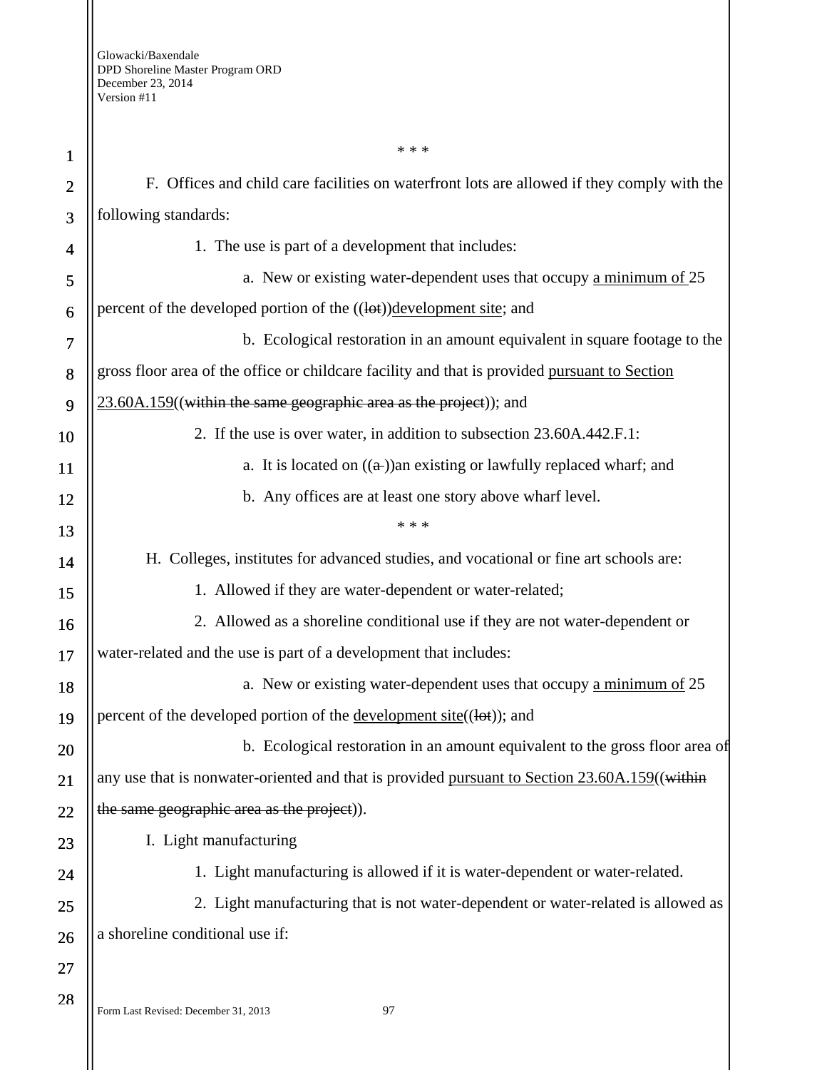\* \* \*

F. Offices and child care facilities on waterfront lots are allowed if they comply with the following standards:

1. The use is part of a development that includes:

a. New or existing water-dependent uses that occupy <u>a minimum of</u> 25 percent of the developed portion of the ((~~lot~~))<u>development site</u>; and

b. Ecological restoration in an amount equivalent in square footage to the gross floor area of the office or childcare facility and that is provided <u>pursuant to Section 23.60A.159</u>((~~within the same geographic area as the project~~)); and

2. If the use is over water, in addition to subsection 23.60A.442.F.1:

a. It is located on ((~~a~~ ))an existing or lawfully replaced wharf; and

b. Any offices are at least one story above wharf level.

\* \* \*

H. Colleges, institutes for advanced studies, and vocational or fine art schools are:

1. Allowed if they are water-dependent or water-related;

2. Allowed as a shoreline conditional use if they are not water-dependent or water-related and the use is part of a development that includes:

a. New or existing water-dependent uses that occupy <u>a minimum of</u> 25 percent of the developed portion of the <u>development site</u>((~~lot~~)); and

b. Ecological restoration in an amount equivalent to the gross floor area of any use that is nonwater-oriented and that is provided <u>pursuant to Section 23.60A.159</u>((~~within the same geographic area as the project~~)).

I. Light manufacturing

1. Light manufacturing is allowed if it is water-dependent or water-related.

2. Light manufacturing that is not water-dependent or water-related is allowed as a shoreline conditional use if: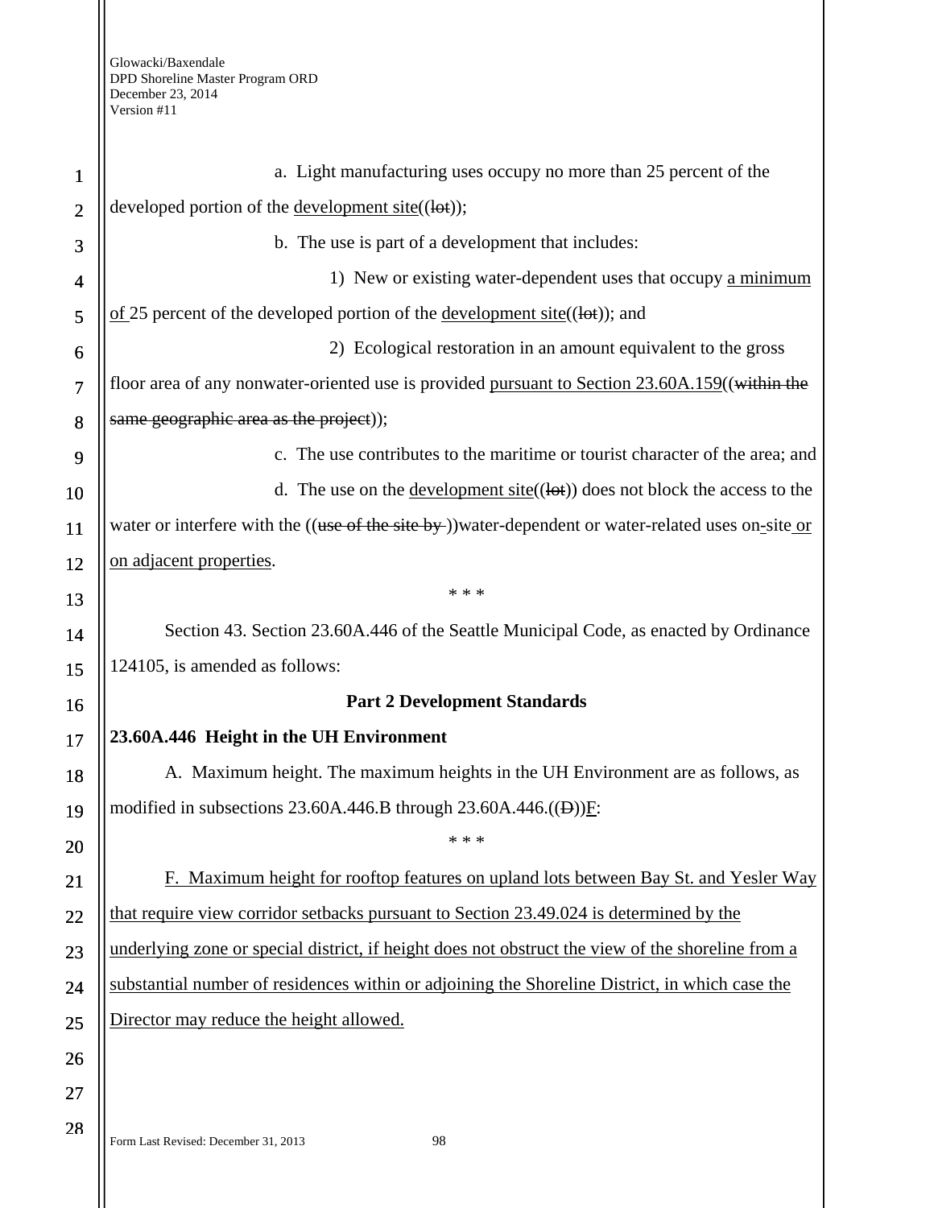a. Light manufacturing uses occupy no more than 25 percent of the developed portion of the development site((lot));

b. The use is part of a development that includes:

1) New or existing water-dependent uses that occupy a minimum of 25 percent of the developed portion of the development site((lot)); and

2) Ecological restoration in an amount equivalent to the gross floor area of any nonwater-oriented use is provided pursuant to Section 23.60A.159((within the same geographic area as the project));

c. The use contributes to the maritime or tourist character of the area; and

d. The use on the development site((lot)) does not block the access to the water or interfere with the ((use of the site by ))water-dependent or water-related uses on-site or on adjacent properties.

\* \* \*

Section 43. Section 23.60A.446 of the Seattle Municipal Code, as enacted by Ordinance 124105, is amended as follows:

**Part 2 Development Standards**

**23.60A.446 Height in the UH Environment**

A. Maximum height. The maximum heights in the UH Environment are as follows, as modified in subsections 23.60A.446.B through 23.60A.446.((D))F:

\* \* \*

F. Maximum height for rooftop features on upland lots between Bay St. and Yesler Way that require view corridor setbacks pursuant to Section 23.49.024 is determined by the underlying zone or special district, if height does not obstruct the view of the shoreline from a substantial number of residences within or adjoining the Shoreline District, in which case the Director may reduce the height allowed.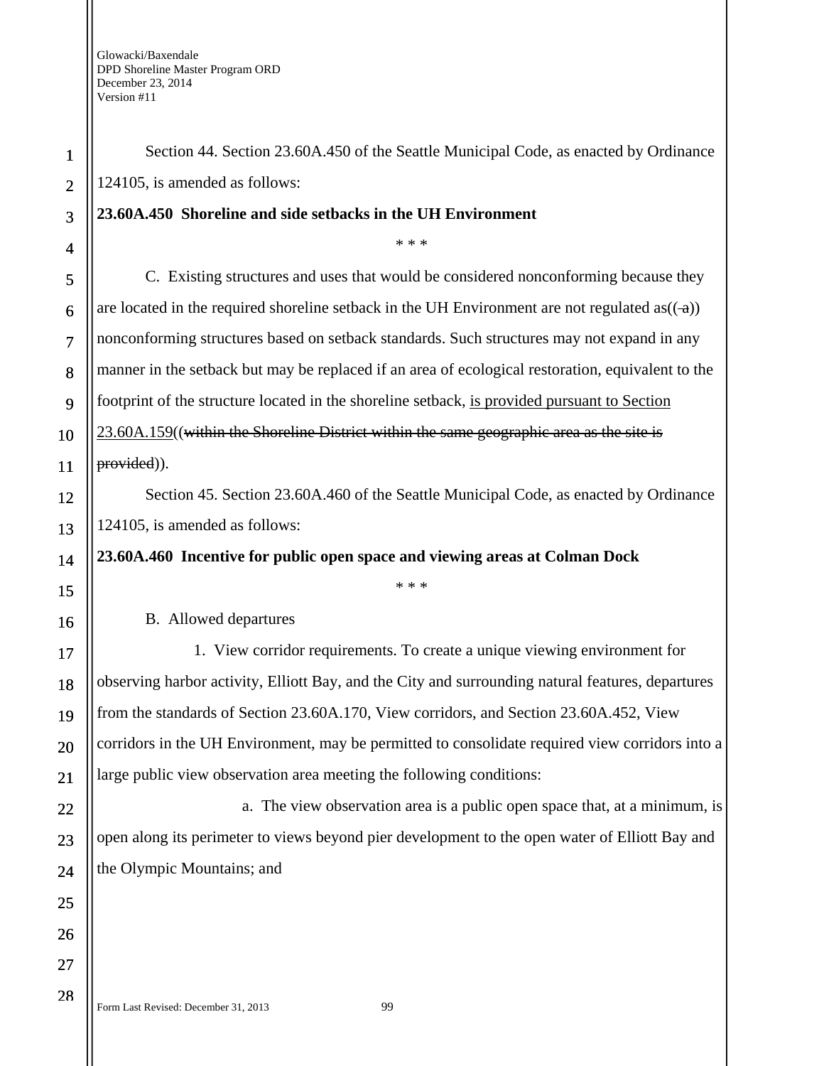Section 44. Section 23.60A.450 of the Seattle Municipal Code, as enacted by Ordinance 124105, is amended as follows:

**23.60A.450 Shoreline and side setbacks in the UH Environment**

\* \* \*

C. Existing structures and uses that would be considered nonconforming because they are located in the required shoreline setback in the UH Environment are not regulated as((~~-a~~)) nonconforming structures based on setback standards. Such structures may not expand in any manner in the setback but may be replaced if an area of ecological restoration, equivalent to the footprint of the structure located in the shoreline setback, <u>is provided pursuant to Section 23.60A.159</u>((~~within the Shoreline District within the same geographic area as the site is provided~~)).

Section 45. Section 23.60A.460 of the Seattle Municipal Code, as enacted by Ordinance 124105, is amended as follows:

**23.60A.460 Incentive for public open space and viewing areas at Colman Dock**

\* \* \*

B. Allowed departures

1. View corridor requirements. To create a unique viewing environment for observing harbor activity, Elliott Bay, and the City and surrounding natural features, departures from the standards of Section 23.60A.170, View corridors, and Section 23.60A.452, View corridors in the UH Environment, may be permitted to consolidate required view corridors into a large public view observation area meeting the following conditions:

a. The view observation area is a public open space that, at a minimum, is open along its perimeter to views beyond pier development to the open water of Elliott Bay and the Olympic Mountains; and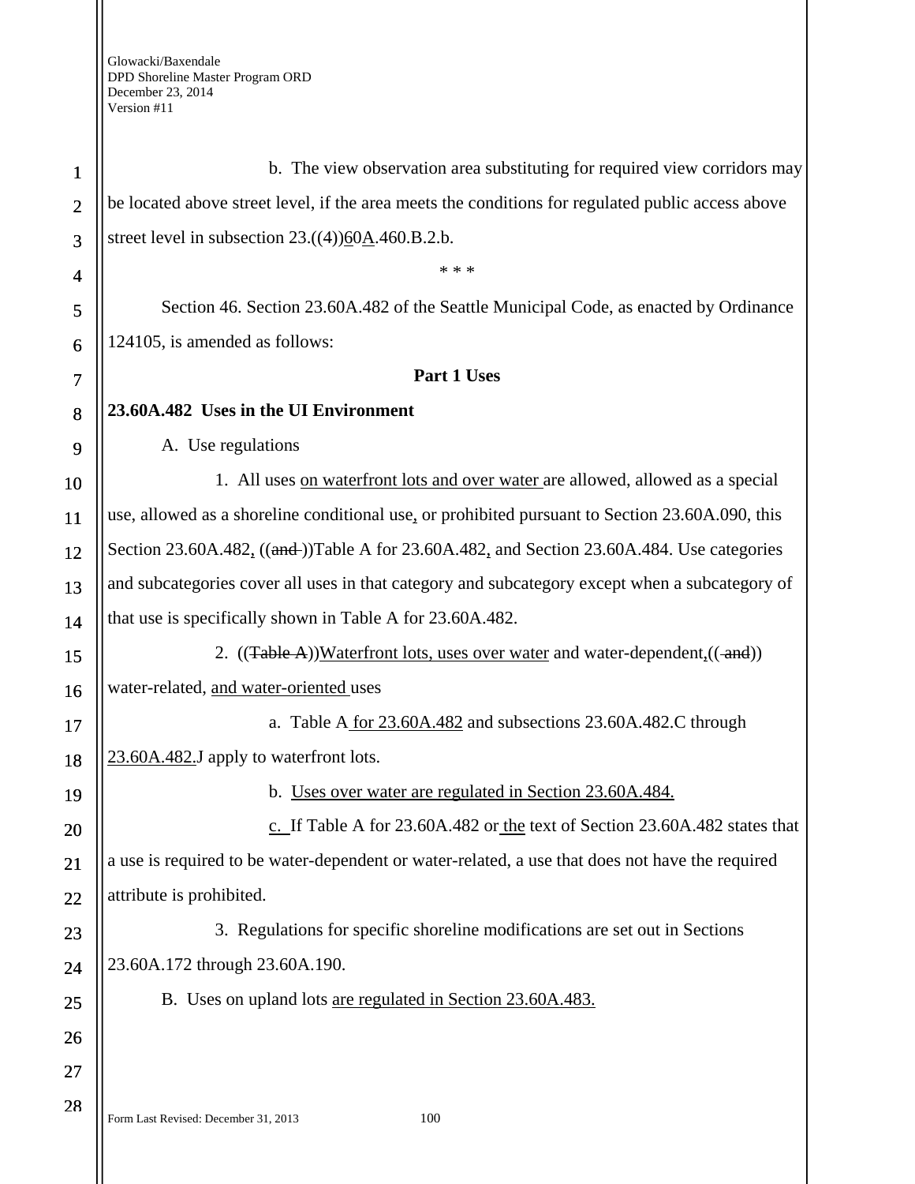b. The view observation area substituting for required view corridors may be located above street level, if the area meets the conditions for regulated public access above street level in subsection 23.((4))60A.460.B.2.b.

\* \* \*

Section 46. Section 23.60A.482 of the Seattle Municipal Code, as enacted by Ordinance 124105, is amended as follows:

**Part 1 Uses**

**23.60A.482 Uses in the UI Environment**

A. Use regulations

1. All uses on waterfront lots and over water are allowed, allowed as a special use, allowed as a shoreline conditional use, or prohibited pursuant to Section 23.60A.090, this Section 23.60A.482, ((and ))Table A for 23.60A.482, and Section 23.60A.484. Use categories and subcategories cover all uses in that category and subcategory except when a subcategory of that use is specifically shown in Table A for 23.60A.482.

2. ((Table A))Waterfront lots, uses over water and water-dependent,(( and)) water-related, and water-oriented uses

a. Table A for 23.60A.482 and subsections 23.60A.482.C through 23.60A.482.J apply to waterfront lots.

b. Uses over water are regulated in Section 23.60A.484.

c. If Table A for 23.60A.482 or the text of Section 23.60A.482 states that a use is required to be water-dependent or water-related, a use that does not have the required attribute is prohibited.

3. Regulations for specific shoreline modifications are set out in Sections 23.60A.172 through 23.60A.190.

B. Uses on upland lots are regulated in Section 23.60A.483.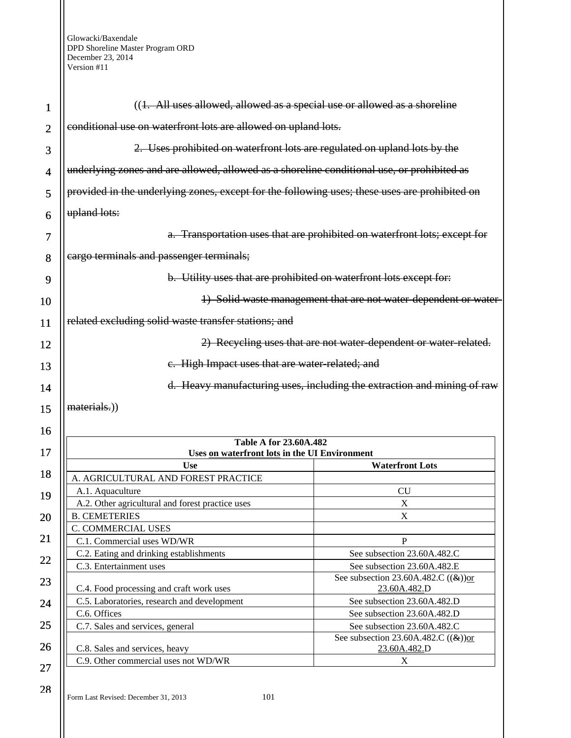((~~1. All uses allowed, allowed as a special use or allowed as a shoreline conditional use on waterfront lots are allowed on upland lots.~~

~~2. Uses prohibited on waterfront lots are regulated on upland lots by the underlying zones and are allowed, allowed as a shoreline conditional use, or prohibited as provided in the underlying zones, except for the following uses; these uses are prohibited on upland lots:~~

~~a. Transportation uses that are prohibited on waterfront lots; except for cargo terminals and passenger terminals;~~

~~b. Utility uses that are prohibited on waterfront lots except for:~~

~~1) Solid waste management that are not water-dependent or water-related excluding solid waste transfer stations; and~~

~~2) Recycling uses that are not water-dependent or water-related.~~

~~c. High Impact uses that are water-related; and~~

~~d. Heavy manufacturing uses, including the extraction and mining of raw materials.~~))

| Table A for 23.60A.482<br>Uses <u>on waterfront lots</u> in the UI Environment | |
|---|---|
| **Use** | **Waterfront Lots** |
| A. AGRICULTURAL AND FOREST PRACTICE | |
| A.1. Aquaculture | CU |
| A.2. Other agricultural and forest practice uses | X |
| B. CEMETERIES | X |
| C. COMMERCIAL USES | |
| C.1. Commercial uses WD/WR | P |
| C.2. Eating and drinking establishments | See subsection 23.60A.482.C |
| C.3. Entertainment uses | See subsection 23.60A.482.E |
| C.4. Food processing and craft work uses | See subsection 23.60A.482.C ((~~&~~))<u>or 23.60A.482.</u>D |
| C.5. Laboratories, research and development | See subsection 23.60A.482.D |
| C.6. Offices | See subsection 23.60A.482.D |
| C.7. Sales and services, general | See subsection 23.60A.482.C |
| C.8. Sales and services, heavy | See subsection 23.60A.482.C ((~~&~~))<u>or 23.60A.482.</u>D |
| C.9. Other commercial uses not WD/WR | X |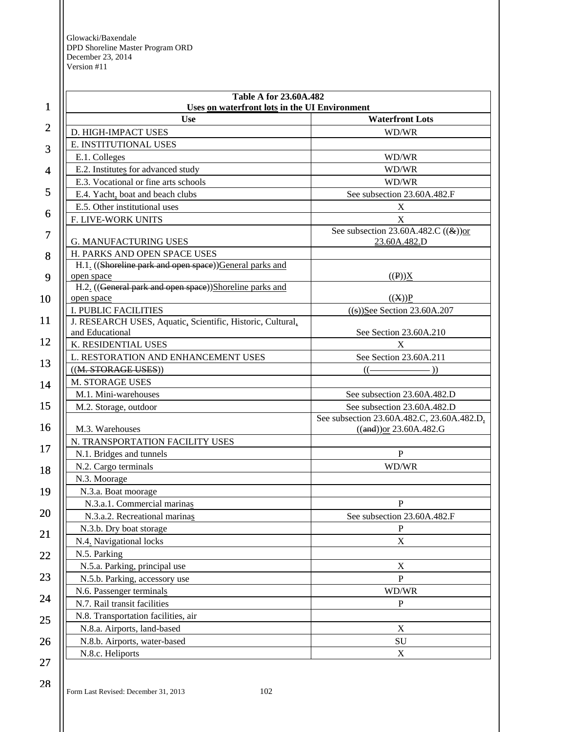| Table A for 23.60A.482 Uses on waterfront lots in the UI Environment | |
|---|---|
| **Use** | **Waterfront Lots** |
| D. HIGH-IMPACT USES | WD/WR |
| E. INSTITUTIONAL USES | |
| E.1. Colleges | WD/WR |
| E.2. Institutes for advanced study | WD/WR |
| E.3. Vocational or fine arts schools | WD/WR |
| E.4. Yacht, boat and beach clubs | See subsection 23.60A.482.F |
| E.5. Other institutional uses | X |
| F. LIVE-WORK UNITS | X |
| G. MANUFACTURING USES | See subsection 23.60A.482.C ((&))or 23.60A.482.D |
| H. PARKS AND OPEN SPACE USES | |
| H.1. ((Shoreline park and open space))General parks and open space | ((P))X |
| H.2. ((General park and open space))Shoreline parks and open space | ((X))P |
| I. PUBLIC FACILITIES | ((s))See Section 23.60A.207 |
| J. RESEARCH USES, Aquatic, Scientific, Historic, Cultural, and Educational | See Section 23.60A.210 |
| K. RESIDENTIAL USES | X |
| L. RESTORATION AND ENHANCEMENT USES | See Section 23.60A.211 |
| ((M. STORAGE USES)) | ((———————)) |
| M. STORAGE USES | |
| M.1. Mini-warehouses | See subsection 23.60A.482.D |
| M.2. Storage, outdoor | See subsection 23.60A.482.D |
| M.3. Warehouses | See subsection 23.60A.482.C, 23.60A.482.D, ((and))or 23.60A.482.G |
| N. TRANSPORTATION FACILITY USES | |
| N.1. Bridges and tunnels | P |
| N.2. Cargo terminals | WD/WR |
| N.3. Moorage | |
| N.3.a. Boat moorage | |
| N.3.a.1. Commercial marinas | P |
| N.3.a.2. Recreational marinas | See subsection 23.60A.482.F |
| N.3.b. Dry boat storage | P |
| N.4. Navigational locks | X |
| N.5. Parking | |
| N.5.a. Parking, principal use | X |
| N.5.b. Parking, accessory use | P |
| N.6. Passenger terminals | WD/WR |
| N.7. Rail transit facilities | P |
| N.8. Transportation facilities, air | |
| N.8.a. Airports, land-based | X |
| N.8.b. Airports, water-based | SU |
| N.8.c. Heliports | X |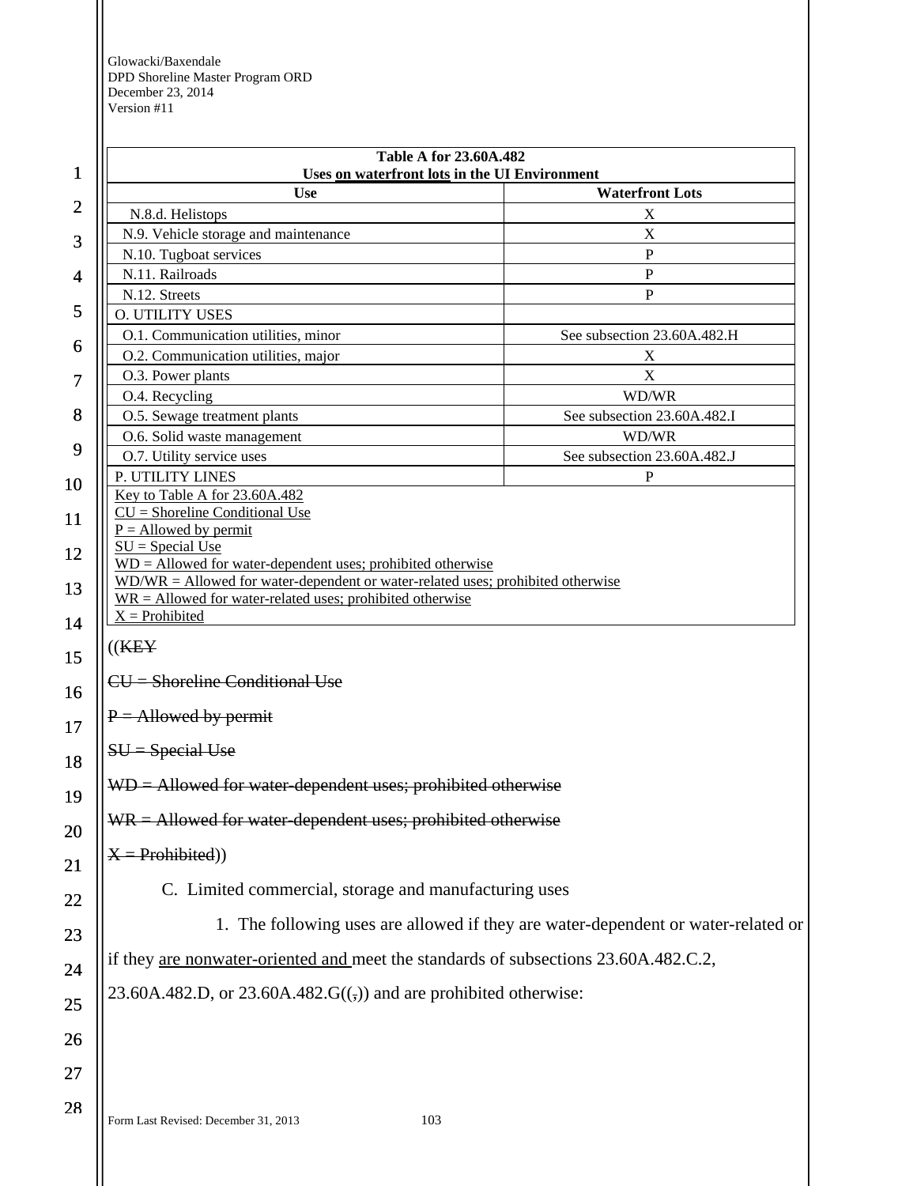| Table A for 23.60A.482 Uses on waterfront lots in the UI Environment | |
|---|---|
| **Use** | **Waterfront Lots** |
| N.8.d. Helistops | X |
| N.9. Vehicle storage and maintenance | X |
| N.10. Tugboat services | P |
| N.11. Railroads | P |
| N.12. Streets | P |
| O. UTILITY USES | |
| O.1. Communication utilities, minor | See subsection 23.60A.482.H |
| O.2. Communication utilities, major | X |
| O.3. Power plants | X |
| O.4. Recycling | WD/WR |
| O.5. Sewage treatment plants | See subsection 23.60A.482.I |
| O.6. Solid waste management | WD/WR |
| O.7. Utility service uses | See subsection 23.60A.482.J |
| P. UTILITY LINES | P |

Key to Table A for 23.60A.482
CU = Shoreline Conditional Use
P = Allowed by permit
SU = Special Use
WD = Allowed for water-dependent uses; prohibited otherwise
WD/WR = Allowed for water-dependent or water-related uses; prohibited otherwise
WR = Allowed for water-related uses; prohibited otherwise
X = Prohibited

((~~KEY~~

~~CU = Shoreline Conditional Use~~

~~P = Allowed by permit~~

~~SU = Special Use~~

~~WD = Allowed for water-dependent uses; prohibited otherwise~~

~~WR = Allowed for water-dependent uses; prohibited otherwise~~

~~X = Prohibited~~))

C. Limited commercial, storage and manufacturing uses

1. The following uses are allowed if they are water-dependent or water-related or if they are nonwater-oriented and meet the standards of subsections 23.60A.482.C.2, 23.60A.482.D, or 23.60A.482.G((~~,~~)) and are prohibited otherwise: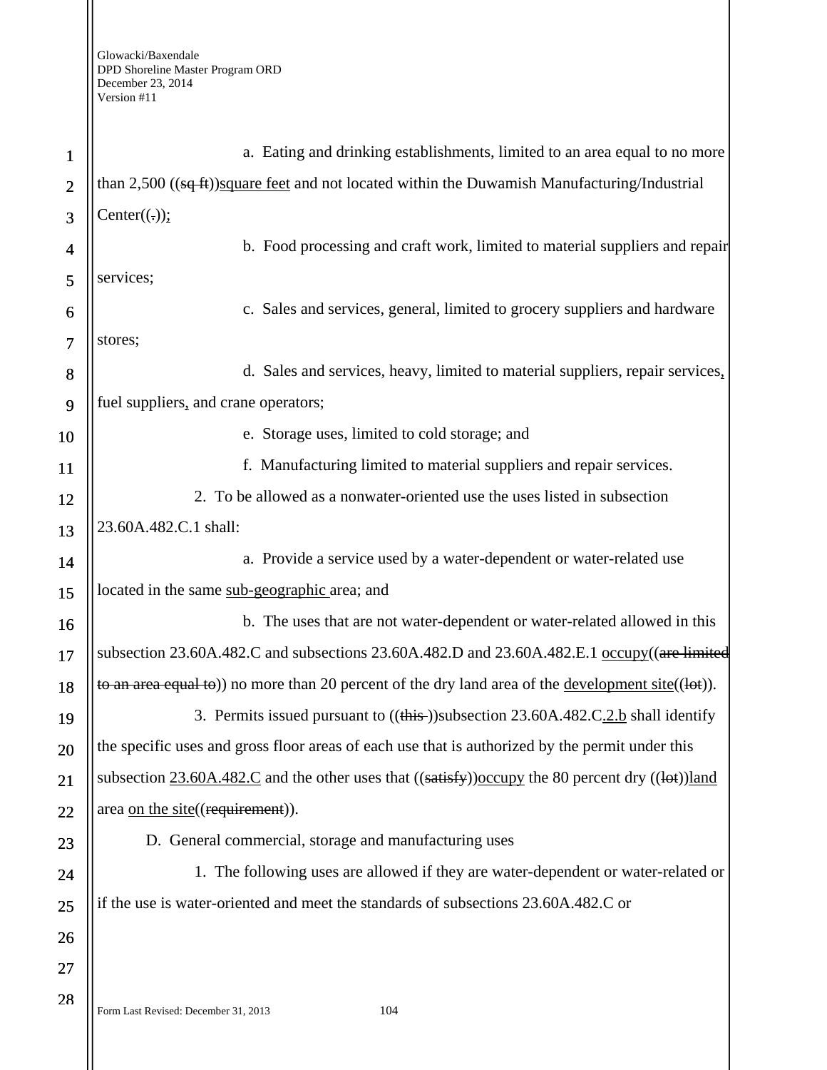a. Eating and drinking establishments, limited to an area equal to no more than 2,500 ((~~sq ft~~))<u>square feet</u> and not located within the Duwamish Manufacturing/Industrial Center((~~.~~))<u>;</u>

b. Food processing and craft work, limited to material suppliers and repair services;

c. Sales and services, general, limited to grocery suppliers and hardware stores;

d. Sales and services, heavy, limited to material suppliers, repair services<u>,</u> fuel suppliers<u>,</u> and crane operators;

e. Storage uses, limited to cold storage; and

f. Manufacturing limited to material suppliers and repair services.

2. To be allowed as a nonwater-oriented use the uses listed in subsection 23.60A.482.C.1 shall:

a. Provide a service used by a water-dependent or water-related use located in the same <u>sub-geographic</u> area; and

b. The uses that are not water-dependent or water-related allowed in this subsection 23.60A.482.C and subsections 23.60A.482.D and 23.60A.482.E.1 <u>occupy</u>((~~are limited to an area equal to~~)) no more than 20 percent of the dry land area of the <u>development site</u>((~~lot~~)).

3. Permits issued pursuant to ((~~this~~))subsection 23.60A.482.C<u>.2.b</u> shall identify the specific uses and gross floor areas of each use that is authorized by the permit under this subsection <u>23.60A.482.C</u> and the other uses that ((~~satisfy~~))<u>occupy</u> the 80 percent dry ((~~lot~~))<u>land</u> area <u>on the site</u>((~~requirement~~)).

D. General commercial, storage and manufacturing uses

1. The following uses are allowed if they are water-dependent or water-related or if the use is water-oriented and meet the standards of subsections 23.60A.482.C or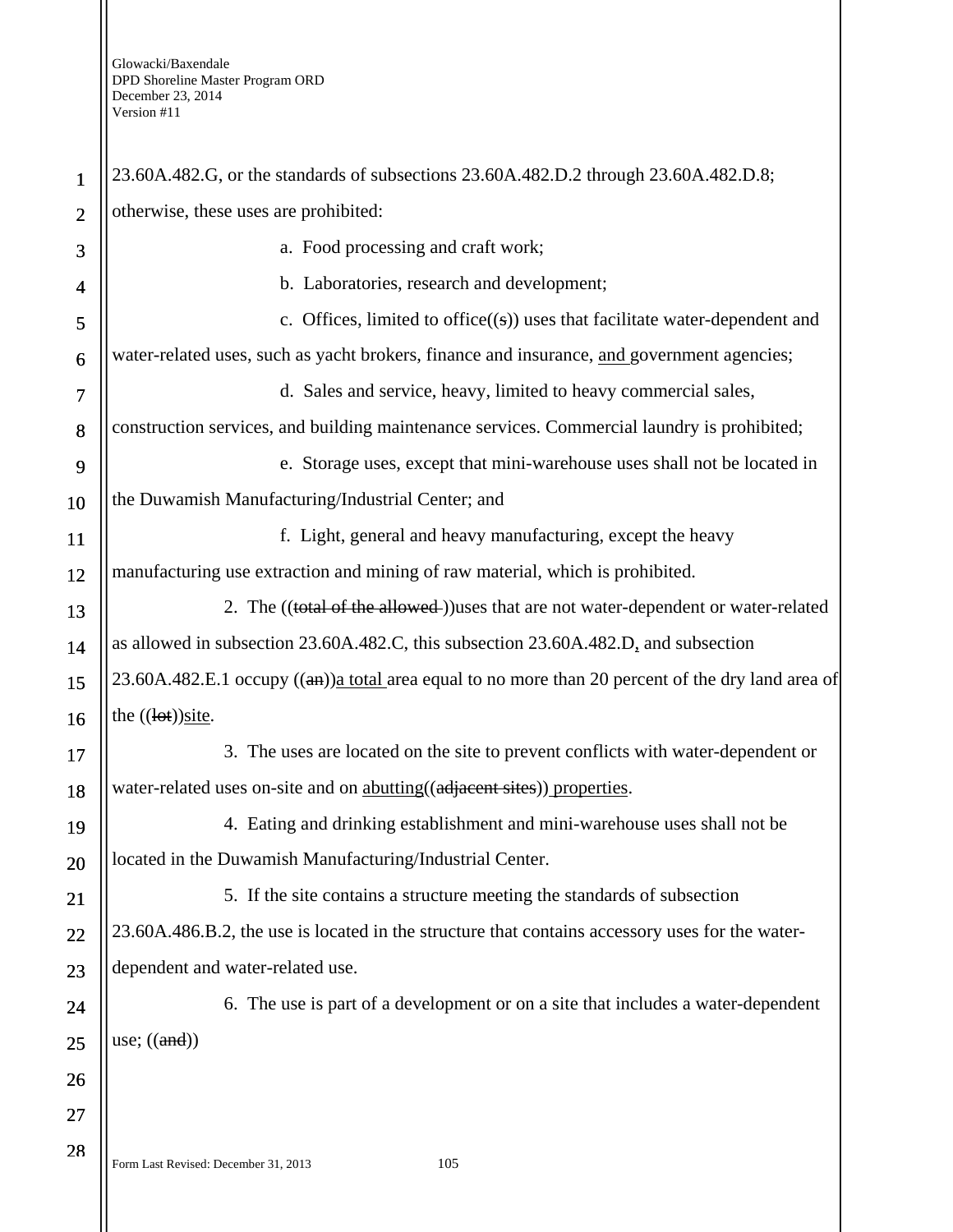23.60A.482.G, or the standards of subsections 23.60A.482.D.2 through 23.60A.482.D.8; otherwise, these uses are prohibited:

a. Food processing and craft work;

b. Laboratories, research and development;

c. Offices, limited to office((~~s~~)) uses that facilitate water-dependent and water-related uses, such as yacht brokers, finance and insurance, <u>and</u> government agencies;

d. Sales and service, heavy, limited to heavy commercial sales, construction services, and building maintenance services. Commercial laundry is prohibited;

e. Storage uses, except that mini-warehouse uses shall not be located in the Duwamish Manufacturing/Industrial Center; and

f. Light, general and heavy manufacturing, except the heavy manufacturing use extraction and mining of raw material, which is prohibited.

2. The ((~~total of the allowed~~ ))uses that are not water-dependent or water-related as allowed in subsection 23.60A.482.C, this subsection 23.60A.482.D<u>,</u> and subsection 23.60A.482.E.1 occupy ((~~an~~))<u>a total</u> area equal to no more than 20 percent of the dry land area of the ((~~lot~~))<u>site</u>.

3. The uses are located on the site to prevent conflicts with water-dependent or water-related uses on-site and on <u>abutting</u>((~~adjacent sites~~)) <u>properties</u>.

4. Eating and drinking establishment and mini-warehouse uses shall not be located in the Duwamish Manufacturing/Industrial Center.

5. If the site contains a structure meeting the standards of subsection 23.60A.486.B.2, the use is located in the structure that contains accessory uses for the water-dependent and water-related use.

6. The use is part of a development or on a site that includes a water-dependent use; ((~~and~~))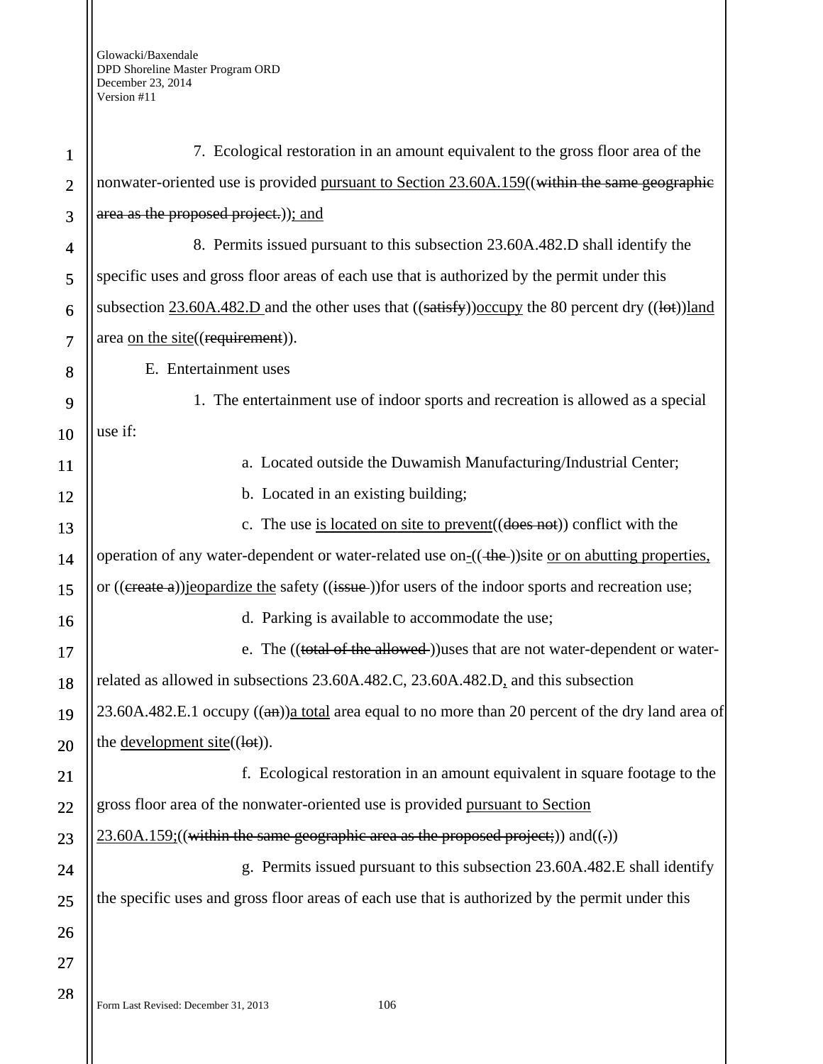7. Ecological restoration in an amount equivalent to the gross floor area of the nonwater-oriented use is provided pursuant to Section 23.60A.159((within the same geographic area as the proposed project.)); and

8. Permits issued pursuant to this subsection 23.60A.482.D shall identify the specific uses and gross floor areas of each use that is authorized by the permit under this subsection 23.60A.482.D and the other uses that ((satisfy))occupy the 80 percent dry ((lot))land area on the site((requirement)).

E. Entertainment uses

1. The entertainment use of indoor sports and recreation is allowed as a special use if:

a. Located outside the Duwamish Manufacturing/Industrial Center;

b. Located in an existing building;

c. The use is located on site to prevent((does not)) conflict with the operation of any water-dependent or water-related use on-(( the ))site or on abutting properties, or ((create a))jeopardize the safety ((issue ))for users of the indoor sports and recreation use;

d. Parking is available to accommodate the use;

e. The ((total of the allowed ))uses that are not water-dependent or water-related as allowed in subsections 23.60A.482.C, 23.60A.482.D, and this subsection 23.60A.482.E.1 occupy ((an))a total area equal to no more than 20 percent of the dry land area of the development site((lot)).

f. Ecological restoration in an amount equivalent in square footage to the gross floor area of the nonwater-oriented use is provided pursuant to Section 23.60A.159;((within the same geographic area as the proposed project;)) and((.))

g. Permits issued pursuant to this subsection 23.60A.482.E shall identify the specific uses and gross floor areas of each use that is authorized by the permit under this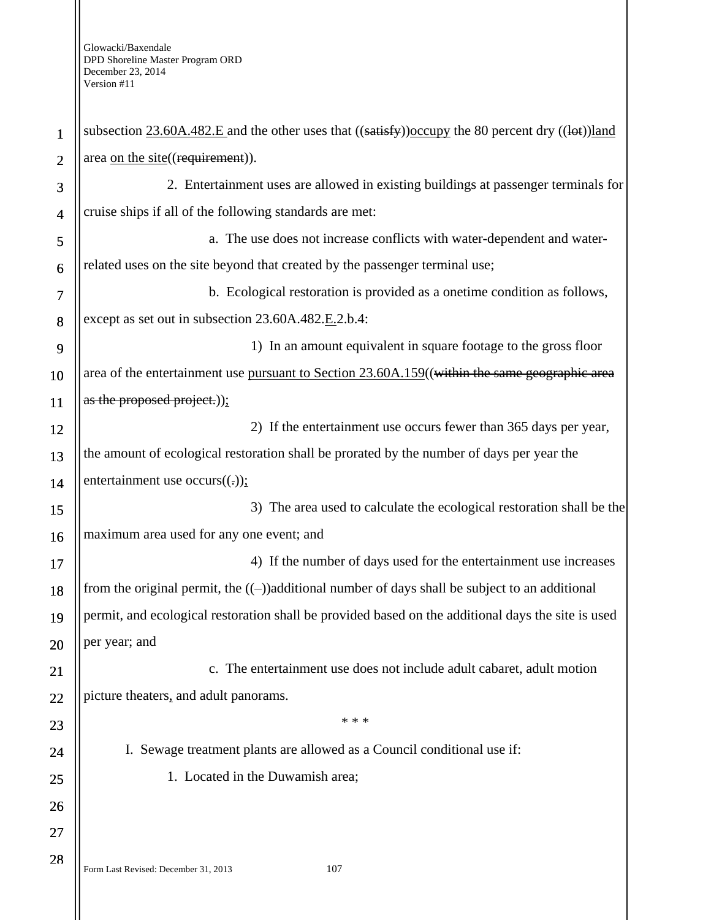subsection 23.60A.482.E and the other uses that ((~~satisfy~~))occupy the 80 percent dry ((~~lot~~))land area on the site((~~requirement~~)).

2. Entertainment uses are allowed in existing buildings at passenger terminals for cruise ships if all of the following standards are met:

a. The use does not increase conflicts with water-dependent and water-related uses on the site beyond that created by the passenger terminal use;

b. Ecological restoration is provided as a onetime condition as follows, except as set out in subsection 23.60A.482.E.2.b.4:

1) In an amount equivalent in square footage to the gross floor area of the entertainment use pursuant to Section 23.60A.159((~~within the same geographic area as the proposed project.~~));

2) If the entertainment use occurs fewer than 365 days per year, the amount of ecological restoration shall be prorated by the number of days per year the entertainment use occurs((~~.~~));

3) The area used to calculate the ecological restoration shall be the maximum area used for any one event; and

4) If the number of days used for the entertainment use increases from the original permit, the ((–))additional number of days shall be subject to an additional permit, and ecological restoration shall be provided based on the additional days the site is used per year; and

c. The entertainment use does not include adult cabaret, adult motion picture theaters, and adult panorams.

\* \* \*

I. Sewage treatment plants are allowed as a Council conditional use if:

1. Located in the Duwamish area;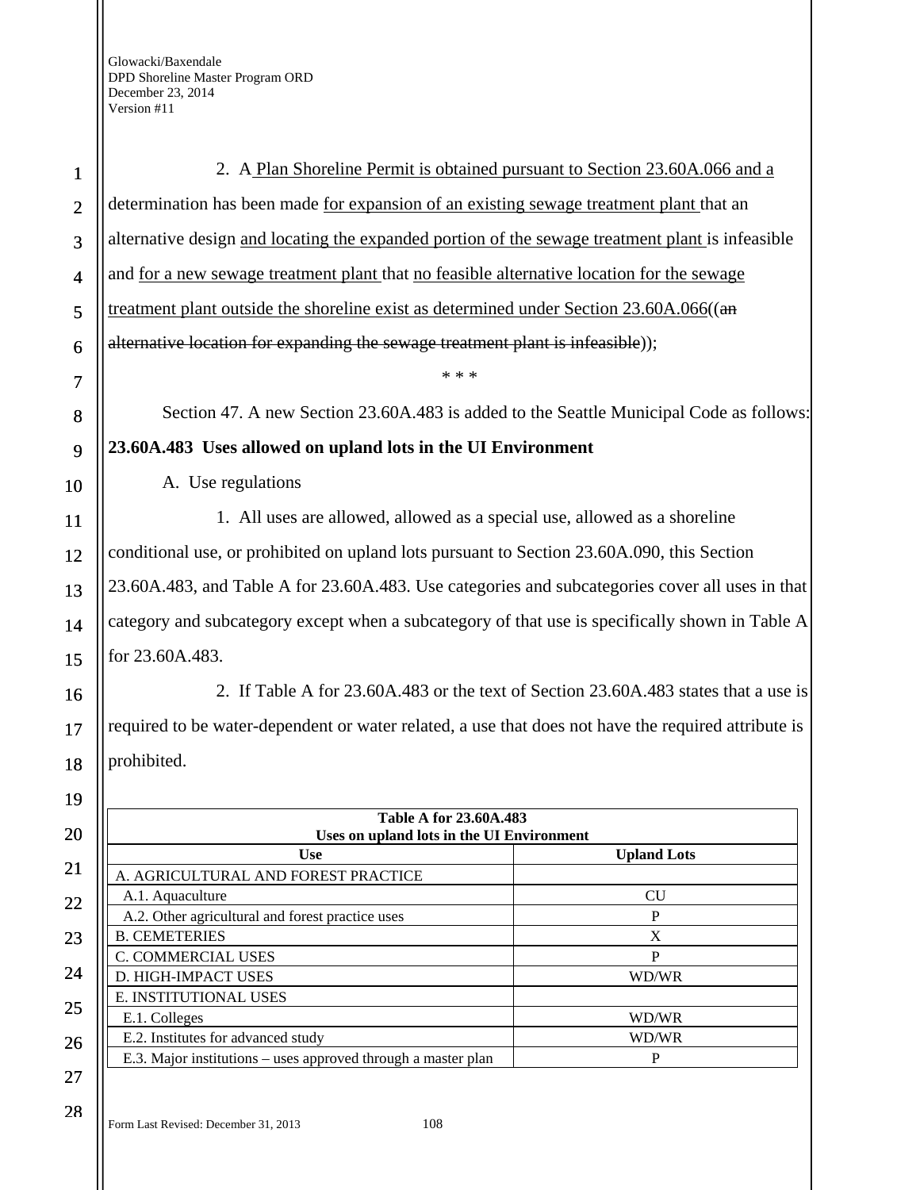2. A Plan Shoreline Permit is obtained pursuant to Section 23.60A.066 and a determination has been made for expansion of an existing sewage treatment plant that an alternative design and locating the expanded portion of the sewage treatment plant is infeasible and for a new sewage treatment plant that no feasible alternative location for the sewage treatment plant outside the shoreline exist as determined under Section 23.60A.066((~~an alternative location for expanding the sewage treatment plant is infeasible~~));

\* \* \*

Section 47. A new Section 23.60A.483 is added to the Seattle Municipal Code as follows:

**23.60A.483 Uses allowed on upland lots in the UI Environment**

A. Use regulations

1. All uses are allowed, allowed as a special use, allowed as a shoreline conditional use, or prohibited on upland lots pursuant to Section 23.60A.090, this Section 23.60A.483, and Table A for 23.60A.483. Use categories and subcategories cover all uses in that category and subcategory except when a subcategory of that use is specifically shown in Table A for 23.60A.483.

2. If Table A for 23.60A.483 or the text of Section 23.60A.483 states that a use is required to be water-dependent or water related, a use that does not have the required attribute is prohibited.

**Table A for 23.60A.483**
**Uses on upland lots in the UI Environment**

| Use | Upland Lots |
|---|---|
| A. AGRICULTURAL AND FOREST PRACTICE | |
| A.1. Aquaculture | CU |
| A.2. Other agricultural and forest practice uses | P |
| B. CEMETERIES | X |
| C. COMMERCIAL USES | P |
| D. HIGH-IMPACT USES | WD/WR |
| E. INSTITUTIONAL USES | |
| E.1. Colleges | WD/WR |
| E.2. Institutes for advanced study | WD/WR |
| E.3. Major institutions – uses approved through a master plan | P |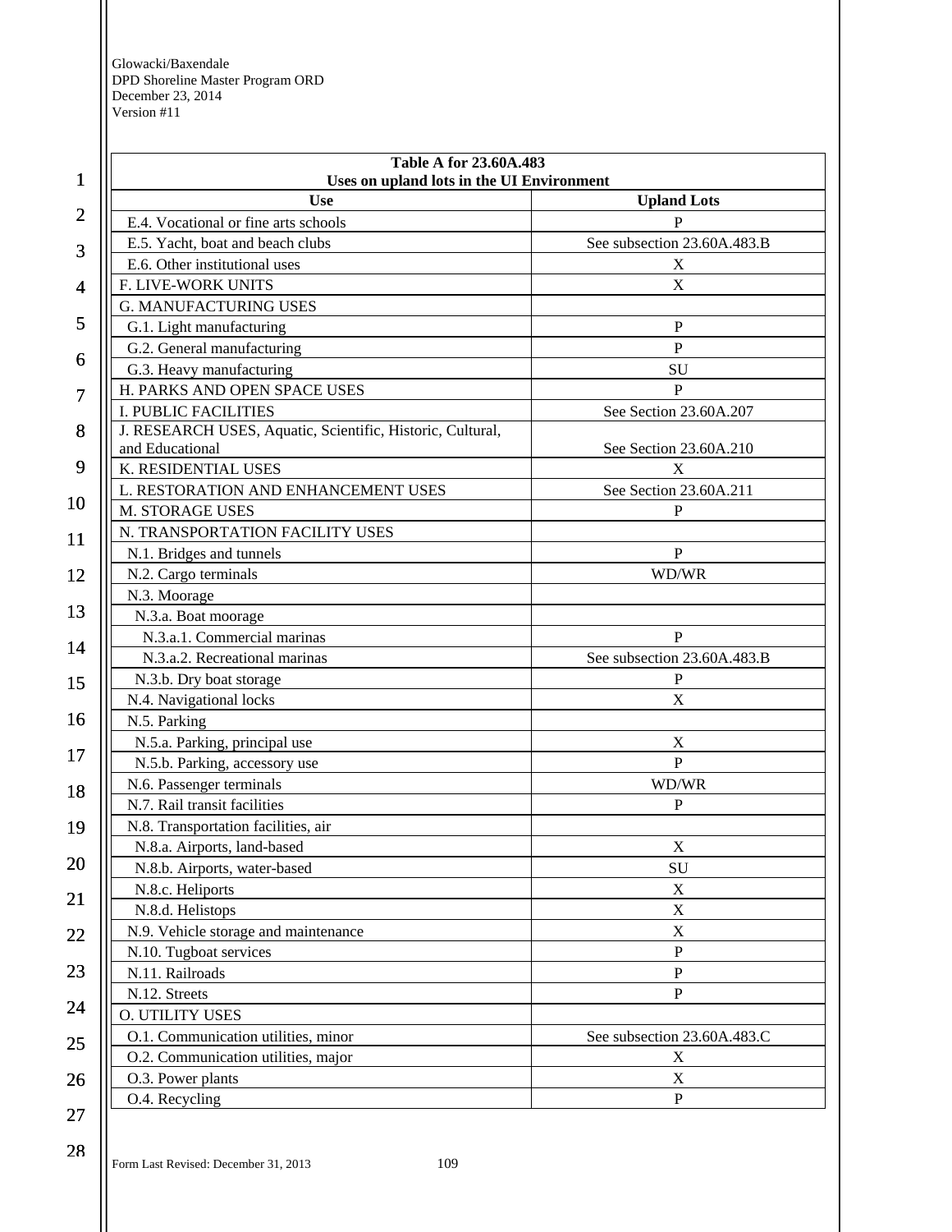| Table A for 23.60A.483<br>Uses on upland lots in the UI Environment | |
|---|---|
| **Use** | **Upland Lots** |
| E.4. Vocational or fine arts schools | P |
| E.5. Yacht, boat and beach clubs | See subsection 23.60A.483.B |
| E.6. Other institutional uses | X |
| F. LIVE-WORK UNITS | X |
| G. MANUFACTURING USES | |
| G.1. Light manufacturing | P |
| G.2. General manufacturing | P |
| G.3. Heavy manufacturing | SU |
| H. PARKS AND OPEN SPACE USES | P |
| I. PUBLIC FACILITIES | See Section 23.60A.207 |
| J. RESEARCH USES, Aquatic, Scientific, Historic, Cultural, and Educational | See Section 23.60A.210 |
| K. RESIDENTIAL USES | X |
| L. RESTORATION AND ENHANCEMENT USES | See Section 23.60A.211 |
| M. STORAGE USES | P |
| N. TRANSPORTATION FACILITY USES | |
| N.1. Bridges and tunnels | P |
| N.2. Cargo terminals | WD/WR |
| N.3. Moorage | |
| N.3.a. Boat moorage | |
| N.3.a.1. Commercial marinas | P |
| N.3.a.2. Recreational marinas | See subsection 23.60A.483.B |
| N.3.b. Dry boat storage | P |
| N.4. Navigational locks | X |
| N.5. Parking | |
| N.5.a. Parking, principal use | X |
| N.5.b. Parking, accessory use | P |
| N.6. Passenger terminals | WD/WR |
| N.7. Rail transit facilities | P |
| N.8. Transportation facilities, air | |
| N.8.a. Airports, land-based | X |
| N.8.b. Airports, water-based | SU |
| N.8.c. Heliports | X |
| N.8.d. Helistops | X |
| N.9. Vehicle storage and maintenance | X |
| N.10. Tugboat services | P |
| N.11. Railroads | P |
| N.12. Streets | P |
| O. UTILITY USES | |
| O.1. Communication utilities, minor | See subsection 23.60A.483.C |
| O.2. Communication utilities, major | X |
| O.3. Power plants | X |
| O.4. Recycling | P |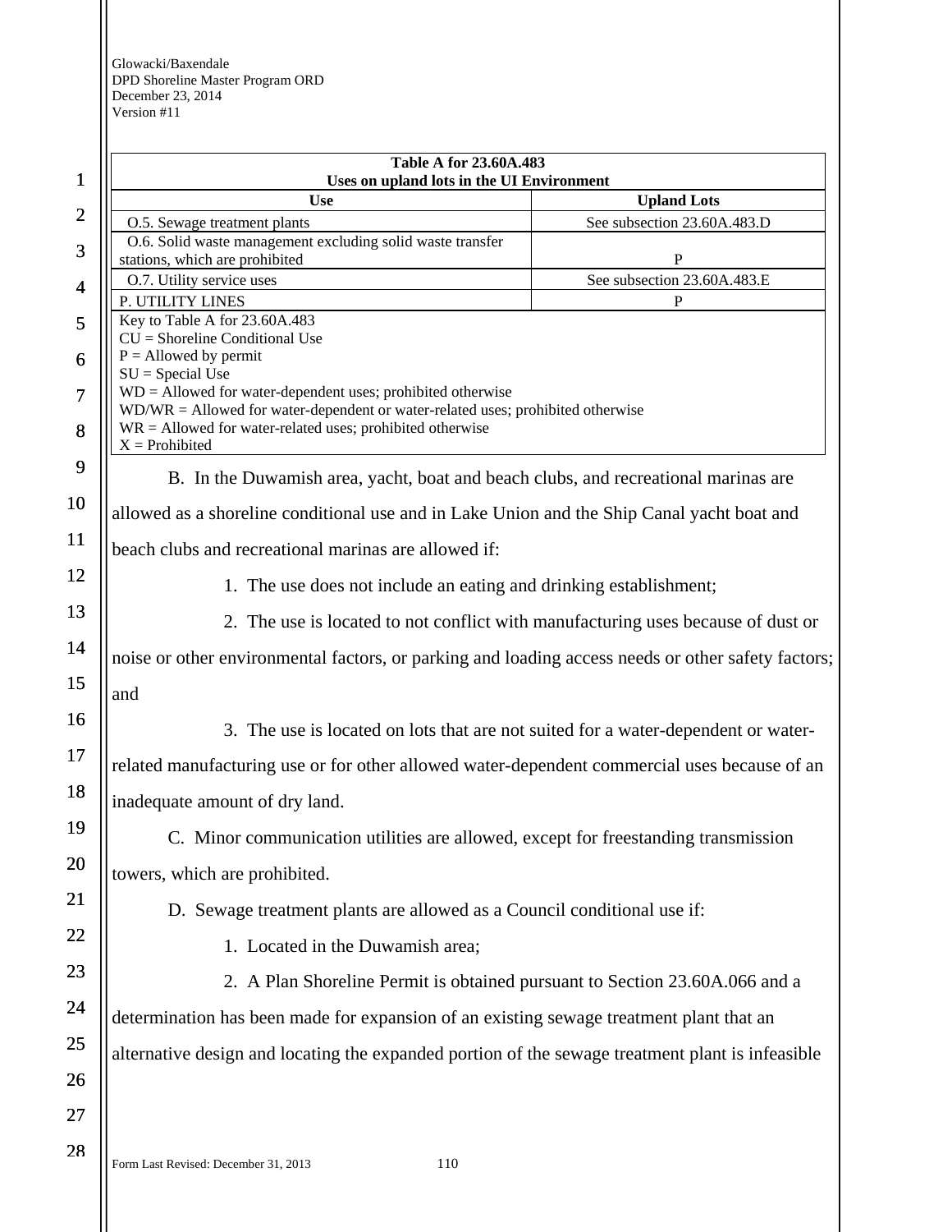| Table A for 23.60A.483 Uses on upland lots in the UI Environment | |
|---|---|
| **Use** | **Upland Lots** |
| O.5. Sewage treatment plants | See subsection 23.60A.483.D |
| O.6. Solid waste management excluding solid waste transfer stations, which are prohibited | P |
| O.7. Utility service uses | See subsection 23.60A.483.E |
| P. UTILITY LINES | P |
| Key to Table A for 23.60A.483<br>CU = Shoreline Conditional Use<br>P = Allowed by permit<br>SU = Special Use<br>WD = Allowed for water-dependent uses; prohibited otherwise<br>WD/WR = Allowed for water-dependent or water-related uses; prohibited otherwise<br>WR = Allowed for water-related uses; prohibited otherwise<br>X = Prohibited | |

B. In the Duwamish area, yacht, boat and beach clubs, and recreational marinas are allowed as a shoreline conditional use and in Lake Union and the Ship Canal yacht boat and beach clubs and recreational marinas are allowed if:

1. The use does not include an eating and drinking establishment;

2. The use is located to not conflict with manufacturing uses because of dust or noise or other environmental factors, or parking and loading access needs or other safety factors; and

3. The use is located on lots that are not suited for a water-dependent or water-related manufacturing use or for other allowed water-dependent commercial uses because of an inadequate amount of dry land.

C. Minor communication utilities are allowed, except for freestanding transmission towers, which are prohibited.

D. Sewage treatment plants are allowed as a Council conditional use if:

1. Located in the Duwamish area;

2. A Plan Shoreline Permit is obtained pursuant to Section 23.60A.066 and a determination has been made for expansion of an existing sewage treatment plant that an alternative design and locating the expanded portion of the sewage treatment plant is infeasible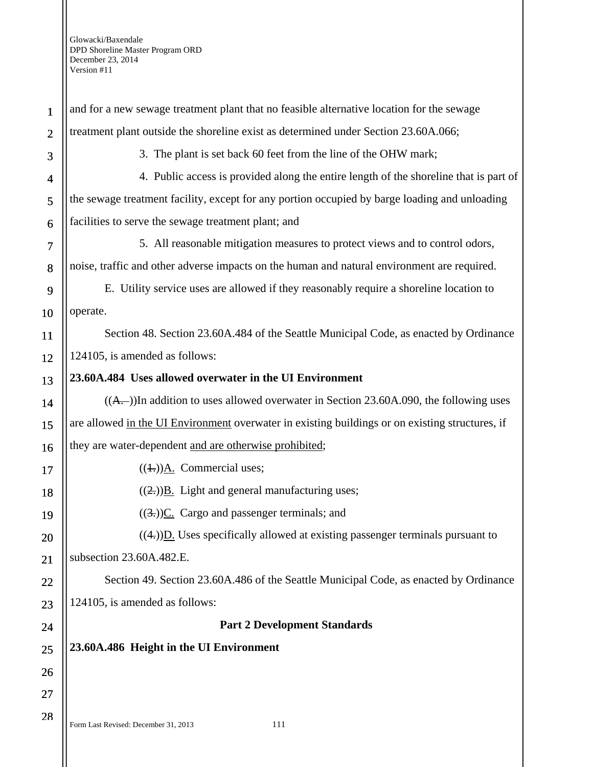and for a new sewage treatment plant that no feasible alternative location for the sewage treatment plant outside the shoreline exist as determined under Section 23.60A.066;

3. The plant is set back 60 feet from the line of the OHW mark;

4. Public access is provided along the entire length of the shoreline that is part of the sewage treatment facility, except for any portion occupied by barge loading and unloading facilities to serve the sewage treatment plant; and

5. All reasonable mitigation measures to protect views and to control odors, noise, traffic and other adverse impacts on the human and natural environment are required.

E. Utility service uses are allowed if they reasonably require a shoreline location to operate.

Section 48. Section 23.60A.484 of the Seattle Municipal Code, as enacted by Ordinance 124105, is amended as follows:

**23.60A.484 Uses allowed overwater in the UI Environment**

((~~A.~~ ))In addition to uses allowed overwater in Section 23.60A.090, the following uses are allowed <u>in the UI Environment</u> overwater in existing buildings or on existing structures, if they are water-dependent <u>and are otherwise prohibited</u>;

((~~1.~~))<u>A.</u> Commercial uses;

((~~2.~~))<u>B.</u> Light and general manufacturing uses;

((~~3.~~))<u>C.</u> Cargo and passenger terminals; and

((~~4.~~))<u>D.</u> Uses specifically allowed at existing passenger terminals pursuant to subsection 23.60A.482.E.

Section 49. Section 23.60A.486 of the Seattle Municipal Code, as enacted by Ordinance 124105, is amended as follows:

**Part 2 Development Standards**

**23.60A.486 Height in the UI Environment**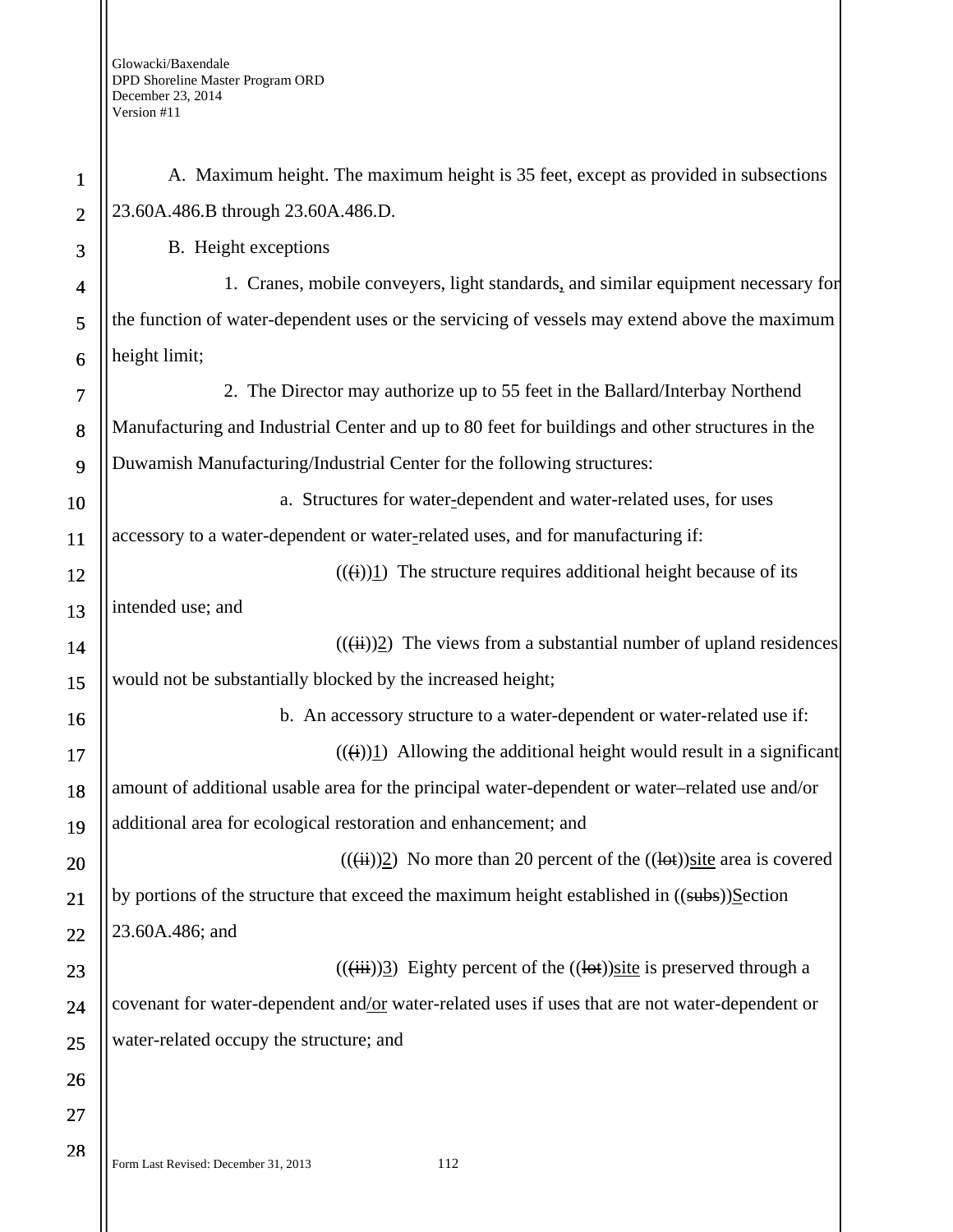A. Maximum height. The maximum height is 35 feet, except as provided in subsections 23.60A.486.B through 23.60A.486.D.

B. Height exceptions

1. Cranes, mobile conveyers, light standards, and similar equipment necessary for the function of water-dependent uses or the servicing of vessels may extend above the maximum height limit;

2. The Director may authorize up to 55 feet in the Ballard/Interbay Northend Manufacturing and Industrial Center and up to 80 feet for buildings and other structures in the Duwamish Manufacturing/Industrial Center for the following structures:

a. Structures for water-dependent and water-related uses, for uses accessory to a water-dependent or water-related uses, and for manufacturing if:

(((i)))1) The structure requires additional height because of its intended use; and

(((ii)))2) The views from a substantial number of upland residences would not be substantially blocked by the increased height;

b. An accessory structure to a water-dependent or water-related use if:

(((i)))1) Allowing the additional height would result in a significant amount of additional usable area for the principal water-dependent or water–related use and/or additional area for ecological restoration and enhancement; and

(((ii)))2) No more than 20 percent of the ((lot))site area is covered by portions of the structure that exceed the maximum height established in ((subs))Section 23.60A.486; and

(((iii)))3) Eighty percent of the ((lot))site is preserved through a covenant for water-dependent and/or water-related uses if uses that are not water-dependent or water-related occupy the structure; and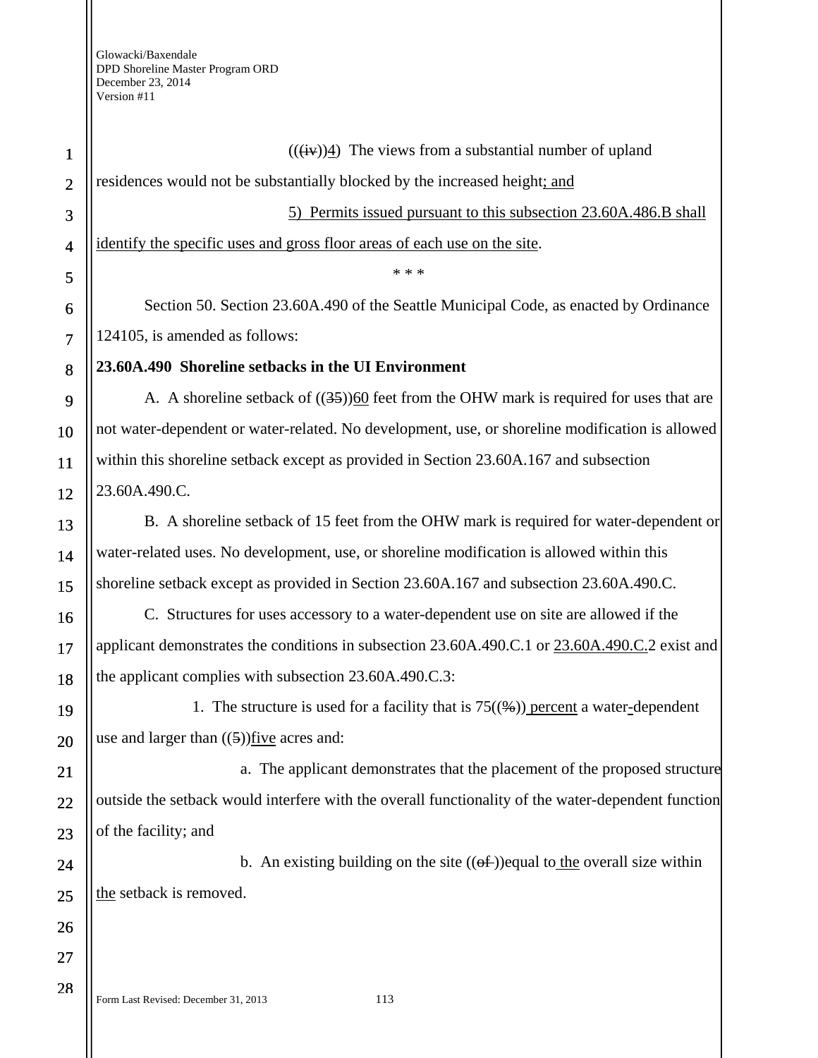((~~(iv)~~))<u>4</u>) The views from a substantial number of upland residences would not be substantially blocked by the increased height<u>; and</u>

<u>5) Permits issued pursuant to this subsection 23.60A.486.B shall identify the specific uses and gross floor areas of each use on the site</u>.

\* \* \*

Section 50. Section 23.60A.490 of the Seattle Municipal Code, as enacted by Ordinance 124105, is amended as follows:

**23.60A.490 Shoreline setbacks in the UI Environment**

A. A shoreline setback of ((~~35~~))<u>60</u> feet from the OHW mark is required for uses that are not water-dependent or water-related. No development, use, or shoreline modification is allowed within this shoreline setback except as provided in Section 23.60A.167 and subsection 23.60A.490.C.

B. A shoreline setback of 15 feet from the OHW mark is required for water-dependent or water-related uses. No development, use, or shoreline modification is allowed within this shoreline setback except as provided in Section 23.60A.167 and subsection 23.60A.490.C.

C. Structures for uses accessory to a water-dependent use on site are allowed if the applicant demonstrates the conditions in subsection 23.60A.490.C.1 or <u>23.60A.490.C.</u>2 exist and the applicant complies with subsection 23.60A.490.C.3:

1. The structure is used for a facility that is 75((~~%~~))<u> percent</u> a water<u>-</u>dependent use and larger than ((~~5~~))<u>five</u> acres and:

a. The applicant demonstrates that the placement of the proposed structure outside the setback would interfere with the overall functionality of the water-dependent function of the facility; and

b. An existing building on the site ((~~of~~ ))equal to<u> the</u> overall size within <u>the</u> setback is removed.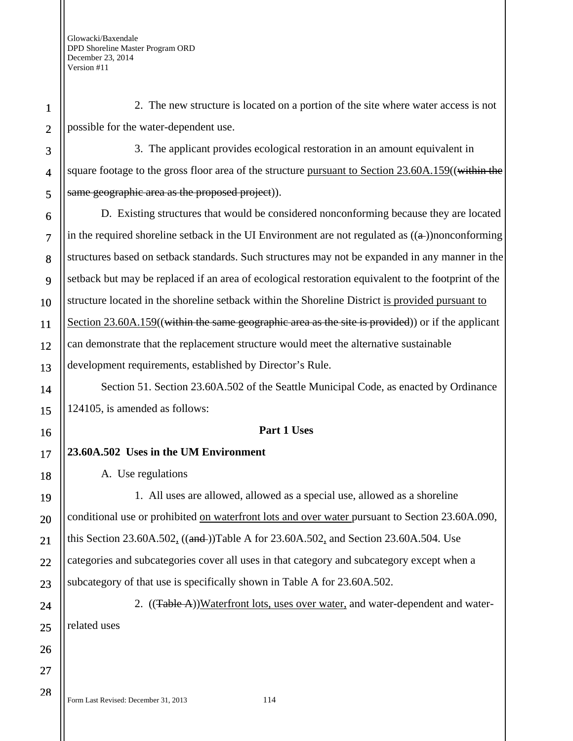2. The new structure is located on a portion of the site where water access is not possible for the water-dependent use.

3. The applicant provides ecological restoration in an amount equivalent in square footage to the gross floor area of the structure <u>pursuant to Section 23.60A.159</u>((~~within the same geographic area as the proposed project~~)).

D. Existing structures that would be considered nonconforming because they are located in the required shoreline setback in the UI Environment are not regulated as ((~~a~~ ))nonconforming structures based on setback standards. Such structures may not be expanded in any manner in the setback but may be replaced if an area of ecological restoration equivalent to the footprint of the structure located in the shoreline setback within the Shoreline District <u>is provided pursuant to Section 23.60A.159</u>((~~within the same geographic area as the site is provided~~)) or if the applicant can demonstrate that the replacement structure would meet the alternative sustainable development requirements, established by Director's Rule.

Section 51. Section 23.60A.502 of the Seattle Municipal Code, as enacted by Ordinance 124105, is amended as follows:

**Part 1 Uses**

**23.60A.502 Uses in the UM Environment**

A. Use regulations

1. All uses are allowed, allowed as a special use, allowed as a shoreline conditional use or prohibited <u>on waterfront lots and over water</u> pursuant to Section 23.60A.090, this Section 23.60A.502<u>,</u> ((~~and~~ ))Table A for 23.60A.502<u>,</u> and Section 23.60A.504. Use categories and subcategories cover all uses in that category and subcategory except when a subcategory of that use is specifically shown in Table A for 23.60A.502.

2. ((~~Table A~~))<u>Waterfront lots, uses over water,</u> and water-dependent and water-related uses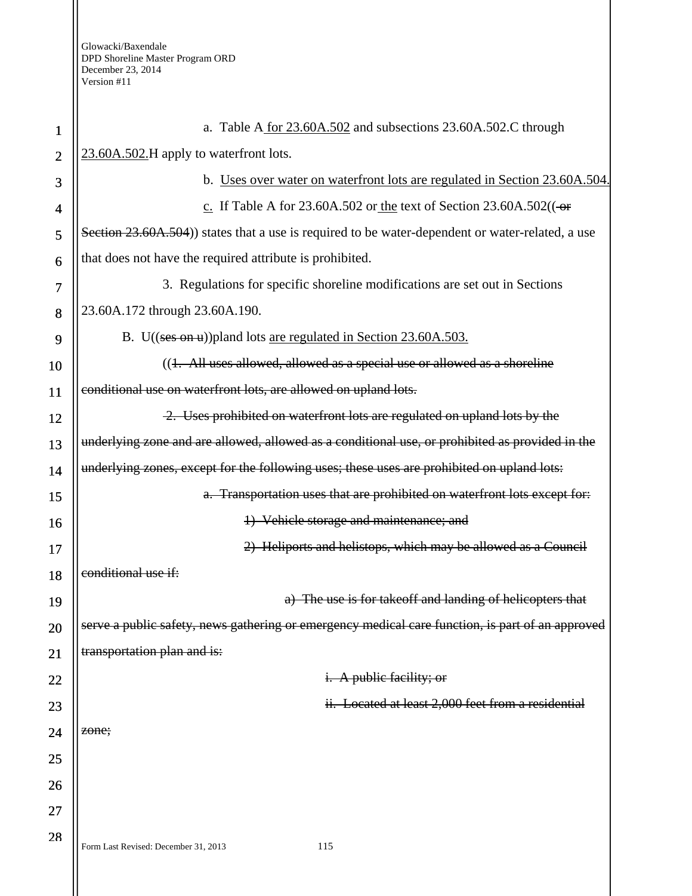a. Table A <ins>for 23.60A.502</ins> and subsections 23.60A.502.C through <ins>23.60A.502.</ins>H apply to waterfront lots.

b. <ins>Uses over water on waterfront lots are regulated in Section 23.60A.504.</ins>

<ins>c.</ins> If Table A for 23.60A.502 or <ins>the</ins> text of Section 23.60A.502((~~ or Section 23.60A.504~~)) states that a use is required to be water-dependent or water-related, a use that does not have the required attribute is prohibited.

3. Regulations for specific shoreline modifications are set out in Sections 23.60A.172 through 23.60A.190.

B. U((~~ses on u~~))pland lots <ins>are regulated in Section 23.60A.503.</ins>

((~~1. All uses allowed, allowed as a special use or allowed as a shoreline conditional use on waterfront lots, are allowed on upland lots.~~

~~2. Uses prohibited on waterfront lots are regulated on upland lots by the underlying zone and are allowed, allowed as a conditional use, or prohibited as provided in the underlying zones, except for the following uses; these uses are prohibited on upland lots:~~

~~a. Transportation uses that are prohibited on waterfront lots except for:~~

~~1) Vehicle storage and maintenance; and~~

~~2) Heliports and helistops, which may be allowed as a Council conditional use if:~~

~~a) The use is for takeoff and landing of helicopters that serve a public safety, news gathering or emergency medical care function, is part of an approved transportation plan and is:~~

~~i. A public facility; or~~

~~ii. Located at least 2,000 feet from a residential zone;~~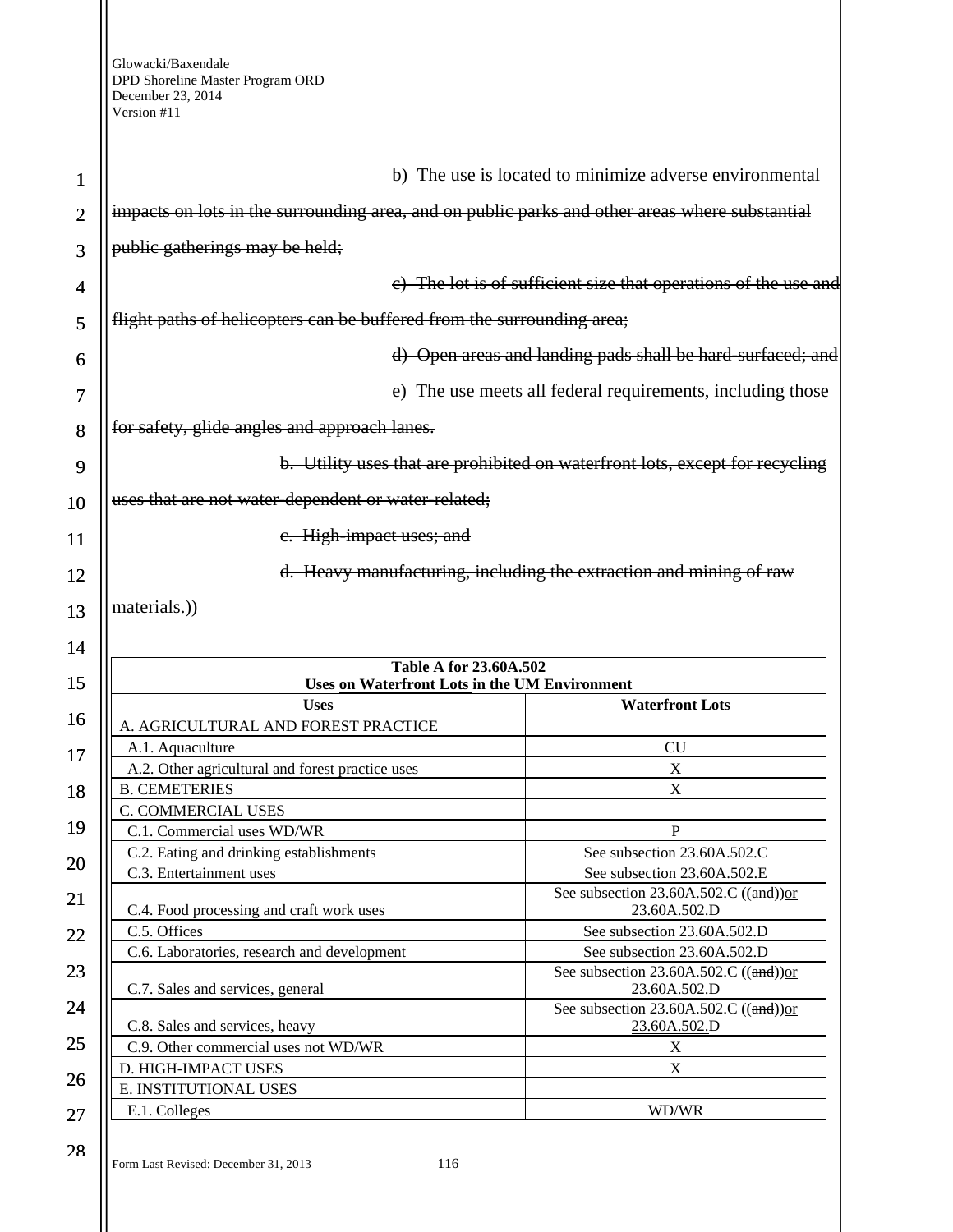~~b) The use is located to minimize adverse environmental impacts on lots in the surrounding area, and on public parks and other areas where substantial public gatherings may be held;~~

~~c) The lot is of sufficient size that operations of the use and flight paths of helicopters can be buffered from the surrounding area;~~

~~d) Open areas and landing pads shall be hard-surfaced; and~~

~~e) The use meets all federal requirements, including those for safety, glide angles and approach lanes.~~

~~b. Utility uses that are prohibited on waterfront lots, except for recycling uses that are not water-dependent or water-related;~~

~~c. High-impact uses; and~~

~~d. Heavy manufacturing, including the extraction and mining of raw materials.~~))

| Table A for 23.60A.502<br>Uses <u>on Waterfront Lots</u> in the UM Environment | |
|---|---|
| **Uses** | **Waterfront Lots** |
| A. AGRICULTURAL AND FOREST PRACTICE | |
| A.1. Aquaculture | CU |
| A.2. Other agricultural and forest practice uses | X |
| B. CEMETERIES | X |
| C. COMMERCIAL USES | |
| C.1. Commercial uses WD/WR | P |
| C.2. Eating and drinking establishments | See subsection 23.60A.502.C |
| C.3. Entertainment uses | See subsection 23.60A.502.E |
| C.4. Food processing and craft work uses | See subsection 23.60A.502.C ((~~and~~))<u>or</u> 23.60A.502.D |
| C.5. Offices | See subsection 23.60A.502.D |
| C.6. Laboratories, research and development | See subsection 23.60A.502.D |
| C.7. Sales and services, general | See subsection 23.60A.502.C ((~~and~~))<u>or</u> 23.60A.502.D |
| C.8. Sales and services, heavy | See subsection 23.60A.502.C ((~~and~~))<u>or</u> <u>23.60A.502.</u>D |
| C.9. Other commercial uses not WD/WR | X |
| D. HIGH-IMPACT USES | X |
| E. INSTITUTIONAL USES | |
| E.1. Colleges | WD/WR |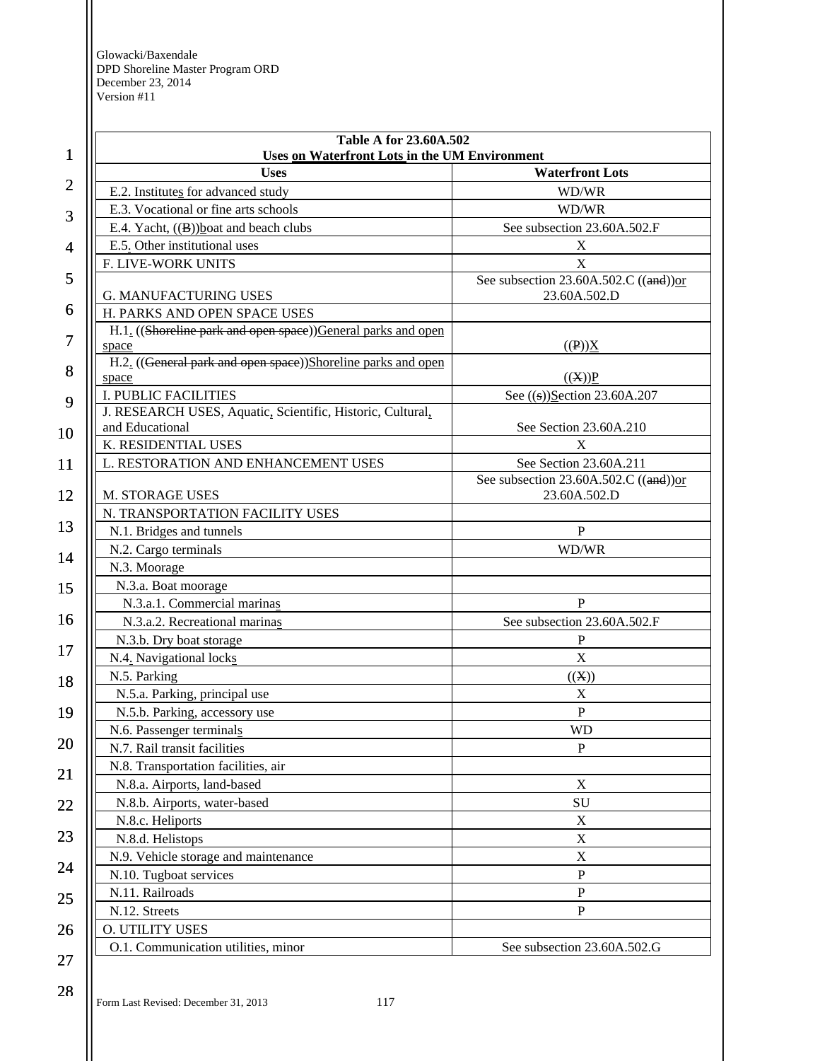| Table A for 23.60A.502<br>Uses on Waterfront Lots in the UM Environment | |
|---|---|
| **Uses** | **Waterfront Lots** |
| E.2. Institutes for advanced study | WD/WR |
| E.3. Vocational or fine arts schools | WD/WR |
| E.4. Yacht, ((B))boat and beach clubs | See subsection 23.60A.502.F |
| E.5. Other institutional uses | X |
| F. LIVE-WORK UNITS | X |
| G. MANUFACTURING USES | See subsection 23.60A.502.C ((and))or 23.60A.502.D |
| H. PARKS AND OPEN SPACE USES | |
| H.1. ((Shoreline park and open space))General parks and open space | ((P))X |
| H.2. ((General park and open space))Shoreline parks and open space | ((X))P |
| I. PUBLIC FACILITIES | See ((s))Section 23.60A.207 |
| J. RESEARCH USES, Aquatic, Scientific, Historic, Cultural, and Educational | See Section 23.60A.210 |
| K. RESIDENTIAL USES | X |
| L. RESTORATION AND ENHANCEMENT USES | See Section 23.60A.211 |
| M. STORAGE USES | See subsection 23.60A.502.C ((and))or 23.60A.502.D |
| N. TRANSPORTATION FACILITY USES | |
| N.1. Bridges and tunnels | P |
| N.2. Cargo terminals | WD/WR |
| N.3. Moorage | |
| N.3.a. Boat moorage | |
| N.3.a.1. Commercial marinas | P |
| N.3.a.2. Recreational marinas | See subsection 23.60A.502.F |
| N.3.b. Dry boat storage | P |
| N.4. Navigational locks | X |
| N.5. Parking | ((X)) |
| N.5.a. Parking, principal use | X |
| N.5.b. Parking, accessory use | P |
| N.6. Passenger terminals | WD |
| N.7. Rail transit facilities | P |
| N.8. Transportation facilities, air | |
| N.8.a. Airports, land-based | X |
| N.8.b. Airports, water-based | SU |
| N.8.c. Heliports | X |
| N.8.d. Helistops | X |
| N.9. Vehicle storage and maintenance | X |
| N.10. Tugboat services | P |
| N.11. Railroads | P |
| N.12. Streets | P |
| O. UTILITY USES | |
| O.1. Communication utilities, minor | See subsection 23.60A.502.G |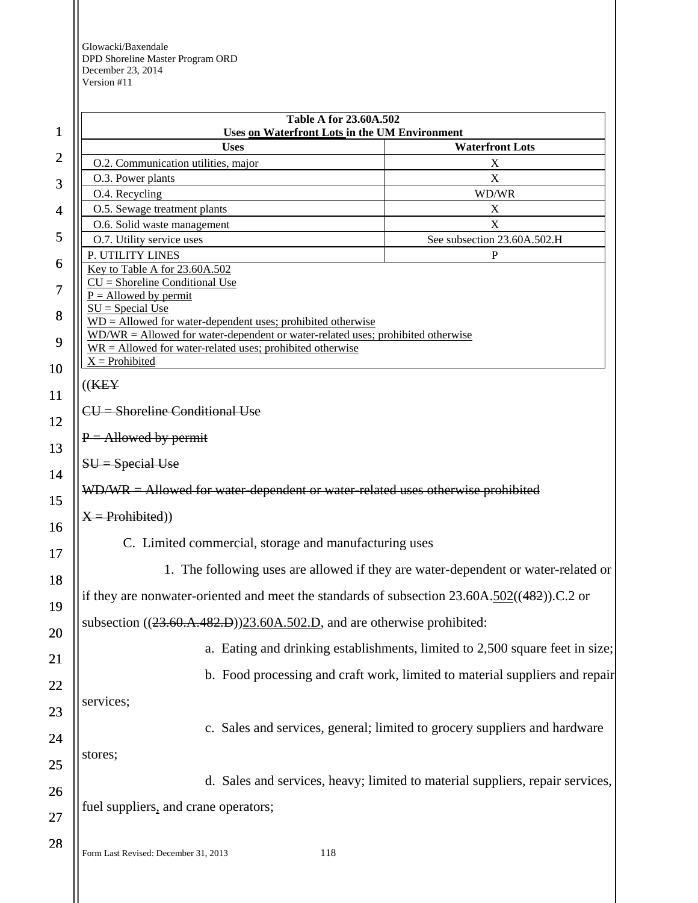| Table A for 23.60A.502 Uses on Waterfront Lots in the UM Environment | |
|---|---|
| Uses | Waterfront Lots |
| O.2. Communication utilities, major | X |
| O.3. Power plants | X |
| O.4. Recycling | WD/WR |
| O.5. Sewage treatment plants | X |
| O.6. Solid waste management | X |
| O.7. Utility service uses | See subsection 23.60A.502.H |
| P. UTILITY LINES | P |
| Key to Table A for 23.60A.502<br>CU = Shoreline Conditional Use<br>P = Allowed by permit<br>SU = Special Use<br>WD = Allowed for water-dependent uses; prohibited otherwise<br>WD/WR = Allowed for water-dependent or water-related uses; prohibited otherwise<br>WR = Allowed for water-related uses; prohibited otherwise<br>X = Prohibited | |

((~~KEY~~

~~CU = Shoreline Conditional Use~~

~~P = Allowed by permit~~

~~SU = Special Use~~

~~WD/WR = Allowed for water-dependent or water-related uses otherwise prohibited~~

~~X = Prohibited~~))

C. Limited commercial, storage and manufacturing uses

1. The following uses are allowed if they are water-dependent or water-related or if they are nonwater-oriented and meet the standards of subsection 23.60A.502((~~482~~)).C.2 or subsection ((~~23.60.A.482.D~~))23.60A.502.D, and are otherwise prohibited:

a. Eating and drinking establishments, limited to 2,500 square feet in size;

b. Food processing and craft work, limited to material suppliers and repair services;

c. Sales and services, general; limited to grocery suppliers and hardware stores;

d. Sales and services, heavy; limited to material suppliers, repair services, fuel suppliers, and crane operators;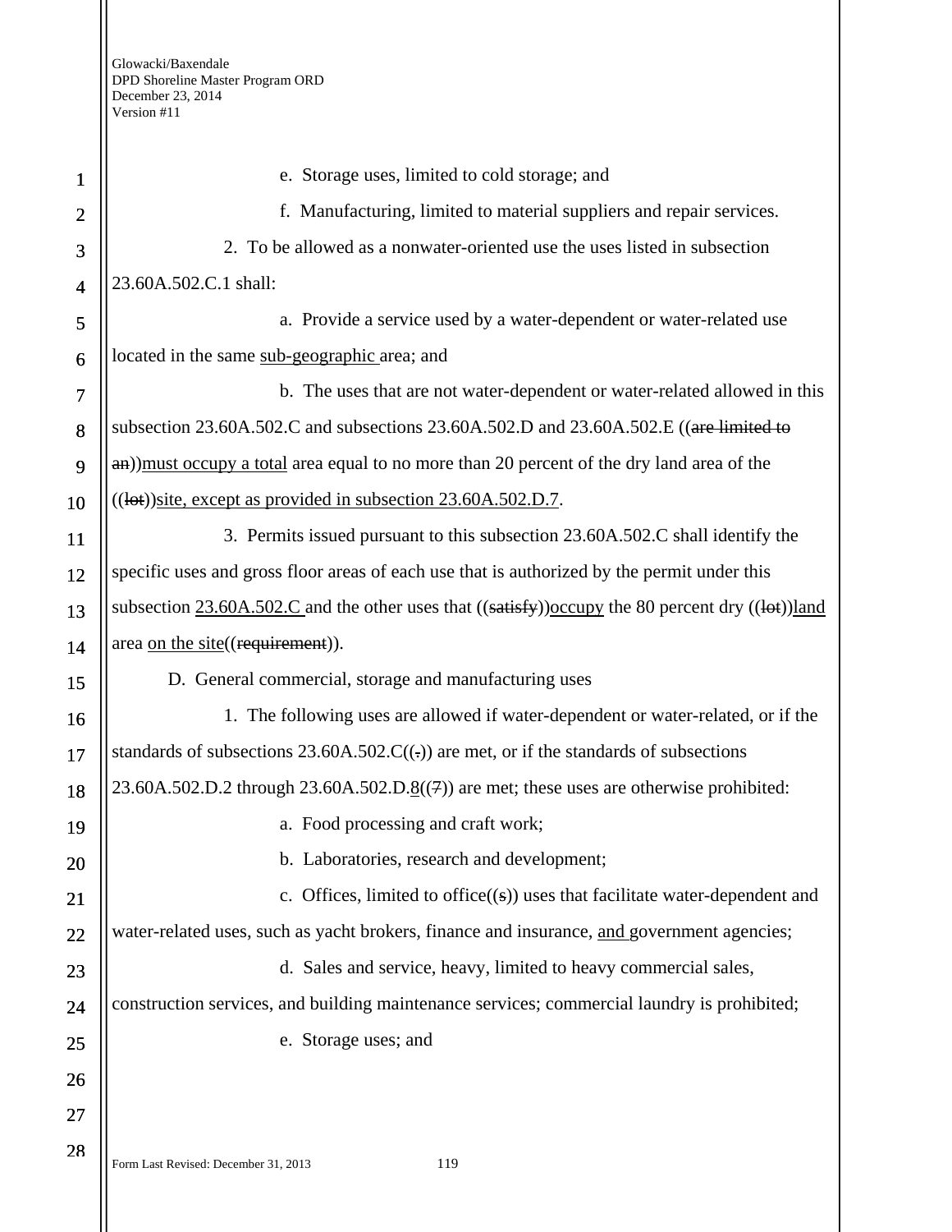e. Storage uses, limited to cold storage; and

f. Manufacturing, limited to material suppliers and repair services.

2. To be allowed as a nonwater-oriented use the uses listed in subsection 23.60A.502.C.1 shall:

a. Provide a service used by a water-dependent or water-related use located in the same sub-geographic area; and

b. The uses that are not water-dependent or water-related allowed in this subsection 23.60A.502.C and subsections 23.60A.502.D and 23.60A.502.E ((~~are limited to an~~))must occupy a total area equal to no more than 20 percent of the dry land area of the ((~~lot~~))site, except as provided in subsection 23.60A.502.D.7.

3. Permits issued pursuant to this subsection 23.60A.502.C shall identify the specific uses and gross floor areas of each use that is authorized by the permit under this subsection 23.60A.502.C and the other uses that ((~~satisfy~~))occupy the 80 percent dry ((~~lot~~))land area on the site((~~requirement~~)).

D. General commercial, storage and manufacturing uses

1. The following uses are allowed if water-dependent or water-related, or if the standards of subsections 23.60A.502.C((~~.~~)) are met, or if the standards of subsections 23.60A.502.D.2 through 23.60A.502.D.8((~~7~~)) are met; these uses are otherwise prohibited:

a. Food processing and craft work;

b. Laboratories, research and development;

c. Offices, limited to office((~~s~~)) uses that facilitate water-dependent and water-related uses, such as yacht brokers, finance and insurance, and government agencies;

d. Sales and service, heavy, limited to heavy commercial sales, construction services, and building maintenance services; commercial laundry is prohibited;

e. Storage uses; and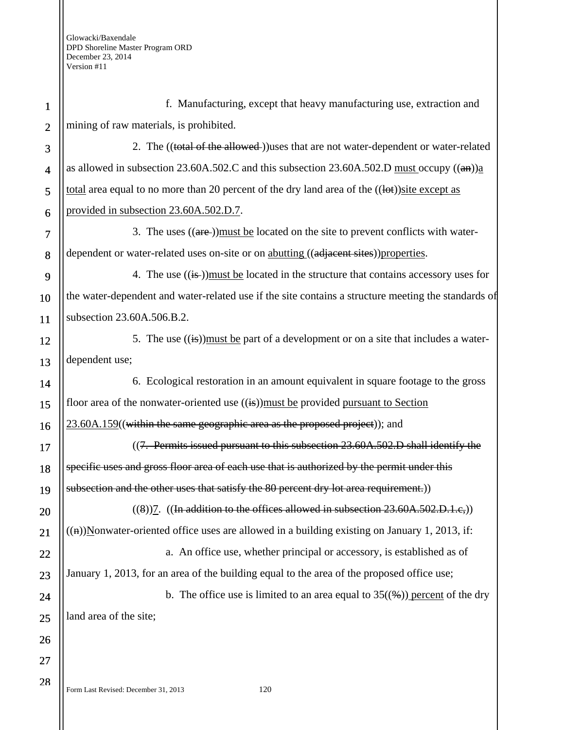f. Manufacturing, except that heavy manufacturing use, extraction and mining of raw materials, is prohibited.

2. The ((~~total of the allowed~~ ))uses that are not water-dependent or water-related as allowed in subsection 23.60A.502.C and this subsection 23.60A.502.D <u>must</u> occupy ((~~an~~))<u>a total</u> area equal to no more than 20 percent of the dry land area of the ((~~lot~~))<u>site except as provided in subsection 23.60A.502.D.7</u>.

3. The uses ((~~are~~ ))<u>must be</u> located on the site to prevent conflicts with water-dependent or water-related uses on-site or on <u>abutting</u> ((~~adjacent sites~~))<u>properties</u>.

4. The use ((~~is~~ ))<u>must be</u> located in the structure that contains accessory uses for the water-dependent and water-related use if the site contains a structure meeting the standards of subsection 23.60A.506.B.2.

5. The use ((~~is~~))<u>must be</u> part of a development or on a site that includes a water-dependent use;

6. Ecological restoration in an amount equivalent in square footage to the gross floor area of the nonwater-oriented use ((~~is~~))<u>must be</u> provided <u>pursuant to Section 23.60A.159</u>((~~within the same geographic area as the proposed project~~)); and

((~~7. Permits issued pursuant to this subsection 23.60A.502.D shall identify the specific uses and gross floor area of each use that is authorized by the permit under this subsection and the other uses that satisfy the 80 percent dry lot area requirement.~~))

((~~8~~))<u>7</u>. ((~~In addition to the offices allowed in subsection 23.60A.502.D.1.c,~~)) ((~~n~~))<u>N</u>onwater-oriented office uses are allowed in a building existing on January 1, 2013, if:

a. An office use, whether principal or accessory, is established as of January 1, 2013, for an area of the building equal to the area of the proposed office use;

b. The office use is limited to an area equal to 35((~~%~~))<u> percent</u> of the dry land area of the site;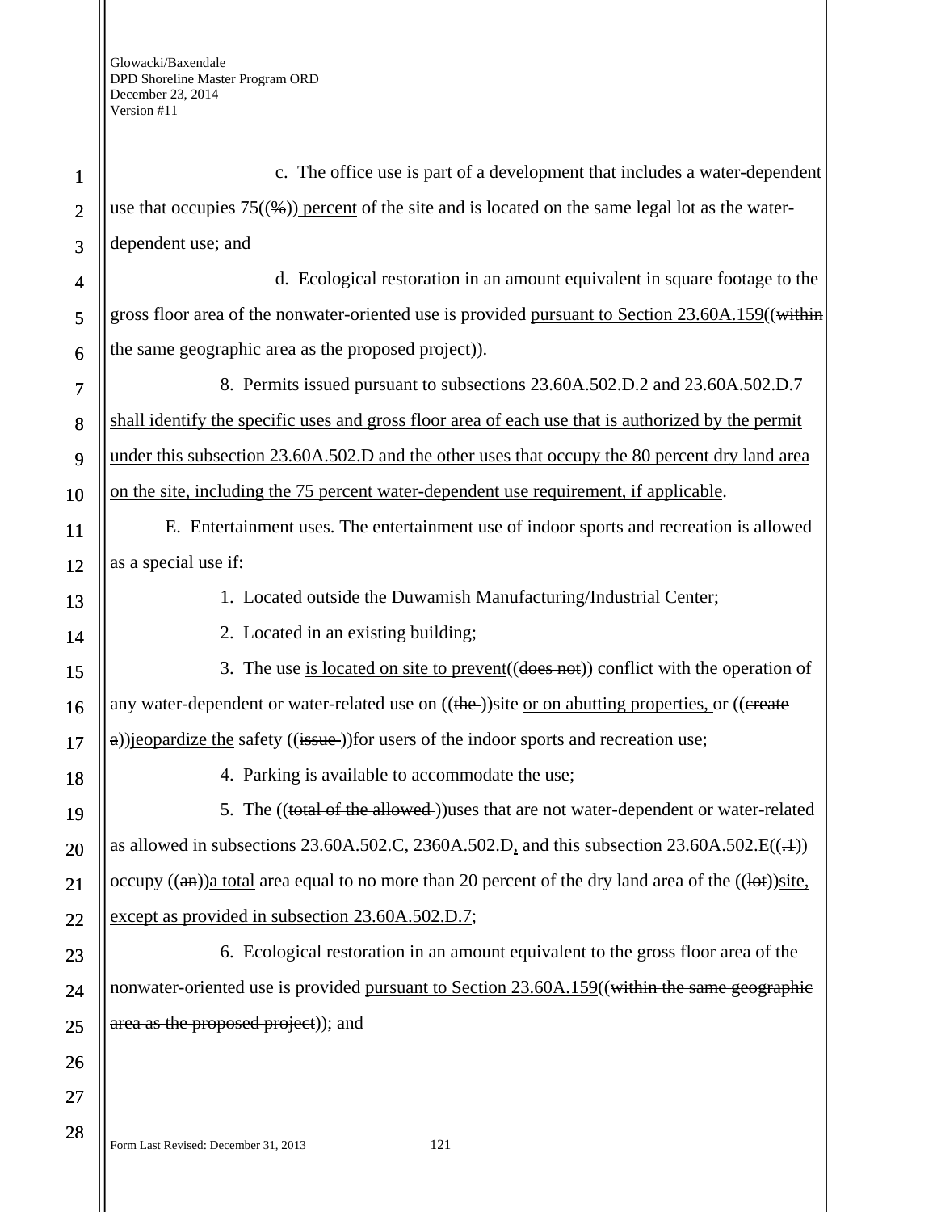c. The office use is part of a development that includes a water-dependent use that occupies 75((%)) percent of the site and is located on the same legal lot as the water-dependent use; and

d. Ecological restoration in an amount equivalent in square footage to the gross floor area of the nonwater-oriented use is provided pursuant to Section 23.60A.159((within the same geographic area as the proposed project)).

8. Permits issued pursuant to subsections 23.60A.502.D.2 and 23.60A.502.D.7 shall identify the specific uses and gross floor area of each use that is authorized by the permit under this subsection 23.60A.502.D and the other uses that occupy the 80 percent dry land area on the site, including the 75 percent water-dependent use requirement, if applicable.

E. Entertainment uses. The entertainment use of indoor sports and recreation is allowed as a special use if:

1. Located outside the Duwamish Manufacturing/Industrial Center;

2. Located in an existing building;

3. The use is located on site to prevent((does not)) conflict with the operation of any water-dependent or water-related use on ((the ))site or on abutting properties, or ((create a))jeopardize the safety ((issue ))for users of the indoor sports and recreation use;

4. Parking is available to accommodate the use;

5. The ((total of the allowed ))uses that are not water-dependent or water-related as allowed in subsections 23.60A.502.C, 2360A.502.D, and this subsection 23.60A.502.E((.1)) occupy ((an))a total area equal to no more than 20 percent of the dry land area of the ((lot))site, except as provided in subsection 23.60A.502.D.7;

6. Ecological restoration in an amount equivalent to the gross floor area of the nonwater-oriented use is provided pursuant to Section 23.60A.159((within the same geographic area as the proposed project)); and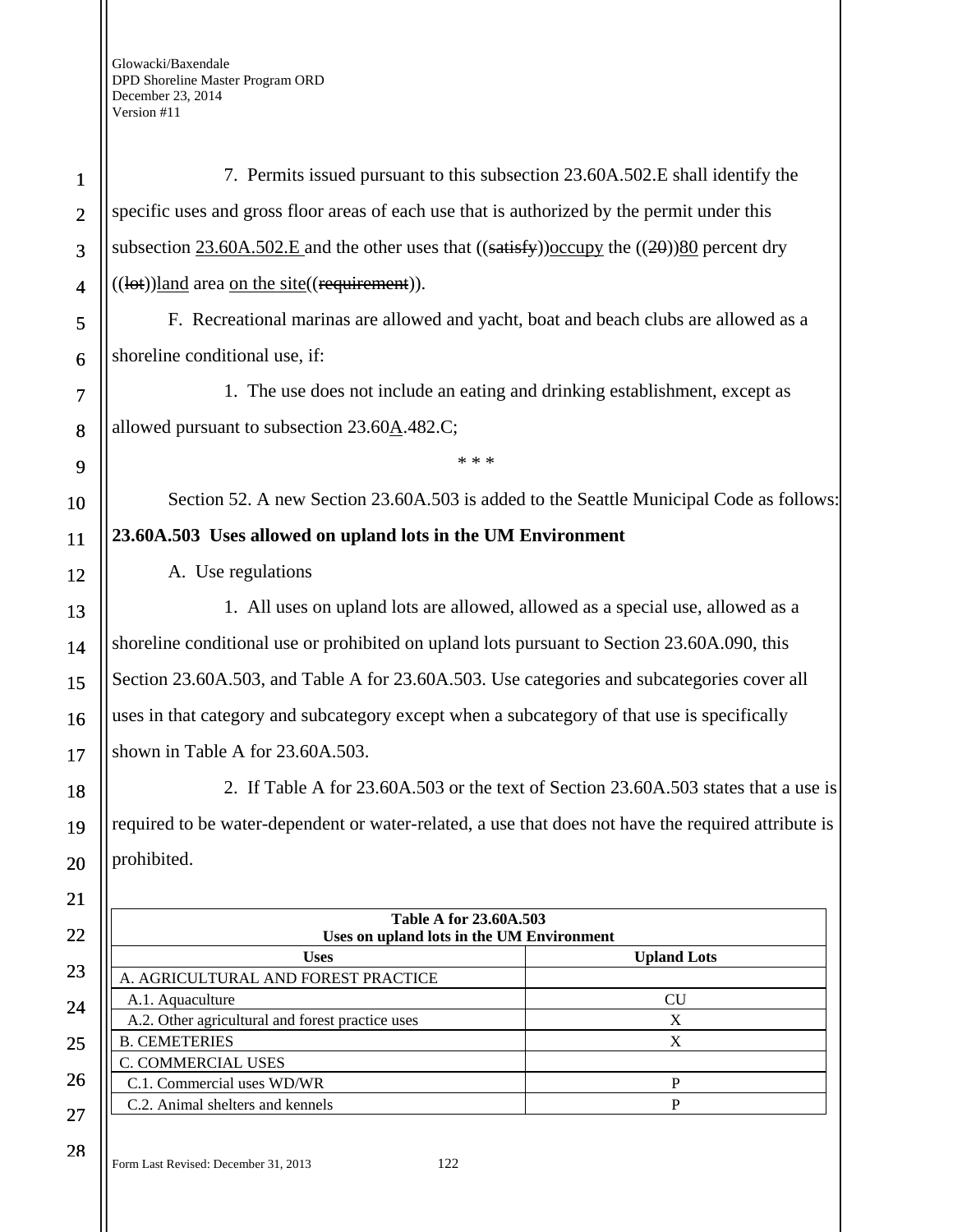7. Permits issued pursuant to this subsection 23.60A.502.E shall identify the specific uses and gross floor areas of each use that is authorized by the permit under this subsection 23.60A.502.E and the other uses that ((~~satisfy~~))occupy the ((~~20~~))80 percent dry ((~~lot~~))land area on the site((~~requirement~~)).

F. Recreational marinas are allowed and yacht, boat and beach clubs are allowed as a shoreline conditional use, if:

1. The use does not include an eating and drinking establishment, except as allowed pursuant to subsection 23.60A.482.C;

* * *

Section 52. A new Section 23.60A.503 is added to the Seattle Municipal Code as follows:

**23.60A.503 Uses allowed on upland lots in the UM Environment**

A. Use regulations

1. All uses on upland lots are allowed, allowed as a special use, allowed as a shoreline conditional use or prohibited on upland lots pursuant to Section 23.60A.090, this Section 23.60A.503, and Table A for 23.60A.503. Use categories and subcategories cover all uses in that category and subcategory except when a subcategory of that use is specifically shown in Table A for 23.60A.503.

2. If Table A for 23.60A.503 or the text of Section 23.60A.503 states that a use is required to be water-dependent or water-related, a use that does not have the required attribute is prohibited.

**Table A for 23.60A.503**
**Uses on upland lots in the UM Environment**

| Uses | Upland Lots |
|---|---|
| A. AGRICULTURAL AND FOREST PRACTICE | |
| A.1. Aquaculture | CU |
| A.2. Other agricultural and forest practice uses | X |
| B. CEMETERIES | X |
| C. COMMERCIAL USES | |
| C.1. Commercial uses WD/WR | P |
| C.2. Animal shelters and kennels | P |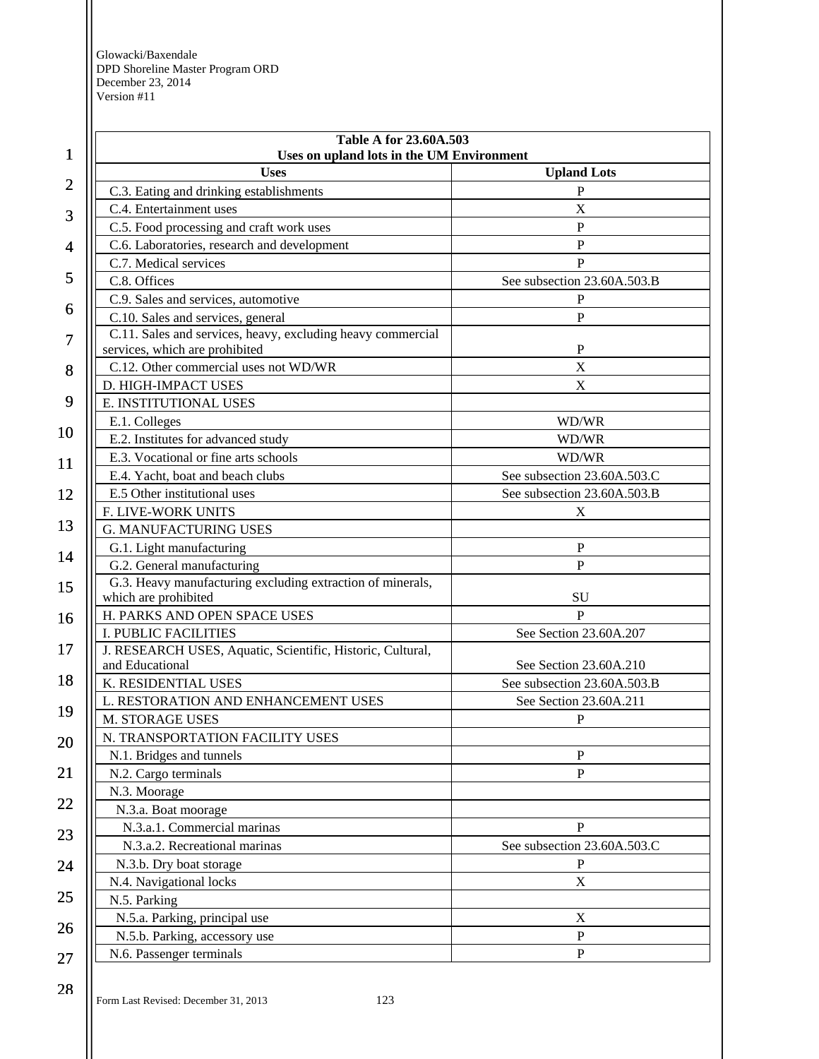| Table A for 23.60A.503 Uses on upland lots in the UM Environment | |
|---|---|
| **Uses** | **Upland Lots** |
| C.3. Eating and drinking establishments | P |
| C.4. Entertainment uses | X |
| C.5. Food processing and craft work uses | P |
| C.6. Laboratories, research and development | P |
| C.7. Medical services | P |
| C.8. Offices | See subsection 23.60A.503.B |
| C.9. Sales and services, automotive | P |
| C.10. Sales and services, general | P |
| C.11. Sales and services, heavy, excluding heavy commercial services, which are prohibited | P |
| C.12. Other commercial uses not WD/WR | X |
| D. HIGH-IMPACT USES | X |
| E. INSTITUTIONAL USES | |
| E.1. Colleges | WD/WR |
| E.2. Institutes for advanced study | WD/WR |
| E.3. Vocational or fine arts schools | WD/WR |
| E.4. Yacht, boat and beach clubs | See subsection 23.60A.503.C |
| E.5 Other institutional uses | See subsection 23.60A.503.B |
| F. LIVE-WORK UNITS | X |
| G. MANUFACTURING USES | |
| G.1. Light manufacturing | P |
| G.2. General manufacturing | P |
| G.3. Heavy manufacturing excluding extraction of minerals, which are prohibited | SU |
| H. PARKS AND OPEN SPACE USES | P |
| I. PUBLIC FACILITIES | See Section 23.60A.207 |
| J. RESEARCH USES, Aquatic, Scientific, Historic, Cultural, and Educational | See Section 23.60A.210 |
| K. RESIDENTIAL USES | See subsection 23.60A.503.B |
| L. RESTORATION AND ENHANCEMENT USES | See Section 23.60A.211 |
| M. STORAGE USES | P |
| N. TRANSPORTATION FACILITY USES | |
| N.1. Bridges and tunnels | P |
| N.2. Cargo terminals | P |
| N.3. Moorage | |
| N.3.a. Boat moorage | |
| N.3.a.1. Commercial marinas | P |
| N.3.a.2. Recreational marinas | See subsection 23.60A.503.C |
| N.3.b. Dry boat storage | P |
| N.4. Navigational locks | X |
| N.5. Parking | |
| N.5.a. Parking, principal use | X |
| N.5.b. Parking, accessory use | P |
| N.6. Passenger terminals | P |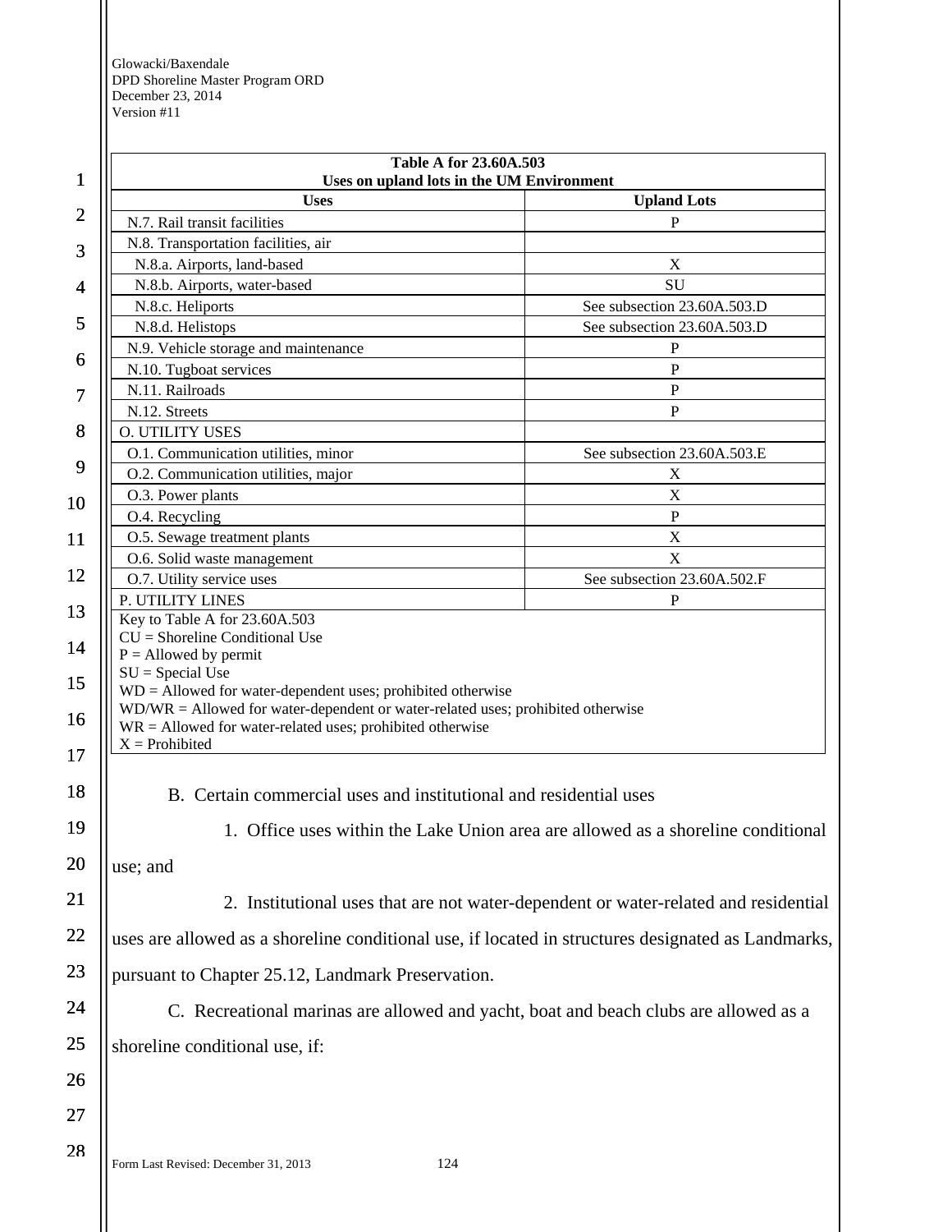| Table A for 23.60A.503<br>Uses on upland lots in the UM Environment | |
|---|---|
| **Uses** | **Upland Lots** |
| N.7. Rail transit facilities | P |
| N.8. Transportation facilities, air | |
| N.8.a. Airports, land-based | X |
| N.8.b. Airports, water-based | SU |
| N.8.c. Heliports | See subsection 23.60A.503.D |
| N.8.d. Helistops | See subsection 23.60A.503.D |
| N.9. Vehicle storage and maintenance | P |
| N.10. Tugboat services | P |
| N.11. Railroads | P |
| N.12. Streets | P |
| O. UTILITY USES | |
| O.1. Communication utilities, minor | See subsection 23.60A.503.E |
| O.2. Communication utilities, major | X |
| O.3. Power plants | X |
| O.4. Recycling | P |
| O.5. Sewage treatment plants | X |
| O.6. Solid waste management | X |
| O.7. Utility service uses | See subsection 23.60A.502.F |
| P. UTILITY LINES | P |
| Key to Table A for 23.60A.503<br>CU = Shoreline Conditional Use<br>P = Allowed by permit<br>SU = Special Use<br>WD = Allowed for water-dependent uses; prohibited otherwise<br>WD/WR = Allowed for water-dependent or water-related uses; prohibited otherwise<br>WR = Allowed for water-related uses; prohibited otherwise<br>X = Prohibited | |

B. Certain commercial uses and institutional and residential uses

1. Office uses within the Lake Union area are allowed as a shoreline conditional use; and

2. Institutional uses that are not water-dependent or water-related and residential uses are allowed as a shoreline conditional use, if located in structures designated as Landmarks, pursuant to Chapter 25.12, Landmark Preservation.

C. Recreational marinas are allowed and yacht, boat and beach clubs are allowed as a shoreline conditional use, if: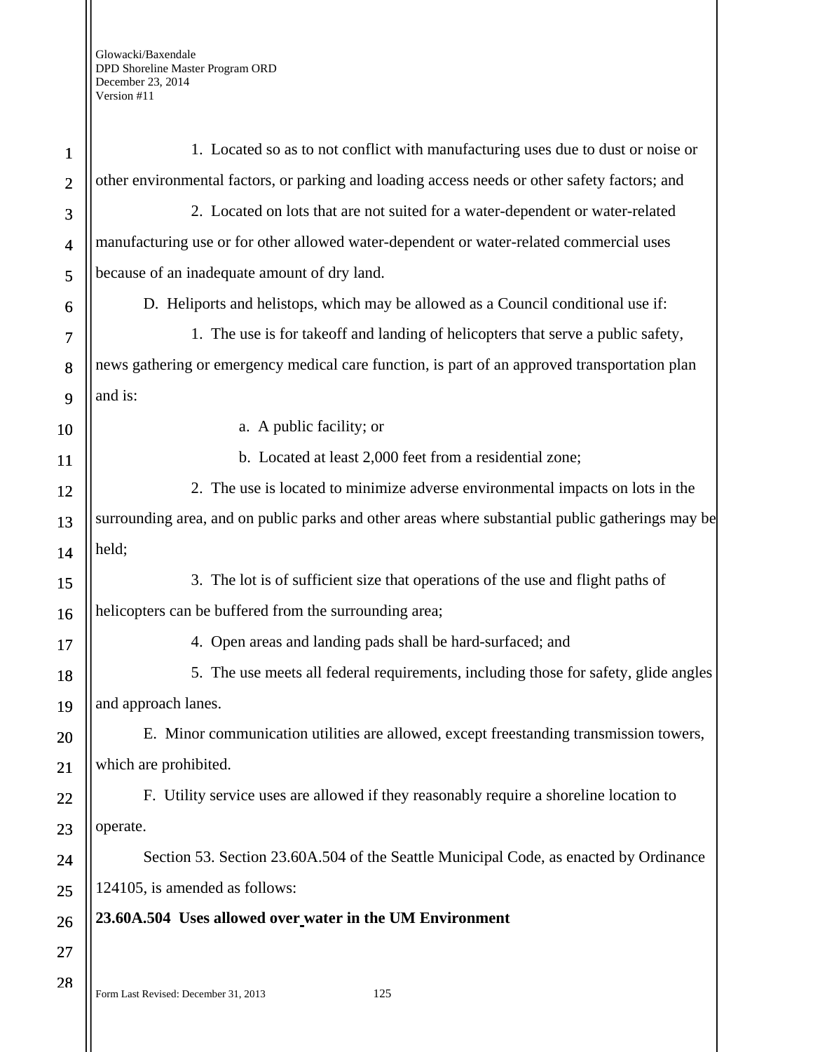1. Located so as to not conflict with manufacturing uses due to dust or noise or other environmental factors, or parking and loading access needs or other safety factors; and

2. Located on lots that are not suited for a water-dependent or water-related manufacturing use or for other allowed water-dependent or water-related commercial uses because of an inadequate amount of dry land.

D. Heliports and helistops, which may be allowed as a Council conditional use if:

1. The use is for takeoff and landing of helicopters that serve a public safety, news gathering or emergency medical care function, is part of an approved transportation plan and is:

a. A public facility; or

b. Located at least 2,000 feet from a residential zone;

2. The use is located to minimize adverse environmental impacts on lots in the surrounding area, and on public parks and other areas where substantial public gatherings may be held;

3. The lot is of sufficient size that operations of the use and flight paths of helicopters can be buffered from the surrounding area;

4. Open areas and landing pads shall be hard-surfaced; and

5. The use meets all federal requirements, including those for safety, glide angles and approach lanes.

E. Minor communication utilities are allowed, except freestanding transmission towers, which are prohibited.

F. Utility service uses are allowed if they reasonably require a shoreline location to operate.

Section 53. Section 23.60A.504 of the Seattle Municipal Code, as enacted by Ordinance 124105, is amended as follows:

**23.60A.504 Uses allowed over water in the UM Environment**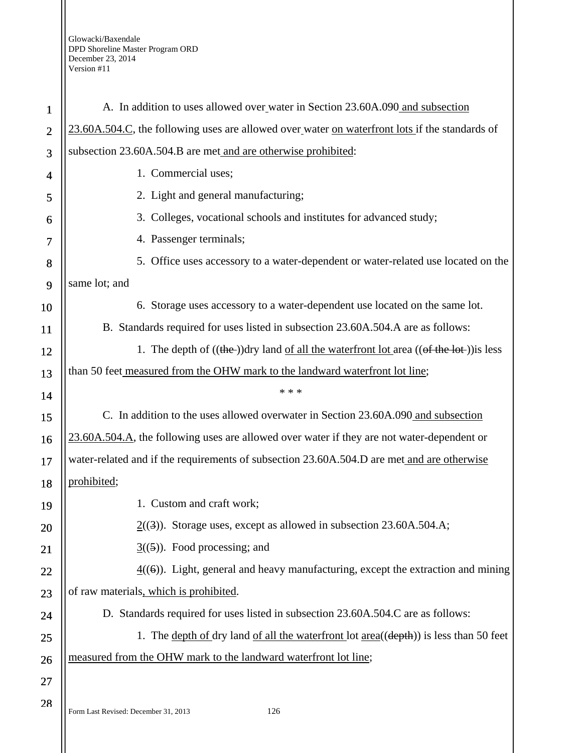A. In addition to uses allowed over water in Section 23.60A.090 and subsection 23.60A.504.C, the following uses are allowed over water on waterfront lots if the standards of subsection 23.60A.504.B are met and are otherwise prohibited:

1. Commercial uses;

2. Light and general manufacturing;

3. Colleges, vocational schools and institutes for advanced study;

4. Passenger terminals;

5. Office uses accessory to a water-dependent or water-related use located on the same lot; and

6. Storage uses accessory to a water-dependent use located on the same lot.

B. Standards required for uses listed in subsection 23.60A.504.A are as follows:

1. The depth of ((~~the~~ ))dry land of all the waterfront lot area ((~~of the lot~~ ))is less than 50 feet measured from the OHW mark to the landward waterfront lot line;

\* \* \*

C. In addition to the uses allowed overwater in Section 23.60A.090 and subsection 23.60A.504.A, the following uses are allowed over water if they are not water-dependent or water-related and if the requirements of subsection 23.60A.504.D are met and are otherwise prohibited;

1. Custom and craft work;

2((~~3~~)). Storage uses, except as allowed in subsection 23.60A.504.A;

3((~~5~~)). Food processing; and

4((~~6~~)). Light, general and heavy manufacturing, except the extraction and mining of raw materials, which is prohibited.

D. Standards required for uses listed in subsection 23.60A.504.C are as follows:

1. The depth of dry land of all the waterfront lot area((~~depth~~)) is less than 50 feet measured from the OHW mark to the landward waterfront lot line;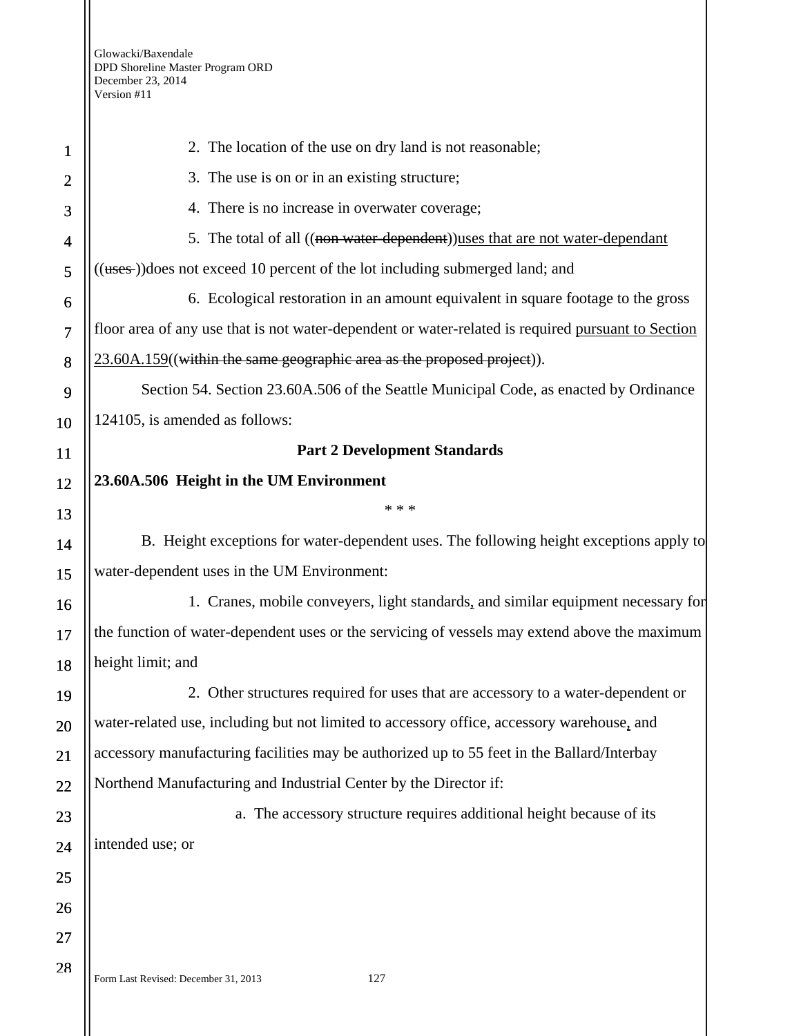2. The location of the use on dry land is not reasonable;

3. The use is on or in an existing structure;

4. There is no increase in overwater coverage;

5. The total of all ((~~non-water-dependent~~))uses that are not water-dependant ((~~uses~~ ))does not exceed 10 percent of the lot including submerged land; and

6. Ecological restoration in an amount equivalent in square footage to the gross floor area of any use that is not water-dependent or water-related is required pursuant to Section 23.60A.159((~~within the same geographic area as the proposed project~~)).

Section 54. Section 23.60A.506 of the Seattle Municipal Code, as enacted by Ordinance 124105, is amended as follows:

**Part 2 Development Standards**

**23.60A.506 Height in the UM Environment**

* * *

B. Height exceptions for water-dependent uses. The following height exceptions apply to water-dependent uses in the UM Environment:

1. Cranes, mobile conveyers, light standards, and similar equipment necessary for the function of water-dependent uses or the servicing of vessels may extend above the maximum height limit; and

2. Other structures required for uses that are accessory to a water-dependent or water-related use, including but not limited to accessory office, accessory warehouse, and accessory manufacturing facilities may be authorized up to 55 feet in the Ballard/Interbay Northend Manufacturing and Industrial Center by the Director if:

a. The accessory structure requires additional height because of its intended use; or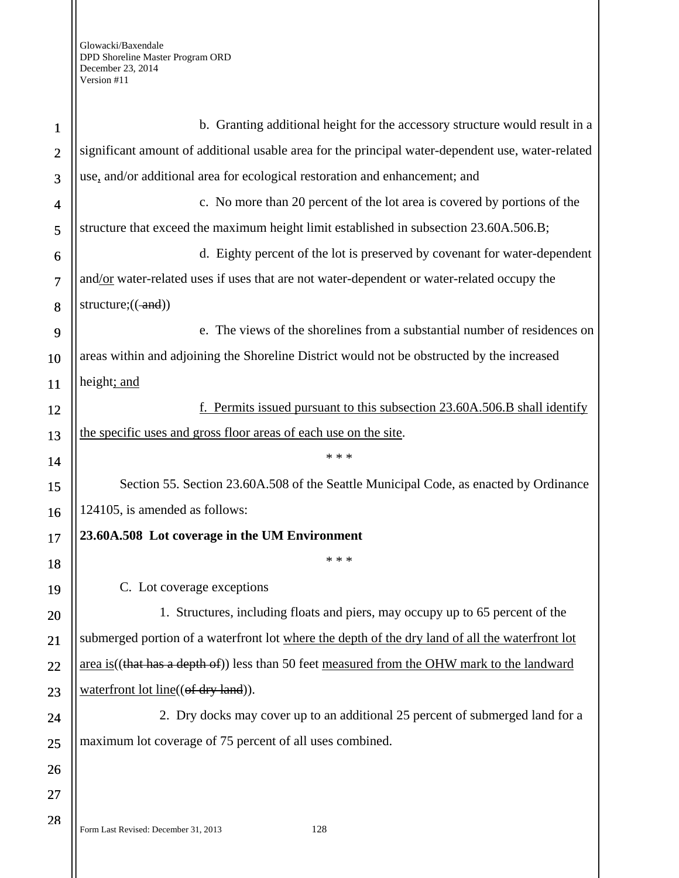b. Granting additional height for the accessory structure would result in a significant amount of additional usable area for the principal water-dependent use, water-related use, and/or additional area for ecological restoration and enhancement; and

c. No more than 20 percent of the lot area is covered by portions of the structure that exceed the maximum height limit established in subsection 23.60A.506.B;

d. Eighty percent of the lot is preserved by covenant for water-dependent and/or water-related uses if uses that are not water-dependent or water-related occupy the structure;(( and))

e. The views of the shorelines from a substantial number of residences on areas within and adjoining the Shoreline District would not be obstructed by the increased height; and

f. Permits issued pursuant to this subsection 23.60A.506.B shall identify the specific uses and gross floor areas of each use on the site.

\* \* \*

Section 55. Section 23.60A.508 of the Seattle Municipal Code, as enacted by Ordinance 124105, is amended as follows:

**23.60A.508 Lot coverage in the UM Environment**

\* \* \*

C. Lot coverage exceptions

1. Structures, including floats and piers, may occupy up to 65 percent of the submerged portion of a waterfront lot where the depth of the dry land of all the waterfront lot area is((that has a depth of)) less than 50 feet measured from the OHW mark to the landward waterfront lot line((of dry land)).

2. Dry docks may cover up to an additional 25 percent of submerged land for a maximum lot coverage of 75 percent of all uses combined.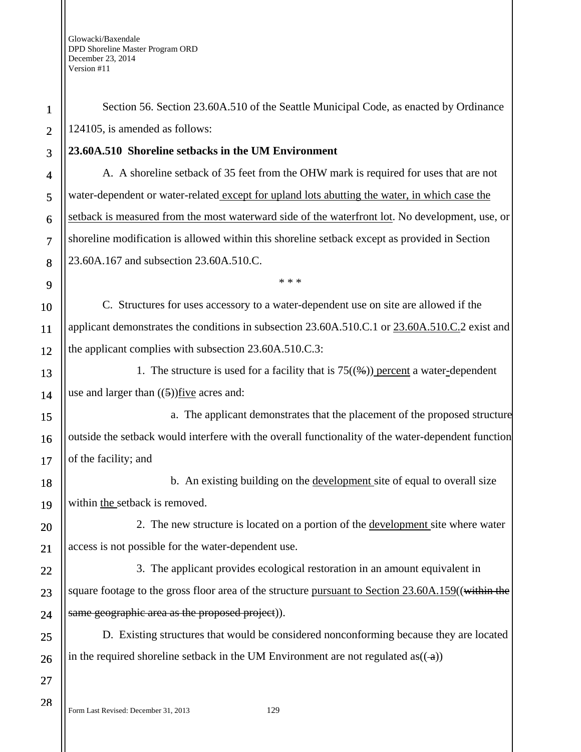Section 56. Section 23.60A.510 of the Seattle Municipal Code, as enacted by Ordinance 124105, is amended as follows:

**23.60A.510 Shoreline setbacks in the UM Environment**

A. A shoreline setback of 35 feet from the OHW mark is required for uses that are not water-dependent or water-related except for upland lots abutting the water, in which case the setback is measured from the most waterward side of the waterfront lot. No development, use, or shoreline modification is allowed within this shoreline setback except as provided in Section 23.60A.167 and subsection 23.60A.510.C.

\* \* \*

C. Structures for uses accessory to a water-dependent use on site are allowed if the applicant demonstrates the conditions in subsection 23.60A.510.C.1 or 23.60A.510.C.2 exist and the applicant complies with subsection 23.60A.510.C.3:

1. The structure is used for a facility that is 75((~~%~~)) percent a water-dependent use and larger than ((~~5~~))five acres and:

a. The applicant demonstrates that the placement of the proposed structure outside the setback would interfere with the overall functionality of the water-dependent function of the facility; and

b. An existing building on the development site of equal to overall size within the setback is removed.

2. The new structure is located on a portion of the development site where water access is not possible for the water-dependent use.

3. The applicant provides ecological restoration in an amount equivalent in square footage to the gross floor area of the structure pursuant to Section 23.60A.159((~~within the same geographic area as the proposed project~~)).

D. Existing structures that would be considered nonconforming because they are located in the required shoreline setback in the UM Environment are not regulated as((~~ a~~))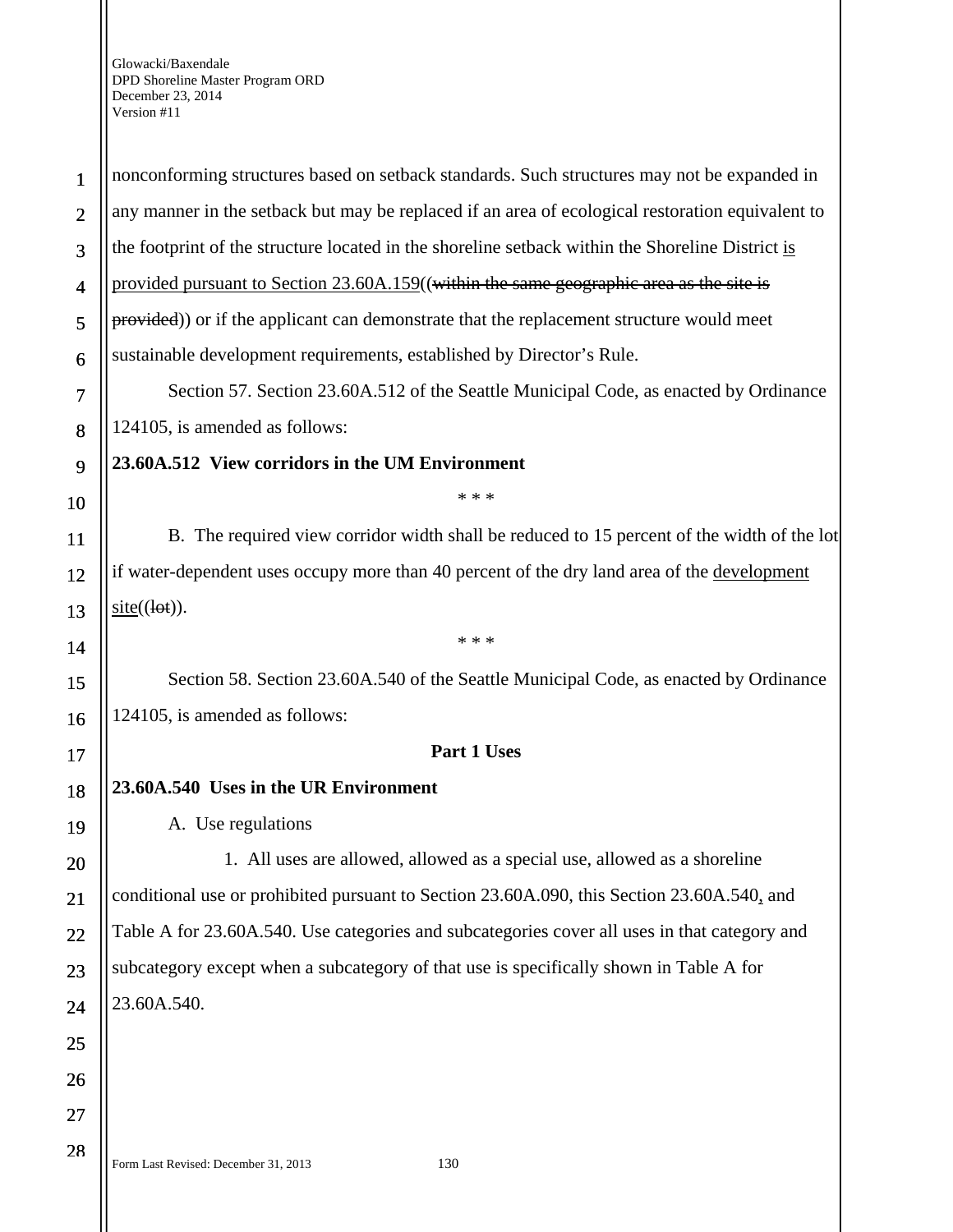nonconforming structures based on setback standards. Such structures may not be expanded in any manner in the setback but may be replaced if an area of ecological restoration equivalent to the footprint of the structure located in the shoreline setback within the Shoreline District <u>is provided pursuant to Section 23.60A.159</u>((~~within the same geographic area as the site is provided~~)) or if the applicant can demonstrate that the replacement structure would meet sustainable development requirements, established by Director's Rule.

Section 57. Section 23.60A.512 of the Seattle Municipal Code, as enacted by Ordinance 124105, is amended as follows:

**23.60A.512 View corridors in the UM Environment**

\* \* \*

B. The required view corridor width shall be reduced to 15 percent of the width of the lot if water-dependent uses occupy more than 40 percent of the dry land area of the <u>development site</u>((~~lot~~)).

\* \* \*

Section 58. Section 23.60A.540 of the Seattle Municipal Code, as enacted by Ordinance 124105, is amended as follows:

**Part 1 Uses**

**23.60A.540 Uses in the UR Environment**

A. Use regulations

1. All uses are allowed, allowed as a special use, allowed as a shoreline conditional use or prohibited pursuant to Section 23.60A.090, this Section 23.60A.540<u>,</u> and Table A for 23.60A.540. Use categories and subcategories cover all uses in that category and subcategory except when a subcategory of that use is specifically shown in Table A for 23.60A.540.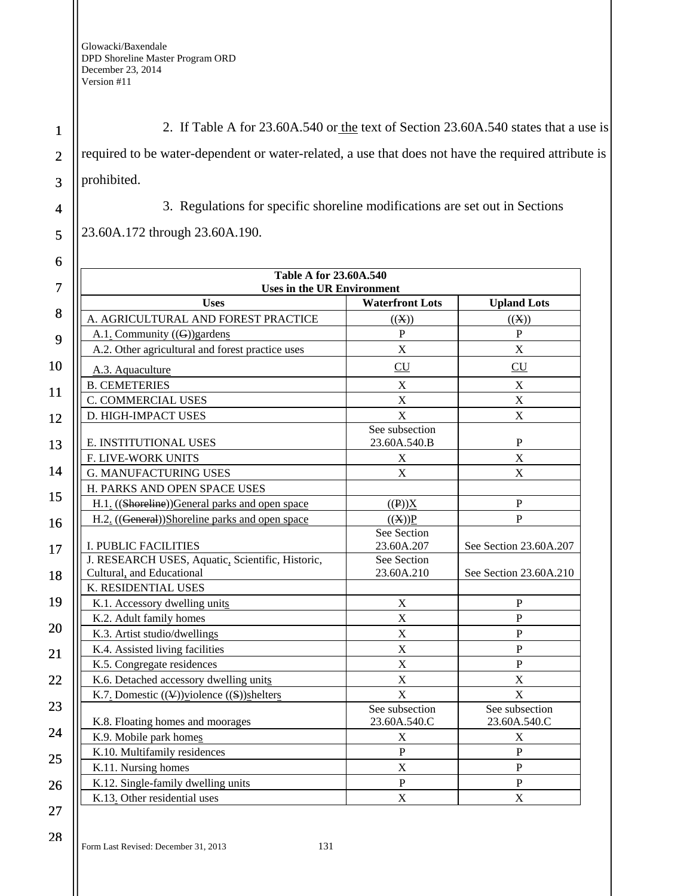2. If Table A for 23.60A.540 or the text of Section 23.60A.540 states that a use is required to be water-dependent or water-related, a use that does not have the required attribute is prohibited.

3. Regulations for specific shoreline modifications are set out in Sections 23.60A.172 through 23.60A.190.

| **Table A for 23.60A.540 Uses in the UR Environment** | | |
|---|---|---|
| **Uses** | **Waterfront Lots** | **Upland Lots** |
| A. AGRICULTURAL AND FOREST PRACTICE | ((X)) | ((X)) |
| A.1. Community ((G))gardens | P | P |
| A.2. Other agricultural and forest practice uses | X | X |
| A.3. Aquaculture | CU | CU |
| B. CEMETERIES | X | X |
| C. COMMERCIAL USES | X | X |
| D. HIGH-IMPACT USES | X | X |
| E. INSTITUTIONAL USES | See subsection 23.60A.540.B | P |
| F. LIVE-WORK UNITS | X | X |
| G. MANUFACTURING USES | X | X |
| H. PARKS AND OPEN SPACE USES | | |
| H.1. ((Shoreline))General parks and open space | ((P))X | P |
| H.2. ((General))Shoreline parks and open space | ((X))P | P |
| I. PUBLIC FACILITIES | See Section 23.60A.207 | See Section 23.60A.207 |
| J. RESEARCH USES, Aquatic, Scientific, Historic, Cultural, and Educational | See Section 23.60A.210 | See Section 23.60A.210 |
| K. RESIDENTIAL USES | | |
| K.1. Accessory dwelling units | X | P |
| K.2. Adult family homes | X | P |
| K.3. Artist studio/dwellings | X | P |
| K.4. Assisted living facilities | X | P |
| K.5. Congregate residences | X | P |
| K.6. Detached accessory dwelling units | X | X |
| K.7. Domestic ((V))violence ((S))shelters | X | X |
| K.8. Floating homes and moorages | See subsection 23.60A.540.C | See subsection 23.60A.540.C |
| K.9. Mobile park homes | X | X |
| K.10. Multifamily residences | P | P |
| K.11. Nursing homes | X | P |
| K.12. Single-family dwelling units | P | P |
| K.13. Other residential uses | X | X |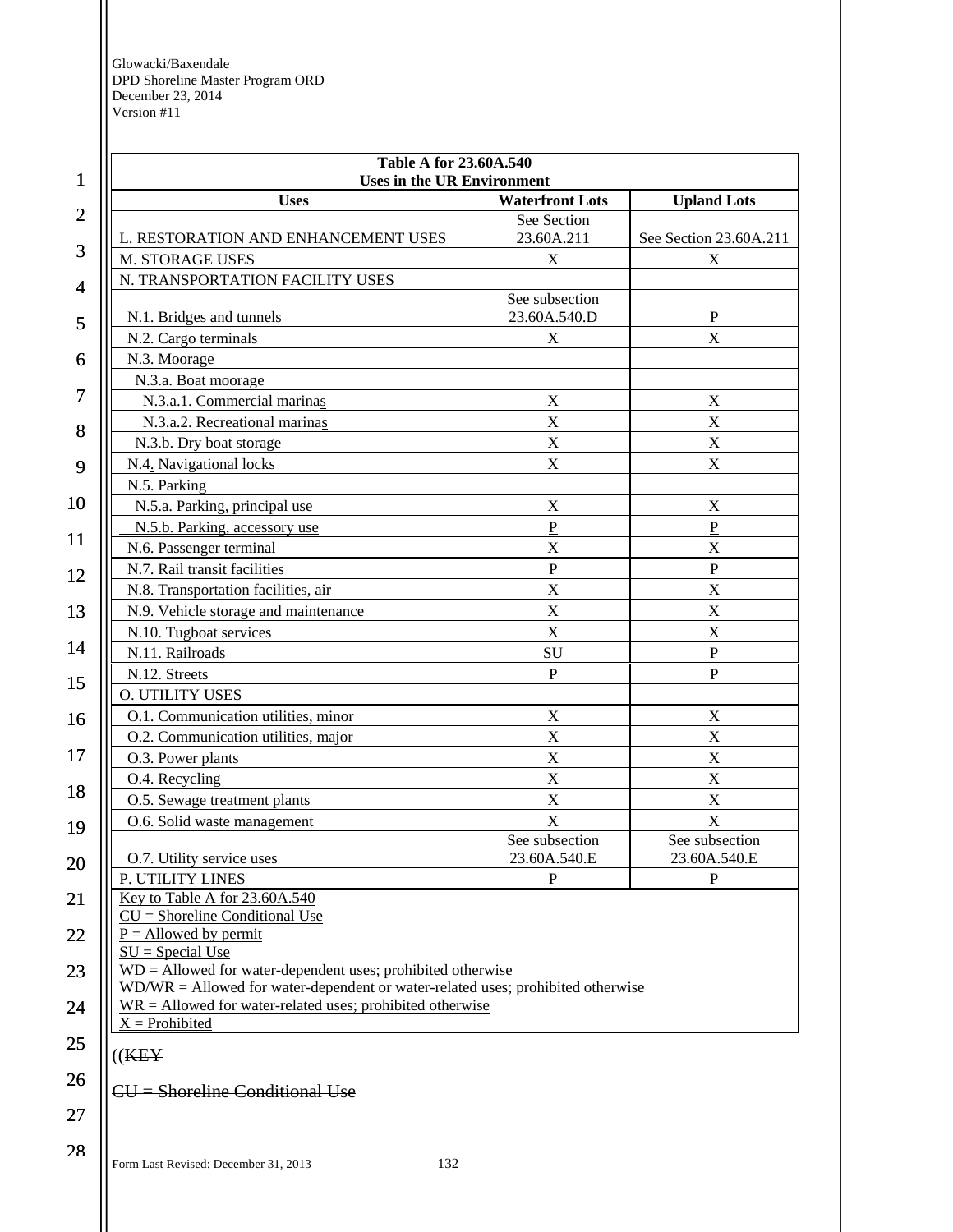| Table A for 23.60A.540<br>Uses in the UR Environment | | |
|---|---|---|
| Uses | Waterfront Lots | Upland Lots |
| L. RESTORATION AND ENHANCEMENT USES | See Section 23.60A.211 | See Section 23.60A.211 |
| M. STORAGE USES | X | X |
| N. TRANSPORTATION FACILITY USES | | |
| N.1. Bridges and tunnels | See subsection 23.60A.540.D | P |
| N.2. Cargo terminals | X | X |
| N.3. Moorage | | |
| N.3.a. Boat moorage | | |
| N.3.a.1. Commercial marinas | X | X |
| N.3.a.2. Recreational marinas | X | X |
| N.3.b. Dry boat storage | X | X |
| N.4. Navigational locks | X | X |
| N.5. Parking | | |
| N.5.a. Parking, principal use | X | X |
| N.5.b. Parking, accessory use | P | P |
| N.6. Passenger terminal | X | X |
| N.7. Rail transit facilities | P | P |
| N.8. Transportation facilities, air | X | X |
| N.9. Vehicle storage and maintenance | X | X |
| N.10. Tugboat services | X | X |
| N.11. Railroads | SU | P |
| N.12. Streets | P | P |
| O. UTILITY USES | | |
| O.1. Communication utilities, minor | X | X |
| O.2. Communication utilities, major | X | X |
| O.3. Power plants | X | X |
| O.4. Recycling | X | X |
| O.5. Sewage treatment plants | X | X |
| O.6. Solid waste management | X | X |
| O.7. Utility service uses | See subsection 23.60A.540.E | See subsection 23.60A.540.E |
| P. UTILITY LINES | P | P |
| Key to Table A for 23.60A.540<br>CU = Shoreline Conditional Use<br>P = Allowed by permit<br>SU = Special Use<br>WD = Allowed for water-dependent uses; prohibited otherwise<br>WD/WR = Allowed for water-dependent or water-related uses; prohibited otherwise<br>WR = Allowed for water-related uses; prohibited otherwise<br>X = Prohibited | | |

((~~KEY~~

~~CU = Shoreline Conditional Use~~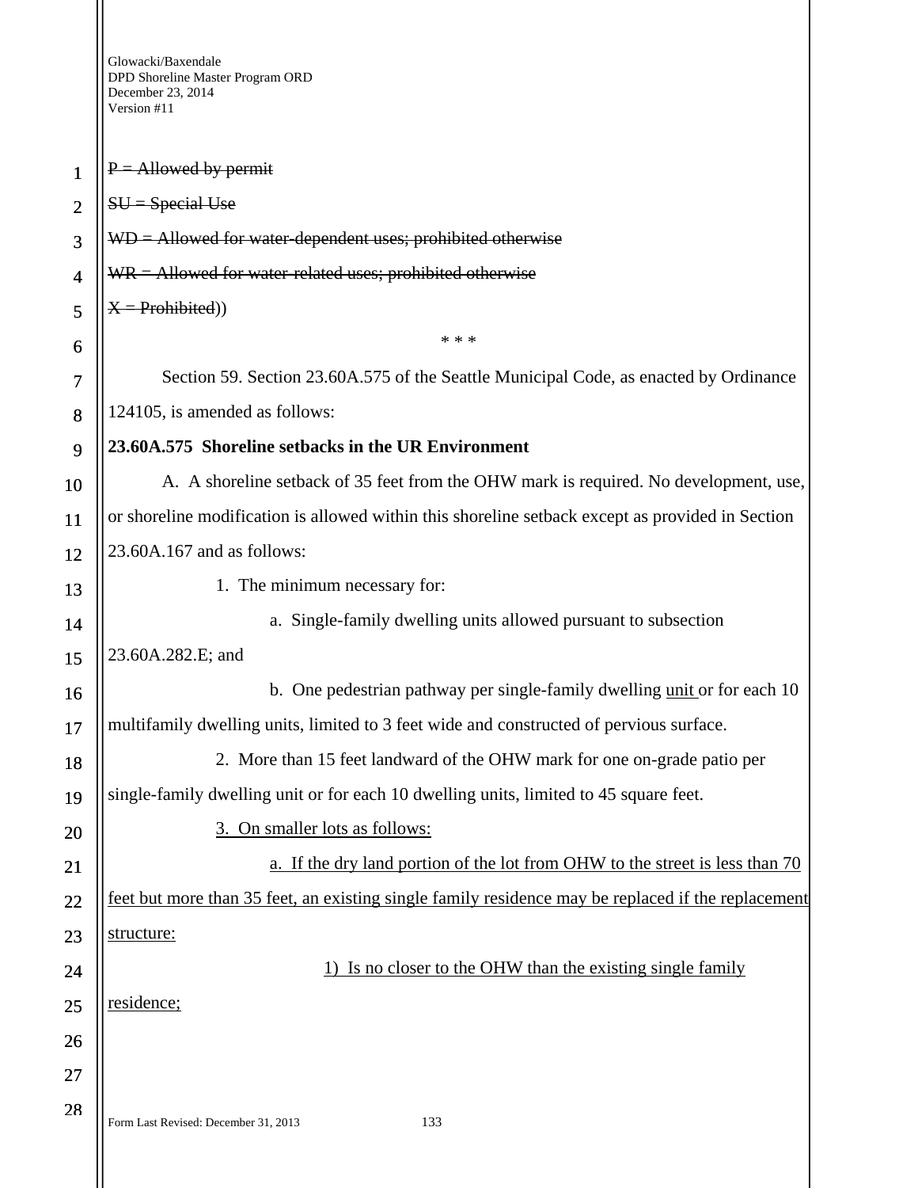~~P = Allowed by permit~~

~~SU = Special Use~~

~~WD = Allowed for water-dependent uses; prohibited otherwise~~

~~WR = Allowed for water-related uses; prohibited otherwise~~

~~X = Prohibited~~))

\* \* \*

Section 59. Section 23.60A.575 of the Seattle Municipal Code, as enacted by Ordinance 124105, is amended as follows:

**23.60A.575 Shoreline setbacks in the UR Environment**

A. A shoreline setback of 35 feet from the OHW mark is required. No development, use, or shoreline modification is allowed within this shoreline setback except as provided in Section 23.60A.167 and as follows:

1. The minimum necessary for:

a. Single-family dwelling units allowed pursuant to subsection 23.60A.282.E; and

b. One pedestrian pathway per single-family dwelling <u>unit</u> or for each 10 multifamily dwelling units, limited to 3 feet wide and constructed of pervious surface.

2. More than 15 feet landward of the OHW mark for one on-grade patio per single-family dwelling unit or for each 10 dwelling units, limited to 45 square feet.

<u>3. On smaller lots as follows:</u>

<u>a. If the dry land portion of the lot from OHW to the street is less than 70 feet but more than 35 feet, an existing single family residence may be replaced if the replacement structure:</u>

<u>1) Is no closer to the OHW than the existing single family residence;</u>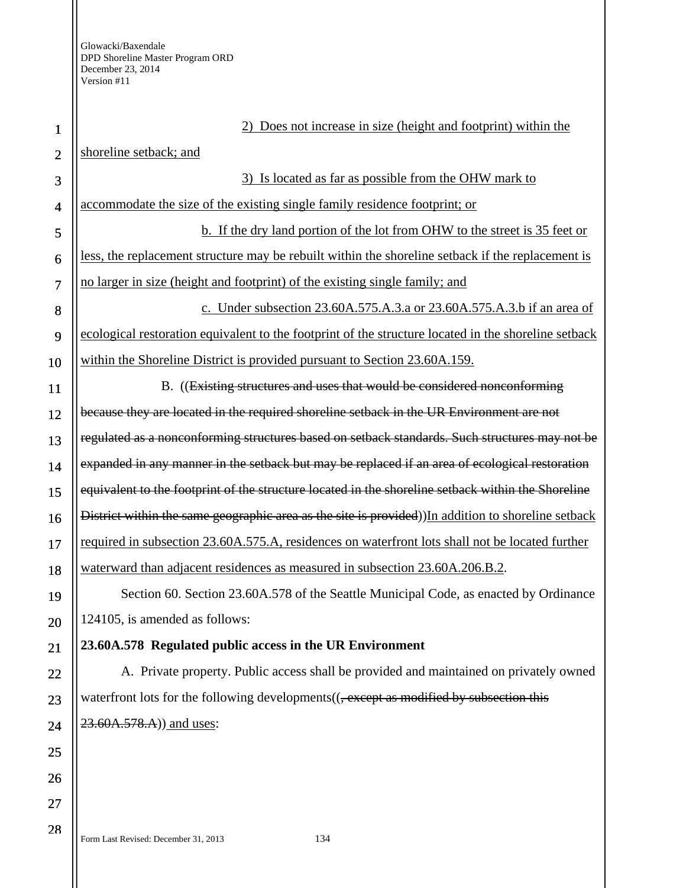2) Does not increase in size (height and footprint) within the shoreline setback; and

3) Is located as far as possible from the OHW mark to accommodate the size of the existing single family residence footprint; or

b. If the dry land portion of the lot from OHW to the street is 35 feet or less, the replacement structure may be rebuilt within the shoreline setback if the replacement is no larger in size (height and footprint) of the existing single family; and

c. Under subsection 23.60A.575.A.3.a or 23.60A.575.A.3.b if an area of ecological restoration equivalent to the footprint of the structure located in the shoreline setback within the Shoreline District is provided pursuant to Section 23.60A.159.

B. ((~~Existing structures and uses that would be considered nonconforming because they are located in the required shoreline setback in the UR Environment are not regulated as a nonconforming structures based on setback standards. Such structures may not be expanded in any manner in the setback but may be replaced if an area of ecological restoration equivalent to the footprint of the structure located in the shoreline setback within the Shoreline District within the same geographic area as the site is provided~~))In addition to shoreline setback required in subsection 23.60A.575.A, residences on waterfront lots shall not be located further waterward than adjacent residences as measured in subsection 23.60A.206.B.2.

Section 60. Section 23.60A.578 of the Seattle Municipal Code, as enacted by Ordinance 124105, is amended as follows:

**23.60A.578 Regulated public access in the UR Environment**

A. Private property. Public access shall be provided and maintained on privately owned waterfront lots for the following developments((~~, except as modified by subsection this 23.60A.578.A~~)) and uses: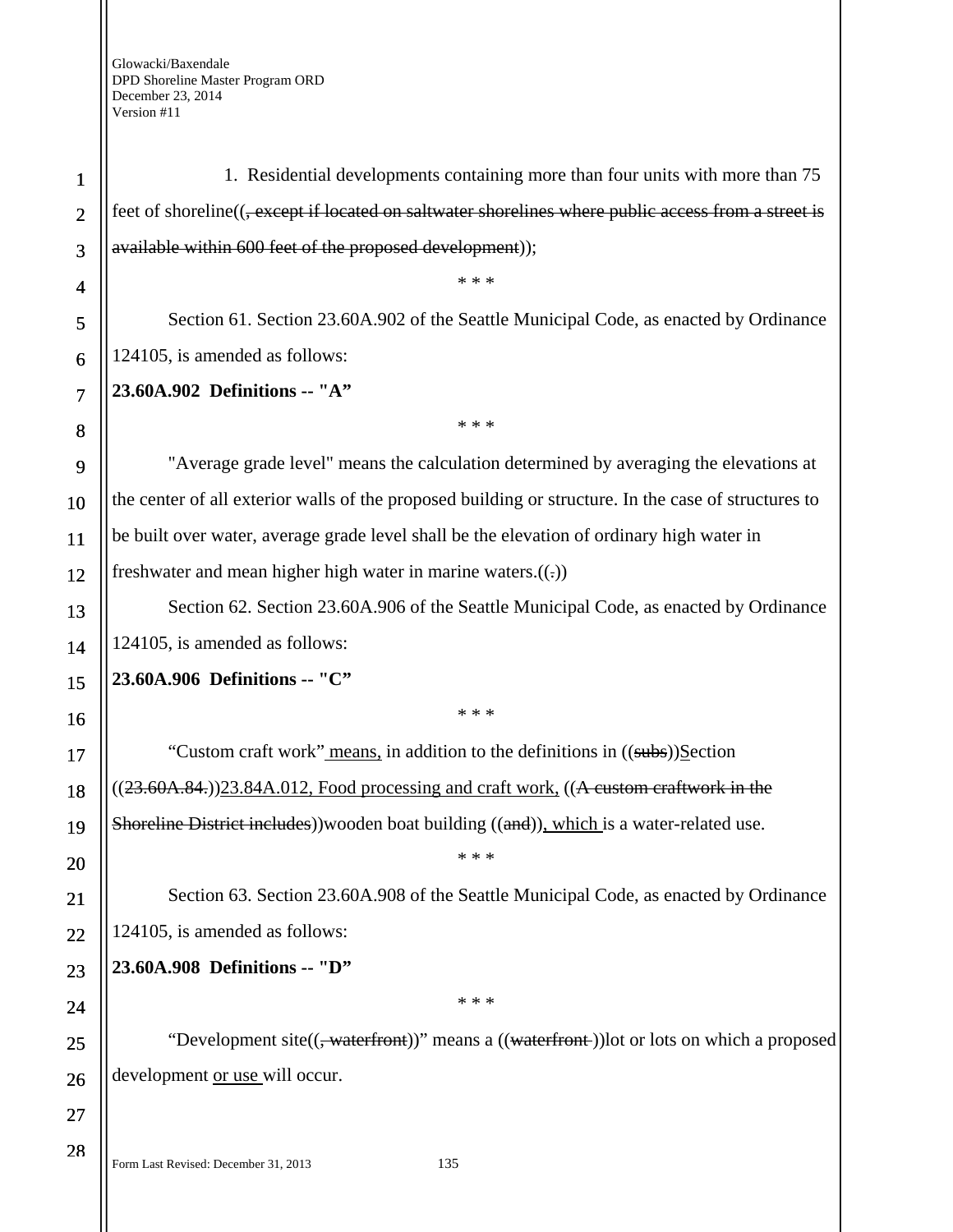1. Residential developments containing more than four units with more than 75 feet of shoreline((, except if located on saltwater shorelines where public access from a street is available within 600 feet of the proposed development));

\* \* \*

Section 61. Section 23.60A.902 of the Seattle Municipal Code, as enacted by Ordinance 124105, is amended as follows:

**23.60A.902 Definitions -- "A"**

\* \* \*

"Average grade level" means the calculation determined by averaging the elevations at the center of all exterior walls of the proposed building or structure. In the case of structures to be built over water, average grade level shall be the elevation of ordinary high water in freshwater and mean higher high water in marine waters.((.))

Section 62. Section 23.60A.906 of the Seattle Municipal Code, as enacted by Ordinance 124105, is amended as follows:

**23.60A.906 Definitions -- "C"**

\* \* \*

"Custom craft work" means, in addition to the definitions in ((subs))Section ((23.60A.84.))23.84A.012, Food processing and craft work, ((A custom craftwork in the Shoreline District includes))wooden boat building ((and)), which is a water-related use.

\* \* \*

Section 63. Section 23.60A.908 of the Seattle Municipal Code, as enacted by Ordinance 124105, is amended as follows:

**23.60A.908 Definitions -- "D"**

\* \* \*

"Development site((, waterfront))" means a ((waterfront ))lot or lots on which a proposed development or use will occur.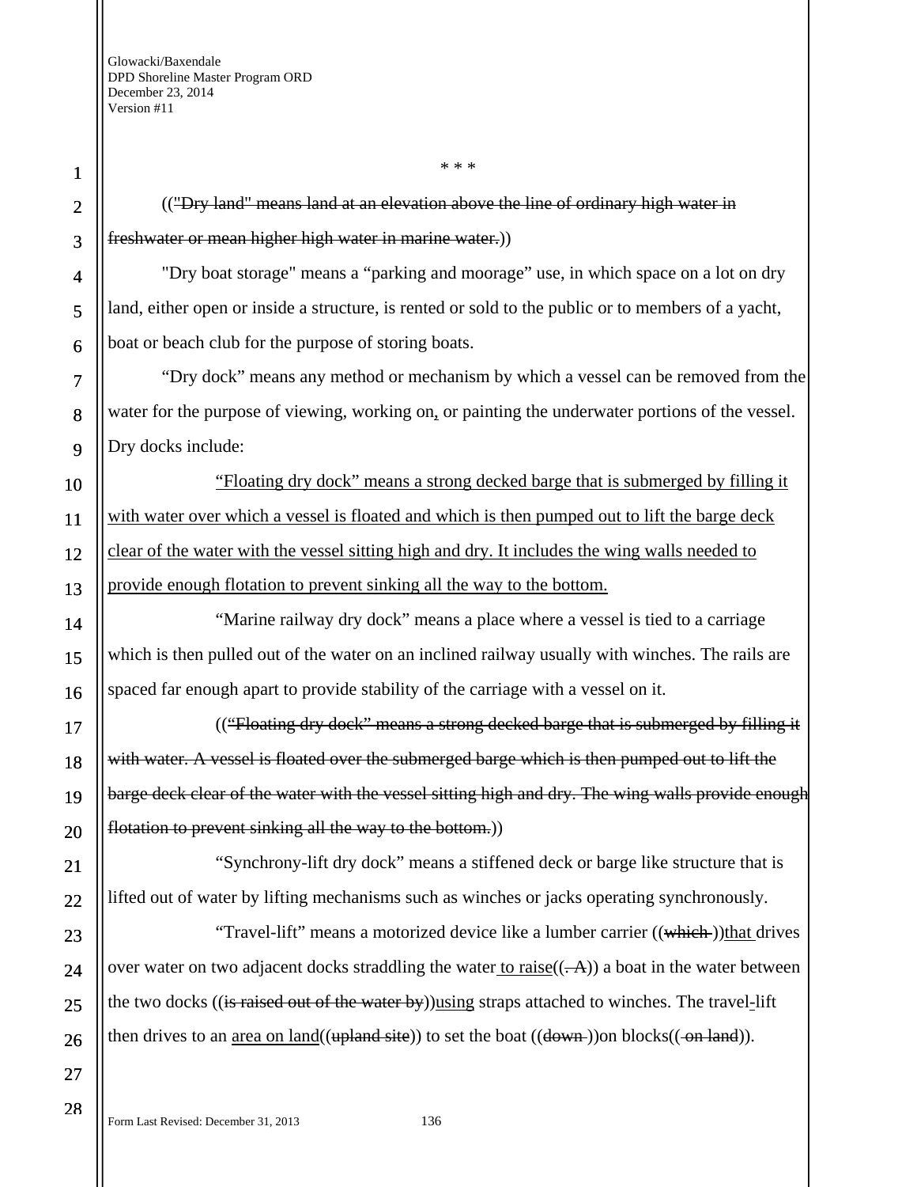\* \* \*

((~~"Dry land" means land at an elevation above the line of ordinary high water in freshwater or mean higher high water in marine water.~~))

"Dry boat storage" means a "parking and moorage" use, in which space on a lot on dry land, either open or inside a structure, is rented or sold to the public or to members of a yacht, boat or beach club for the purpose of storing boats.

"Dry dock" means any method or mechanism by which a vessel can be removed from the water for the purpose of viewing, working on<u>,</u> or painting the underwater portions of the vessel. Dry docks include:

<u>"Floating dry dock" means a strong decked barge that is submerged by filling it with water over which a vessel is floated and which is then pumped out to lift the barge deck clear of the water with the vessel sitting high and dry. It includes the wing walls needed to provide enough flotation to prevent sinking all the way to the bottom.</u>

"Marine railway dry dock" means a place where a vessel is tied to a carriage which is then pulled out of the water on an inclined railway usually with winches. The rails are spaced far enough apart to provide stability of the carriage with a vessel on it.

((~~"Floating dry dock" means a strong decked barge that is submerged by filling it with water. A vessel is floated over the submerged barge which is then pumped out to lift the barge deck clear of the water with the vessel sitting high and dry. The wing walls provide enough flotation to prevent sinking all the way to the bottom.~~))

"Synchrony-lift dry dock" means a stiffened deck or barge like structure that is lifted out of water by lifting mechanisms such as winches or jacks operating synchronously.

"Travel-lift" means a motorized device like a lumber carrier ((~~which~~ ))<u>that</u> drives over water on two adjacent docks straddling the water<u> to raise</u>((~~. A~~)) a boat in the water between the two docks ((~~is raised out of the water by~~))<u>using</u> straps attached to winches. The travel<u>-</u>lift then drives to an <u>area on land</u>((~~upland site~~)) to set the boat ((~~down~~ ))on blocks((~~ on land~~)).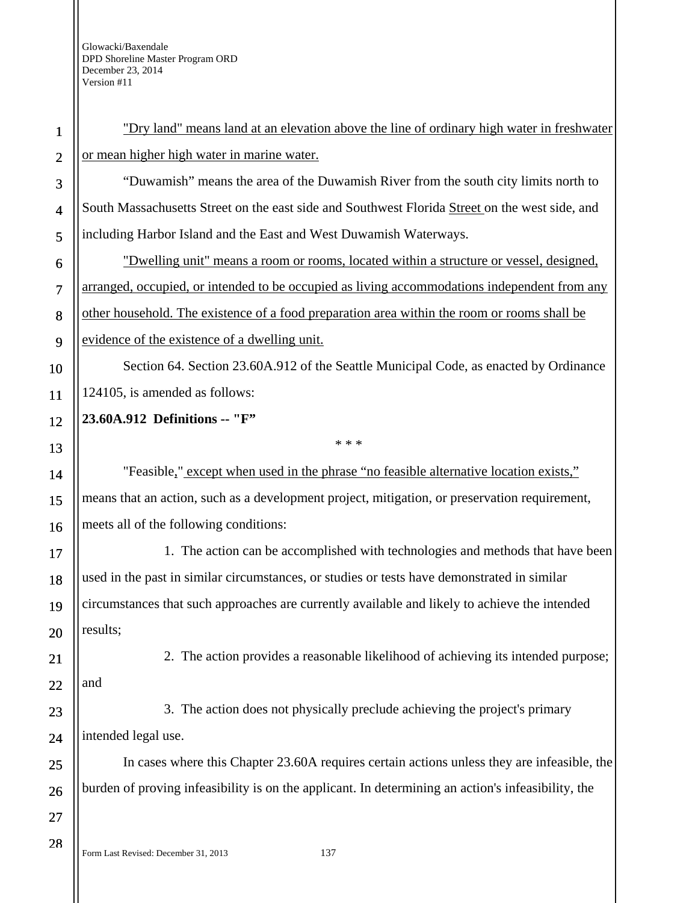"Dry land" means land at an elevation above the line of ordinary high water in freshwater or mean higher high water in marine water.

"Duwamish" means the area of the Duwamish River from the south city limits north to South Massachusetts Street on the east side and Southwest Florida Street on the west side, and including Harbor Island and the East and West Duwamish Waterways.

"Dwelling unit" means a room or rooms, located within a structure or vessel, designed, arranged, occupied, or intended to be occupied as living accommodations independent from any other household. The existence of a food preparation area within the room or rooms shall be evidence of the existence of a dwelling unit.

Section 64. Section 23.60A.912 of the Seattle Municipal Code, as enacted by Ordinance 124105, is amended as follows:

**23.60A.912 Definitions -- "F"**

\* \* \*

"Feasible," except when used in the phrase "no feasible alternative location exists," means that an action, such as a development project, mitigation, or preservation requirement, meets all of the following conditions:

1. The action can be accomplished with technologies and methods that have been used in the past in similar circumstances, or studies or tests have demonstrated in similar circumstances that such approaches are currently available and likely to achieve the intended results;

2. The action provides a reasonable likelihood of achieving its intended purpose; and

3. The action does not physically preclude achieving the project's primary intended legal use.

In cases where this Chapter 23.60A requires certain actions unless they are infeasible, the burden of proving infeasibility is on the applicant. In determining an action's infeasibility, the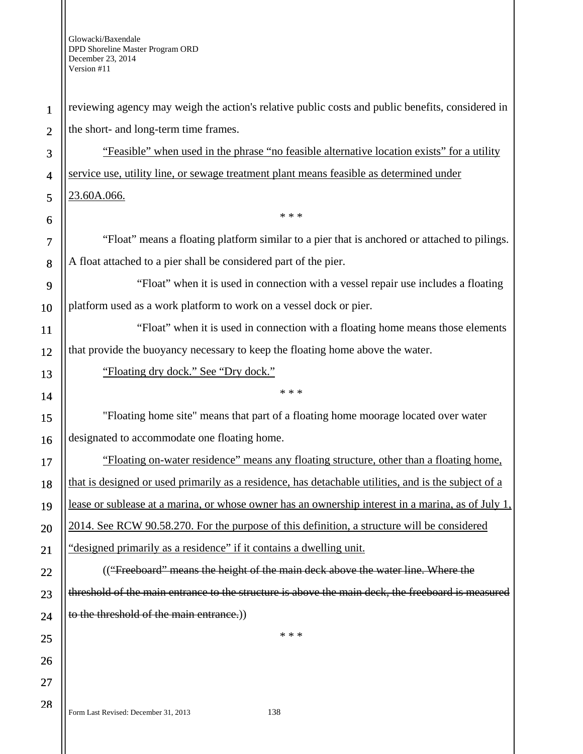reviewing agency may weigh the action's relative public costs and public benefits, considered in the short- and long-term time frames.

<u>"Feasible" when used in the phrase "no feasible alternative location exists" for a utility service use, utility line, or sewage treatment plant means feasible as determined under 23.60A.066.</u>

\* \* \*

"Float" means a floating platform similar to a pier that is anchored or attached to pilings. A float attached to a pier shall be considered part of the pier.

"Float" when it is used in connection with a vessel repair use includes a floating platform used as a work platform to work on a vessel dock or pier.

"Float" when it is used in connection with a floating home means those elements that provide the buoyancy necessary to keep the floating home above the water.

<u>"Floating dry dock." See "Dry dock."</u>

\* \* \*

"Floating home site" means that part of a floating home moorage located over water designated to accommodate one floating home.

<u>"Floating on-water residence" means any floating structure, other than a floating home, that is designed or used primarily as a residence, has detachable utilities, and is the subject of a lease or sublease at a marina, or whose owner has an ownership interest in a marina, as of July 1, 2014. See RCW 90.58.270. For the purpose of this definition, a structure will be considered "designed primarily as a residence" if it contains a dwelling unit.</u>

((~~"Freeboard" means the height of the main deck above the water line. Where the threshold of the main entrance to the structure is above the main deck, the freeboard is measured to the threshold of the main entrance.~~))

\* \* \*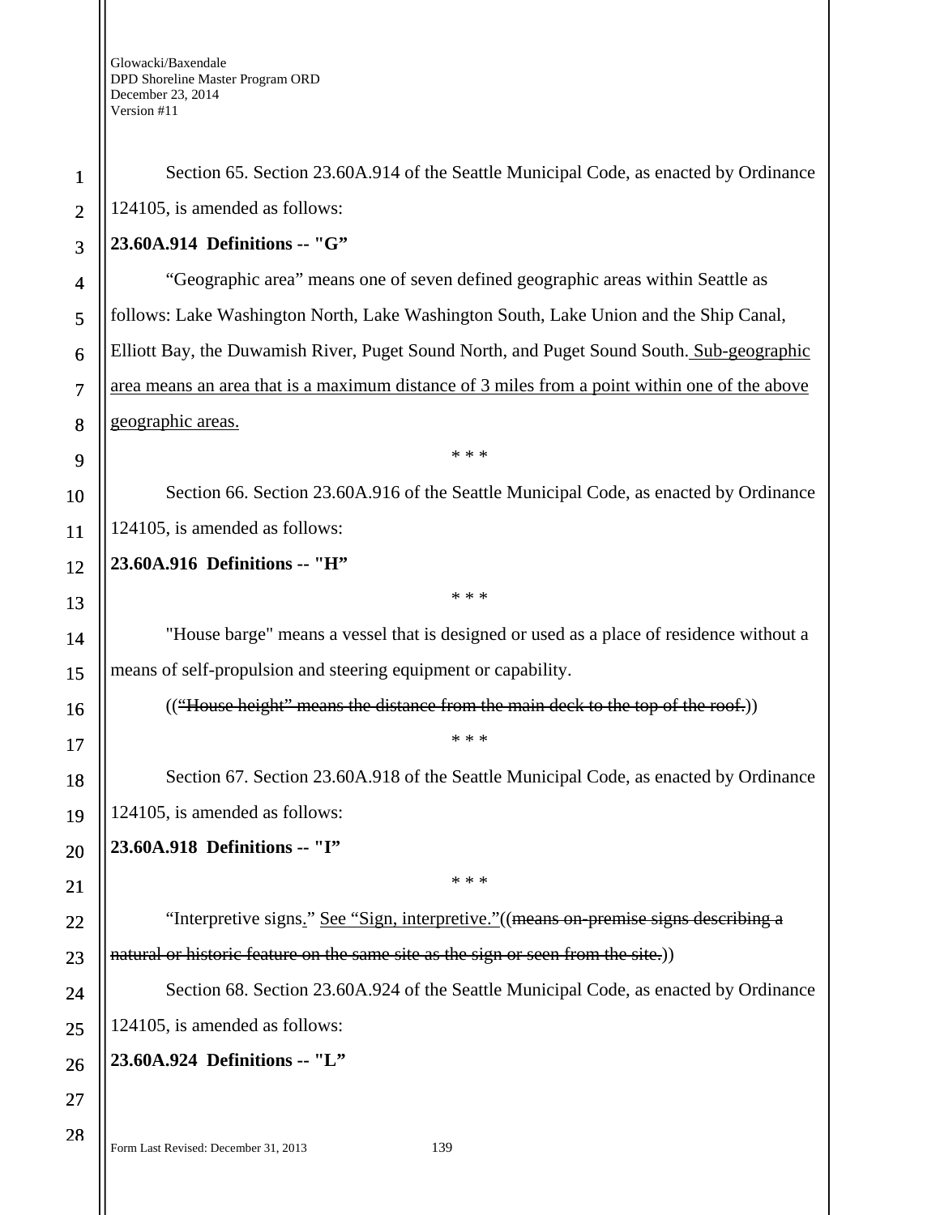Section 65. Section 23.60A.914 of the Seattle Municipal Code, as enacted by Ordinance 124105, is amended as follows:

**23.60A.914 Definitions -- "G"**

"Geographic area" means one of seven defined geographic areas within Seattle as follows: Lake Washington North, Lake Washington South, Lake Union and the Ship Canal, Elliott Bay, the Duwamish River, Puget Sound North, and Puget Sound South. <u>Sub-geographic area means an area that is a maximum distance of 3 miles from a point within one of the above geographic areas.</u>

\* \* \*

Section 66. Section 23.60A.916 of the Seattle Municipal Code, as enacted by Ordinance 124105, is amended as follows:

**23.60A.916 Definitions -- "H"**

\* \* \*

"House barge" means a vessel that is designed or used as a place of residence without a means of self-propulsion and steering equipment or capability.

((~~"House height" means the distance from the main deck to the top of the roof.~~))

\* \* \*

Section 67. Section 23.60A.918 of the Seattle Municipal Code, as enacted by Ordinance 124105, is amended as follows:

**23.60A.918 Definitions -- "I"**

\* \* \*

"Interpretive signs<u>.</u>" <u>See "Sign, interpretive."</u>((~~means on-premise signs describing a natural or historic feature on the same site as the sign or seen from the site.~~))

Section 68. Section 23.60A.924 of the Seattle Municipal Code, as enacted by Ordinance 124105, is amended as follows:

**23.60A.924 Definitions -- "L"**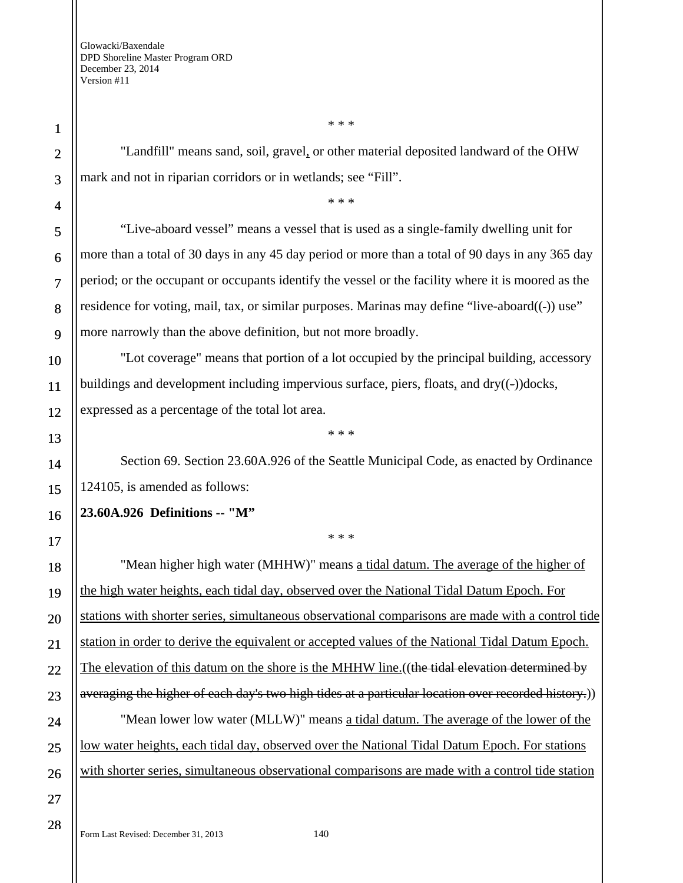\* \* \*

"Landfill" means sand, soil, gravel, or other material deposited landward of the OHW mark and not in riparian corridors or in wetlands; see "Fill".

\* \* \*

"Live-aboard vessel" means a vessel that is used as a single-family dwelling unit for more than a total of 30 days in any 45 day period or more than a total of 90 days in any 365 day period; or the occupant or occupants identify the vessel or the facility where it is moored as the residence for voting, mail, tax, or similar purposes. Marinas may define "live-aboard((-)) use" more narrowly than the above definition, but not more broadly.

"Lot coverage" means that portion of a lot occupied by the principal building, accessory buildings and development including impervious surface, piers, floats, and dry((-))docks, expressed as a percentage of the total lot area.

\* \* \*

Section 69. Section 23.60A.926 of the Seattle Municipal Code, as enacted by Ordinance 124105, is amended as follows:

**23.60A.926 Definitions -- "M"**

\* \* \*

"Mean higher high water (MHHW)" means <u>a tidal datum. The average of the higher of the high water heights, each tidal day, observed over the National Tidal Datum Epoch. For stations with shorter series, simultaneous observational comparisons are made with a control tide station in order to derive the equivalent or accepted values of the National Tidal Datum Epoch. The elevation of this datum on the shore is the MHHW line.</u>((~~the tidal elevation determined by averaging the higher of each day's two high tides at a particular location over recorded history.~~))

"Mean lower low water (MLLW)" means <u>a tidal datum. The average of the lower of the low water heights, each tidal day, observed over the National Tidal Datum Epoch. For stations with shorter series, simultaneous observational comparisons are made with a control tide station</u>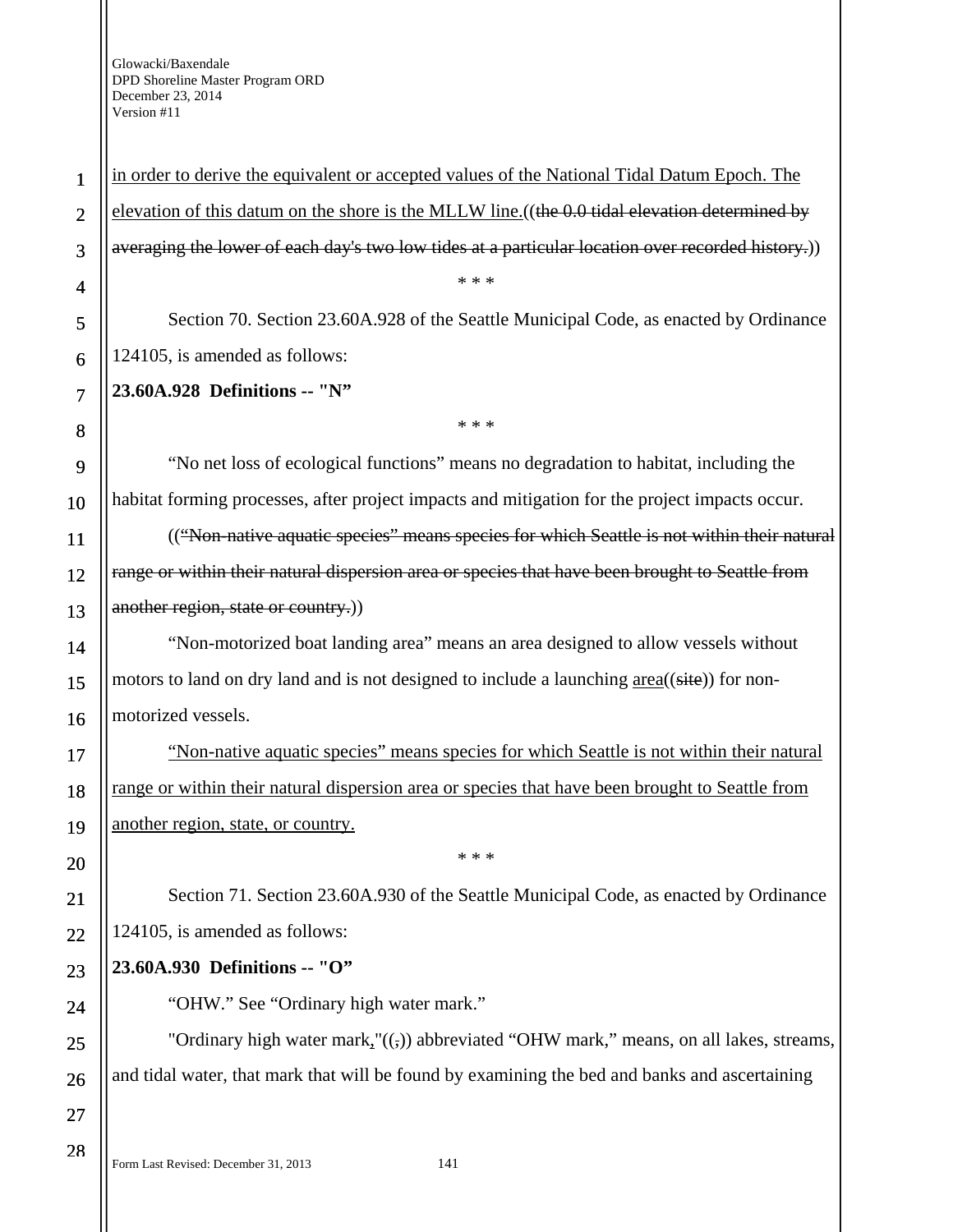<u>in order to derive the equivalent or accepted values of the National Tidal Datum Epoch. The elevation of this datum on the shore is the MLLW line.</u>((~~the 0.0 tidal elevation determined by averaging the lower of each day's two low tides at a particular location over recorded history.~~))

\* \* \*

Section 70. Section 23.60A.928 of the Seattle Municipal Code, as enacted by Ordinance 124105, is amended as follows:

**23.60A.928 Definitions -- "N"**

\* \* \*

"No net loss of ecological functions" means no degradation to habitat, including the habitat forming processes, after project impacts and mitigation for the project impacts occur.

((~~"Non-native aquatic species" means species for which Seattle is not within their natural range or within their natural dispersion area or species that have been brought to Seattle from another region, state or country.~~))

"Non-motorized boat landing area" means an area designed to allow vessels without motors to land on dry land and is not designed to include a launching <u>area</u>((~~site~~)) for non-motorized vessels.

<u>"Non-native aquatic species" means species for which Seattle is not within their natural range or within their natural dispersion area or species that have been brought to Seattle from another region, state, or country.</u>

\* \* \*

Section 71. Section 23.60A.930 of the Seattle Municipal Code, as enacted by Ordinance 124105, is amended as follows:

**23.60A.930 Definitions -- "O"**

"OHW." See "Ordinary high water mark."

"Ordinary high water mark<u>,</u>"((~~,~~)) abbreviated "OHW mark," means, on all lakes, streams, and tidal water, that mark that will be found by examining the bed and banks and ascertaining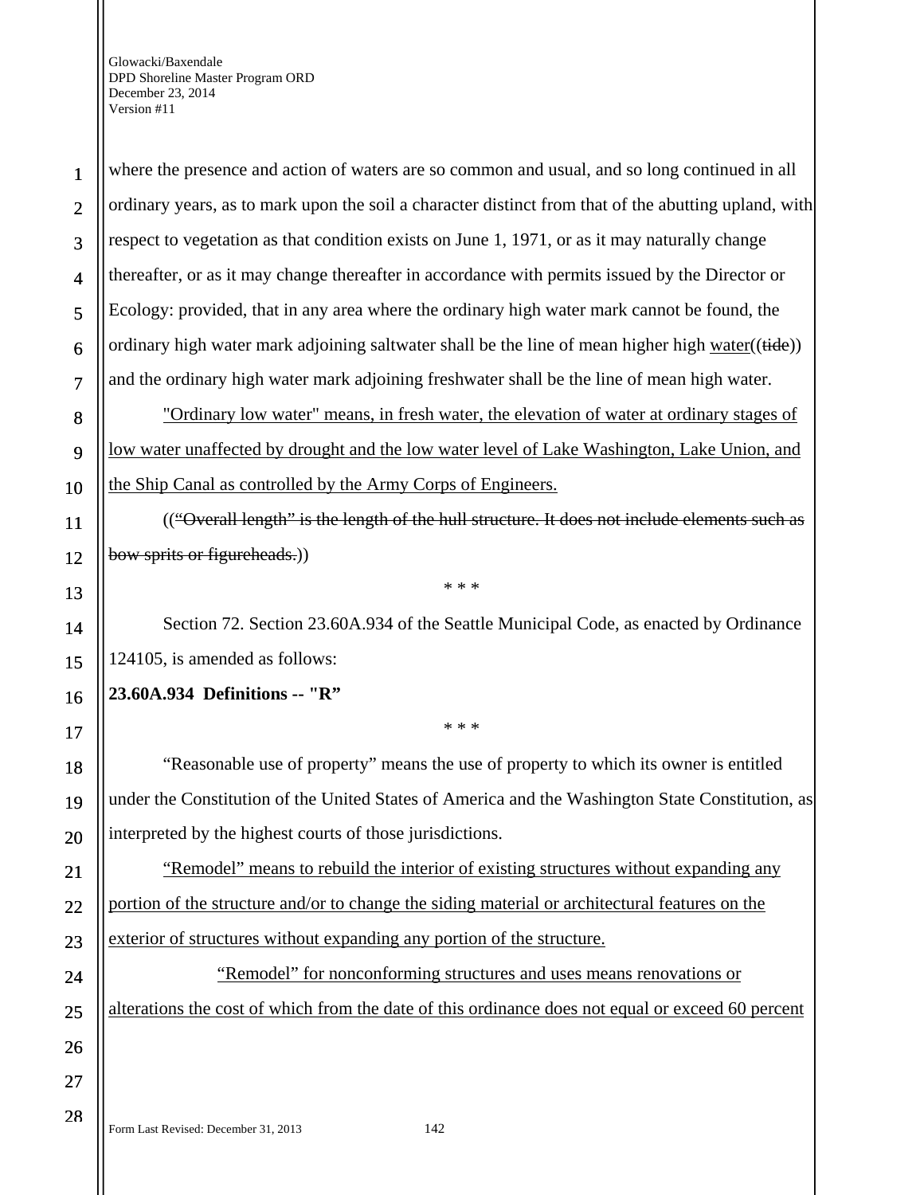where the presence and action of waters are so common and usual, and so long continued in all ordinary years, as to mark upon the soil a character distinct from that of the abutting upland, with respect to vegetation as that condition exists on June 1, 1971, or as it may naturally change thereafter, or as it may change thereafter in accordance with permits issued by the Director or Ecology: provided, that in any area where the ordinary high water mark cannot be found, the ordinary high water mark adjoining saltwater shall be the line of mean higher high <u>water</u>((~~tide~~)) and the ordinary high water mark adjoining freshwater shall be the line of mean high water.

<u>"Ordinary low water" means, in fresh water, the elevation of water at ordinary stages of low water unaffected by drought and the low water level of Lake Washington, Lake Union, and the Ship Canal as controlled by the Army Corps of Engineers.</u>

((~~"Overall length" is the length of the hull structure. It does not include elements such as bow sprits or figureheads.~~))

\* \* \*

Section 72. Section 23.60A.934 of the Seattle Municipal Code, as enacted by Ordinance 124105, is amended as follows:

**23.60A.934 Definitions -- "R"**

\* \* \*

"Reasonable use of property" means the use of property to which its owner is entitled under the Constitution of the United States of America and the Washington State Constitution, as interpreted by the highest courts of those jurisdictions.

<u>"Remodel" means to rebuild the interior of existing structures without expanding any portion of the structure and/or to change the siding material or architectural features on the exterior of structures without expanding any portion of the structure.</u>

<u>"Remodel" for nonconforming structures and uses means renovations or alterations the cost of which from the date of this ordinance does not equal or exceed 60 percent</u>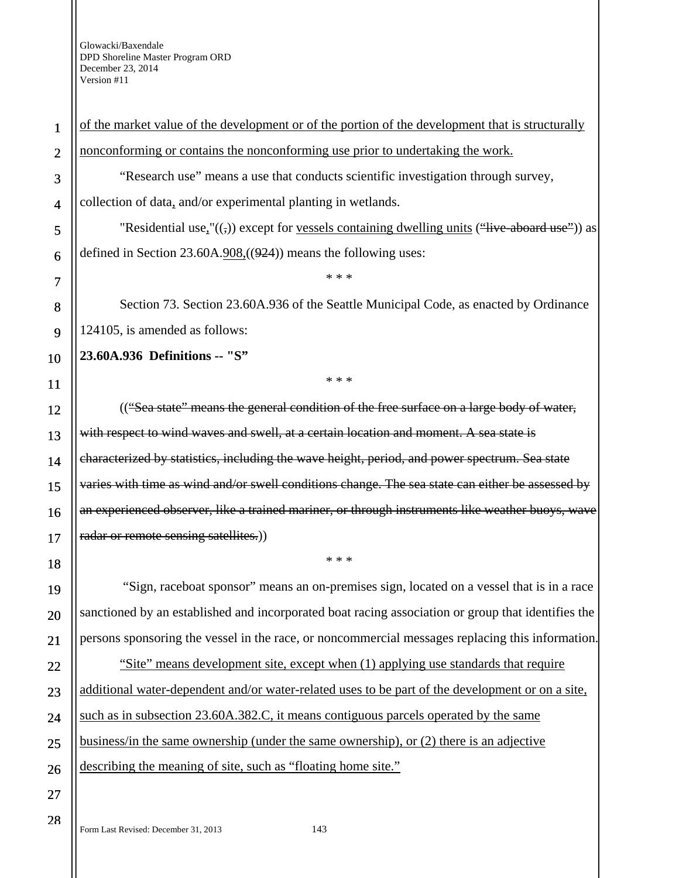of the market value of the development or of the portion of the development that is structurally nonconforming or contains the nonconforming use prior to undertaking the work.

"Research use" means a use that conducts scientific investigation through survey, collection of data, and/or experimental planting in wetlands.

"Residential use,"((,)) except for vessels containing dwelling units (("live-aboard use")) as defined in Section 23.60A.908,((924)) means the following uses:

\* \* \*

Section 73. Section 23.60A.936 of the Seattle Municipal Code, as enacted by Ordinance 124105, is amended as follows:

**23.60A.936 Definitions -- "S"**

\* \* \*

(("Sea state" means the general condition of the free surface on a large body of water, with respect to wind waves and swell, at a certain location and moment. A sea state is characterized by statistics, including the wave height, period, and power spectrum. Sea state varies with time as wind and/or swell conditions change. The sea state can either be assessed by an experienced observer, like a trained mariner, or through instruments like weather buoys, wave radar or remote sensing satellites.))

\* \* \*

"Sign, raceboat sponsor" means an on-premises sign, located on a vessel that is in a race sanctioned by an established and incorporated boat racing association or group that identifies the persons sponsoring the vessel in the race, or noncommercial messages replacing this information.

"Site" means development site, except when (1) applying use standards that require additional water-dependent and/or water-related uses to be part of the development or on a site, such as in subsection 23.60A.382.C, it means contiguous parcels operated by the same business/in the same ownership (under the same ownership), or (2) there is an adjective describing the meaning of site, such as "floating home site."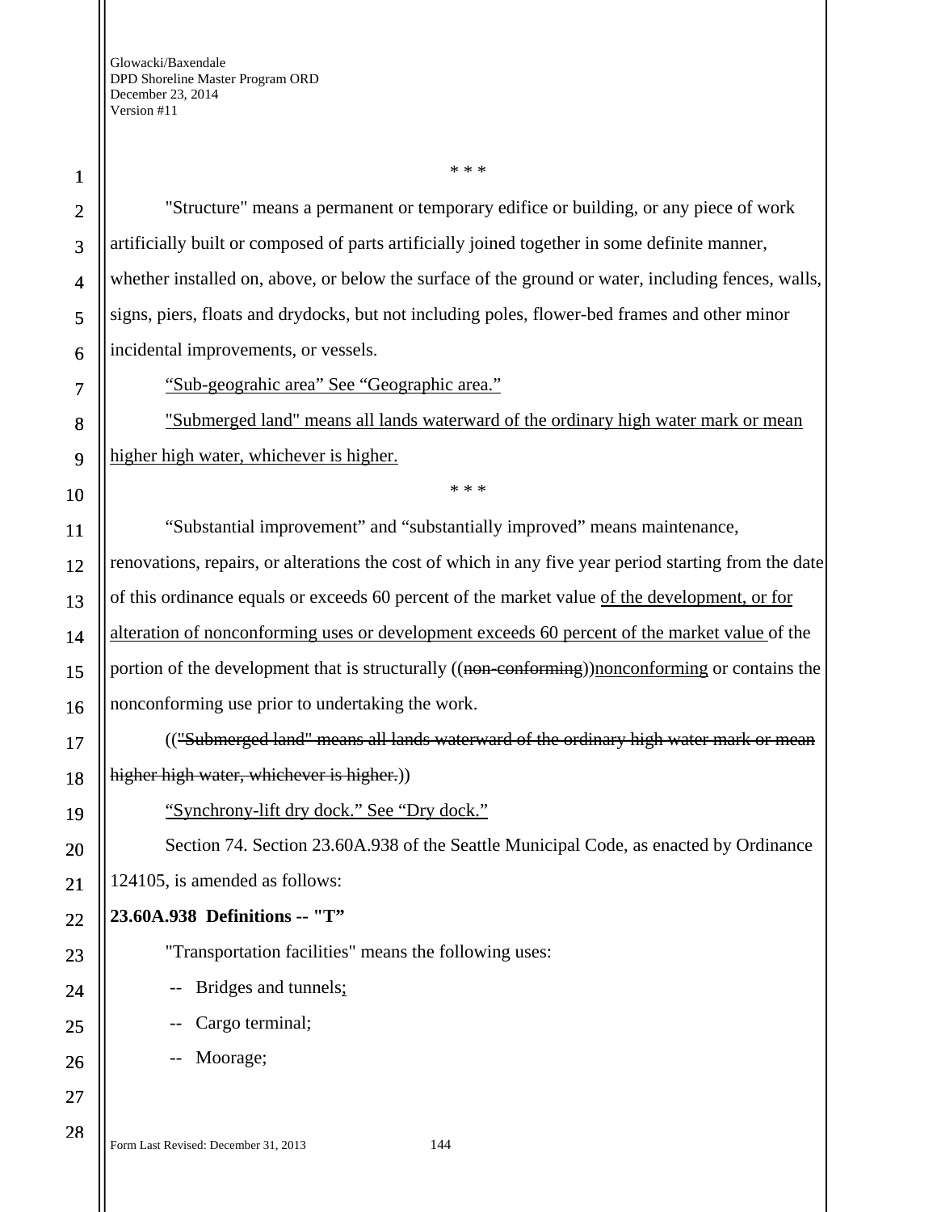\* \* \*

"Structure" means a permanent or temporary edifice or building, or any piece of work artificially built or composed of parts artificially joined together in some definite manner, whether installed on, above, or below the surface of the ground or water, including fences, walls, signs, piers, floats and drydocks, but not including poles, flower-bed frames and other minor incidental improvements, or vessels.

<u>"Sub-geograhic area" See "Geographic area."</u>

<u>"Submerged land" means all lands waterward of the ordinary high water mark or mean higher high water, whichever is higher.</u>

\* \* \*

"Substantial improvement" and "substantially improved" means maintenance, renovations, repairs, or alterations the cost of which in any five year period starting from the date of this ordinance equals or exceeds 60 percent of the market value <u>of the development, or for alteration of nonconforming uses or development exceeds 60 percent of the market value</u> of the portion of the development that is structurally ((~~non-conforming~~))<u>nonconforming</u> or contains the nonconforming use prior to undertaking the work.

((~~"Submerged land" means all lands waterward of the ordinary high water mark or mean higher high water, whichever is higher.~~))

<u>"Synchrony-lift dry dock." See "Dry dock."</u>

Section 74. Section 23.60A.938 of the Seattle Municipal Code, as enacted by Ordinance 124105, is amended as follows:

**23.60A.938 Definitions -- "T"**

"Transportation facilities" means the following uses:

-- Bridges and tunnels<u>;</u>

-- Cargo terminal;

-- Moorage;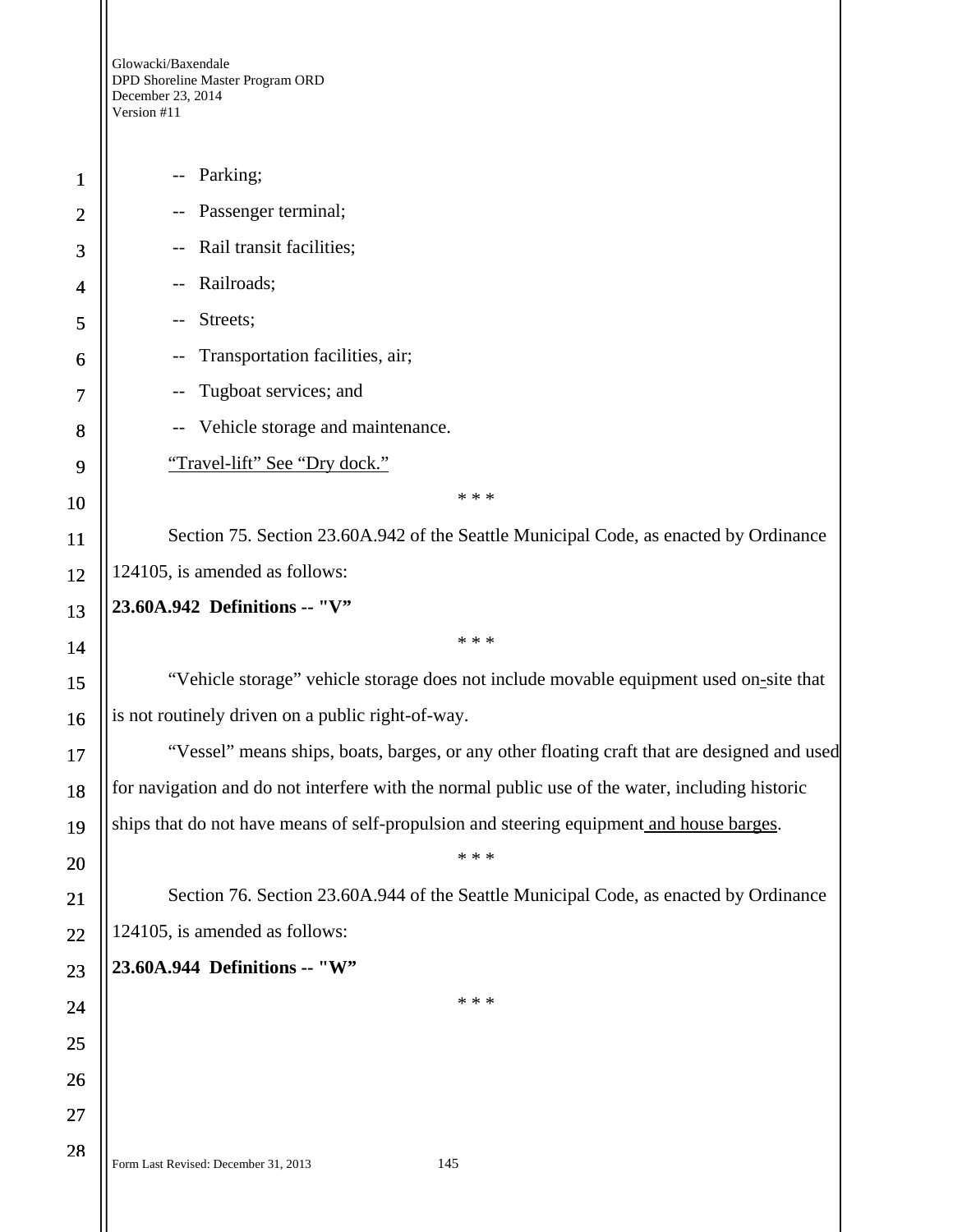-- Parking;

-- Passenger terminal;

-- Rail transit facilities;

-- Railroads;

-- Streets;

-- Transportation facilities, air;

-- Tugboat services; and

-- Vehicle storage and maintenance.

<u>"Travel-lift" See "Dry dock."</u>

\* \* \*

Section 75. Section 23.60A.942 of the Seattle Municipal Code, as enacted by Ordinance 124105, is amended as follows:

**23.60A.942 Definitions -- "V"**

\* \* \*

"Vehicle storage" vehicle storage does not include movable equipment used on<u>-</u>site that is not routinely driven on a public right-of-way.

"Vessel" means ships, boats, barges, or any other floating craft that are designed and used for navigation and do not interfere with the normal public use of the water, including historic ships that do not have means of self-propulsion and steering equipment<u> and house barges</u>.

\* \* \*

Section 76. Section 23.60A.944 of the Seattle Municipal Code, as enacted by Ordinance 124105, is amended as follows:

**23.60A.944 Definitions -- "W"**

\* \* \*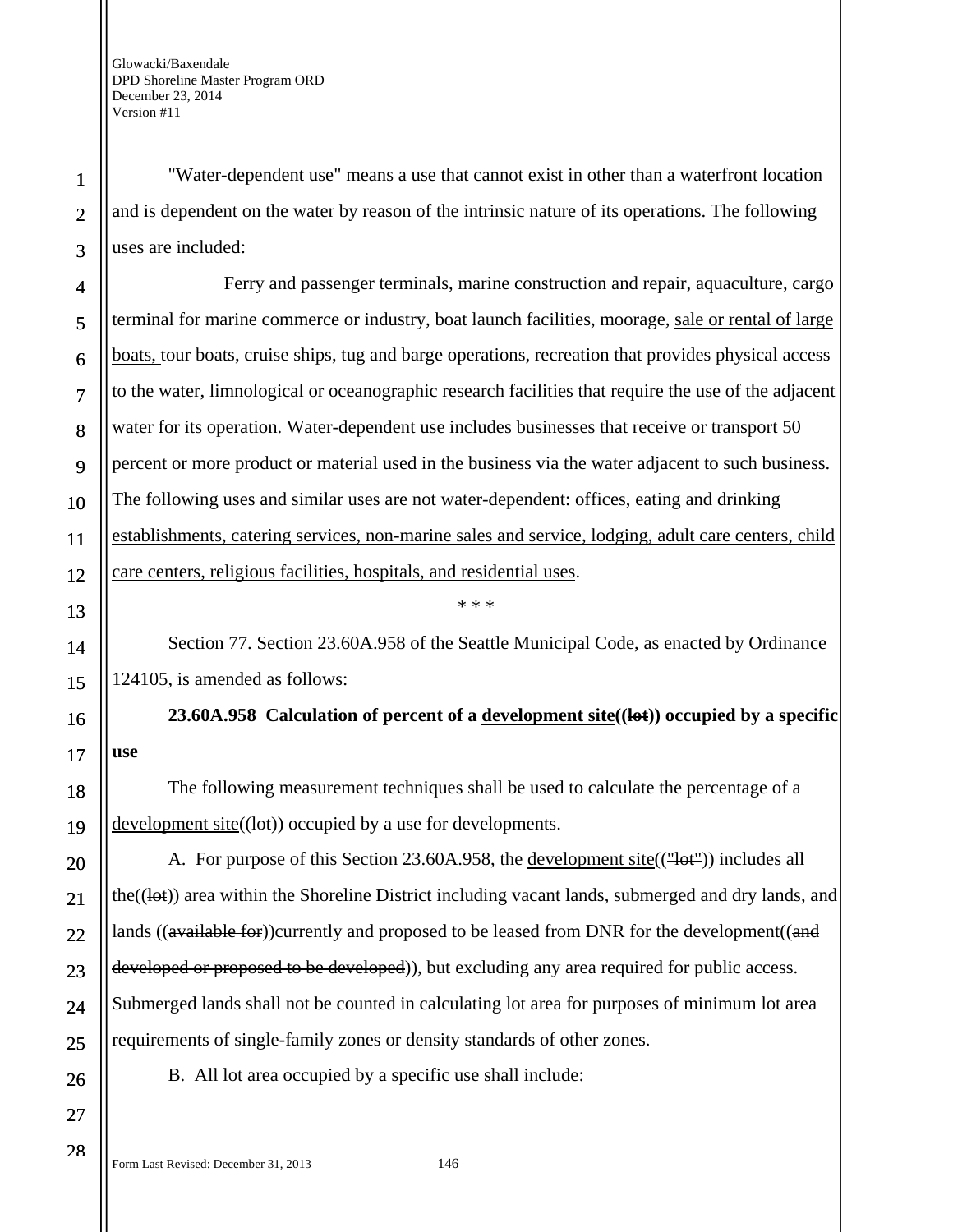"Water-dependent use" means a use that cannot exist in other than a waterfront location and is dependent on the water by reason of the intrinsic nature of its operations. The following uses are included:

Ferry and passenger terminals, marine construction and repair, aquaculture, cargo terminal for marine commerce or industry, boat launch facilities, moorage, <u>sale or rental of large boats,</u> tour boats, cruise ships, tug and barge operations, recreation that provides physical access to the water, limnological or oceanographic research facilities that require the use of the adjacent water for its operation. Water-dependent use includes businesses that receive or transport 50 percent or more product or material used in the business via the water adjacent to such business. <u>The following uses and similar uses are not water-dependent: offices, eating and drinking establishments, catering services, non-marine sales and service, lodging, adult care centers, child care centers, religious facilities, hospitals, and residential uses</u>.

\* \* \*

Section 77. Section 23.60A.958 of the Seattle Municipal Code, as enacted by Ordinance 124105, is amended as follows:

**23.60A.958 Calculation of percent of a <u>development site</u>((~~lot~~)) occupied by a specific use**

The following measurement techniques shall be used to calculate the percentage of a <u>development site</u>((~~lot~~)) occupied by a use for developments.

A. For purpose of this Section 23.60A.958, the <u>development site</u>((~~"lot"~~)) includes all the((~~lot~~)) area within the Shoreline District including vacant lands, submerged and dry lands, and lands ((~~available for~~))<u>currently and proposed to be</u> lease<u>d</u> from DNR <u>for the development</u>((~~and developed or proposed to be developed~~)), but excluding any area required for public access. Submerged lands shall not be counted in calculating lot area for purposes of minimum lot area requirements of single-family zones or density standards of other zones.

B. All lot area occupied by a specific use shall include: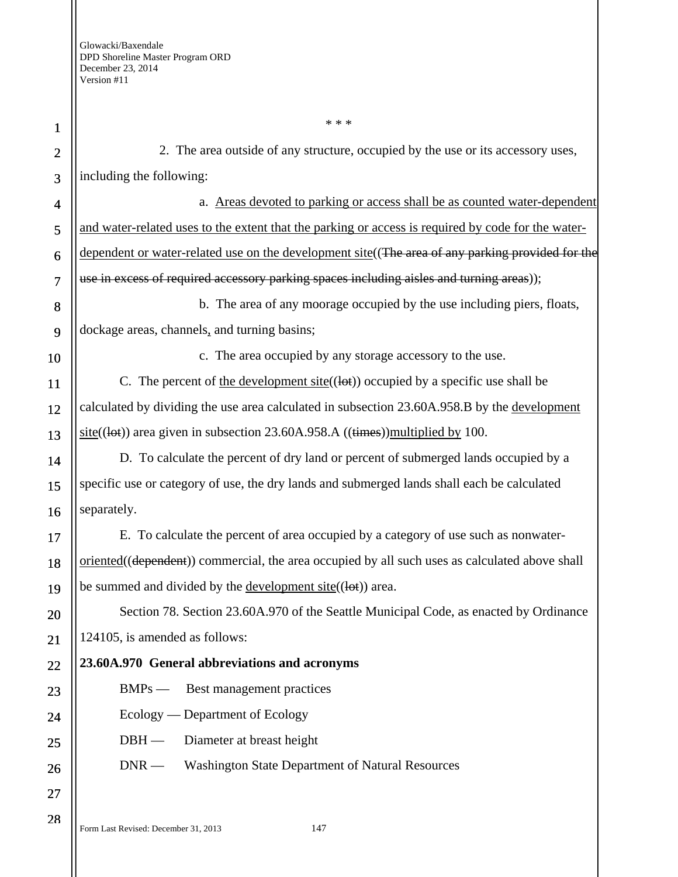\* \* \*

2. The area outside of any structure, occupied by the use or its accessory uses, including the following:

a. <u>Areas devoted to parking or access shall be as counted water-dependent and water-related uses to the extent that the parking or access is required by code for the water-dependent or water-related use on the development site</u>((~~The area of any parking provided for the use in excess of required accessory parking spaces including aisles and turning areas~~));

b. The area of any moorage occupied by the use including piers, floats, dockage areas, channels<u>,</u> and turning basins;

c. The area occupied by any storage accessory to the use.

C. The percent of <u>the development site</u>((~~lot~~)) occupied by a specific use shall be calculated by dividing the use area calculated in subsection 23.60A.958.B by the <u>development site</u>((~~lot~~)) area given in subsection 23.60A.958.A ((~~times~~))<u>multiplied by</u> 100.

D. To calculate the percent of dry land or percent of submerged lands occupied by a specific use or category of use, the dry lands and submerged lands shall each be calculated separately.

E. To calculate the percent of area occupied by a category of use such as nonwater-<u>oriented</u>((~~dependent~~)) commercial, the area occupied by all such uses as calculated above shall be summed and divided by the <u>development site</u>((~~lot~~)) area.

Section 78. Section 23.60A.970 of the Seattle Municipal Code, as enacted by Ordinance 124105, is amended as follows:

**23.60A.970 General abbreviations and acronyms**

BMPs — Best management practices

Ecology — Department of Ecology

DBH — Diameter at breast height

DNR — Washington State Department of Natural Resources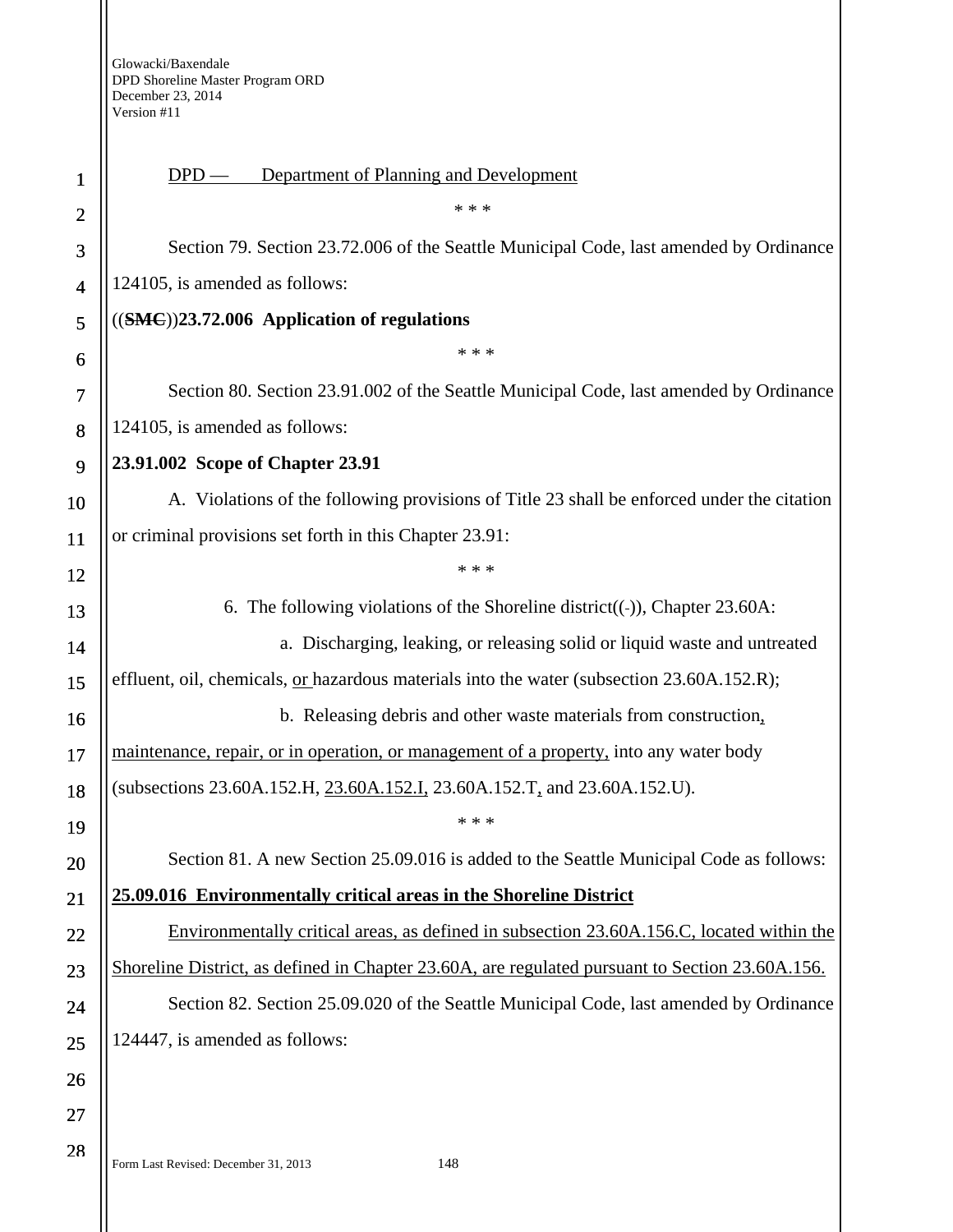DPD — Department of Planning and Development

\* \* \*

Section 79. Section 23.72.006 of the Seattle Municipal Code, last amended by Ordinance 124105, is amended as follows:

((~~SMC~~))**23.72.006 Application of regulations**

\* \* \*

Section 80. Section 23.91.002 of the Seattle Municipal Code, last amended by Ordinance 124105, is amended as follows:

**23.91.002 Scope of Chapter 23.91**

A. Violations of the following provisions of Title 23 shall be enforced under the citation or criminal provisions set forth in this Chapter 23.91:

\* \* \*

6. The following violations of the Shoreline district((-)), Chapter 23.60A:

a. Discharging, leaking, or releasing solid or liquid waste and untreated effluent, oil, chemicals, or hazardous materials into the water (subsection 23.60A.152.R);

b. Releasing debris and other waste materials from construction, maintenance, repair, or in operation, or management of a property, into any water body (subsections 23.60A.152.H, 23.60A.152.I, 23.60A.152.T, and 23.60A.152.U).

\* \* \*

Section 81. A new Section 25.09.016 is added to the Seattle Municipal Code as follows:

**25.09.016 Environmentally critical areas in the Shoreline District**

Environmentally critical areas, as defined in subsection 23.60A.156.C, located within the Shoreline District, as defined in Chapter 23.60A, are regulated pursuant to Section 23.60A.156.

Section 82. Section 25.09.020 of the Seattle Municipal Code, last amended by Ordinance 124447, is amended as follows: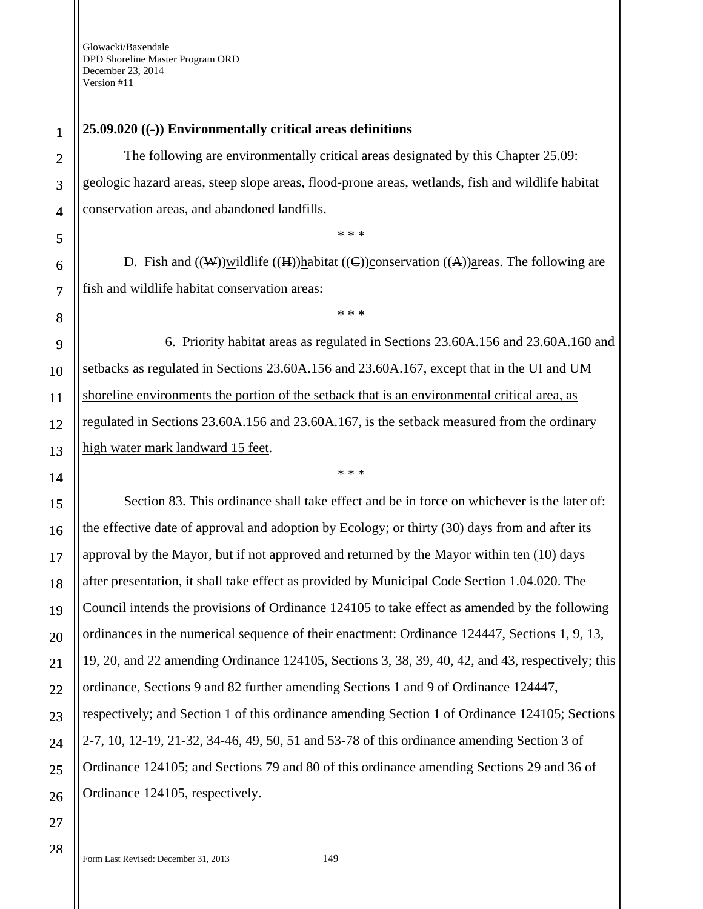**25.09.020 ((-)) Environmentally critical areas definitions**

The following are environmentally critical areas designated by this Chapter 25.09: geologic hazard areas, steep slope areas, flood-prone areas, wetlands, fish and wildlife habitat conservation areas, and abandoned landfills.

\* \* \*

D. Fish and ((W))wildlife ((H))habitat ((C))conservation ((A))areas. The following are fish and wildlife habitat conservation areas:

\* \* \*

6. Priority habitat areas as regulated in Sections 23.60A.156 and 23.60A.160 and setbacks as regulated in Sections 23.60A.156 and 23.60A.167, except that in the UI and UM shoreline environments the portion of the setback that is an environmental critical area, as regulated in Sections 23.60A.156 and 23.60A.167, is the setback measured from the ordinary high water mark landward 15 feet.

\* \* \*

Section 83. This ordinance shall take effect and be in force on whichever is the later of: the effective date of approval and adoption by Ecology; or thirty (30) days from and after its approval by the Mayor, but if not approved and returned by the Mayor within ten (10) days after presentation, it shall take effect as provided by Municipal Code Section 1.04.020. The Council intends the provisions of Ordinance 124105 to take effect as amended by the following ordinances in the numerical sequence of their enactment: Ordinance 124447, Sections 1, 9, 13, 19, 20, and 22 amending Ordinance 124105, Sections 3, 38, 39, 40, 42, and 43, respectively; this ordinance, Sections 9 and 82 further amending Sections 1 and 9 of Ordinance 124447, respectively; and Section 1 of this ordinance amending Section 1 of Ordinance 124105; Sections 2-7, 10, 12-19, 21-32, 34-46, 49, 50, 51 and 53-78 of this ordinance amending Section 3 of Ordinance 124105; and Sections 79 and 80 of this ordinance amending Sections 29 and 36 of Ordinance 124105, respectively.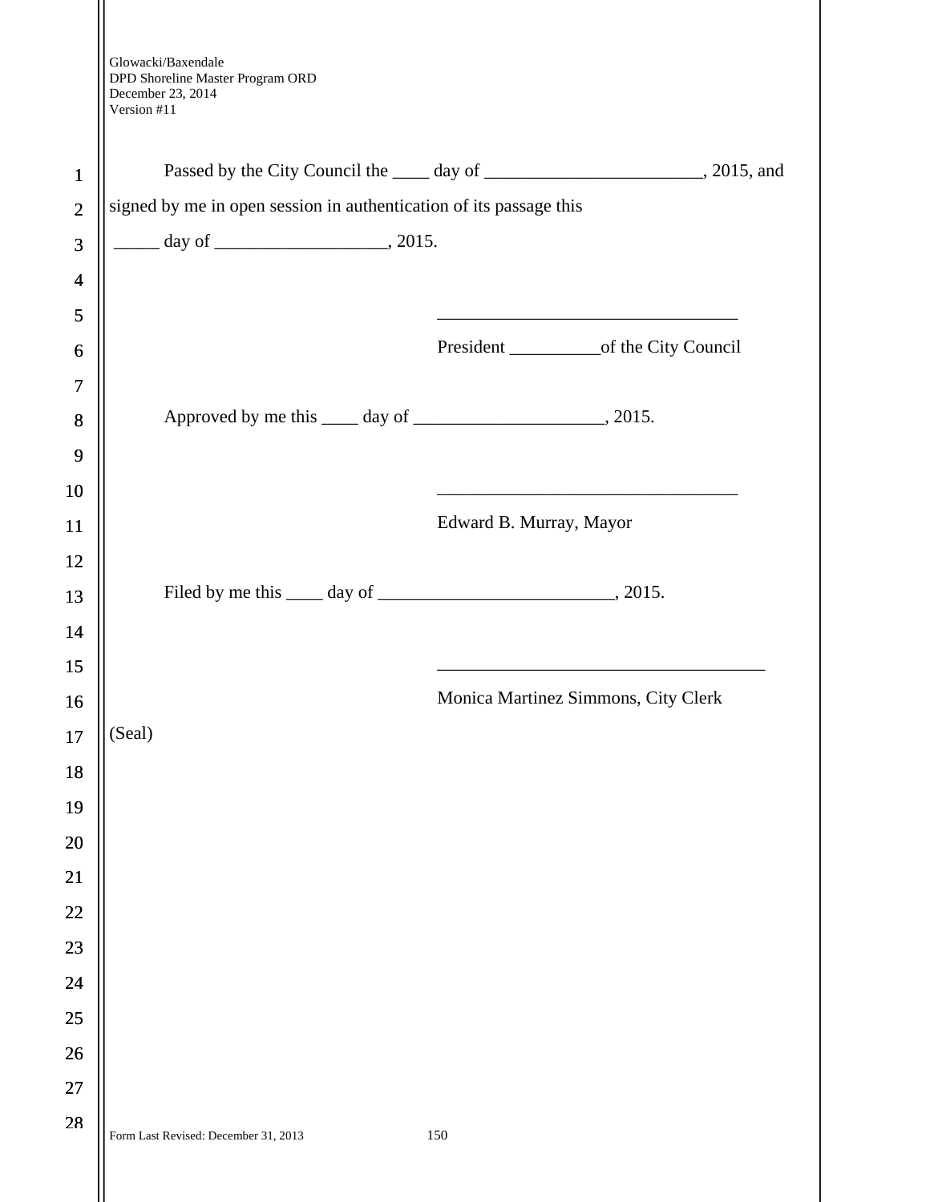Passed by the City Council the ____ day of ________________________, 2015, and signed by me in open session in authentication of its passage this _____ day of ___________________, 2015.

_________________________________

President __________of the City Council

Approved by me this ____ day of _____________________, 2015.

_________________________________

Edward B. Murray, Mayor

Filed by me this ____ day of __________________________, 2015.

____________________________________

Monica Martinez Simmons, City Clerk

(Seal)